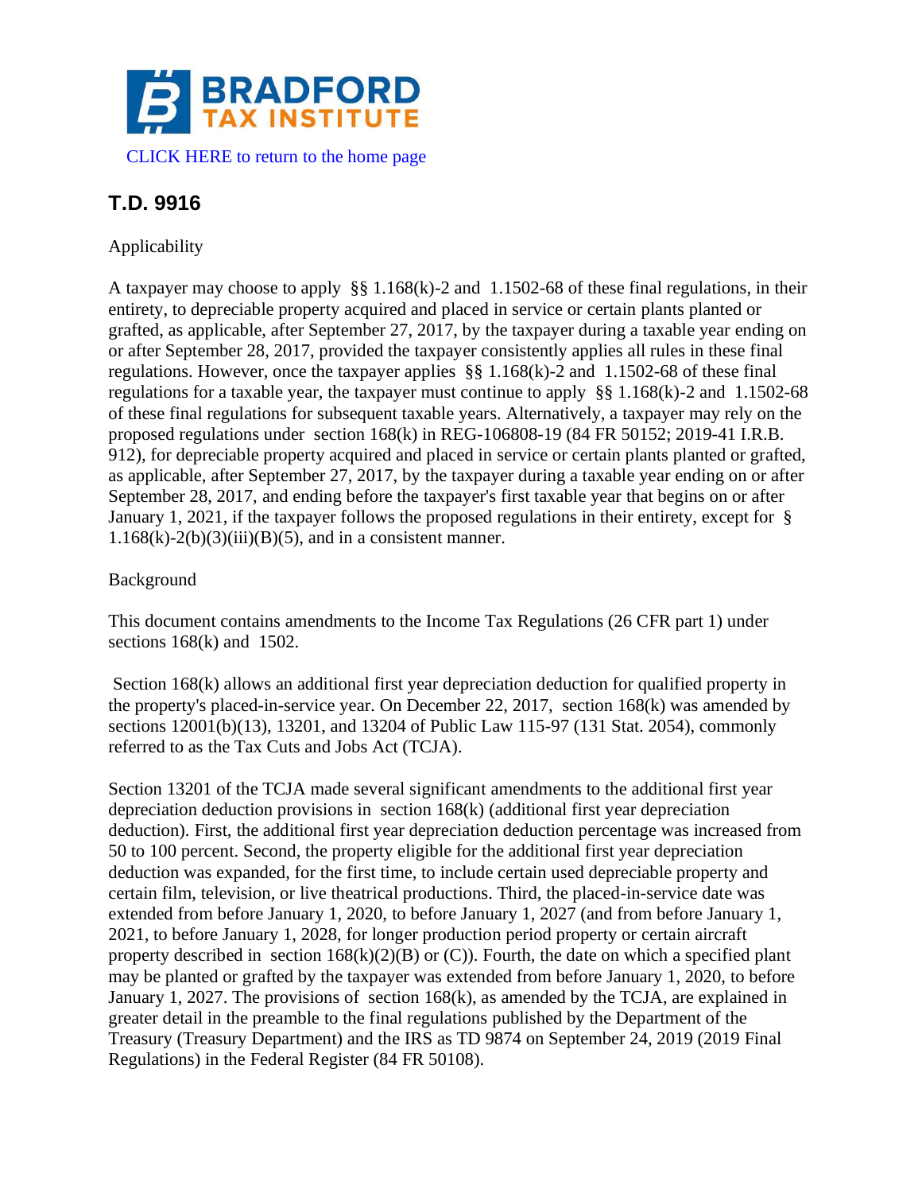BRADFORD TAX INSTITUTE

CLICK HERE to return to the home page

# T.D. 9916

Applicability

A taxpayer may choose to apply §§ 1.168(k)-2 and 1.1502-68 of these final regulations, in their entirety, to depreciable property acquired and placed in service or certain plants planted or grafted, as applicable, after September 27, 2017, by the taxpayer during a taxable year ending on or after September 28, 2017, provided the taxpayer consistently applies all rules in these final regulations. However, once the taxpayer applies §§ 1.168(k)-2 and 1.1502-68 of these final regulations for a taxable year, the taxpayer must continue to apply §§ 1.168(k)-2 and 1.1502-68 of these final regulations for subsequent taxable years. Alternatively, a taxpayer may rely on the proposed regulations under section 168(k) in REG-106808-19 (84 FR 50152; 2019-41 I.R.B. 912), for depreciable property acquired and placed in service or certain plants planted or grafted, as applicable, after September 27, 2017, by the taxpayer during a taxable year ending on or after September 28, 2017, and ending before the taxpayer's first taxable year that begins on or after January 1, 2021, if the taxpayer follows the proposed regulations in their entirety, except for § 1.168(k)-2(b)(3)(iii)(B)(5), and in a consistent manner.

Background

This document contains amendments to the Income Tax Regulations (26 CFR part 1) under sections 168(k) and 1502.

Section 168(k) allows an additional first year depreciation deduction for qualified property in the property's placed-in-service year. On December 22, 2017, section 168(k) was amended by sections 12001(b)(13), 13201, and 13204 of Public Law 115-97 (131 Stat. 2054), commonly referred to as the Tax Cuts and Jobs Act (TCJA).

Section 13201 of the TCJA made several significant amendments to the additional first year depreciation deduction provisions in section 168(k) (additional first year depreciation deduction). First, the additional first year depreciation deduction percentage was increased from 50 to 100 percent. Second, the property eligible for the additional first year depreciation deduction was expanded, for the first time, to include certain used depreciable property and certain film, television, or live theatrical productions. Third, the placed-in-service date was extended from before January 1, 2020, to before January 1, 2027 (and from before January 1, 2021, to before January 1, 2028, for longer production period property or certain aircraft property described in section 168(k)(2)(B) or (C)). Fourth, the date on which a specified plant may be planted or grafted by the taxpayer was extended from before January 1, 2020, to before January 1, 2027. The provisions of section 168(k), as amended by the TCJA, are explained in greater detail in the preamble to the final regulations published by the Department of the Treasury (Treasury Department) and the IRS as TD 9874 on September 24, 2019 (2019 Final Regulations) in the Federal Register (84 FR 50108).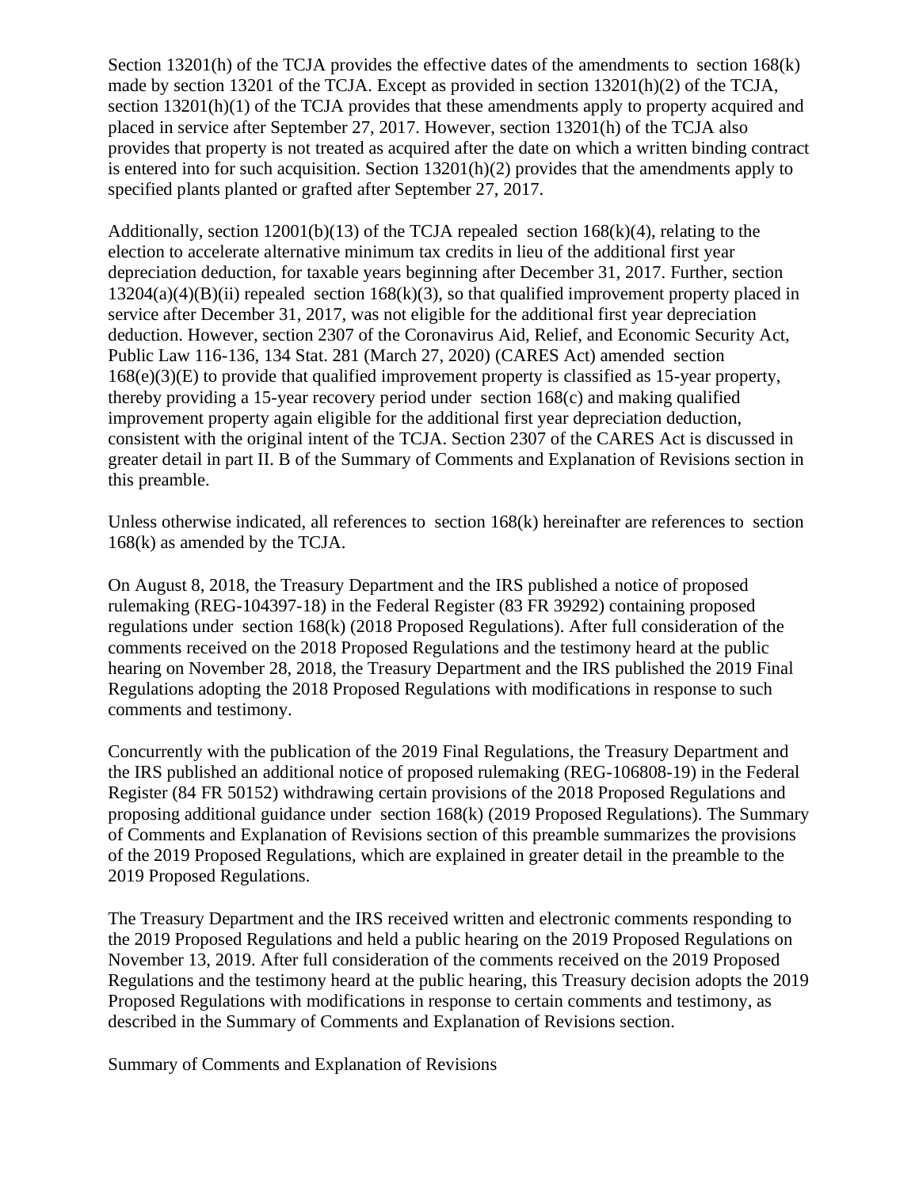Section 13201(h) of the TCJA provides the effective dates of the amendments to section 168(k) made by section 13201 of the TCJA. Except as provided in section 13201(h)(2) of the TCJA, section 13201(h)(1) of the TCJA provides that these amendments apply to property acquired and placed in service after September 27, 2017. However, section 13201(h) of the TCJA also provides that property is not treated as acquired after the date on which a written binding contract is entered into for such acquisition. Section 13201(h)(2) provides that the amendments apply to specified plants planted or grafted after September 27, 2017.

Additionally, section 12001(b)(13) of the TCJA repealed section 168(k)(4), relating to the election to accelerate alternative minimum tax credits in lieu of the additional first year depreciation deduction, for taxable years beginning after December 31, 2017. Further, section 13204(a)(4)(B)(ii) repealed section 168(k)(3), so that qualified improvement property placed in service after December 31, 2017, was not eligible for the additional first year depreciation deduction. However, section 2307 of the Coronavirus Aid, Relief, and Economic Security Act, Public Law 116-136, 134 Stat. 281 (March 27, 2020) (CARES Act) amended section 168(e)(3)(E) to provide that qualified improvement property is classified as 15-year property, thereby providing a 15-year recovery period under section 168(c) and making qualified improvement property again eligible for the additional first year depreciation deduction, consistent with the original intent of the TCJA. Section 2307 of the CARES Act is discussed in greater detail in part II. B of the Summary of Comments and Explanation of Revisions section in this preamble.

Unless otherwise indicated, all references to section 168(k) hereinafter are references to section 168(k) as amended by the TCJA.

On August 8, 2018, the Treasury Department and the IRS published a notice of proposed rulemaking (REG-104397-18) in the Federal Register (83 FR 39292) containing proposed regulations under section 168(k) (2018 Proposed Regulations). After full consideration of the comments received on the 2018 Proposed Regulations and the testimony heard at the public hearing on November 28, 2018, the Treasury Department and the IRS published the 2019 Final Regulations adopting the 2018 Proposed Regulations with modifications in response to such comments and testimony.

Concurrently with the publication of the 2019 Final Regulations, the Treasury Department and the IRS published an additional notice of proposed rulemaking (REG-106808-19) in the Federal Register (84 FR 50152) withdrawing certain provisions of the 2018 Proposed Regulations and proposing additional guidance under section 168(k) (2019 Proposed Regulations). The Summary of Comments and Explanation of Revisions section of this preamble summarizes the provisions of the 2019 Proposed Regulations, which are explained in greater detail in the preamble to the 2019 Proposed Regulations.

The Treasury Department and the IRS received written and electronic comments responding to the 2019 Proposed Regulations and held a public hearing on the 2019 Proposed Regulations on November 13, 2019. After full consideration of the comments received on the 2019 Proposed Regulations and the testimony heard at the public hearing, this Treasury decision adopts the 2019 Proposed Regulations with modifications in response to certain comments and testimony, as described in the Summary of Comments and Explanation of Revisions section.

## Summary of Comments and Explanation of Revisions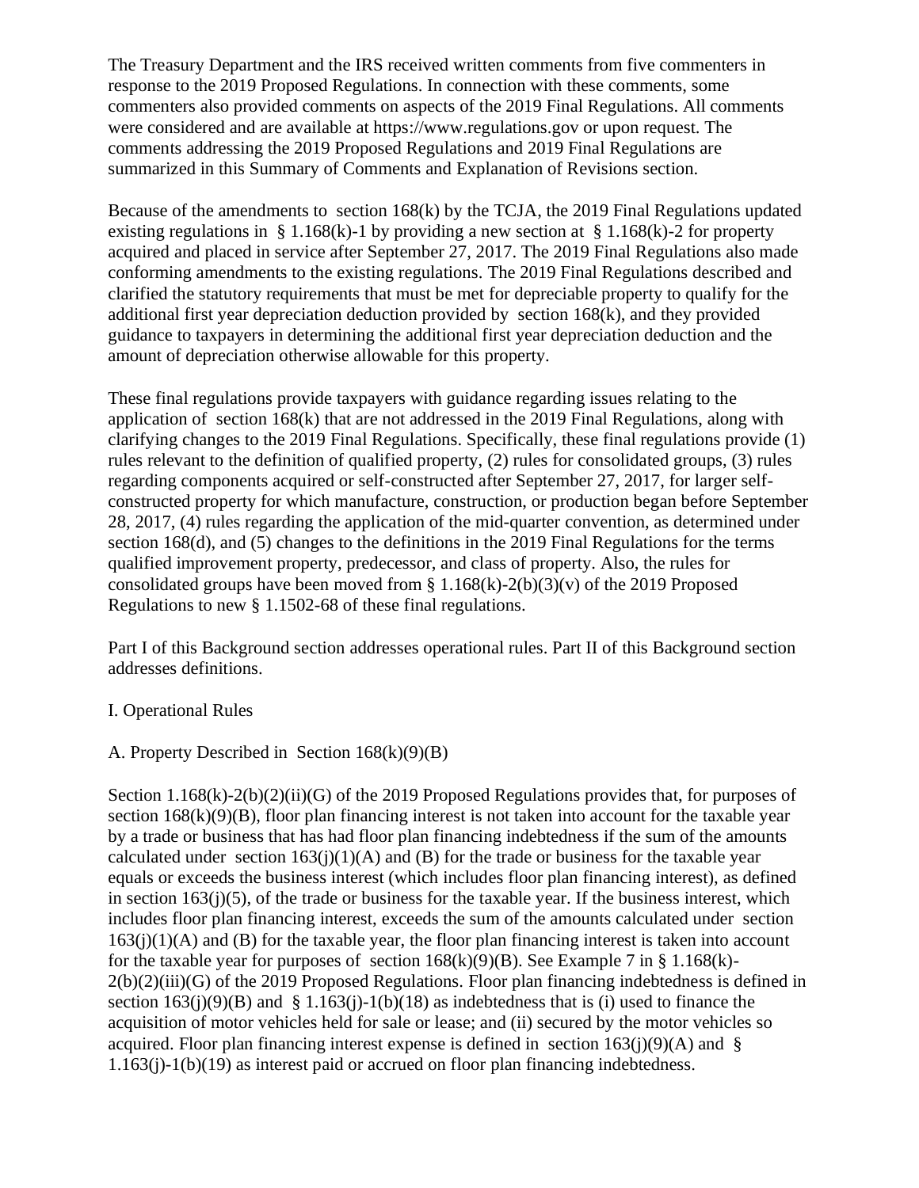The Treasury Department and the IRS received written comments from five commenters in response to the 2019 Proposed Regulations. In connection with these comments, some commenters also provided comments on aspects of the 2019 Final Regulations. All comments were considered and are available at https://www.regulations.gov or upon request. The comments addressing the 2019 Proposed Regulations and 2019 Final Regulations are summarized in this Summary of Comments and Explanation of Revisions section.

Because of the amendments to section 168(k) by the TCJA, the 2019 Final Regulations updated existing regulations in § 1.168(k)-1 by providing a new section at § 1.168(k)-2 for property acquired and placed in service after September 27, 2017. The 2019 Final Regulations also made conforming amendments to the existing regulations. The 2019 Final Regulations described and clarified the statutory requirements that must be met for depreciable property to qualify for the additional first year depreciation deduction provided by section 168(k), and they provided guidance to taxpayers in determining the additional first year depreciation deduction and the amount of depreciation otherwise allowable for this property.

These final regulations provide taxpayers with guidance regarding issues relating to the application of section 168(k) that are not addressed in the 2019 Final Regulations, along with clarifying changes to the 2019 Final Regulations. Specifically, these final regulations provide (1) rules relevant to the definition of qualified property, (2) rules for consolidated groups, (3) rules regarding components acquired or self-constructed after September 27, 2017, for larger self-constructed property for which manufacture, construction, or production began before September 28, 2017, (4) rules regarding the application of the mid-quarter convention, as determined under section 168(d), and (5) changes to the definitions in the 2019 Final Regulations for the terms qualified improvement property, predecessor, and class of property. Also, the rules for consolidated groups have been moved from § 1.168(k)-2(b)(3)(v) of the 2019 Proposed Regulations to new § 1.1502-68 of these final regulations.

Part I of this Background section addresses operational rules. Part II of this Background section addresses definitions.

## I. Operational Rules

### A. Property Described in Section 168(k)(9)(B)

Section 1.168(k)-2(b)(2)(ii)(G) of the 2019 Proposed Regulations provides that, for purposes of section 168(k)(9)(B), floor plan financing interest is not taken into account for the taxable year by a trade or business that has had floor plan financing indebtedness if the sum of the amounts calculated under section 163(j)(1)(A) and (B) for the trade or business for the taxable year equals or exceeds the business interest (which includes floor plan financing interest), as defined in section 163(j)(5), of the trade or business for the taxable year. If the business interest, which includes floor plan financing interest, exceeds the sum of the amounts calculated under section 163(j)(1)(A) and (B) for the taxable year, the floor plan financing interest is taken into account for the taxable year for purposes of section 168(k)(9)(B). See Example 7 in § 1.168(k)-2(b)(2)(iii)(G) of the 2019 Proposed Regulations. Floor plan financing indebtedness is defined in section 163(j)(9)(B) and § 1.163(j)-1(b)(18) as indebtedness that is (i) used to finance the acquisition of motor vehicles held for sale or lease; and (ii) secured by the motor vehicles so acquired. Floor plan financing interest expense is defined in section 163(j)(9)(A) and § 1.163(j)-1(b)(19) as interest paid or accrued on floor plan financing indebtedness.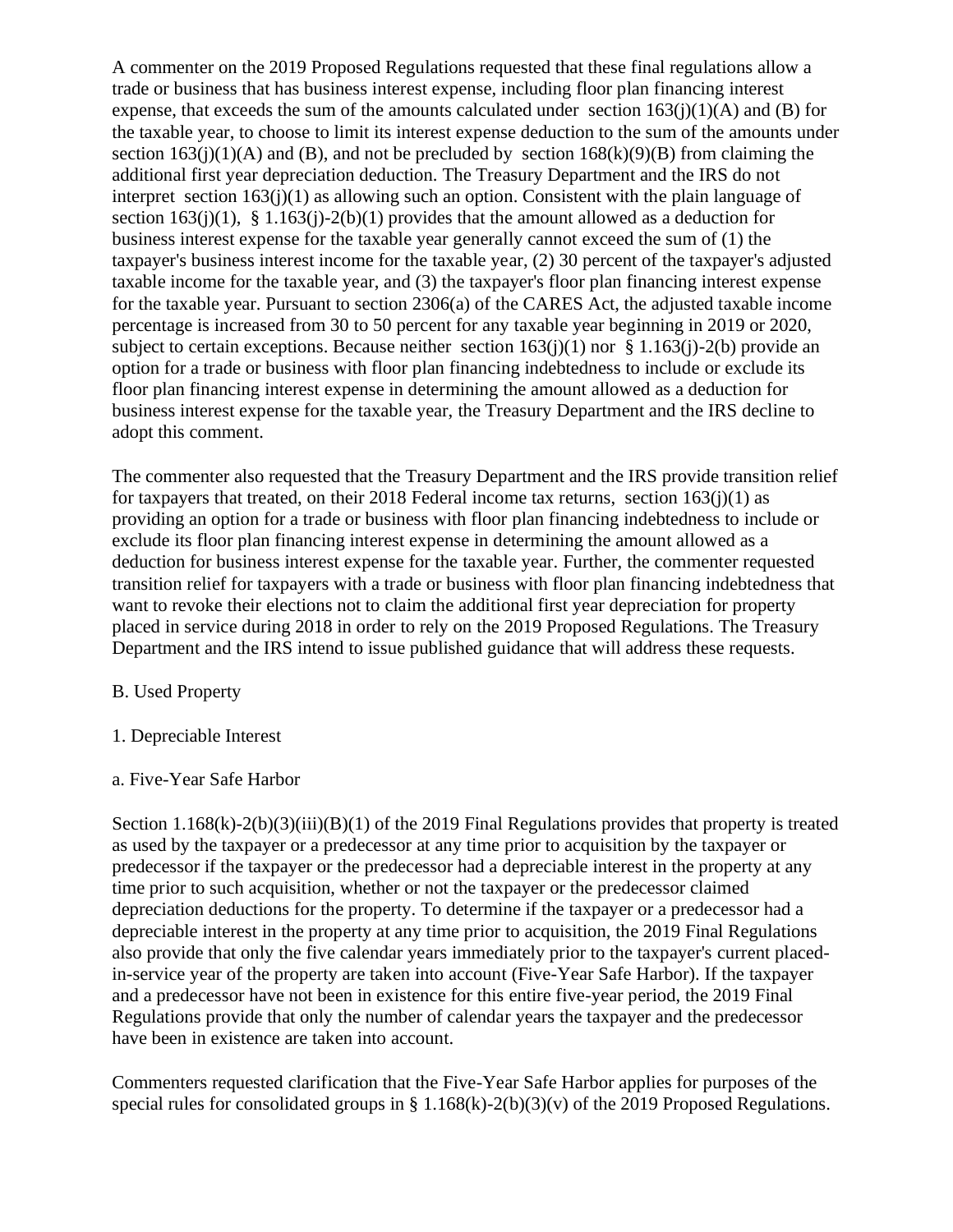A commenter on the 2019 Proposed Regulations requested that these final regulations allow a trade or business that has business interest expense, including floor plan financing interest expense, that exceeds the sum of the amounts calculated under section 163(j)(1)(A) and (B) for the taxable year, to choose to limit its interest expense deduction to the sum of the amounts under section 163(j)(1)(A) and (B), and not be precluded by section 168(k)(9)(B) from claiming the additional first year depreciation deduction. The Treasury Department and the IRS do not interpret section 163(j)(1) as allowing such an option. Consistent with the plain language of section 163(j)(1), § 1.163(j)-2(b)(1) provides that the amount allowed as a deduction for business interest expense for the taxable year generally cannot exceed the sum of (1) the taxpayer's business interest income for the taxable year, (2) 30 percent of the taxpayer's adjusted taxable income for the taxable year, and (3) the taxpayer's floor plan financing interest expense for the taxable year. Pursuant to section 2306(a) of the CARES Act, the adjusted taxable income percentage is increased from 30 to 50 percent for any taxable year beginning in 2019 or 2020, subject to certain exceptions. Because neither section 163(j)(1) nor § 1.163(j)-2(b) provide an option for a trade or business with floor plan financing indebtedness to include or exclude its floor plan financing interest expense in determining the amount allowed as a deduction for business interest expense for the taxable year, the Treasury Department and the IRS decline to adopt this comment.

The commenter also requested that the Treasury Department and the IRS provide transition relief for taxpayers that treated, on their 2018 Federal income tax returns, section 163(j)(1) as providing an option for a trade or business with floor plan financing indebtedness to include or exclude its floor plan financing interest expense in determining the amount allowed as a deduction for business interest expense for the taxable year. Further, the commenter requested transition relief for taxpayers with a trade or business with floor plan financing indebtedness that want to revoke their elections not to claim the additional first year depreciation for property placed in service during 2018 in order to rely on the 2019 Proposed Regulations. The Treasury Department and the IRS intend to issue published guidance that will address these requests.

### B. Used Property

#### 1. Depreciable Interest

##### a. Five-Year Safe Harbor

Section 1.168(k)-2(b)(3)(iii)(B)(1) of the 2019 Final Regulations provides that property is treated as used by the taxpayer or a predecessor at any time prior to acquisition by the taxpayer or predecessor if the taxpayer or the predecessor had a depreciable interest in the property at any time prior to such acquisition, whether or not the taxpayer or the predecessor claimed depreciation deductions for the property. To determine if the taxpayer or a predecessor had a depreciable interest in the property at any time prior to acquisition, the 2019 Final Regulations also provide that only the five calendar years immediately prior to the taxpayer's current placed-in-service year of the property are taken into account (Five-Year Safe Harbor). If the taxpayer and a predecessor have not been in existence for this entire five-year period, the 2019 Final Regulations provide that only the number of calendar years the taxpayer and the predecessor have been in existence are taken into account.

Commenters requested clarification that the Five-Year Safe Harbor applies for purposes of the special rules for consolidated groups in § 1.168(k)-2(b)(3)(v) of the 2019 Proposed Regulations.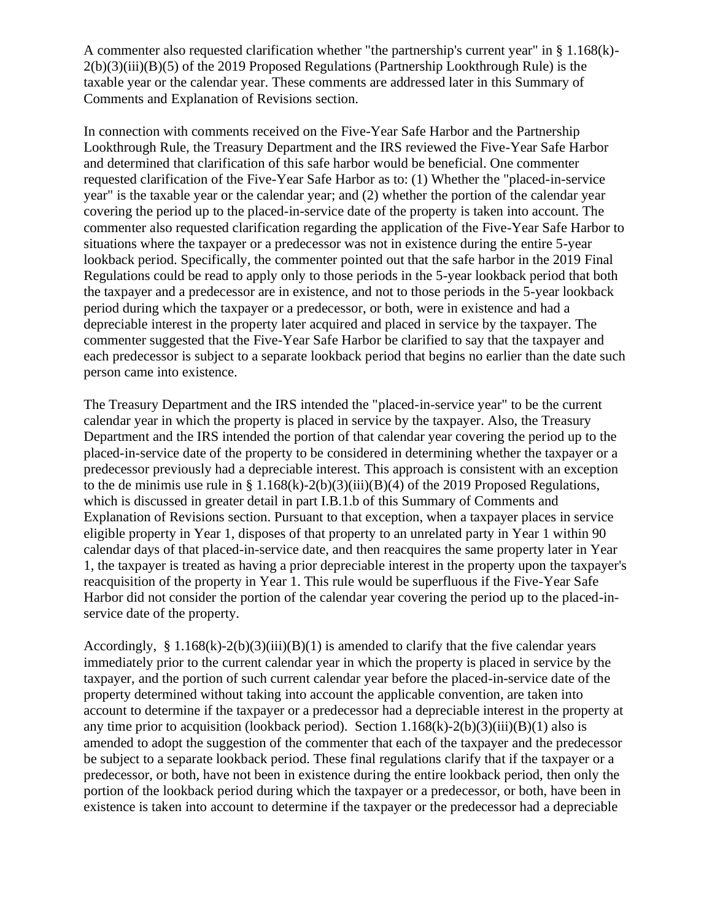A commenter also requested clarification whether "the partnership's current year" in § 1.168(k)-2(b)(3)(iii)(B)(5) of the 2019 Proposed Regulations (Partnership Lookthrough Rule) is the taxable year or the calendar year. These comments are addressed later in this Summary of Comments and Explanation of Revisions section.

In connection with comments received on the Five-Year Safe Harbor and the Partnership Lookthrough Rule, the Treasury Department and the IRS reviewed the Five-Year Safe Harbor and determined that clarification of this safe harbor would be beneficial. One commenter requested clarification of the Five-Year Safe Harbor as to: (1) Whether the "placed-in-service year" is the taxable year or the calendar year; and (2) whether the portion of the calendar year covering the period up to the placed-in-service date of the property is taken into account. The commenter also requested clarification regarding the application of the Five-Year Safe Harbor to situations where the taxpayer or a predecessor was not in existence during the entire 5-year lookback period. Specifically, the commenter pointed out that the safe harbor in the 2019 Final Regulations could be read to apply only to those periods in the 5-year lookback period that both the taxpayer and a predecessor are in existence, and not to those periods in the 5-year lookback period during which the taxpayer or a predecessor, or both, were in existence and had a depreciable interest in the property later acquired and placed in service by the taxpayer. The commenter suggested that the Five-Year Safe Harbor be clarified to say that the taxpayer and each predecessor is subject to a separate lookback period that begins no earlier than the date such person came into existence.

The Treasury Department and the IRS intended the "placed-in-service year" to be the current calendar year in which the property is placed in service by the taxpayer. Also, the Treasury Department and the IRS intended the portion of that calendar year covering the period up to the placed-in-service date of the property to be considered in determining whether the taxpayer or a predecessor previously had a depreciable interest. This approach is consistent with an exception to the de minimis use rule in § 1.168(k)-2(b)(3)(iii)(B)(4) of the 2019 Proposed Regulations, which is discussed in greater detail in part I.B.1.b of this Summary of Comments and Explanation of Revisions section. Pursuant to that exception, when a taxpayer places in service eligible property in Year 1, disposes of that property to an unrelated party in Year 1 within 90 calendar days of that placed-in-service date, and then reacquires the same property later in Year 1, the taxpayer is treated as having a prior depreciable interest in the property upon the taxpayer's reacquisition of the property in Year 1. This rule would be superfluous if the Five-Year Safe Harbor did not consider the portion of the calendar year covering the period up to the placed-in-service date of the property.

Accordingly, § 1.168(k)-2(b)(3)(iii)(B)(1) is amended to clarify that the five calendar years immediately prior to the current calendar year in which the property is placed in service by the taxpayer, and the portion of such current calendar year before the placed-in-service date of the property determined without taking into account the applicable convention, are taken into account to determine if the taxpayer or a predecessor had a depreciable interest in the property at any time prior to acquisition (lookback period). Section 1.168(k)-2(b)(3)(iii)(B)(1) also is amended to adopt the suggestion of the commenter that each of the taxpayer and the predecessor be subject to a separate lookback period. These final regulations clarify that if the taxpayer or a predecessor, or both, have not been in existence during the entire lookback period, then only the portion of the lookback period during which the taxpayer or a predecessor, or both, have been in existence is taken into account to determine if the taxpayer or the predecessor had a depreciable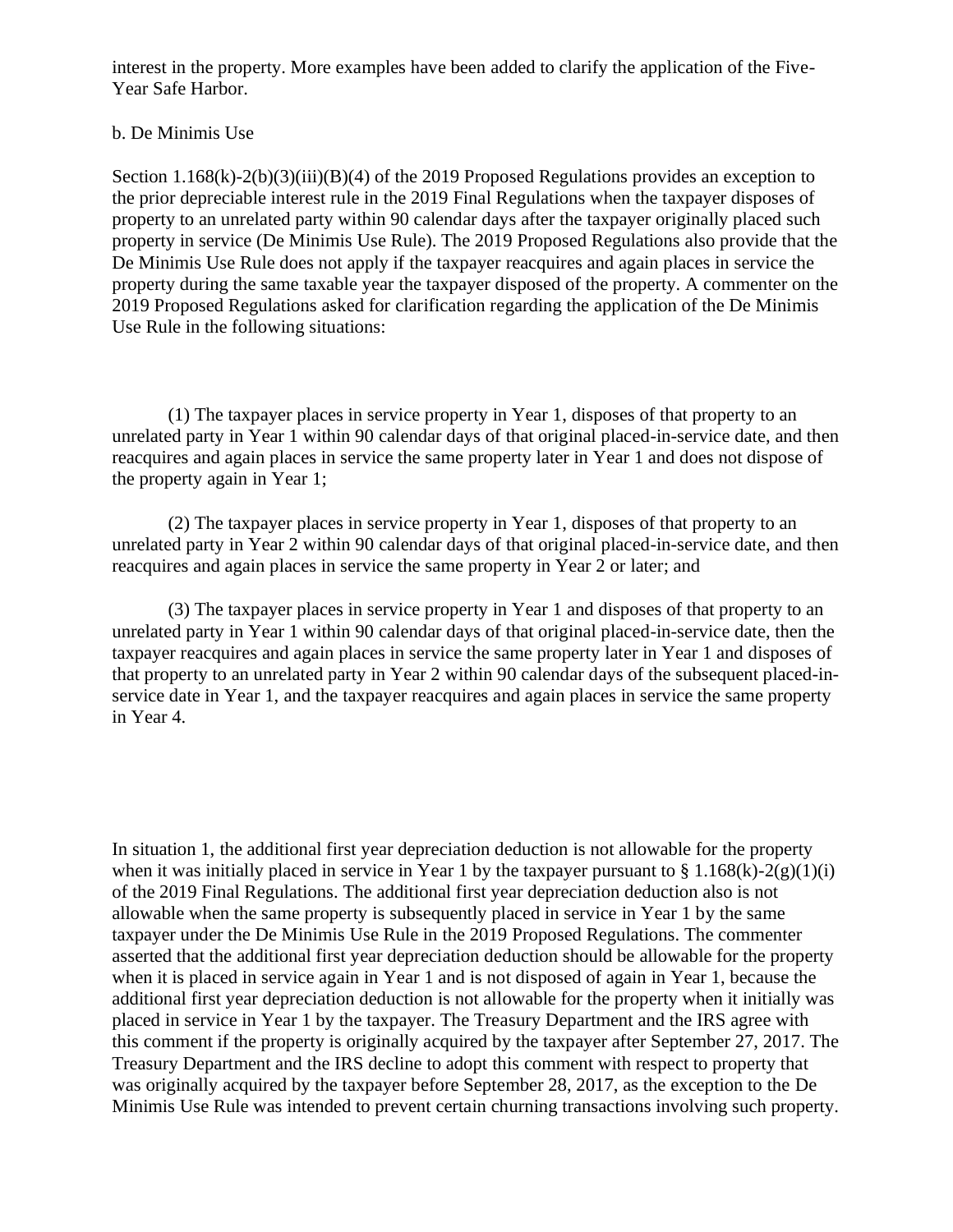interest in the property. More examples have been added to clarify the application of the Five-Year Safe Harbor.

b. De Minimis Use

Section 1.168(k)-2(b)(3)(iii)(B)(4) of the 2019 Proposed Regulations provides an exception to the prior depreciable interest rule in the 2019 Final Regulations when the taxpayer disposes of property to an unrelated party within 90 calendar days after the taxpayer originally placed such property in service (De Minimis Use Rule). The 2019 Proposed Regulations also provide that the De Minimis Use Rule does not apply if the taxpayer reacquires and again places in service the property during the same taxable year the taxpayer disposed of the property. A commenter on the 2019 Proposed Regulations asked for clarification regarding the application of the De Minimis Use Rule in the following situations:

(1) The taxpayer places in service property in Year 1, disposes of that property to an unrelated party in Year 1 within 90 calendar days of that original placed-in-service date, and then reacquires and again places in service the same property later in Year 1 and does not dispose of the property again in Year 1;

(2) The taxpayer places in service property in Year 1, disposes of that property to an unrelated party in Year 2 within 90 calendar days of that original placed-in-service date, and then reacquires and again places in service the same property in Year 2 or later; and

(3) The taxpayer places in service property in Year 1 and disposes of that property to an unrelated party in Year 1 within 90 calendar days of that original placed-in-service date, then the taxpayer reacquires and again places in service the same property later in Year 1 and disposes of that property to an unrelated party in Year 2 within 90 calendar days of the subsequent placed-in-service date in Year 1, and the taxpayer reacquires and again places in service the same property in Year 4.

In situation 1, the additional first year depreciation deduction is not allowable for the property when it was initially placed in service in Year 1 by the taxpayer pursuant to § 1.168(k)-2(g)(1)(i) of the 2019 Final Regulations. The additional first year depreciation deduction also is not allowable when the same property is subsequently placed in service in Year 1 by the same taxpayer under the De Minimis Use Rule in the 2019 Proposed Regulations. The commenter asserted that the additional first year depreciation deduction should be allowable for the property when it is placed in service again in Year 1 and is not disposed of again in Year 1, because the additional first year depreciation deduction is not allowable for the property when it initially was placed in service in Year 1 by the taxpayer. The Treasury Department and the IRS agree with this comment if the property is originally acquired by the taxpayer after September 27, 2017. The Treasury Department and the IRS decline to adopt this comment with respect to property that was originally acquired by the taxpayer before September 28, 2017, as the exception to the De Minimis Use Rule was intended to prevent certain churning transactions involving such property.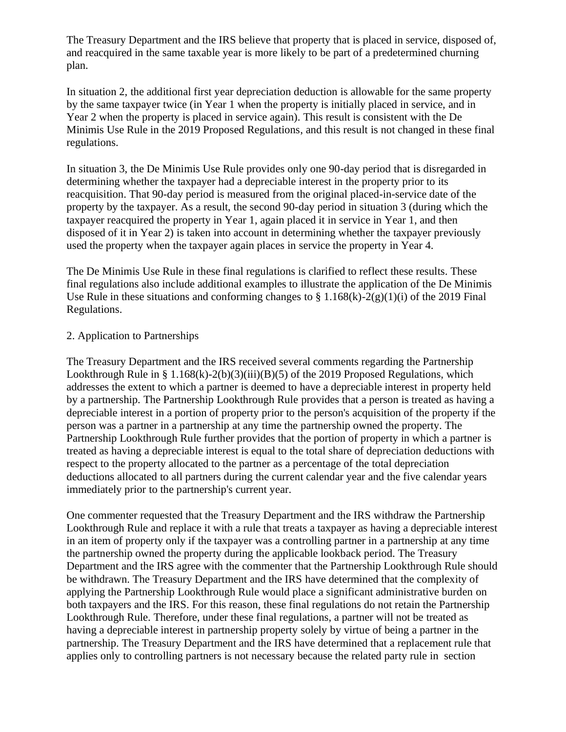The Treasury Department and the IRS believe that property that is placed in service, disposed of, and reacquired in the same taxable year is more likely to be part of a predetermined churning plan.

In situation 2, the additional first year depreciation deduction is allowable for the same property by the same taxpayer twice (in Year 1 when the property is initially placed in service, and in Year 2 when the property is placed in service again). This result is consistent with the De Minimis Use Rule in the 2019 Proposed Regulations, and this result is not changed in these final regulations.

In situation 3, the De Minimis Use Rule provides only one 90-day period that is disregarded in determining whether the taxpayer had a depreciable interest in the property prior to its reacquisition. That 90-day period is measured from the original placed-in-service date of the property by the taxpayer. As a result, the second 90-day period in situation 3 (during which the taxpayer reacquired the property in Year 1, again placed it in service in Year 1, and then disposed of it in Year 2) is taken into account in determining whether the taxpayer previously used the property when the taxpayer again places in service the property in Year 4.

The De Minimis Use Rule in these final regulations is clarified to reflect these results. These final regulations also include additional examples to illustrate the application of the De Minimis Use Rule in these situations and conforming changes to § 1.168(k)-2(g)(1)(i) of the 2019 Final Regulations.

2. Application to Partnerships

The Treasury Department and the IRS received several comments regarding the Partnership Lookthrough Rule in § 1.168(k)-2(b)(3)(iii)(B)(5) of the 2019 Proposed Regulations, which addresses the extent to which a partner is deemed to have a depreciable interest in property held by a partnership. The Partnership Lookthrough Rule provides that a person is treated as having a depreciable interest in a portion of property prior to the person's acquisition of the property if the person was a partner in a partnership at any time the partnership owned the property. The Partnership Lookthrough Rule further provides that the portion of property in which a partner is treated as having a depreciable interest is equal to the total share of depreciation deductions with respect to the property allocated to the partner as a percentage of the total depreciation deductions allocated to all partners during the current calendar year and the five calendar years immediately prior to the partnership's current year.

One commenter requested that the Treasury Department and the IRS withdraw the Partnership Lookthrough Rule and replace it with a rule that treats a taxpayer as having a depreciable interest in an item of property only if the taxpayer was a controlling partner in a partnership at any time the partnership owned the property during the applicable lookback period. The Treasury Department and the IRS agree with the commenter that the Partnership Lookthrough Rule should be withdrawn. The Treasury Department and the IRS have determined that the complexity of applying the Partnership Lookthrough Rule would place a significant administrative burden on both taxpayers and the IRS. For this reason, these final regulations do not retain the Partnership Lookthrough Rule. Therefore, under these final regulations, a partner will not be treated as having a depreciable interest in partnership property solely by virtue of being a partner in the partnership. The Treasury Department and the IRS have determined that a replacement rule that applies only to controlling partners is not necessary because the related party rule in section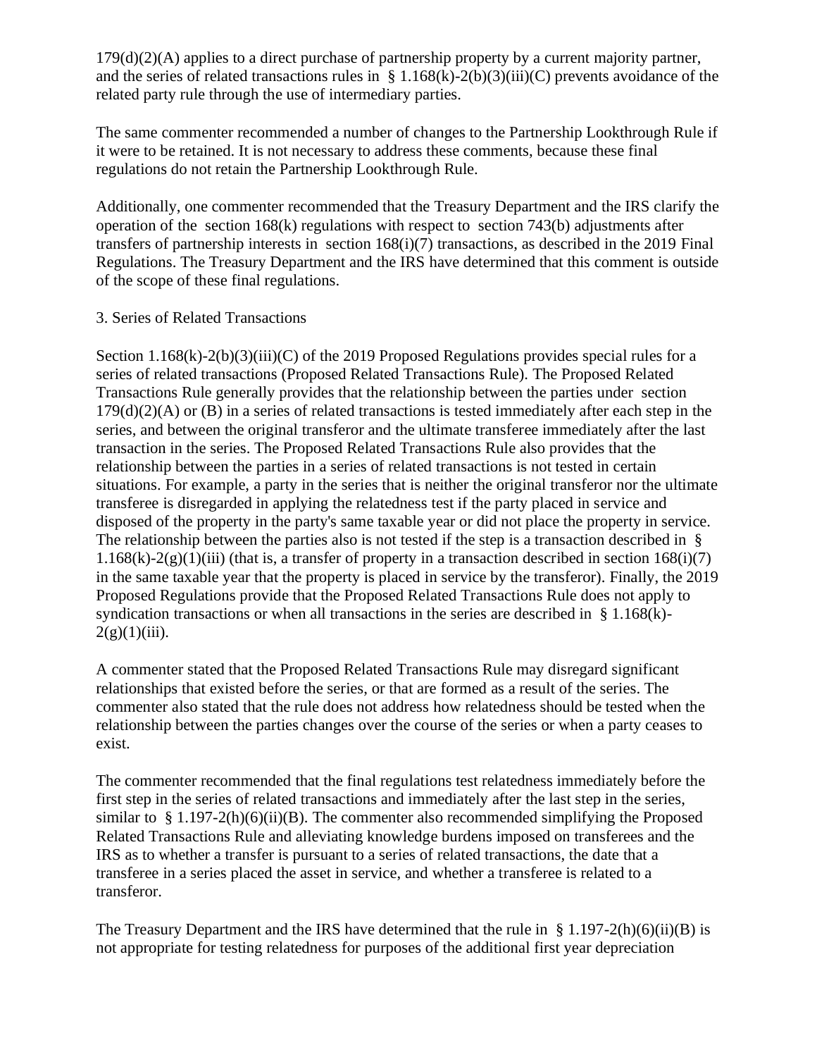179(d)(2)(A) applies to a direct purchase of partnership property by a current majority partner, and the series of related transactions rules in § 1.168(k)-2(b)(3)(iii)(C) prevents avoidance of the related party rule through the use of intermediary parties.

The same commenter recommended a number of changes to the Partnership Lookthrough Rule if it were to be retained. It is not necessary to address these comments, because these final regulations do not retain the Partnership Lookthrough Rule.

Additionally, one commenter recommended that the Treasury Department and the IRS clarify the operation of the section 168(k) regulations with respect to section 743(b) adjustments after transfers of partnership interests in section 168(i)(7) transactions, as described in the 2019 Final Regulations. The Treasury Department and the IRS have determined that this comment is outside of the scope of these final regulations.

3. Series of Related Transactions

Section 1.168(k)-2(b)(3)(iii)(C) of the 2019 Proposed Regulations provides special rules for a series of related transactions (Proposed Related Transactions Rule). The Proposed Related Transactions Rule generally provides that the relationship between the parties under section 179(d)(2)(A) or (B) in a series of related transactions is tested immediately after each step in the series, and between the original transferor and the ultimate transferee immediately after the last transaction in the series. The Proposed Related Transactions Rule also provides that the relationship between the parties in a series of related transactions is not tested in certain situations. For example, a party in the series that is neither the original transferor nor the ultimate transferee is disregarded in applying the relatedness test if the party placed in service and disposed of the property in the party's same taxable year or did not place the property in service. The relationship between the parties also is not tested if the step is a transaction described in § 1.168(k)-2(g)(1)(iii) (that is, a transfer of property in a transaction described in section 168(i)(7) in the same taxable year that the property is placed in service by the transferor). Finally, the 2019 Proposed Regulations provide that the Proposed Related Transactions Rule does not apply to syndication transactions or when all transactions in the series are described in § 1.168(k)-2(g)(1)(iii).

A commenter stated that the Proposed Related Transactions Rule may disregard significant relationships that existed before the series, or that are formed as a result of the series. The commenter also stated that the rule does not address how relatedness should be tested when the relationship between the parties changes over the course of the series or when a party ceases to exist.

The commenter recommended that the final regulations test relatedness immediately before the first step in the series of related transactions and immediately after the last step in the series, similar to § 1.197-2(h)(6)(ii)(B). The commenter also recommended simplifying the Proposed Related Transactions Rule and alleviating knowledge burdens imposed on transferees and the IRS as to whether a transfer is pursuant to a series of related transactions, the date that a transferee in a series placed the asset in service, and whether a transferee is related to a transferor.

The Treasury Department and the IRS have determined that the rule in § 1.197-2(h)(6)(ii)(B) is not appropriate for testing relatedness for purposes of the additional first year depreciation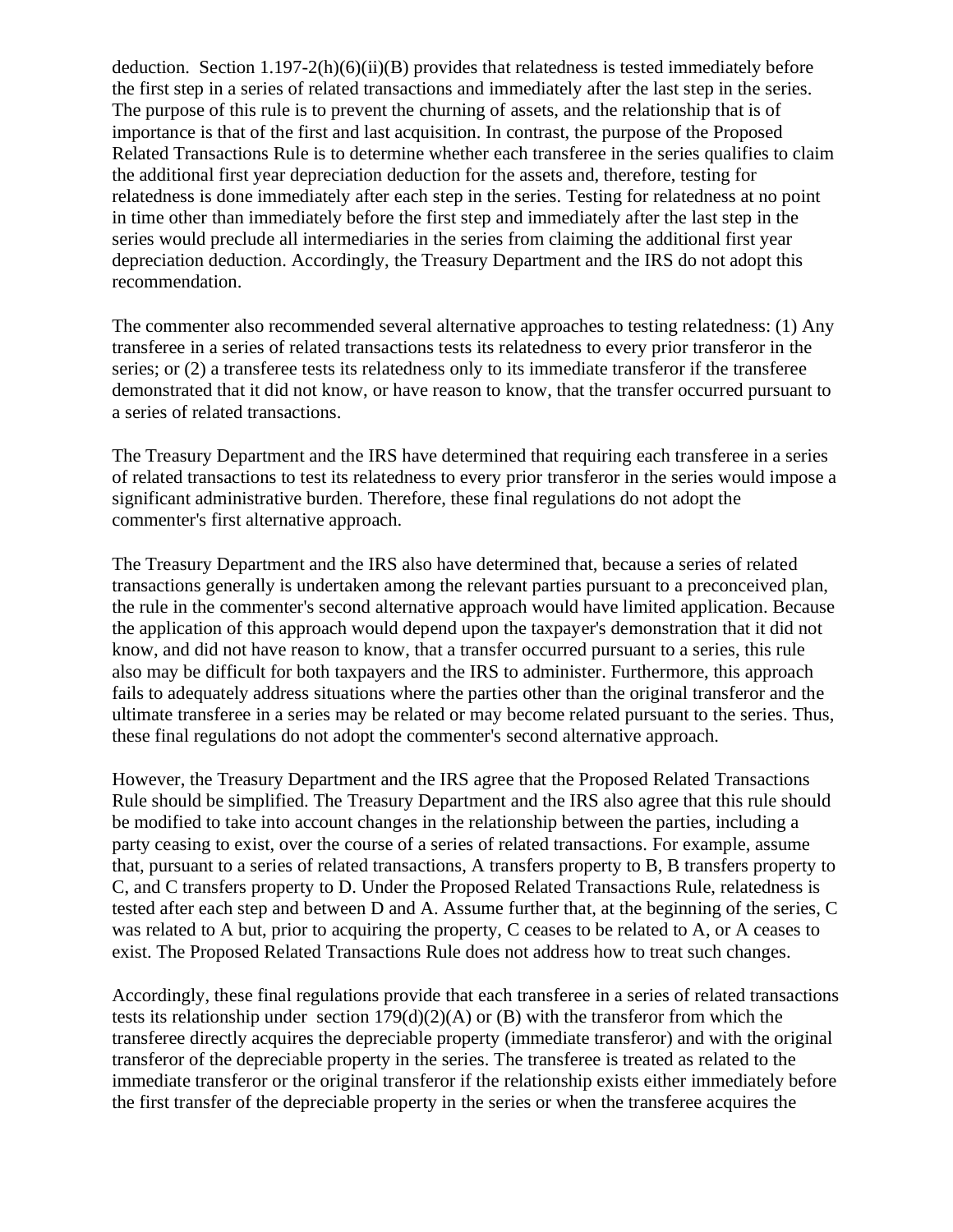deduction. Section 1.197-2(h)(6)(ii)(B) provides that relatedness is tested immediately before the first step in a series of related transactions and immediately after the last step in the series. The purpose of this rule is to prevent the churning of assets, and the relationship that is of importance is that of the first and last acquisition. In contrast, the purpose of the Proposed Related Transactions Rule is to determine whether each transferee in the series qualifies to claim the additional first year depreciation deduction for the assets and, therefore, testing for relatedness is done immediately after each step in the series. Testing for relatedness at no point in time other than immediately before the first step and immediately after the last step in the series would preclude all intermediaries in the series from claiming the additional first year depreciation deduction. Accordingly, the Treasury Department and the IRS do not adopt this recommendation.

The commenter also recommended several alternative approaches to testing relatedness: (1) Any transferee in a series of related transactions tests its relatedness to every prior transferor in the series; or (2) a transferee tests its relatedness only to its immediate transferor if the transferee demonstrated that it did not know, or have reason to know, that the transfer occurred pursuant to a series of related transactions.

The Treasury Department and the IRS have determined that requiring each transferee in a series of related transactions to test its relatedness to every prior transferor in the series would impose a significant administrative burden. Therefore, these final regulations do not adopt the commenter's first alternative approach.

The Treasury Department and the IRS also have determined that, because a series of related transactions generally is undertaken among the relevant parties pursuant to a preconceived plan, the rule in the commenter's second alternative approach would have limited application. Because the application of this approach would depend upon the taxpayer's demonstration that it did not know, and did not have reason to know, that a transfer occurred pursuant to a series, this rule also may be difficult for both taxpayers and the IRS to administer. Furthermore, this approach fails to adequately address situations where the parties other than the original transferor and the ultimate transferee in a series may be related or may become related pursuant to the series. Thus, these final regulations do not adopt the commenter's second alternative approach.

However, the Treasury Department and the IRS agree that the Proposed Related Transactions Rule should be simplified. The Treasury Department and the IRS also agree that this rule should be modified to take into account changes in the relationship between the parties, including a party ceasing to exist, over the course of a series of related transactions. For example, assume that, pursuant to a series of related transactions, A transfers property to B, B transfers property to C, and C transfers property to D. Under the Proposed Related Transactions Rule, relatedness is tested after each step and between D and A. Assume further that, at the beginning of the series, C was related to A but, prior to acquiring the property, C ceases to be related to A, or A ceases to exist. The Proposed Related Transactions Rule does not address how to treat such changes.

Accordingly, these final regulations provide that each transferee in a series of related transactions tests its relationship under section 179(d)(2)(A) or (B) with the transferor from which the transferee directly acquires the depreciable property (immediate transferor) and with the original transferor of the depreciable property in the series. The transferee is treated as related to the immediate transferor or the original transferor if the relationship exists either immediately before the first transfer of the depreciable property in the series or when the transferee acquires the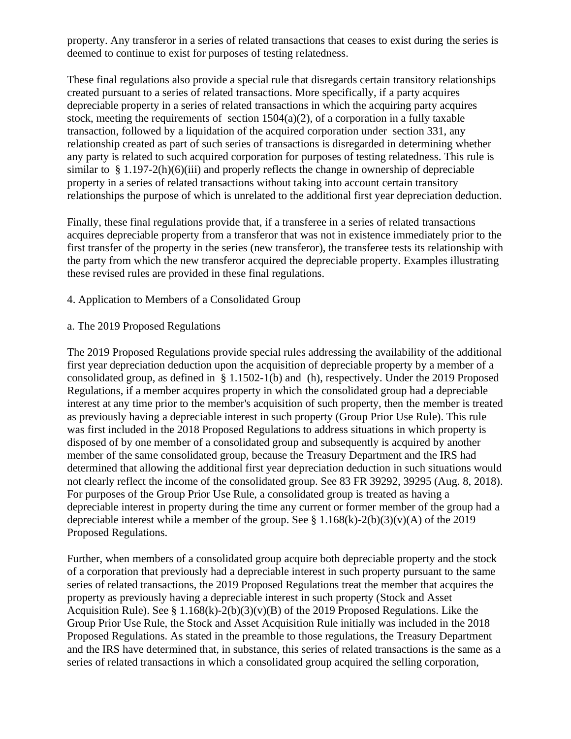property. Any transferor in a series of related transactions that ceases to exist during the series is deemed to continue to exist for purposes of testing relatedness.

These final regulations also provide a special rule that disregards certain transitory relationships created pursuant to a series of related transactions. More specifically, if a party acquires depreciable property in a series of related transactions in which the acquiring party acquires stock, meeting the requirements of section 1504(a)(2), of a corporation in a fully taxable transaction, followed by a liquidation of the acquired corporation under section 331, any relationship created as part of such series of transactions is disregarded in determining whether any party is related to such acquired corporation for purposes of testing relatedness. This rule is similar to § 1.197-2(h)(6)(iii) and properly reflects the change in ownership of depreciable property in a series of related transactions without taking into account certain transitory relationships the purpose of which is unrelated to the additional first year depreciation deduction.

Finally, these final regulations provide that, if a transferee in a series of related transactions acquires depreciable property from a transferor that was not in existence immediately prior to the first transfer of the property in the series (new transferor), the transferee tests its relationship with the party from which the new transferor acquired the depreciable property. Examples illustrating these revised rules are provided in these final regulations.

4. Application to Members of a Consolidated Group

a. The 2019 Proposed Regulations

The 2019 Proposed Regulations provide special rules addressing the availability of the additional first year depreciation deduction upon the acquisition of depreciable property by a member of a consolidated group, as defined in § 1.1502-1(b) and (h), respectively. Under the 2019 Proposed Regulations, if a member acquires property in which the consolidated group had a depreciable interest at any time prior to the member's acquisition of such property, then the member is treated as previously having a depreciable interest in such property (Group Prior Use Rule). This rule was first included in the 2018 Proposed Regulations to address situations in which property is disposed of by one member of a consolidated group and subsequently is acquired by another member of the same consolidated group, because the Treasury Department and the IRS had determined that allowing the additional first year depreciation deduction in such situations would not clearly reflect the income of the consolidated group. See 83 FR 39292, 39295 (Aug. 8, 2018). For purposes of the Group Prior Use Rule, a consolidated group is treated as having a depreciable interest in property during the time any current or former member of the group had a depreciable interest while a member of the group. See § 1.168(k)-2(b)(3)(v)(A) of the 2019 Proposed Regulations.

Further, when members of a consolidated group acquire both depreciable property and the stock of a corporation that previously had a depreciable interest in such property pursuant to the same series of related transactions, the 2019 Proposed Regulations treat the member that acquires the property as previously having a depreciable interest in such property (Stock and Asset Acquisition Rule). See § 1.168(k)-2(b)(3)(v)(B) of the 2019 Proposed Regulations. Like the Group Prior Use Rule, the Stock and Asset Acquisition Rule initially was included in the 2018 Proposed Regulations. As stated in the preamble to those regulations, the Treasury Department and the IRS have determined that, in substance, this series of related transactions is the same as a series of related transactions in which a consolidated group acquired the selling corporation,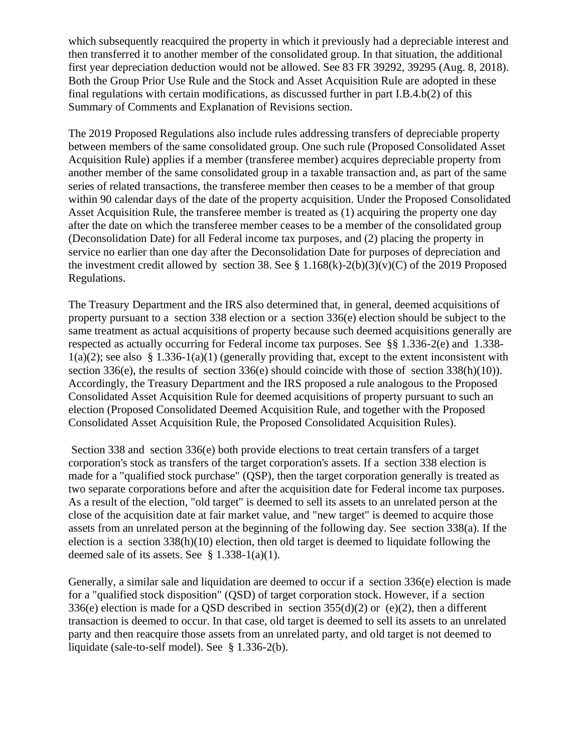which subsequently reacquired the property in which it previously had a depreciable interest and then transferred it to another member of the consolidated group. In that situation, the additional first year depreciation deduction would not be allowed. See 83 FR 39292, 39295 (Aug. 8, 2018). Both the Group Prior Use Rule and the Stock and Asset Acquisition Rule are adopted in these final regulations with certain modifications, as discussed further in part I.B.4.b(2) of this Summary of Comments and Explanation of Revisions section.

The 2019 Proposed Regulations also include rules addressing transfers of depreciable property between members of the same consolidated group. One such rule (Proposed Consolidated Asset Acquisition Rule) applies if a member (transferee member) acquires depreciable property from another member of the same consolidated group in a taxable transaction and, as part of the same series of related transactions, the transferee member then ceases to be a member of that group within 90 calendar days of the date of the property acquisition. Under the Proposed Consolidated Asset Acquisition Rule, the transferee member is treated as (1) acquiring the property one day after the date on which the transferee member ceases to be a member of the consolidated group (Deconsolidation Date) for all Federal income tax purposes, and (2) placing the property in service no earlier than one day after the Deconsolidation Date for purposes of depreciation and the investment credit allowed by section 38. See § 1.168(k)-2(b)(3)(v)(C) of the 2019 Proposed Regulations.

The Treasury Department and the IRS also determined that, in general, deemed acquisitions of property pursuant to a section 338 election or a section 336(e) election should be subject to the same treatment as actual acquisitions of property because such deemed acquisitions generally are respected as actually occurring for Federal income tax purposes. See §§ 1.336-2(e) and 1.338-1(a)(2); see also § 1.336-1(a)(1) (generally providing that, except to the extent inconsistent with section 336(e), the results of section 336(e) should coincide with those of section 338(h)(10)). Accordingly, the Treasury Department and the IRS proposed a rule analogous to the Proposed Consolidated Asset Acquisition Rule for deemed acquisitions of property pursuant to such an election (Proposed Consolidated Deemed Acquisition Rule, and together with the Proposed Consolidated Asset Acquisition Rule, the Proposed Consolidated Acquisition Rules).

Section 338 and section 336(e) both provide elections to treat certain transfers of a target corporation's stock as transfers of the target corporation's assets. If a section 338 election is made for a "qualified stock purchase" (QSP), then the target corporation generally is treated as two separate corporations before and after the acquisition date for Federal income tax purposes. As a result of the election, "old target" is deemed to sell its assets to an unrelated person at the close of the acquisition date at fair market value, and "new target" is deemed to acquire those assets from an unrelated person at the beginning of the following day. See section 338(a). If the election is a section 338(h)(10) election, then old target is deemed to liquidate following the deemed sale of its assets. See § 1.338-1(a)(1).

Generally, a similar sale and liquidation are deemed to occur if a section 336(e) election is made for a "qualified stock disposition" (QSD) of target corporation stock. However, if a section 336(e) election is made for a QSD described in section 355(d)(2) or (e)(2), then a different transaction is deemed to occur. In that case, old target is deemed to sell its assets to an unrelated party and then reacquire those assets from an unrelated party, and old target is not deemed to liquidate (sale-to-self model). See § 1.336-2(b).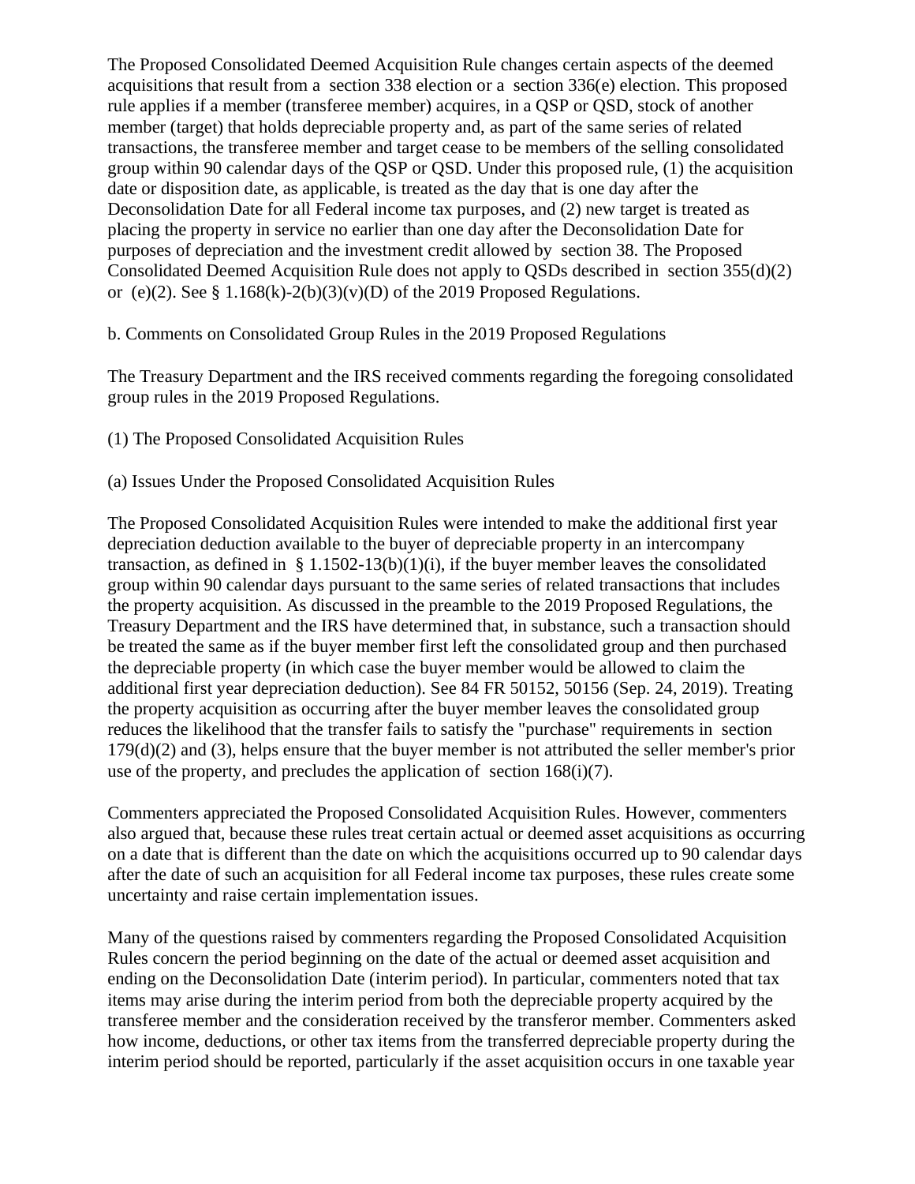The Proposed Consolidated Deemed Acquisition Rule changes certain aspects of the deemed acquisitions that result from a section 338 election or a section 336(e) election. This proposed rule applies if a member (transferee member) acquires, in a QSP or QSD, stock of another member (target) that holds depreciable property and, as part of the same series of related transactions, the transferee member and target cease to be members of the selling consolidated group within 90 calendar days of the QSP or QSD. Under this proposed rule, (1) the acquisition date or disposition date, as applicable, is treated as the day that is one day after the Deconsolidation Date for all Federal income tax purposes, and (2) new target is treated as placing the property in service no earlier than one day after the Deconsolidation Date for purposes of depreciation and the investment credit allowed by section 38. The Proposed Consolidated Deemed Acquisition Rule does not apply to QSDs described in section 355(d)(2) or (e)(2). See § 1.168(k)-2(b)(3)(v)(D) of the 2019 Proposed Regulations.

b. Comments on Consolidated Group Rules in the 2019 Proposed Regulations

The Treasury Department and the IRS received comments regarding the foregoing consolidated group rules in the 2019 Proposed Regulations.

(1) The Proposed Consolidated Acquisition Rules

(a) Issues Under the Proposed Consolidated Acquisition Rules

The Proposed Consolidated Acquisition Rules were intended to make the additional first year depreciation deduction available to the buyer of depreciable property in an intercompany transaction, as defined in § 1.1502-13(b)(1)(i), if the buyer member leaves the consolidated group within 90 calendar days pursuant to the same series of related transactions that includes the property acquisition. As discussed in the preamble to the 2019 Proposed Regulations, the Treasury Department and the IRS have determined that, in substance, such a transaction should be treated the same as if the buyer member first left the consolidated group and then purchased the depreciable property (in which case the buyer member would be allowed to claim the additional first year depreciation deduction). See 84 FR 50152, 50156 (Sep. 24, 2019). Treating the property acquisition as occurring after the buyer member leaves the consolidated group reduces the likelihood that the transfer fails to satisfy the "purchase" requirements in section 179(d)(2) and (3), helps ensure that the buyer member is not attributed the seller member's prior use of the property, and precludes the application of section 168(i)(7).

Commenters appreciated the Proposed Consolidated Acquisition Rules. However, commenters also argued that, because these rules treat certain actual or deemed asset acquisitions as occurring on a date that is different than the date on which the acquisitions occurred up to 90 calendar days after the date of such an acquisition for all Federal income tax purposes, these rules create some uncertainty and raise certain implementation issues.

Many of the questions raised by commenters regarding the Proposed Consolidated Acquisition Rules concern the period beginning on the date of the actual or deemed asset acquisition and ending on the Deconsolidation Date (interim period). In particular, commenters noted that tax items may arise during the interim period from both the depreciable property acquired by the transferee member and the consideration received by the transferor member. Commenters asked how income, deductions, or other tax items from the transferred depreciable property during the interim period should be reported, particularly if the asset acquisition occurs in one taxable year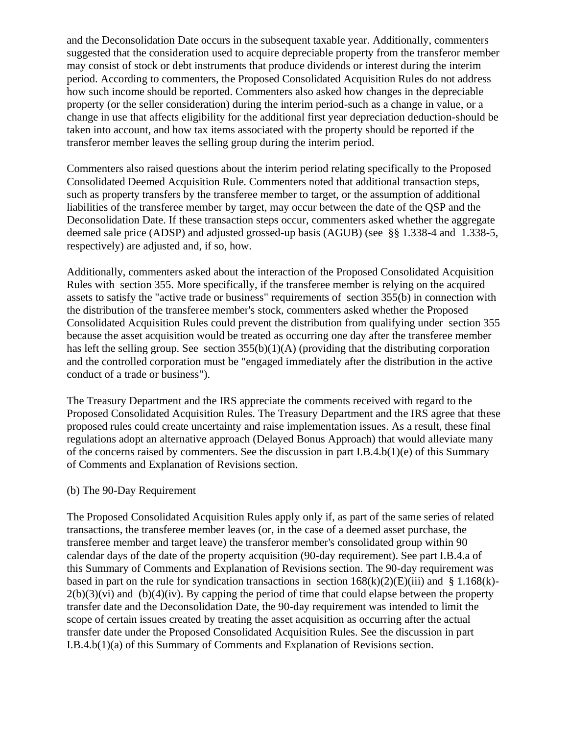and the Deconsolidation Date occurs in the subsequent taxable year. Additionally, commenters suggested that the consideration used to acquire depreciable property from the transferor member may consist of stock or debt instruments that produce dividends or interest during the interim period. According to commenters, the Proposed Consolidated Acquisition Rules do not address how such income should be reported. Commenters also asked how changes in the depreciable property (or the seller consideration) during the interim period-such as a change in value, or a change in use that affects eligibility for the additional first year depreciation deduction-should be taken into account, and how tax items associated with the property should be reported if the transferor member leaves the selling group during the interim period.

Commenters also raised questions about the interim period relating specifically to the Proposed Consolidated Deemed Acquisition Rule. Commenters noted that additional transaction steps, such as property transfers by the transferee member to target, or the assumption of additional liabilities of the transferee member by target, may occur between the date of the QSP and the Deconsolidation Date. If these transaction steps occur, commenters asked whether the aggregate deemed sale price (ADSP) and adjusted grossed-up basis (AGUB) (see §§ 1.338-4 and 1.338-5, respectively) are adjusted and, if so, how.

Additionally, commenters asked about the interaction of the Proposed Consolidated Acquisition Rules with section 355. More specifically, if the transferee member is relying on the acquired assets to satisfy the "active trade or business" requirements of section 355(b) in connection with the distribution of the transferee member's stock, commenters asked whether the Proposed Consolidated Acquisition Rules could prevent the distribution from qualifying under section 355 because the asset acquisition would be treated as occurring one day after the transferee member has left the selling group. See section 355(b)(1)(A) (providing that the distributing corporation and the controlled corporation must be "engaged immediately after the distribution in the active conduct of a trade or business").

The Treasury Department and the IRS appreciate the comments received with regard to the Proposed Consolidated Acquisition Rules. The Treasury Department and the IRS agree that these proposed rules could create uncertainty and raise implementation issues. As a result, these final regulations adopt an alternative approach (Delayed Bonus Approach) that would alleviate many of the concerns raised by commenters. See the discussion in part I.B.4.b(1)(e) of this Summary of Comments and Explanation of Revisions section.

(b) The 90-Day Requirement

The Proposed Consolidated Acquisition Rules apply only if, as part of the same series of related transactions, the transferee member leaves (or, in the case of a deemed asset purchase, the transferee member and target leave) the transferor member's consolidated group within 90 calendar days of the date of the property acquisition (90-day requirement). See part I.B.4.a of this Summary of Comments and Explanation of Revisions section. The 90-day requirement was based in part on the rule for syndication transactions in section 168(k)(2)(E)(iii) and § 1.168(k)-2(b)(3)(vi) and (b)(4)(iv). By capping the period of time that could elapse between the property transfer date and the Deconsolidation Date, the 90-day requirement was intended to limit the scope of certain issues created by treating the asset acquisition as occurring after the actual transfer date under the Proposed Consolidated Acquisition Rules. See the discussion in part I.B.4.b(1)(a) of this Summary of Comments and Explanation of Revisions section.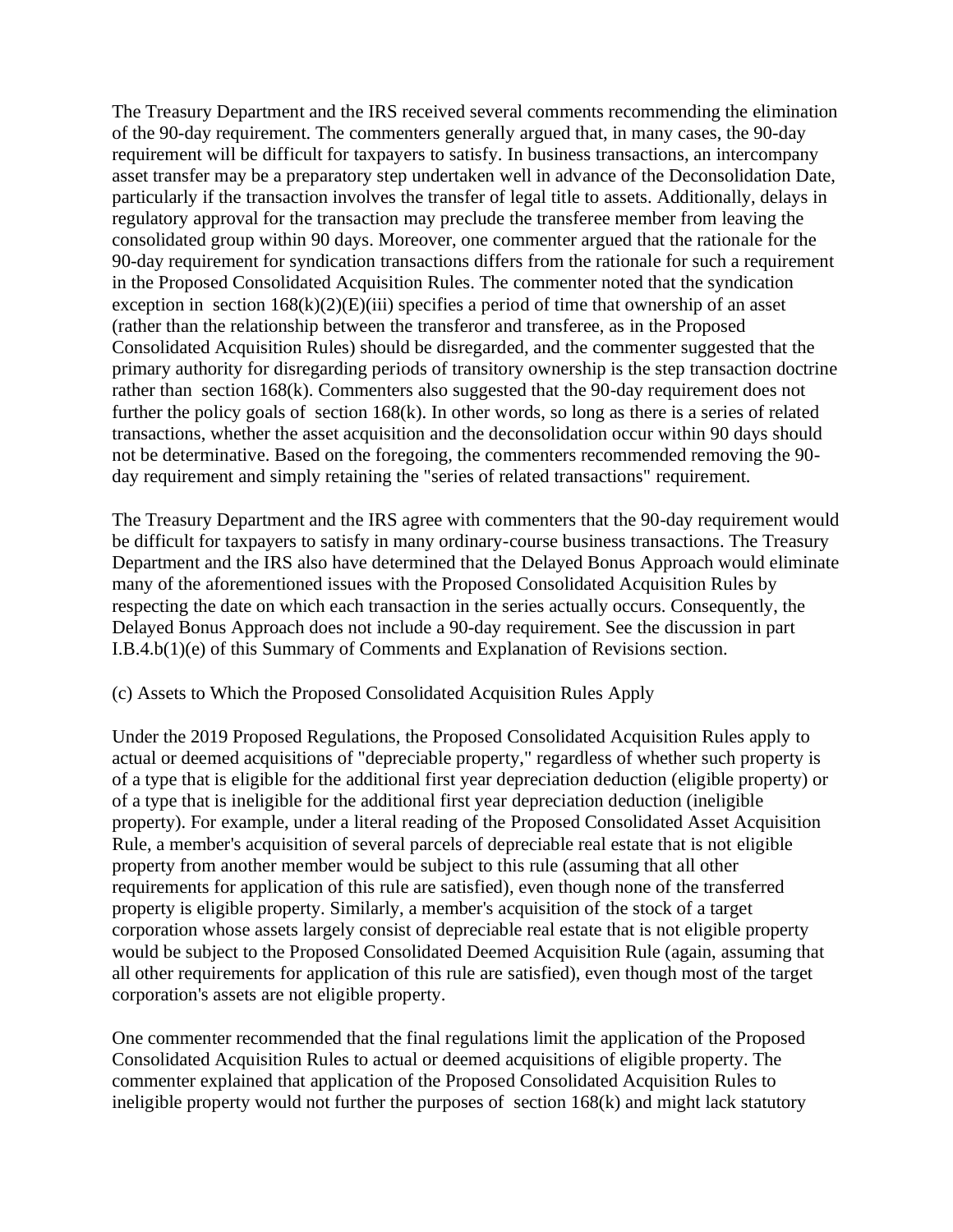The Treasury Department and the IRS received several comments recommending the elimination of the 90-day requirement. The commenters generally argued that, in many cases, the 90-day requirement will be difficult for taxpayers to satisfy. In business transactions, an intercompany asset transfer may be a preparatory step undertaken well in advance of the Deconsolidation Date, particularly if the transaction involves the transfer of legal title to assets. Additionally, delays in regulatory approval for the transaction may preclude the transferee member from leaving the consolidated group within 90 days. Moreover, one commenter argued that the rationale for the 90-day requirement for syndication transactions differs from the rationale for such a requirement in the Proposed Consolidated Acquisition Rules. The commenter noted that the syndication exception in section 168(k)(2)(E)(iii) specifies a period of time that ownership of an asset (rather than the relationship between the transferor and transferee, as in the Proposed Consolidated Acquisition Rules) should be disregarded, and the commenter suggested that the primary authority for disregarding periods of transitory ownership is the step transaction doctrine rather than section 168(k). Commenters also suggested that the 90-day requirement does not further the policy goals of section 168(k). In other words, so long as there is a series of related transactions, whether the asset acquisition and the deconsolidation occur within 90 days should not be determinative. Based on the foregoing, the commenters recommended removing the 90-day requirement and simply retaining the "series of related transactions" requirement.

The Treasury Department and the IRS agree with commenters that the 90-day requirement would be difficult for taxpayers to satisfy in many ordinary-course business transactions. The Treasury Department and the IRS also have determined that the Delayed Bonus Approach would eliminate many of the aforementioned issues with the Proposed Consolidated Acquisition Rules by respecting the date on which each transaction in the series actually occurs. Consequently, the Delayed Bonus Approach does not include a 90-day requirement. See the discussion in part I.B.4.b(1)(e) of this Summary of Comments and Explanation of Revisions section.

(c) Assets to Which the Proposed Consolidated Acquisition Rules Apply

Under the 2019 Proposed Regulations, the Proposed Consolidated Acquisition Rules apply to actual or deemed acquisitions of "depreciable property," regardless of whether such property is of a type that is eligible for the additional first year depreciation deduction (eligible property) or of a type that is ineligible for the additional first year depreciation deduction (ineligible property). For example, under a literal reading of the Proposed Consolidated Asset Acquisition Rule, a member's acquisition of several parcels of depreciable real estate that is not eligible property from another member would be subject to this rule (assuming that all other requirements for application of this rule are satisfied), even though none of the transferred property is eligible property. Similarly, a member's acquisition of the stock of a target corporation whose assets largely consist of depreciable real estate that is not eligible property would be subject to the Proposed Consolidated Deemed Acquisition Rule (again, assuming that all other requirements for application of this rule are satisfied), even though most of the target corporation's assets are not eligible property.

One commenter recommended that the final regulations limit the application of the Proposed Consolidated Acquisition Rules to actual or deemed acquisitions of eligible property. The commenter explained that application of the Proposed Consolidated Acquisition Rules to ineligible property would not further the purposes of section 168(k) and might lack statutory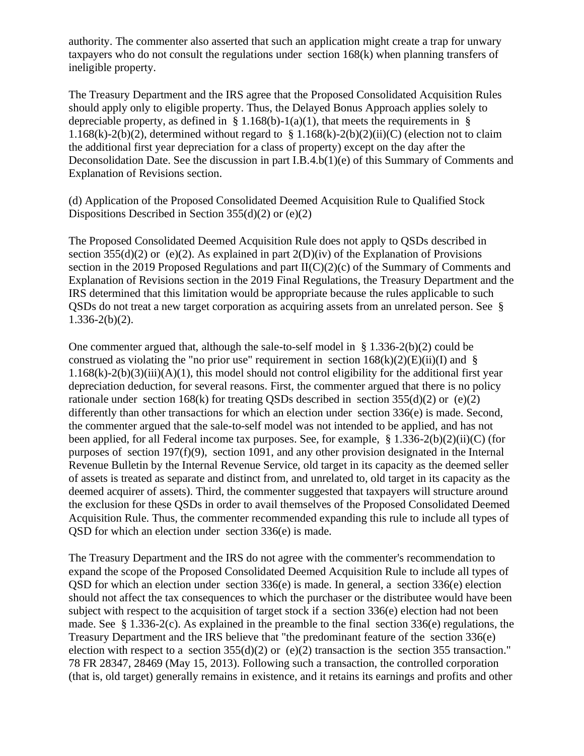authority. The commenter also asserted that such an application might create a trap for unwary taxpayers who do not consult the regulations under section 168(k) when planning transfers of ineligible property.

The Treasury Department and the IRS agree that the Proposed Consolidated Acquisition Rules should apply only to eligible property. Thus, the Delayed Bonus Approach applies solely to depreciable property, as defined in § 1.168(b)-1(a)(1), that meets the requirements in § 1.168(k)-2(b)(2), determined without regard to § 1.168(k)-2(b)(2)(ii)(C) (election not to claim the additional first year depreciation for a class of property) except on the day after the Deconsolidation Date. See the discussion in part I.B.4.b(1)(e) of this Summary of Comments and Explanation of Revisions section.

(d) Application of the Proposed Consolidated Deemed Acquisition Rule to Qualified Stock Dispositions Described in Section 355(d)(2) or (e)(2)

The Proposed Consolidated Deemed Acquisition Rule does not apply to QSDs described in section 355(d)(2) or (e)(2). As explained in part 2(D)(iv) of the Explanation of Provisions section in the 2019 Proposed Regulations and part II(C)(2)(c) of the Summary of Comments and Explanation of Revisions section in the 2019 Final Regulations, the Treasury Department and the IRS determined that this limitation would be appropriate because the rules applicable to such QSDs do not treat a new target corporation as acquiring assets from an unrelated person. See § 1.336-2(b)(2).

One commenter argued that, although the sale-to-self model in § 1.336-2(b)(2) could be construed as violating the "no prior use" requirement in section 168(k)(2)(E)(ii)(I) and § 1.168(k)-2(b)(3)(iii)(A)(1), this model should not control eligibility for the additional first year depreciation deduction, for several reasons. First, the commenter argued that there is no policy rationale under section 168(k) for treating QSDs described in section 355(d)(2) or (e)(2) differently than other transactions for which an election under section 336(e) is made. Second, the commenter argued that the sale-to-self model was not intended to be applied, and has not been applied, for all Federal income tax purposes. See, for example, § 1.336-2(b)(2)(ii)(C) (for purposes of section 197(f)(9), section 1091, and any other provision designated in the Internal Revenue Bulletin by the Internal Revenue Service, old target in its capacity as the deemed seller of assets is treated as separate and distinct from, and unrelated to, old target in its capacity as the deemed acquirer of assets). Third, the commenter suggested that taxpayers will structure around the exclusion for these QSDs in order to avail themselves of the Proposed Consolidated Deemed Acquisition Rule. Thus, the commenter recommended expanding this rule to include all types of QSD for which an election under section 336(e) is made.

The Treasury Department and the IRS do not agree with the commenter's recommendation to expand the scope of the Proposed Consolidated Deemed Acquisition Rule to include all types of QSD for which an election under section 336(e) is made. In general, a section 336(e) election should not affect the tax consequences to which the purchaser or the distributee would have been subject with respect to the acquisition of target stock if a section 336(e) election had not been made. See § 1.336-2(c). As explained in the preamble to the final section 336(e) regulations, the Treasury Department and the IRS believe that "the predominant feature of the section 336(e) election with respect to a section 355(d)(2) or (e)(2) transaction is the section 355 transaction." 78 FR 28347, 28469 (May 15, 2013). Following such a transaction, the controlled corporation (that is, old target) generally remains in existence, and it retains its earnings and profits and other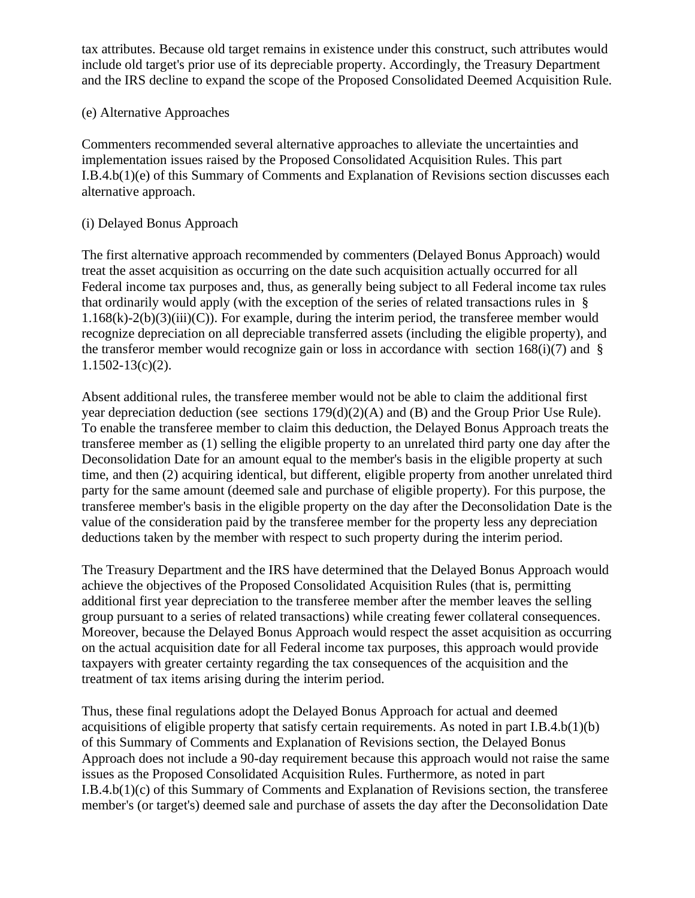tax attributes. Because old target remains in existence under this construct, such attributes would include old target's prior use of its depreciable property. Accordingly, the Treasury Department and the IRS decline to expand the scope of the Proposed Consolidated Deemed Acquisition Rule.

(e) Alternative Approaches

Commenters recommended several alternative approaches to alleviate the uncertainties and implementation issues raised by the Proposed Consolidated Acquisition Rules. This part I.B.4.b(1)(e) of this Summary of Comments and Explanation of Revisions section discusses each alternative approach.

(i) Delayed Bonus Approach

The first alternative approach recommended by commenters (Delayed Bonus Approach) would treat the asset acquisition as occurring on the date such acquisition actually occurred for all Federal income tax purposes and, thus, as generally being subject to all Federal income tax rules that ordinarily would apply (with the exception of the series of related transactions rules in § 1.168(k)-2(b)(3)(iii)(C)). For example, during the interim period, the transferee member would recognize depreciation on all depreciable transferred assets (including the eligible property), and the transferor member would recognize gain or loss in accordance with section 168(i)(7) and § 1.1502-13(c)(2).

Absent additional rules, the transferee member would not be able to claim the additional first year depreciation deduction (see sections 179(d)(2)(A) and (B) and the Group Prior Use Rule). To enable the transferee member to claim this deduction, the Delayed Bonus Approach treats the transferee member as (1) selling the eligible property to an unrelated third party one day after the Deconsolidation Date for an amount equal to the member's basis in the eligible property at such time, and then (2) acquiring identical, but different, eligible property from another unrelated third party for the same amount (deemed sale and purchase of eligible property). For this purpose, the transferee member's basis in the eligible property on the day after the Deconsolidation Date is the value of the consideration paid by the transferee member for the property less any depreciation deductions taken by the member with respect to such property during the interim period.

The Treasury Department and the IRS have determined that the Delayed Bonus Approach would achieve the objectives of the Proposed Consolidated Acquisition Rules (that is, permitting additional first year depreciation to the transferee member after the member leaves the selling group pursuant to a series of related transactions) while creating fewer collateral consequences. Moreover, because the Delayed Bonus Approach would respect the asset acquisition as occurring on the actual acquisition date for all Federal income tax purposes, this approach would provide taxpayers with greater certainty regarding the tax consequences of the acquisition and the treatment of tax items arising during the interim period.

Thus, these final regulations adopt the Delayed Bonus Approach for actual and deemed acquisitions of eligible property that satisfy certain requirements. As noted in part I.B.4.b(1)(b) of this Summary of Comments and Explanation of Revisions section, the Delayed Bonus Approach does not include a 90-day requirement because this approach would not raise the same issues as the Proposed Consolidated Acquisition Rules. Furthermore, as noted in part I.B.4.b(1)(c) of this Summary of Comments and Explanation of Revisions section, the transferee member's (or target's) deemed sale and purchase of assets the day after the Deconsolidation Date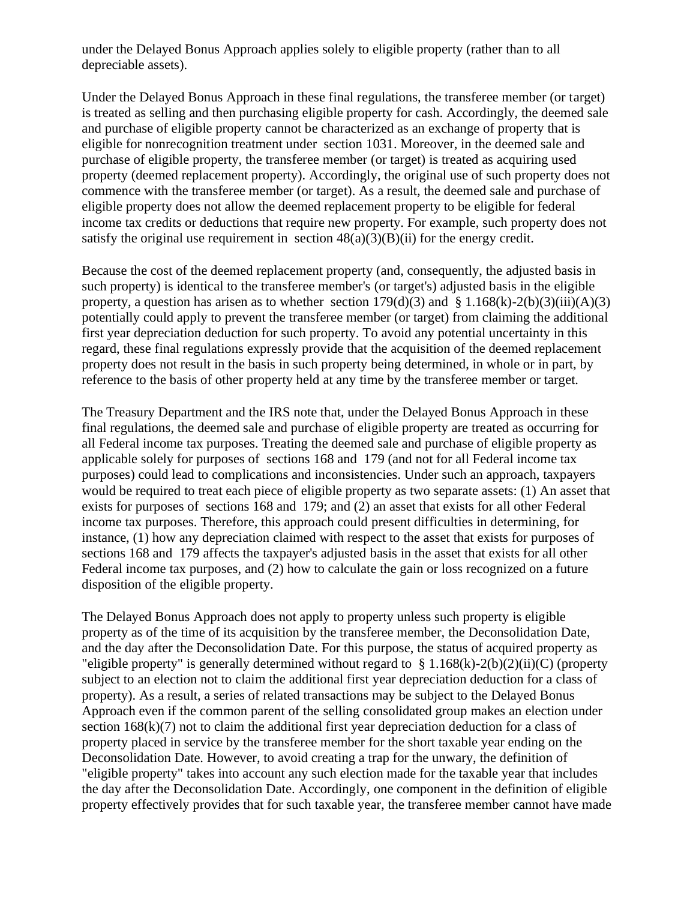under the Delayed Bonus Approach applies solely to eligible property (rather than to all depreciable assets).

Under the Delayed Bonus Approach in these final regulations, the transferee member (or target) is treated as selling and then purchasing eligible property for cash. Accordingly, the deemed sale and purchase of eligible property cannot be characterized as an exchange of property that is eligible for nonrecognition treatment under section 1031. Moreover, in the deemed sale and purchase of eligible property, the transferee member (or target) is treated as acquiring used property (deemed replacement property). Accordingly, the original use of such property does not commence with the transferee member (or target). As a result, the deemed sale and purchase of eligible property does not allow the deemed replacement property to be eligible for federal income tax credits or deductions that require new property. For example, such property does not satisfy the original use requirement in section 48(a)(3)(B)(ii) for the energy credit.

Because the cost of the deemed replacement property (and, consequently, the adjusted basis in such property) is identical to the transferee member's (or target's) adjusted basis in the eligible property, a question has arisen as to whether section 179(d)(3) and § 1.168(k)-2(b)(3)(iii)(A)(3) potentially could apply to prevent the transferee member (or target) from claiming the additional first year depreciation deduction for such property. To avoid any potential uncertainty in this regard, these final regulations expressly provide that the acquisition of the deemed replacement property does not result in the basis in such property being determined, in whole or in part, by reference to the basis of other property held at any time by the transferee member or target.

The Treasury Department and the IRS note that, under the Delayed Bonus Approach in these final regulations, the deemed sale and purchase of eligible property are treated as occurring for all Federal income tax purposes. Treating the deemed sale and purchase of eligible property as applicable solely for purposes of sections 168 and 179 (and not for all Federal income tax purposes) could lead to complications and inconsistencies. Under such an approach, taxpayers would be required to treat each piece of eligible property as two separate assets: (1) An asset that exists for purposes of sections 168 and 179; and (2) an asset that exists for all other Federal income tax purposes. Therefore, this approach could present difficulties in determining, for instance, (1) how any depreciation claimed with respect to the asset that exists for purposes of sections 168 and 179 affects the taxpayer's adjusted basis in the asset that exists for all other Federal income tax purposes, and (2) how to calculate the gain or loss recognized on a future disposition of the eligible property.

The Delayed Bonus Approach does not apply to property unless such property is eligible property as of the time of its acquisition by the transferee member, the Deconsolidation Date, and the day after the Deconsolidation Date. For this purpose, the status of acquired property as "eligible property" is generally determined without regard to § 1.168(k)-2(b)(2)(ii)(C) (property subject to an election not to claim the additional first year depreciation deduction for a class of property). As a result, a series of related transactions may be subject to the Delayed Bonus Approach even if the common parent of the selling consolidated group makes an election under section 168(k)(7) not to claim the additional first year depreciation deduction for a class of property placed in service by the transferee member for the short taxable year ending on the Deconsolidation Date. However, to avoid creating a trap for the unwary, the definition of "eligible property" takes into account any such election made for the taxable year that includes the day after the Deconsolidation Date. Accordingly, one component in the definition of eligible property effectively provides that for such taxable year, the transferee member cannot have made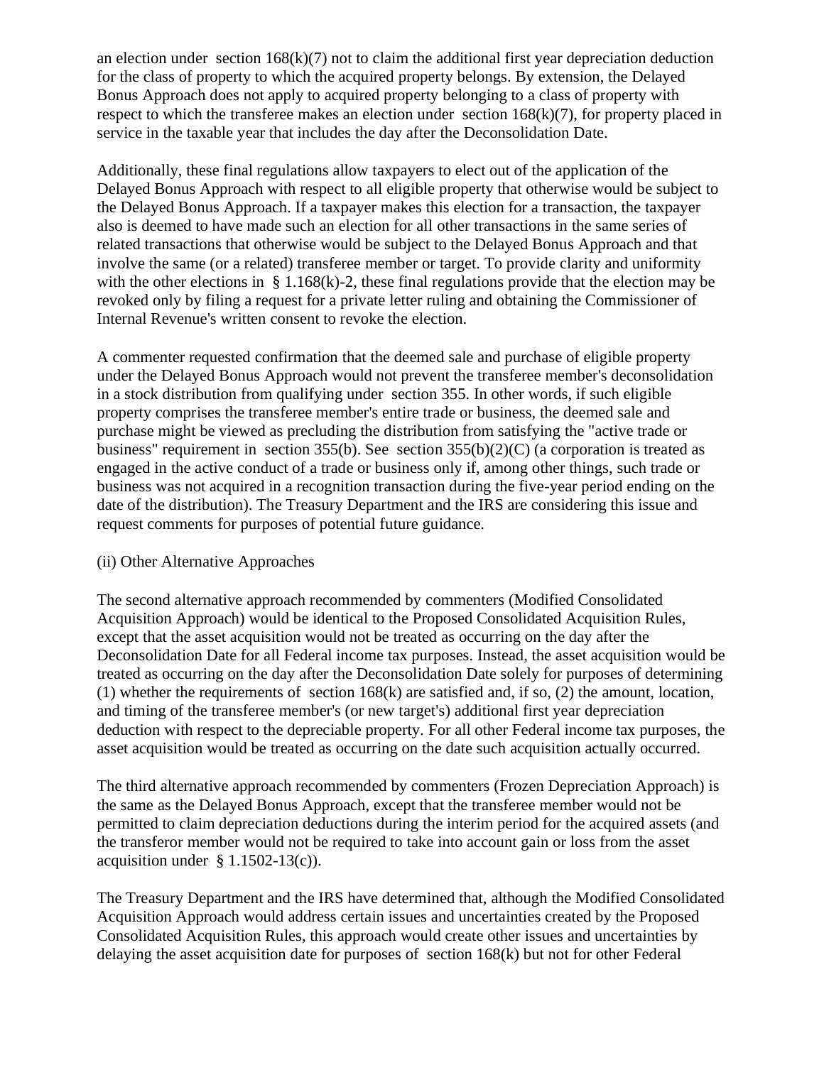an election under section 168(k)(7) not to claim the additional first year depreciation deduction for the class of property to which the acquired property belongs. By extension, the Delayed Bonus Approach does not apply to acquired property belonging to a class of property with respect to which the transferee makes an election under section 168(k)(7), for property placed in service in the taxable year that includes the day after the Deconsolidation Date.

Additionally, these final regulations allow taxpayers to elect out of the application of the Delayed Bonus Approach with respect to all eligible property that otherwise would be subject to the Delayed Bonus Approach. If a taxpayer makes this election for a transaction, the taxpayer also is deemed to have made such an election for all other transactions in the same series of related transactions that otherwise would be subject to the Delayed Bonus Approach and that involve the same (or a related) transferee member or target. To provide clarity and uniformity with the other elections in § 1.168(k)-2, these final regulations provide that the election may be revoked only by filing a request for a private letter ruling and obtaining the Commissioner of Internal Revenue's written consent to revoke the election.

A commenter requested confirmation that the deemed sale and purchase of eligible property under the Delayed Bonus Approach would not prevent the transferee member's deconsolidation in a stock distribution from qualifying under section 355. In other words, if such eligible property comprises the transferee member's entire trade or business, the deemed sale and purchase might be viewed as precluding the distribution from satisfying the "active trade or business" requirement in section 355(b). See section 355(b)(2)(C) (a corporation is treated as engaged in the active conduct of a trade or business only if, among other things, such trade or business was not acquired in a recognition transaction during the five-year period ending on the date of the distribution). The Treasury Department and the IRS are considering this issue and request comments for purposes of potential future guidance.

(ii) Other Alternative Approaches

The second alternative approach recommended by commenters (Modified Consolidated Acquisition Approach) would be identical to the Proposed Consolidated Acquisition Rules, except that the asset acquisition would not be treated as occurring on the day after the Deconsolidation Date for all Federal income tax purposes. Instead, the asset acquisition would be treated as occurring on the day after the Deconsolidation Date solely for purposes of determining (1) whether the requirements of section 168(k) are satisfied and, if so, (2) the amount, location, and timing of the transferee member's (or new target's) additional first year depreciation deduction with respect to the depreciable property. For all other Federal income tax purposes, the asset acquisition would be treated as occurring on the date such acquisition actually occurred.

The third alternative approach recommended by commenters (Frozen Depreciation Approach) is the same as the Delayed Bonus Approach, except that the transferee member would not be permitted to claim depreciation deductions during the interim period for the acquired assets (and the transferor member would not be required to take into account gain or loss from the asset acquisition under § 1.1502-13(c)).

The Treasury Department and the IRS have determined that, although the Modified Consolidated Acquisition Approach would address certain issues and uncertainties created by the Proposed Consolidated Acquisition Rules, this approach would create other issues and uncertainties by delaying the asset acquisition date for purposes of section 168(k) but not for other Federal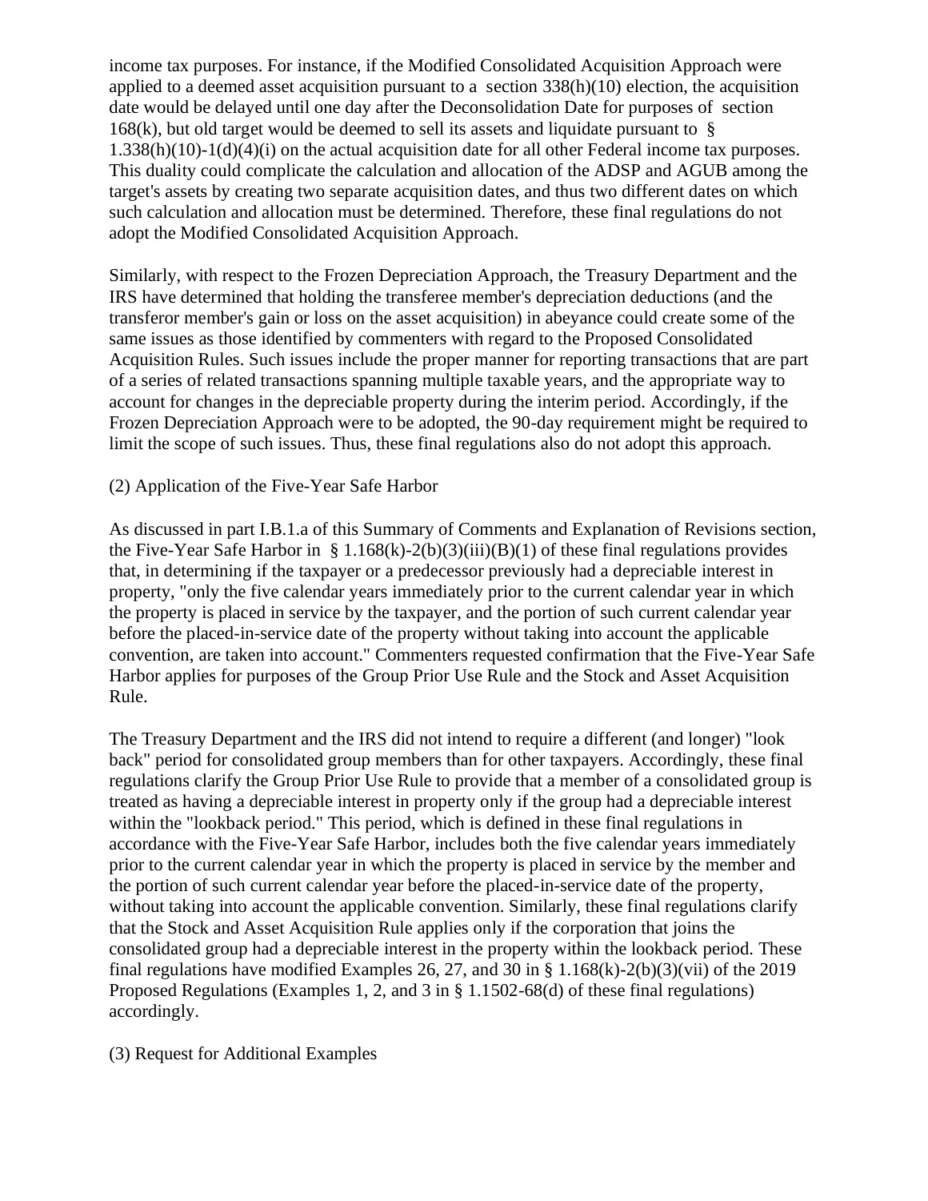income tax purposes. For instance, if the Modified Consolidated Acquisition Approach were applied to a deemed asset acquisition pursuant to a section 338(h)(10) election, the acquisition date would be delayed until one day after the Deconsolidation Date for purposes of section 168(k), but old target would be deemed to sell its assets and liquidate pursuant to § 1.338(h)(10)-1(d)(4)(i) on the actual acquisition date for all other Federal income tax purposes. This duality could complicate the calculation and allocation of the ADSP and AGUB among the target's assets by creating two separate acquisition dates, and thus two different dates on which such calculation and allocation must be determined. Therefore, these final regulations do not adopt the Modified Consolidated Acquisition Approach.

Similarly, with respect to the Frozen Depreciation Approach, the Treasury Department and the IRS have determined that holding the transferee member's depreciation deductions (and the transferor member's gain or loss on the asset acquisition) in abeyance could create some of the same issues as those identified by commenters with regard to the Proposed Consolidated Acquisition Rules. Such issues include the proper manner for reporting transactions that are part of a series of related transactions spanning multiple taxable years, and the appropriate way to account for changes in the depreciable property during the interim period. Accordingly, if the Frozen Depreciation Approach were to be adopted, the 90-day requirement might be required to limit the scope of such issues. Thus, these final regulations also do not adopt this approach.

(2) Application of the Five-Year Safe Harbor

As discussed in part I.B.1.a of this Summary of Comments and Explanation of Revisions section, the Five-Year Safe Harbor in § 1.168(k)-2(b)(3)(iii)(B)(1) of these final regulations provides that, in determining if the taxpayer or a predecessor previously had a depreciable interest in property, "only the five calendar years immediately prior to the current calendar year in which the property is placed in service by the taxpayer, and the portion of such current calendar year before the placed-in-service date of the property without taking into account the applicable convention, are taken into account." Commenters requested confirmation that the Five-Year Safe Harbor applies for purposes of the Group Prior Use Rule and the Stock and Asset Acquisition Rule.

The Treasury Department and the IRS did not intend to require a different (and longer) "look back" period for consolidated group members than for other taxpayers. Accordingly, these final regulations clarify the Group Prior Use Rule to provide that a member of a consolidated group is treated as having a depreciable interest in property only if the group had a depreciable interest within the "lookback period." This period, which is defined in these final regulations in accordance with the Five-Year Safe Harbor, includes both the five calendar years immediately prior to the current calendar year in which the property is placed in service by the member and the portion of such current calendar year before the placed-in-service date of the property, without taking into account the applicable convention. Similarly, these final regulations clarify that the Stock and Asset Acquisition Rule applies only if the corporation that joins the consolidated group had a depreciable interest in the property within the lookback period. These final regulations have modified Examples 26, 27, and 30 in § 1.168(k)-2(b)(3)(vii) of the 2019 Proposed Regulations (Examples 1, 2, and 3 in § 1.1502-68(d) of these final regulations) accordingly.

(3) Request for Additional Examples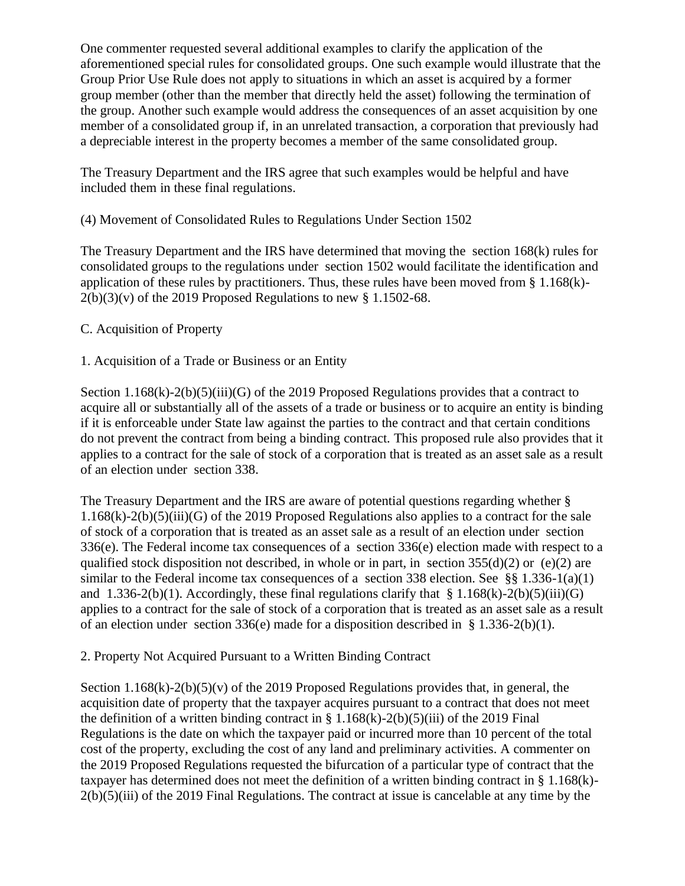One commenter requested several additional examples to clarify the application of the aforementioned special rules for consolidated groups. One such example would illustrate that the Group Prior Use Rule does not apply to situations in which an asset is acquired by a former group member (other than the member that directly held the asset) following the termination of the group. Another such example would address the consequences of an asset acquisition by one member of a consolidated group if, in an unrelated transaction, a corporation that previously had a depreciable interest in the property becomes a member of the same consolidated group.

The Treasury Department and the IRS agree that such examples would be helpful and have included them in these final regulations.

(4) Movement of Consolidated Rules to Regulations Under Section 1502

The Treasury Department and the IRS have determined that moving the section 168(k) rules for consolidated groups to the regulations under section 1502 would facilitate the identification and application of these rules by practitioners. Thus, these rules have been moved from § 1.168(k)-2(b)(3)(v) of the 2019 Proposed Regulations to new § 1.1502-68.

C. Acquisition of Property

1. Acquisition of a Trade or Business or an Entity

Section 1.168(k)-2(b)(5)(iii)(G) of the 2019 Proposed Regulations provides that a contract to acquire all or substantially all of the assets of a trade or business or to acquire an entity is binding if it is enforceable under State law against the parties to the contract and that certain conditions do not prevent the contract from being a binding contract. This proposed rule also provides that it applies to a contract for the sale of stock of a corporation that is treated as an asset sale as a result of an election under section 338.

The Treasury Department and the IRS are aware of potential questions regarding whether § 1.168(k)-2(b)(5)(iii)(G) of the 2019 Proposed Regulations also applies to a contract for the sale of stock of a corporation that is treated as an asset sale as a result of an election under section 336(e). The Federal income tax consequences of a section 336(e) election made with respect to a qualified stock disposition not described, in whole or in part, in section 355(d)(2) or (e)(2) are similar to the Federal income tax consequences of a section 338 election. See §§ 1.336-1(a)(1) and 1.336-2(b)(1). Accordingly, these final regulations clarify that § 1.168(k)-2(b)(5)(iii)(G) applies to a contract for the sale of stock of a corporation that is treated as an asset sale as a result of an election under section 336(e) made for a disposition described in § 1.336-2(b)(1).

2. Property Not Acquired Pursuant to a Written Binding Contract

Section 1.168(k)-2(b)(5)(v) of the 2019 Proposed Regulations provides that, in general, the acquisition date of property that the taxpayer acquires pursuant to a contract that does not meet the definition of a written binding contract in § 1.168(k)-2(b)(5)(iii) of the 2019 Final Regulations is the date on which the taxpayer paid or incurred more than 10 percent of the total cost of the property, excluding the cost of any land and preliminary activities. A commenter on the 2019 Proposed Regulations requested the bifurcation of a particular type of contract that the taxpayer has determined does not meet the definition of a written binding contract in § 1.168(k)-2(b)(5)(iii) of the 2019 Final Regulations. The contract at issue is cancelable at any time by the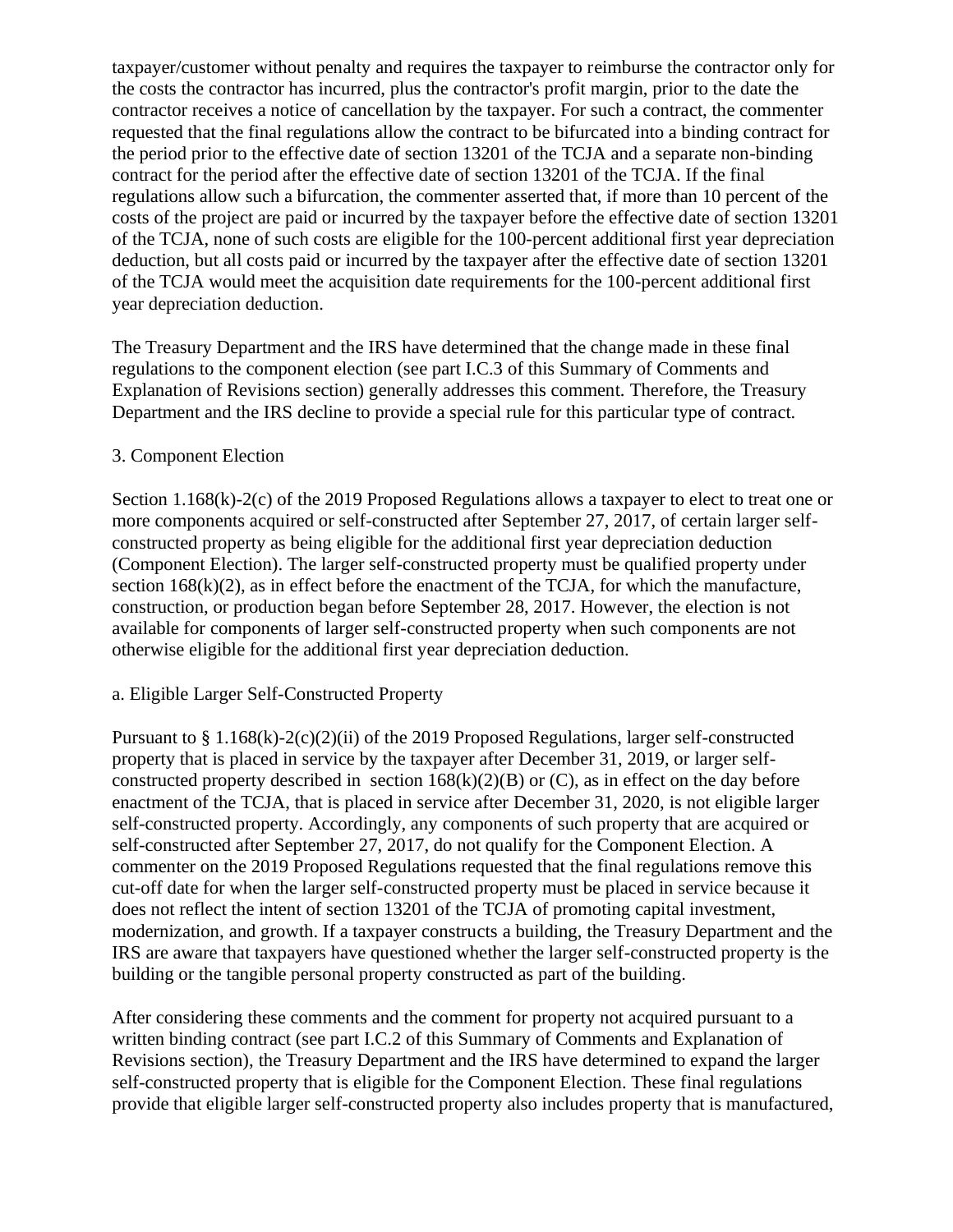taxpayer/customer without penalty and requires the taxpayer to reimburse the contractor only for the costs the contractor has incurred, plus the contractor's profit margin, prior to the date the contractor receives a notice of cancellation by the taxpayer. For such a contract, the commenter requested that the final regulations allow the contract to be bifurcated into a binding contract for the period prior to the effective date of section 13201 of the TCJA and a separate non-binding contract for the period after the effective date of section 13201 of the TCJA. If the final regulations allow such a bifurcation, the commenter asserted that, if more than 10 percent of the costs of the project are paid or incurred by the taxpayer before the effective date of section 13201 of the TCJA, none of such costs are eligible for the 100-percent additional first year depreciation deduction, but all costs paid or incurred by the taxpayer after the effective date of section 13201 of the TCJA would meet the acquisition date requirements for the 100-percent additional first year depreciation deduction.

The Treasury Department and the IRS have determined that the change made in these final regulations to the component election (see part I.C.3 of this Summary of Comments and Explanation of Revisions section) generally addresses this comment. Therefore, the Treasury Department and the IRS decline to provide a special rule for this particular type of contract.

### 3. Component Election

Section 1.168(k)-2(c) of the 2019 Proposed Regulations allows a taxpayer to elect to treat one or more components acquired or self-constructed after September 27, 2017, of certain larger self-constructed property as being eligible for the additional first year depreciation deduction (Component Election). The larger self-constructed property must be qualified property under section 168(k)(2), as in effect before the enactment of the TCJA, for which the manufacture, construction, or production began before September 28, 2017. However, the election is not available for components of larger self-constructed property when such components are not otherwise eligible for the additional first year depreciation deduction.

#### a. Eligible Larger Self-Constructed Property

Pursuant to § 1.168(k)-2(c)(2)(ii) of the 2019 Proposed Regulations, larger self-constructed property that is placed in service by the taxpayer after December 31, 2019, or larger self-constructed property described in section 168(k)(2)(B) or (C), as in effect on the day before enactment of the TCJA, that is placed in service after December 31, 2020, is not eligible larger self-constructed property. Accordingly, any components of such property that are acquired or self-constructed after September 27, 2017, do not qualify for the Component Election. A commenter on the 2019 Proposed Regulations requested that the final regulations remove this cut-off date for when the larger self-constructed property must be placed in service because it does not reflect the intent of section 13201 of the TCJA of promoting capital investment, modernization, and growth. If a taxpayer constructs a building, the Treasury Department and the IRS are aware that taxpayers have questioned whether the larger self-constructed property is the building or the tangible personal property constructed as part of the building.

After considering these comments and the comment for property not acquired pursuant to a written binding contract (see part I.C.2 of this Summary of Comments and Explanation of Revisions section), the Treasury Department and the IRS have determined to expand the larger self-constructed property that is eligible for the Component Election. These final regulations provide that eligible larger self-constructed property also includes property that is manufactured,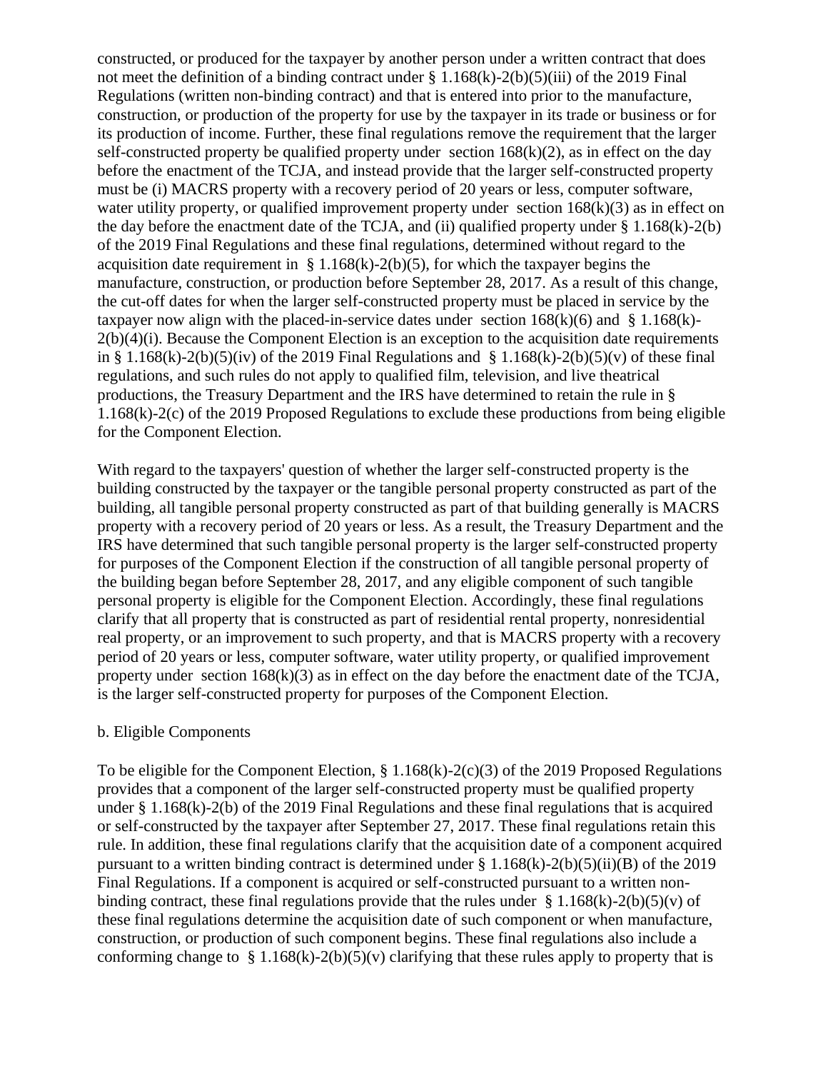constructed, or produced for the taxpayer by another person under a written contract that does not meet the definition of a binding contract under § 1.168(k)-2(b)(5)(iii) of the 2019 Final Regulations (written non-binding contract) and that is entered into prior to the manufacture, construction, or production of the property for use by the taxpayer in its trade or business or for its production of income. Further, these final regulations remove the requirement that the larger self-constructed property be qualified property under section 168(k)(2), as in effect on the day before the enactment of the TCJA, and instead provide that the larger self-constructed property must be (i) MACRS property with a recovery period of 20 years or less, computer software, water utility property, or qualified improvement property under section 168(k)(3) as in effect on the day before the enactment date of the TCJA, and (ii) qualified property under § 1.168(k)-2(b) of the 2019 Final Regulations and these final regulations, determined without regard to the acquisition date requirement in § 1.168(k)-2(b)(5), for which the taxpayer begins the manufacture, construction, or production before September 28, 2017. As a result of this change, the cut-off dates for when the larger self-constructed property must be placed in service by the taxpayer now align with the placed-in-service dates under section 168(k)(6) and § 1.168(k)-2(b)(4)(i). Because the Component Election is an exception to the acquisition date requirements in § 1.168(k)-2(b)(5)(iv) of the 2019 Final Regulations and § 1.168(k)-2(b)(5)(v) of these final regulations, and such rules do not apply to qualified film, television, and live theatrical productions, the Treasury Department and the IRS have determined to retain the rule in § 1.168(k)-2(c) of the 2019 Proposed Regulations to exclude these productions from being eligible for the Component Election.

With regard to the taxpayers' question of whether the larger self-constructed property is the building constructed by the taxpayer or the tangible personal property constructed as part of the building, all tangible personal property constructed as part of that building generally is MACRS property with a recovery period of 20 years or less. As a result, the Treasury Department and the IRS have determined that such tangible personal property is the larger self-constructed property for purposes of the Component Election if the construction of all tangible personal property of the building began before September 28, 2017, and any eligible component of such tangible personal property is eligible for the Component Election. Accordingly, these final regulations clarify that all property that is constructed as part of residential rental property, nonresidential real property, or an improvement to such property, and that is MACRS property with a recovery period of 20 years or less, computer software, water utility property, or qualified improvement property under section 168(k)(3) as in effect on the day before the enactment date of the TCJA, is the larger self-constructed property for purposes of the Component Election.

b. Eligible Components

To be eligible for the Component Election, § 1.168(k)-2(c)(3) of the 2019 Proposed Regulations provides that a component of the larger self-constructed property must be qualified property under § 1.168(k)-2(b) of the 2019 Final Regulations and these final regulations that is acquired or self-constructed by the taxpayer after September 27, 2017. These final regulations retain this rule. In addition, these final regulations clarify that the acquisition date of a component acquired pursuant to a written binding contract is determined under § 1.168(k)-2(b)(5)(ii)(B) of the 2019 Final Regulations. If a component is acquired or self-constructed pursuant to a written non-binding contract, these final regulations provide that the rules under § 1.168(k)-2(b)(5)(v) of these final regulations determine the acquisition date of such component or when manufacture, construction, or production of such component begins. These final regulations also include a conforming change to § 1.168(k)-2(b)(5)(v) clarifying that these rules apply to property that is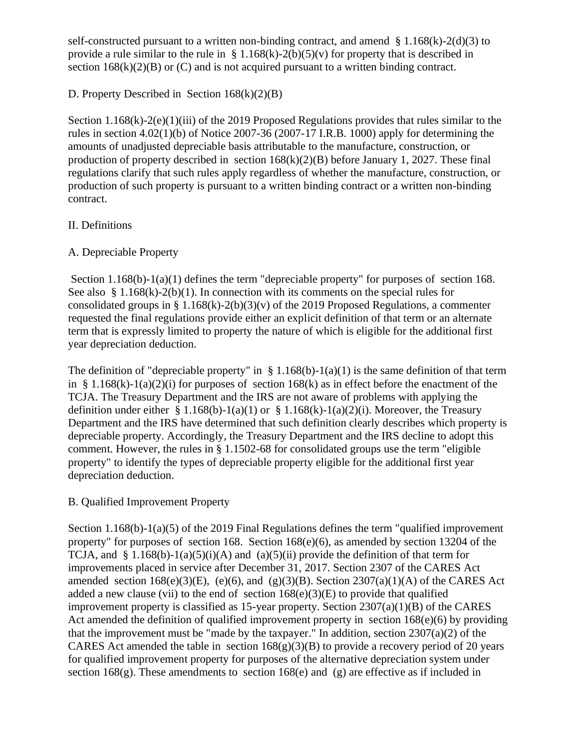self-constructed pursuant to a written non-binding contract, and amend § 1.168(k)-2(d)(3) to provide a rule similar to the rule in § 1.168(k)-2(b)(5)(v) for property that is described in section 168(k)(2)(B) or (C) and is not acquired pursuant to a written binding contract.

D. Property Described in Section 168(k)(2)(B)

Section 1.168(k)-2(e)(1)(iii) of the 2019 Proposed Regulations provides that rules similar to the rules in section 4.02(1)(b) of Notice 2007-36 (2007-17 I.R.B. 1000) apply for determining the amounts of unadjusted depreciable basis attributable to the manufacture, construction, or production of property described in section 168(k)(2)(B) before January 1, 2027. These final regulations clarify that such rules apply regardless of whether the manufacture, construction, or production of such property is pursuant to a written binding contract or a written non-binding contract.

II. Definitions

A. Depreciable Property

Section 1.168(b)-1(a)(1) defines the term "depreciable property" for purposes of section 168. See also § 1.168(k)-2(b)(1). In connection with its comments on the special rules for consolidated groups in § 1.168(k)-2(b)(3)(v) of the 2019 Proposed Regulations, a commenter requested the final regulations provide either an explicit definition of that term or an alternate term that is expressly limited to property the nature of which is eligible for the additional first year depreciation deduction.

The definition of "depreciable property" in § 1.168(b)-1(a)(1) is the same definition of that term in § 1.168(k)-1(a)(2)(i) for purposes of section 168(k) as in effect before the enactment of the TCJA. The Treasury Department and the IRS are not aware of problems with applying the definition under either § 1.168(b)-1(a)(1) or § 1.168(k)-1(a)(2)(i). Moreover, the Treasury Department and the IRS have determined that such definition clearly describes which property is depreciable property. Accordingly, the Treasury Department and the IRS decline to adopt this comment. However, the rules in § 1.1502-68 for consolidated groups use the term "eligible property" to identify the types of depreciable property eligible for the additional first year depreciation deduction.

B. Qualified Improvement Property

Section 1.168(b)-1(a)(5) of the 2019 Final Regulations defines the term "qualified improvement property" for purposes of section 168. Section 168(e)(6), as amended by section 13204 of the TCJA, and § 1.168(b)-1(a)(5)(i)(A) and (a)(5)(ii) provide the definition of that term for improvements placed in service after December 31, 2017. Section 2307 of the CARES Act amended section 168(e)(3)(E), (e)(6), and (g)(3)(B). Section 2307(a)(1)(A) of the CARES Act added a new clause (vii) to the end of section 168(e)(3)(E) to provide that qualified improvement property is classified as 15-year property. Section 2307(a)(1)(B) of the CARES Act amended the definition of qualified improvement property in section 168(e)(6) by providing that the improvement must be "made by the taxpayer." In addition, section 2307(a)(2) of the CARES Act amended the table in section 168(g)(3)(B) to provide a recovery period of 20 years for qualified improvement property for purposes of the alternative depreciation system under section 168(g). These amendments to section 168(e) and (g) are effective as if included in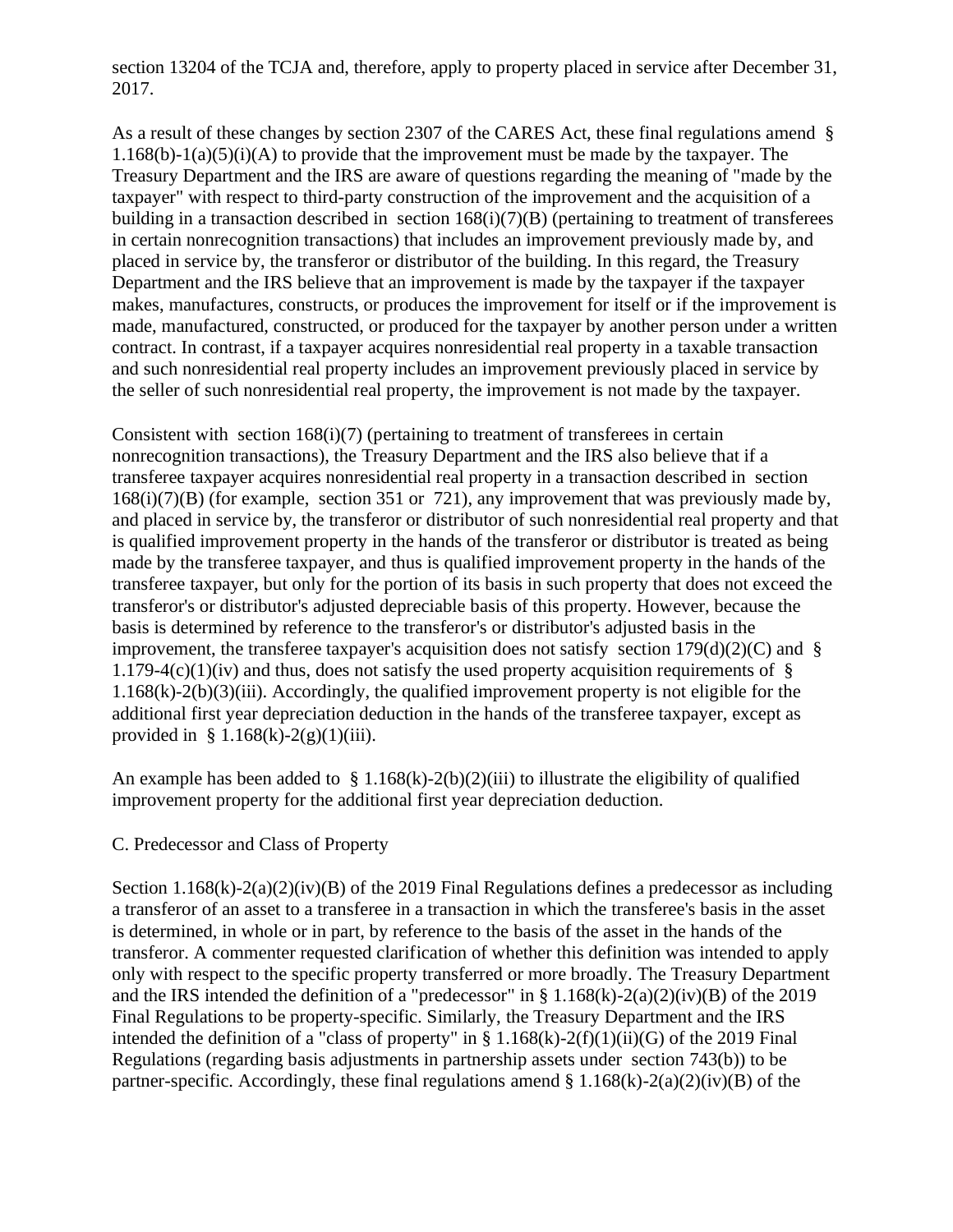section 13204 of the TCJA and, therefore, apply to property placed in service after December 31, 2017.

As a result of these changes by section 2307 of the CARES Act, these final regulations amend § 1.168(b)-1(a)(5)(i)(A) to provide that the improvement must be made by the taxpayer. The Treasury Department and the IRS are aware of questions regarding the meaning of "made by the taxpayer" with respect to third-party construction of the improvement and the acquisition of a building in a transaction described in section 168(i)(7)(B) (pertaining to treatment of transferees in certain nonrecognition transactions) that includes an improvement previously made by, and placed in service by, the transferor or distributor of the building. In this regard, the Treasury Department and the IRS believe that an improvement is made by the taxpayer if the taxpayer makes, manufactures, constructs, or produces the improvement for itself or if the improvement is made, manufactured, constructed, or produced for the taxpayer by another person under a written contract. In contrast, if a taxpayer acquires nonresidential real property in a taxable transaction and such nonresidential real property includes an improvement previously placed in service by the seller of such nonresidential real property, the improvement is not made by the taxpayer.

Consistent with section 168(i)(7) (pertaining to treatment of transferees in certain nonrecognition transactions), the Treasury Department and the IRS also believe that if a transferee taxpayer acquires nonresidential real property in a transaction described in section 168(i)(7)(B) (for example, section 351 or 721), any improvement that was previously made by, and placed in service by, the transferor or distributor of such nonresidential real property and that is qualified improvement property in the hands of the transferor or distributor is treated as being made by the transferee taxpayer, and thus is qualified improvement property in the hands of the transferee taxpayer, but only for the portion of its basis in such property that does not exceed the transferor's or distributor's adjusted depreciable basis of this property. However, because the basis is determined by reference to the transferor's or distributor's adjusted basis in the improvement, the transferee taxpayer's acquisition does not satisfy section 179(d)(2)(C) and § 1.179-4(c)(1)(iv) and thus, does not satisfy the used property acquisition requirements of § 1.168(k)-2(b)(3)(iii). Accordingly, the qualified improvement property is not eligible for the additional first year depreciation deduction in the hands of the transferee taxpayer, except as provided in § 1.168(k)-2(g)(1)(iii).

An example has been added to § 1.168(k)-2(b)(2)(iii) to illustrate the eligibility of qualified improvement property for the additional first year depreciation deduction.

C. Predecessor and Class of Property

Section 1.168(k)-2(a)(2)(iv)(B) of the 2019 Final Regulations defines a predecessor as including a transferor of an asset to a transferee in a transaction in which the transferee's basis in the asset is determined, in whole or in part, by reference to the basis of the asset in the hands of the transferor. A commenter requested clarification of whether this definition was intended to apply only with respect to the specific property transferred or more broadly. The Treasury Department and the IRS intended the definition of a "predecessor" in § 1.168(k)-2(a)(2)(iv)(B) of the 2019 Final Regulations to be property-specific. Similarly, the Treasury Department and the IRS intended the definition of a "class of property" in § 1.168(k)-2(f)(1)(ii)(G) of the 2019 Final Regulations (regarding basis adjustments in partnership assets under section 743(b)) to be partner-specific. Accordingly, these final regulations amend § 1.168(k)-2(a)(2)(iv)(B) of the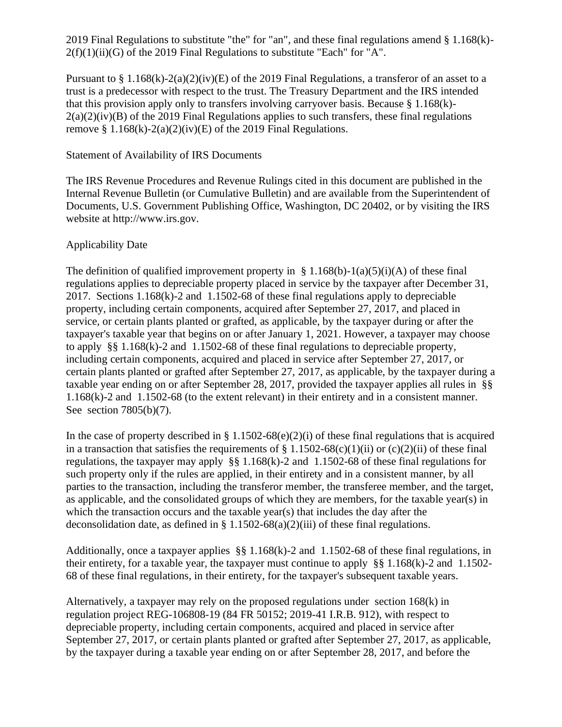2019 Final Regulations to substitute "the" for "an", and these final regulations amend § 1.168(k)-2(f)(1)(ii)(G) of the 2019 Final Regulations to substitute "Each" for "A".

Pursuant to § 1.168(k)-2(a)(2)(iv)(E) of the 2019 Final Regulations, a transferor of an asset to a trust is a predecessor with respect to the trust. The Treasury Department and the IRS intended that this provision apply only to transfers involving carryover basis. Because § 1.168(k)-2(a)(2)(iv)(B) of the 2019 Final Regulations applies to such transfers, these final regulations remove § 1.168(k)-2(a)(2)(iv)(E) of the 2019 Final Regulations.

Statement of Availability of IRS Documents

The IRS Revenue Procedures and Revenue Rulings cited in this document are published in the Internal Revenue Bulletin (or Cumulative Bulletin) and are available from the Superintendent of Documents, U.S. Government Publishing Office, Washington, DC 20402, or by visiting the IRS website at http://www.irs.gov.

Applicability Date

The definition of qualified improvement property in § 1.168(b)-1(a)(5)(i)(A) of these final regulations applies to depreciable property placed in service by the taxpayer after December 31, 2017. Sections 1.168(k)-2 and 1.1502-68 of these final regulations apply to depreciable property, including certain components, acquired after September 27, 2017, and placed in service, or certain plants planted or grafted, as applicable, by the taxpayer during or after the taxpayer's taxable year that begins on or after January 1, 2021. However, a taxpayer may choose to apply §§ 1.168(k)-2 and 1.1502-68 of these final regulations to depreciable property, including certain components, acquired and placed in service after September 27, 2017, or certain plants planted or grafted after September 27, 2017, as applicable, by the taxpayer during a taxable year ending on or after September 28, 2017, provided the taxpayer applies all rules in §§ 1.168(k)-2 and 1.1502-68 (to the extent relevant) in their entirety and in a consistent manner. See section 7805(b)(7).

In the case of property described in § 1.1502-68(e)(2)(i) of these final regulations that is acquired in a transaction that satisfies the requirements of § 1.1502-68(c)(1)(ii) or (c)(2)(ii) of these final regulations, the taxpayer may apply §§ 1.168(k)-2 and 1.1502-68 of these final regulations for such property only if the rules are applied, in their entirety and in a consistent manner, by all parties to the transaction, including the transferor member, the transferee member, and the target, as applicable, and the consolidated groups of which they are members, for the taxable year(s) in which the transaction occurs and the taxable year(s) that includes the day after the deconsolidation date, as defined in § 1.1502-68(a)(2)(iii) of these final regulations.

Additionally, once a taxpayer applies §§ 1.168(k)-2 and 1.1502-68 of these final regulations, in their entirety, for a taxable year, the taxpayer must continue to apply §§ 1.168(k)-2 and 1.1502-68 of these final regulations, in their entirety, for the taxpayer's subsequent taxable years.

Alternatively, a taxpayer may rely on the proposed regulations under section 168(k) in regulation project REG-106808-19 (84 FR 50152; 2019-41 I.R.B. 912), with respect to depreciable property, including certain components, acquired and placed in service after September 27, 2017, or certain plants planted or grafted after September 27, 2017, as applicable, by the taxpayer during a taxable year ending on or after September 28, 2017, and before the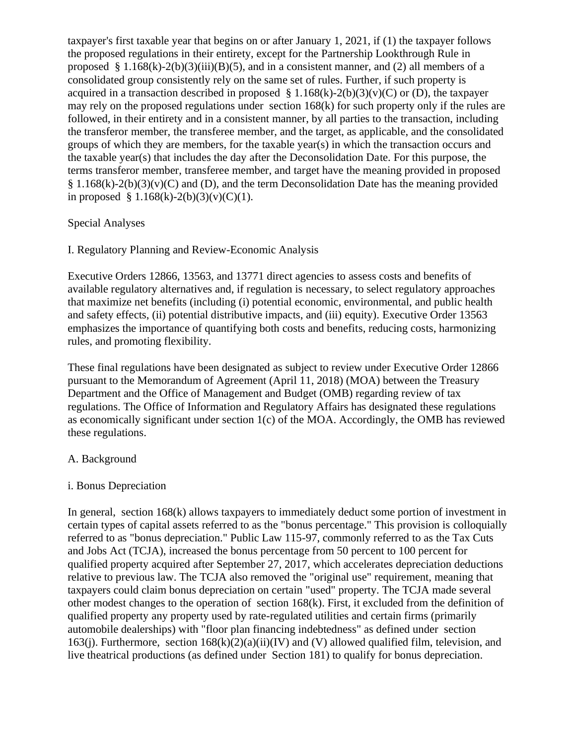taxpayer's first taxable year that begins on or after January 1, 2021, if (1) the taxpayer follows the proposed regulations in their entirety, except for the Partnership Lookthrough Rule in proposed § 1.168(k)-2(b)(3)(iii)(B)(5), and in a consistent manner, and (2) all members of a consolidated group consistently rely on the same set of rules. Further, if such property is acquired in a transaction described in proposed § 1.168(k)-2(b)(3)(v)(C) or (D), the taxpayer may rely on the proposed regulations under section 168(k) for such property only if the rules are followed, in their entirety and in a consistent manner, by all parties to the transaction, including the transferor member, the transferee member, and the target, as applicable, and the consolidated groups of which they are members, for the taxable year(s) in which the transaction occurs and the taxable year(s) that includes the day after the Deconsolidation Date. For this purpose, the terms transferor member, transferee member, and target have the meaning provided in proposed § 1.168(k)-2(b)(3)(v)(C) and (D), and the term Deconsolidation Date has the meaning provided in proposed § 1.168(k)-2(b)(3)(v)(C)(1).

## Special Analyses

### I. Regulatory Planning and Review-Economic Analysis

Executive Orders 12866, 13563, and 13771 direct agencies to assess costs and benefits of available regulatory alternatives and, if regulation is necessary, to select regulatory approaches that maximize net benefits (including (i) potential economic, environmental, and public health and safety effects, (ii) potential distributive impacts, and (iii) equity). Executive Order 13563 emphasizes the importance of quantifying both costs and benefits, reducing costs, harmonizing rules, and promoting flexibility.

These final regulations have been designated as subject to review under Executive Order 12866 pursuant to the Memorandum of Agreement (April 11, 2018) (MOA) between the Treasury Department and the Office of Management and Budget (OMB) regarding review of tax regulations. The Office of Information and Regulatory Affairs has designated these regulations as economically significant under section 1(c) of the MOA. Accordingly, the OMB has reviewed these regulations.

#### A. Background

##### i. Bonus Depreciation

In general, section 168(k) allows taxpayers to immediately deduct some portion of investment in certain types of capital assets referred to as the "bonus percentage." This provision is colloquially referred to as "bonus depreciation." Public Law 115-97, commonly referred to as the Tax Cuts and Jobs Act (TCJA), increased the bonus percentage from 50 percent to 100 percent for qualified property acquired after September 27, 2017, which accelerates depreciation deductions relative to previous law. The TCJA also removed the "original use" requirement, meaning that taxpayers could claim bonus depreciation on certain "used" property. The TCJA made several other modest changes to the operation of section 168(k). First, it excluded from the definition of qualified property any property used by rate-regulated utilities and certain firms (primarily automobile dealerships) with "floor plan financing indebtedness" as defined under section 163(j). Furthermore, section 168(k)(2)(a)(ii)(IV) and (V) allowed qualified film, television, and live theatrical productions (as defined under Section 181) to qualify for bonus depreciation.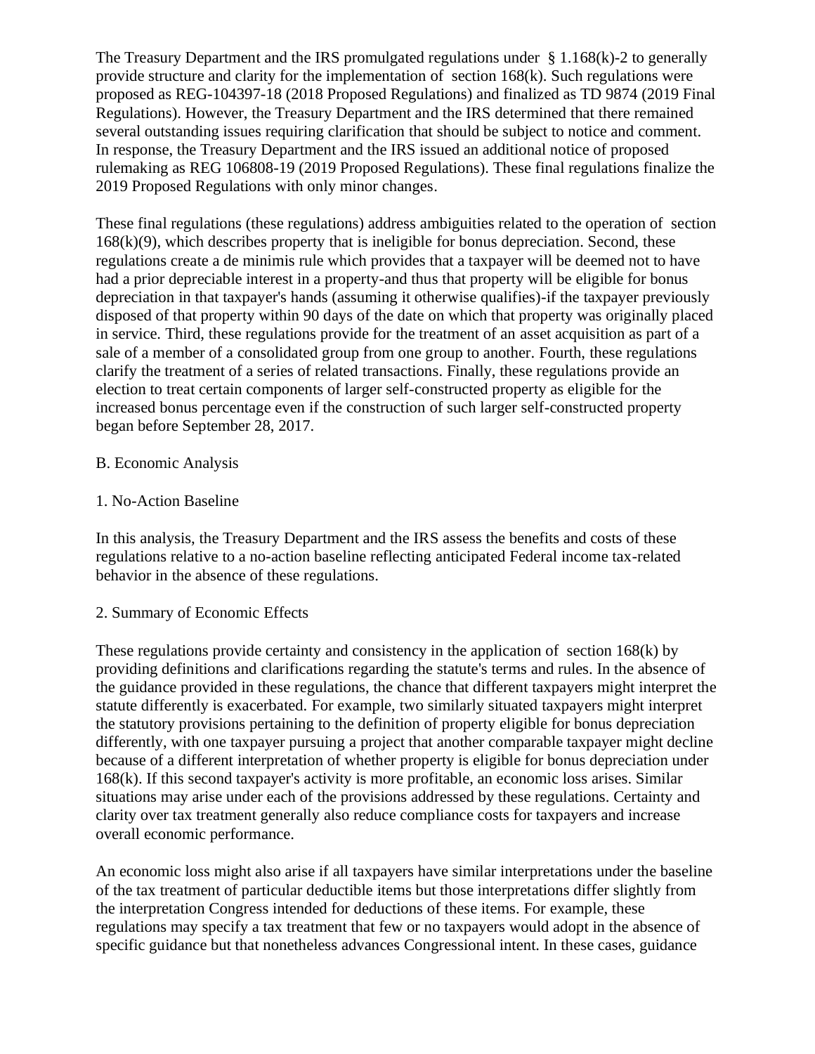The Treasury Department and the IRS promulgated regulations under § 1.168(k)-2 to generally provide structure and clarity for the implementation of section 168(k). Such regulations were proposed as REG-104397-18 (2018 Proposed Regulations) and finalized as TD 9874 (2019 Final Regulations). However, the Treasury Department and the IRS determined that there remained several outstanding issues requiring clarification that should be subject to notice and comment. In response, the Treasury Department and the IRS issued an additional notice of proposed rulemaking as REG 106808-19 (2019 Proposed Regulations). These final regulations finalize the 2019 Proposed Regulations with only minor changes.

These final regulations (these regulations) address ambiguities related to the operation of section 168(k)(9), which describes property that is ineligible for bonus depreciation. Second, these regulations create a de minimis rule which provides that a taxpayer will be deemed not to have had a prior depreciable interest in a property-and thus that property will be eligible for bonus depreciation in that taxpayer's hands (assuming it otherwise qualifies)-if the taxpayer previously disposed of that property within 90 days of the date on which that property was originally placed in service. Third, these regulations provide for the treatment of an asset acquisition as part of a sale of a member of a consolidated group from one group to another. Fourth, these regulations clarify the treatment of a series of related transactions. Finally, these regulations provide an election to treat certain components of larger self-constructed property as eligible for the increased bonus percentage even if the construction of such larger self-constructed property began before September 28, 2017.

B. Economic Analysis

1. No-Action Baseline

In this analysis, the Treasury Department and the IRS assess the benefits and costs of these regulations relative to a no-action baseline reflecting anticipated Federal income tax-related behavior in the absence of these regulations.

2. Summary of Economic Effects

These regulations provide certainty and consistency in the application of section 168(k) by providing definitions and clarifications regarding the statute's terms and rules. In the absence of the guidance provided in these regulations, the chance that different taxpayers might interpret the statute differently is exacerbated. For example, two similarly situated taxpayers might interpret the statutory provisions pertaining to the definition of property eligible for bonus depreciation differently, with one taxpayer pursuing a project that another comparable taxpayer might decline because of a different interpretation of whether property is eligible for bonus depreciation under 168(k). If this second taxpayer's activity is more profitable, an economic loss arises. Similar situations may arise under each of the provisions addressed by these regulations. Certainty and clarity over tax treatment generally also reduce compliance costs for taxpayers and increase overall economic performance.

An economic loss might also arise if all taxpayers have similar interpretations under the baseline of the tax treatment of particular deductible items but those interpretations differ slightly from the interpretation Congress intended for deductions of these items. For example, these regulations may specify a tax treatment that few or no taxpayers would adopt in the absence of specific guidance but that nonetheless advances Congressional intent. In these cases, guidance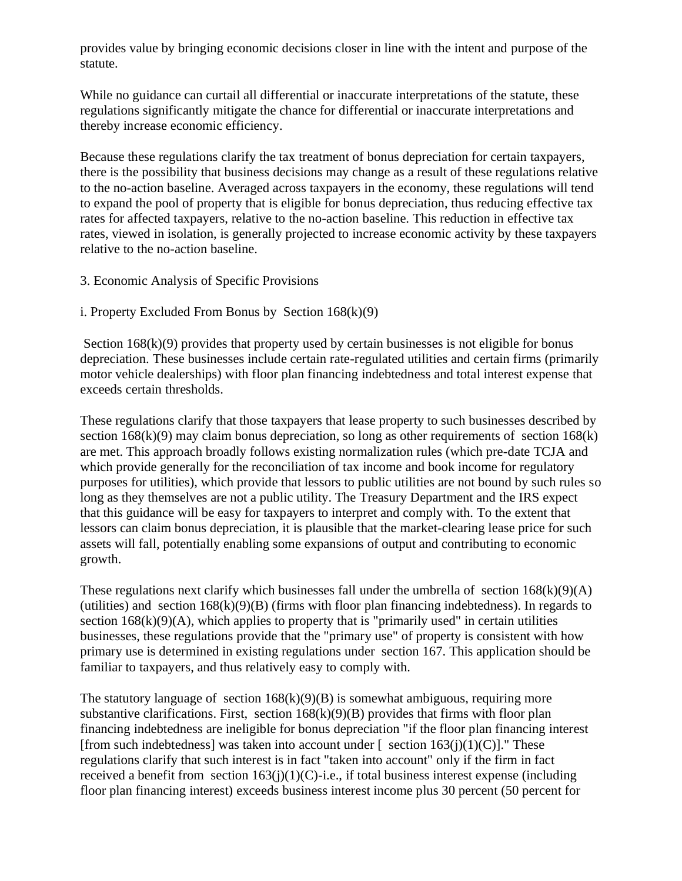provides value by bringing economic decisions closer in line with the intent and purpose of the statute.

While no guidance can curtail all differential or inaccurate interpretations of the statute, these regulations significantly mitigate the chance for differential or inaccurate interpretations and thereby increase economic efficiency.

Because these regulations clarify the tax treatment of bonus depreciation for certain taxpayers, there is the possibility that business decisions may change as a result of these regulations relative to the no-action baseline. Averaged across taxpayers in the economy, these regulations will tend to expand the pool of property that is eligible for bonus depreciation, thus reducing effective tax rates for affected taxpayers, relative to the no-action baseline. This reduction in effective tax rates, viewed in isolation, is generally projected to increase economic activity by these taxpayers relative to the no-action baseline.

3. Economic Analysis of Specific Provisions

i. Property Excluded From Bonus by Section 168(k)(9)

Section 168(k)(9) provides that property used by certain businesses is not eligible for bonus depreciation. These businesses include certain rate-regulated utilities and certain firms (primarily motor vehicle dealerships) with floor plan financing indebtedness and total interest expense that exceeds certain thresholds.

These regulations clarify that those taxpayers that lease property to such businesses described by section 168(k)(9) may claim bonus depreciation, so long as other requirements of section 168(k) are met. This approach broadly follows existing normalization rules (which pre-date TCJA and which provide generally for the reconciliation of tax income and book income for regulatory purposes for utilities), which provide that lessors to public utilities are not bound by such rules so long as they themselves are not a public utility. The Treasury Department and the IRS expect that this guidance will be easy for taxpayers to interpret and comply with. To the extent that lessors can claim bonus depreciation, it is plausible that the market-clearing lease price for such assets will fall, potentially enabling some expansions of output and contributing to economic growth.

These regulations next clarify which businesses fall under the umbrella of section 168(k)(9)(A) (utilities) and section 168(k)(9)(B) (firms with floor plan financing indebtedness). In regards to section 168(k)(9)(A), which applies to property that is "primarily used" in certain utilities businesses, these regulations provide that the "primary use" of property is consistent with how primary use is determined in existing regulations under section 167. This application should be familiar to taxpayers, and thus relatively easy to comply with.

The statutory language of section 168(k)(9)(B) is somewhat ambiguous, requiring more substantive clarifications. First, section 168(k)(9)(B) provides that firms with floor plan financing indebtedness are ineligible for bonus depreciation "if the floor plan financing interest [from such indebtedness] was taken into account under [ section 163(j)(1)(C)]." These regulations clarify that such interest is in fact "taken into account" only if the firm in fact received a benefit from section 163(j)(1)(C)-i.e., if total business interest expense (including floor plan financing interest) exceeds business interest income plus 30 percent (50 percent for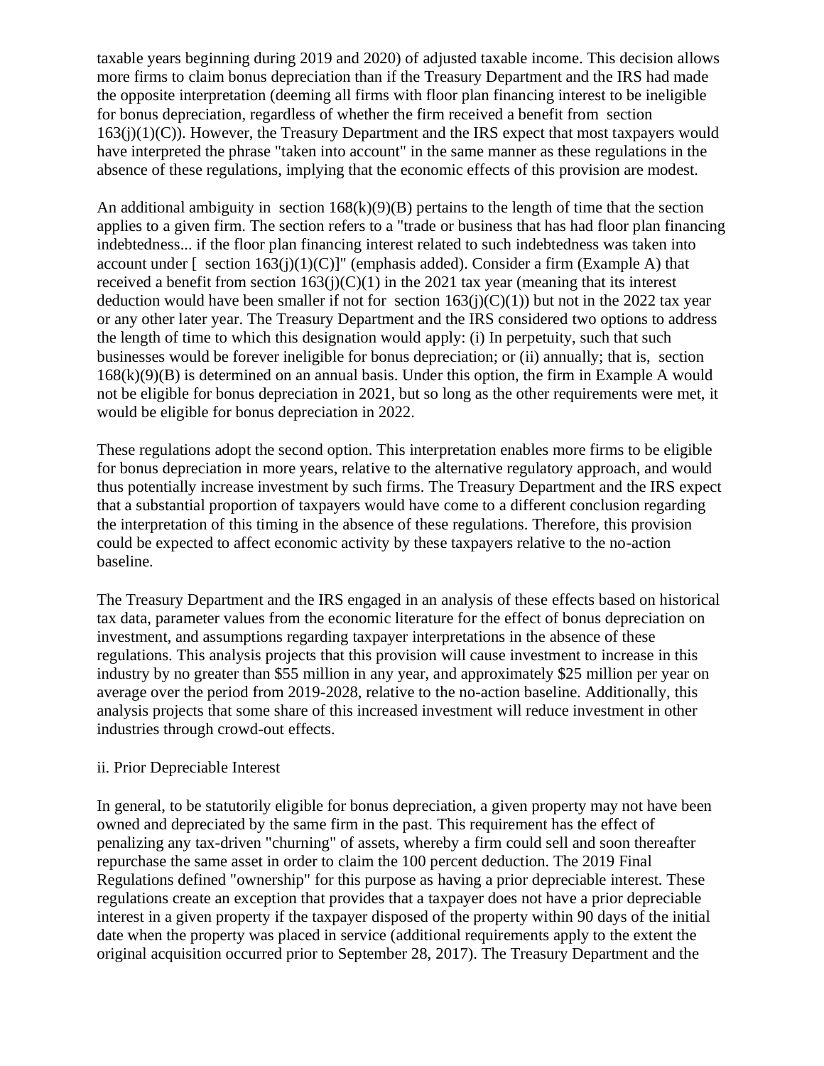taxable years beginning during 2019 and 2020) of adjusted taxable income. This decision allows more firms to claim bonus depreciation than if the Treasury Department and the IRS had made the opposite interpretation (deeming all firms with floor plan financing interest to be ineligible for bonus depreciation, regardless of whether the firm received a benefit from section 163(j)(1)(C)). However, the Treasury Department and the IRS expect that most taxpayers would have interpreted the phrase "taken into account" in the same manner as these regulations in the absence of these regulations, implying that the economic effects of this provision are modest.

An additional ambiguity in section 168(k)(9)(B) pertains to the length of time that the section applies to a given firm. The section refers to a "trade or business that has had floor plan financing indebtedness... if the floor plan financing interest related to such indebtedness was taken into account under [ section 163(j)(1)(C)]" (emphasis added). Consider a firm (Example A) that received a benefit from section 163(j)(C)(1) in the 2021 tax year (meaning that its interest deduction would have been smaller if not for section 163(j)(C)(1)) but not in the 2022 tax year or any other later year. The Treasury Department and the IRS considered two options to address the length of time to which this designation would apply: (i) In perpetuity, such that such businesses would be forever ineligible for bonus depreciation; or (ii) annually; that is, section 168(k)(9)(B) is determined on an annual basis. Under this option, the firm in Example A would not be eligible for bonus depreciation in 2021, but so long as the other requirements were met, it would be eligible for bonus depreciation in 2022.

These regulations adopt the second option. This interpretation enables more firms to be eligible for bonus depreciation in more years, relative to the alternative regulatory approach, and would thus potentially increase investment by such firms. The Treasury Department and the IRS expect that a substantial proportion of taxpayers would have come to a different conclusion regarding the interpretation of this timing in the absence of these regulations. Therefore, this provision could be expected to affect economic activity by these taxpayers relative to the no-action baseline.

The Treasury Department and the IRS engaged in an analysis of these effects based on historical tax data, parameter values from the economic literature for the effect of bonus depreciation on investment, and assumptions regarding taxpayer interpretations in the absence of these regulations. This analysis projects that this provision will cause investment to increase in this industry by no greater than \$55 million in any year, and approximately \$25 million per year on average over the period from 2019-2028, relative to the no-action baseline. Additionally, this analysis projects that some share of this increased investment will reduce investment in other industries through crowd-out effects.

ii. Prior Depreciable Interest

In general, to be statutorily eligible for bonus depreciation, a given property may not have been owned and depreciated by the same firm in the past. This requirement has the effect of penalizing any tax-driven "churning" of assets, whereby a firm could sell and soon thereafter repurchase the same asset in order to claim the 100 percent deduction. The 2019 Final Regulations defined "ownership" for this purpose as having a prior depreciable interest. These regulations create an exception that provides that a taxpayer does not have a prior depreciable interest in a given property if the taxpayer disposed of the property within 90 days of the initial date when the property was placed in service (additional requirements apply to the extent the original acquisition occurred prior to September 28, 2017). The Treasury Department and the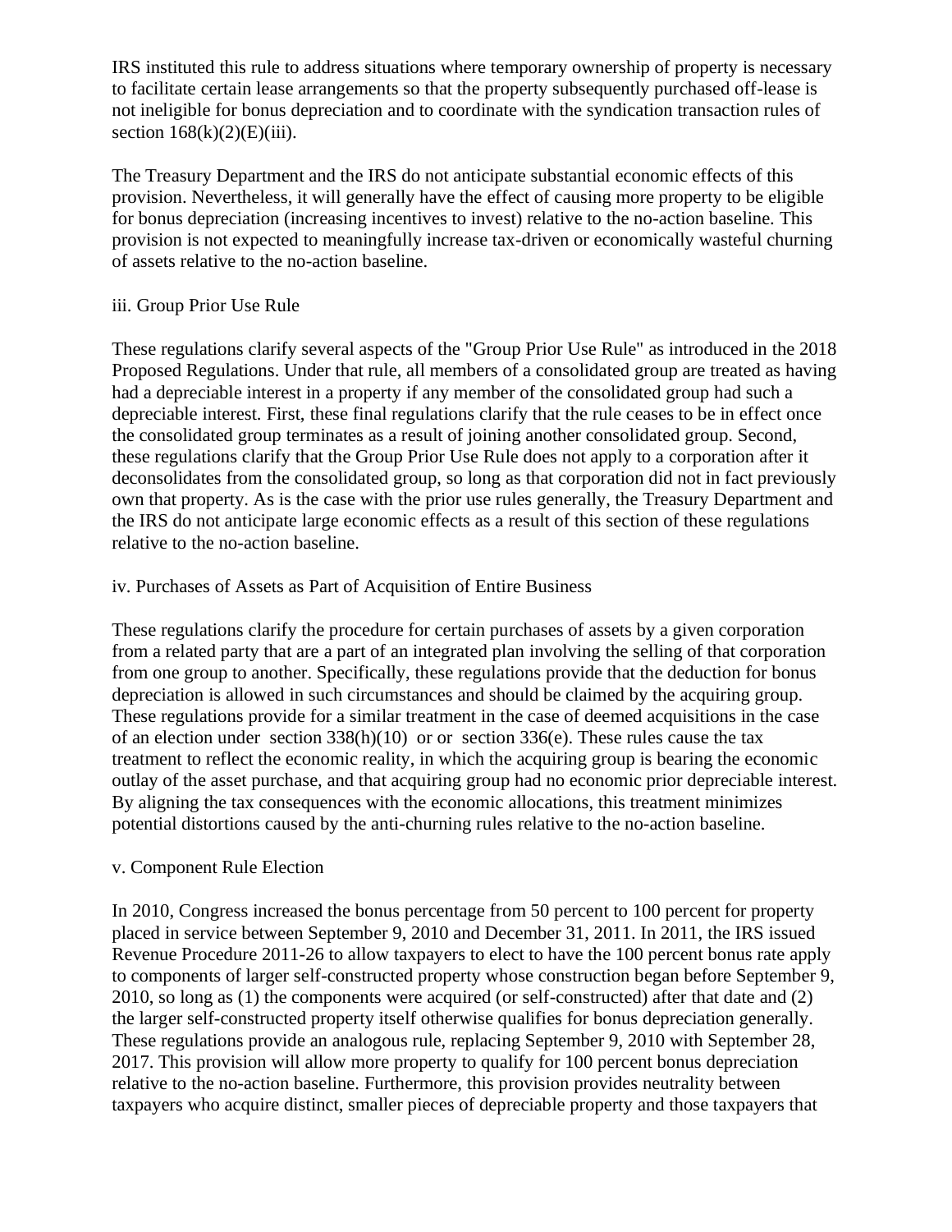IRS instituted this rule to address situations where temporary ownership of property is necessary to facilitate certain lease arrangements so that the property subsequently purchased off-lease is not ineligible for bonus depreciation and to coordinate with the syndication transaction rules of section 168(k)(2)(E)(iii).

The Treasury Department and the IRS do not anticipate substantial economic effects of this provision. Nevertheless, it will generally have the effect of causing more property to be eligible for bonus depreciation (increasing incentives to invest) relative to the no-action baseline. This provision is not expected to meaningfully increase tax-driven or economically wasteful churning of assets relative to the no-action baseline.

iii. Group Prior Use Rule

These regulations clarify several aspects of the "Group Prior Use Rule" as introduced in the 2018 Proposed Regulations. Under that rule, all members of a consolidated group are treated as having had a depreciable interest in a property if any member of the consolidated group had such a depreciable interest. First, these final regulations clarify that the rule ceases to be in effect once the consolidated group terminates as a result of joining another consolidated group. Second, these regulations clarify that the Group Prior Use Rule does not apply to a corporation after it deconsolidates from the consolidated group, so long as that corporation did not in fact previously own that property. As is the case with the prior use rules generally, the Treasury Department and the IRS do not anticipate large economic effects as a result of this section of these regulations relative to the no-action baseline.

iv. Purchases of Assets as Part of Acquisition of Entire Business

These regulations clarify the procedure for certain purchases of assets by a given corporation from a related party that are a part of an integrated plan involving the selling of that corporation from one group to another. Specifically, these regulations provide that the deduction for bonus depreciation is allowed in such circumstances and should be claimed by the acquiring group. These regulations provide for a similar treatment in the case of deemed acquisitions in the case of an election under section 338(h)(10) or or section 336(e). These rules cause the tax treatment to reflect the economic reality, in which the acquiring group is bearing the economic outlay of the asset purchase, and that acquiring group had no economic prior depreciable interest. By aligning the tax consequences with the economic allocations, this treatment minimizes potential distortions caused by the anti-churning rules relative to the no-action baseline.

v. Component Rule Election

In 2010, Congress increased the bonus percentage from 50 percent to 100 percent for property placed in service between September 9, 2010 and December 31, 2011. In 2011, the IRS issued Revenue Procedure 2011-26 to allow taxpayers to elect to have the 100 percent bonus rate apply to components of larger self-constructed property whose construction began before September 9, 2010, so long as (1) the components were acquired (or self-constructed) after that date and (2) the larger self-constructed property itself otherwise qualifies for bonus depreciation generally. These regulations provide an analogous rule, replacing September 9, 2010 with September 28, 2017. This provision will allow more property to qualify for 100 percent bonus depreciation relative to the no-action baseline. Furthermore, this provision provides neutrality between taxpayers who acquire distinct, smaller pieces of depreciable property and those taxpayers that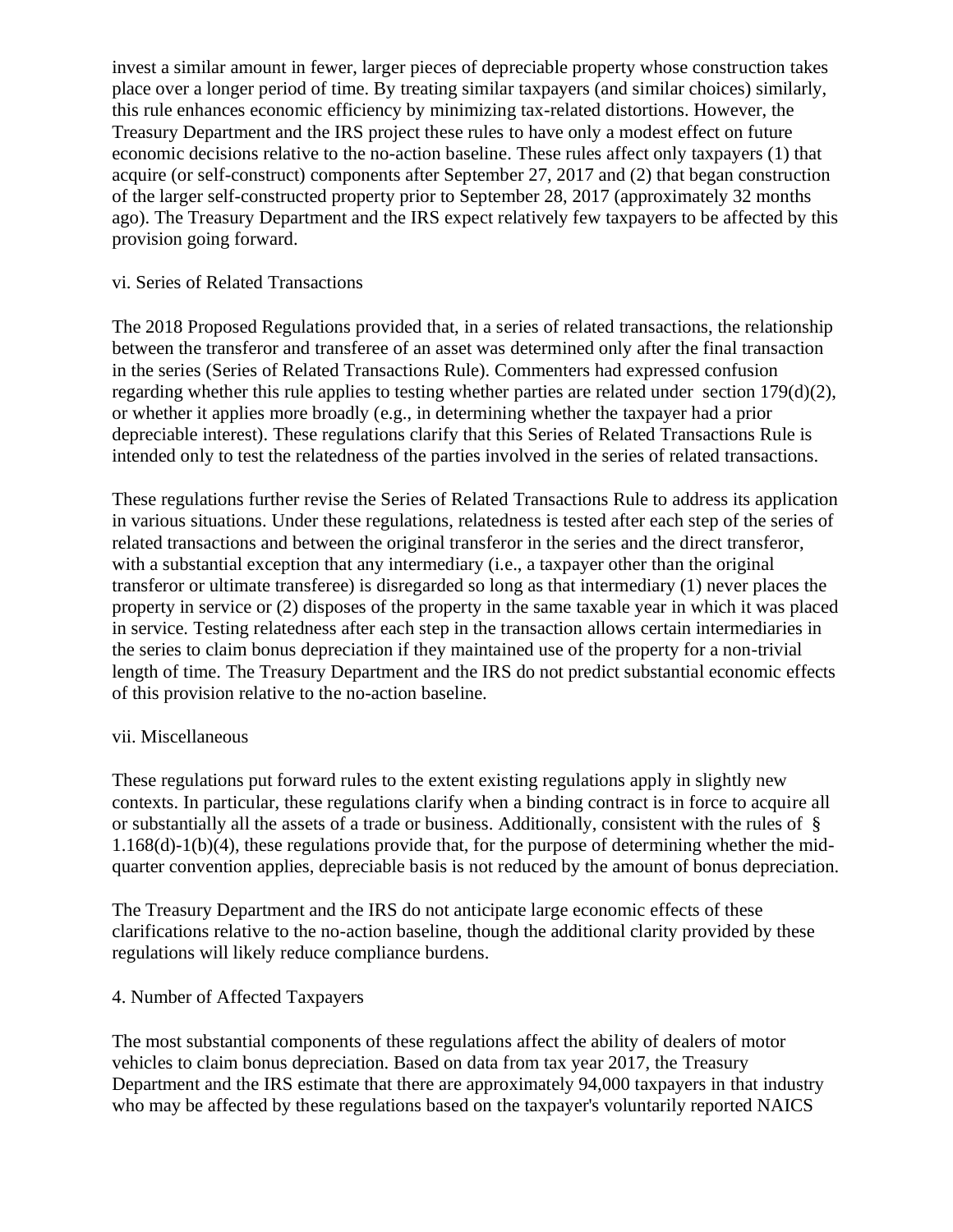invest a similar amount in fewer, larger pieces of depreciable property whose construction takes place over a longer period of time. By treating similar taxpayers (and similar choices) similarly, this rule enhances economic efficiency by minimizing tax-related distortions. However, the Treasury Department and the IRS project these rules to have only a modest effect on future economic decisions relative to the no-action baseline. These rules affect only taxpayers (1) that acquire (or self-construct) components after September 27, 2017 and (2) that began construction of the larger self-constructed property prior to September 28, 2017 (approximately 32 months ago). The Treasury Department and the IRS expect relatively few taxpayers to be affected by this provision going forward.

#### vi. Series of Related Transactions

The 2018 Proposed Regulations provided that, in a series of related transactions, the relationship between the transferor and transferee of an asset was determined only after the final transaction in the series (Series of Related Transactions Rule). Commenters had expressed confusion regarding whether this rule applies to testing whether parties are related under section 179(d)(2), or whether it applies more broadly (e.g., in determining whether the taxpayer had a prior depreciable interest). These regulations clarify that this Series of Related Transactions Rule is intended only to test the relatedness of the parties involved in the series of related transactions.

These regulations further revise the Series of Related Transactions Rule to address its application in various situations. Under these regulations, relatedness is tested after each step of the series of related transactions and between the original transferor in the series and the direct transferor, with a substantial exception that any intermediary (i.e., a taxpayer other than the original transferor or ultimate transferee) is disregarded so long as that intermediary (1) never places the property in service or (2) disposes of the property in the same taxable year in which it was placed in service. Testing relatedness after each step in the transaction allows certain intermediaries in the series to claim bonus depreciation if they maintained use of the property for a non-trivial length of time. The Treasury Department and the IRS do not predict substantial economic effects of this provision relative to the no-action baseline.

#### vii. Miscellaneous

These regulations put forward rules to the extent existing regulations apply in slightly new contexts. In particular, these regulations clarify when a binding contract is in force to acquire all or substantially all the assets of a trade or business. Additionally, consistent with the rules of § 1.168(d)-1(b)(4), these regulations provide that, for the purpose of determining whether the mid-quarter convention applies, depreciable basis is not reduced by the amount of bonus depreciation.

The Treasury Department and the IRS do not anticipate large economic effects of these clarifications relative to the no-action baseline, though the additional clarity provided by these regulations will likely reduce compliance burdens.

### 4. Number of Affected Taxpayers

The most substantial components of these regulations affect the ability of dealers of motor vehicles to claim bonus depreciation. Based on data from tax year 2017, the Treasury Department and the IRS estimate that there are approximately 94,000 taxpayers in that industry who may be affected by these regulations based on the taxpayer's voluntarily reported NAICS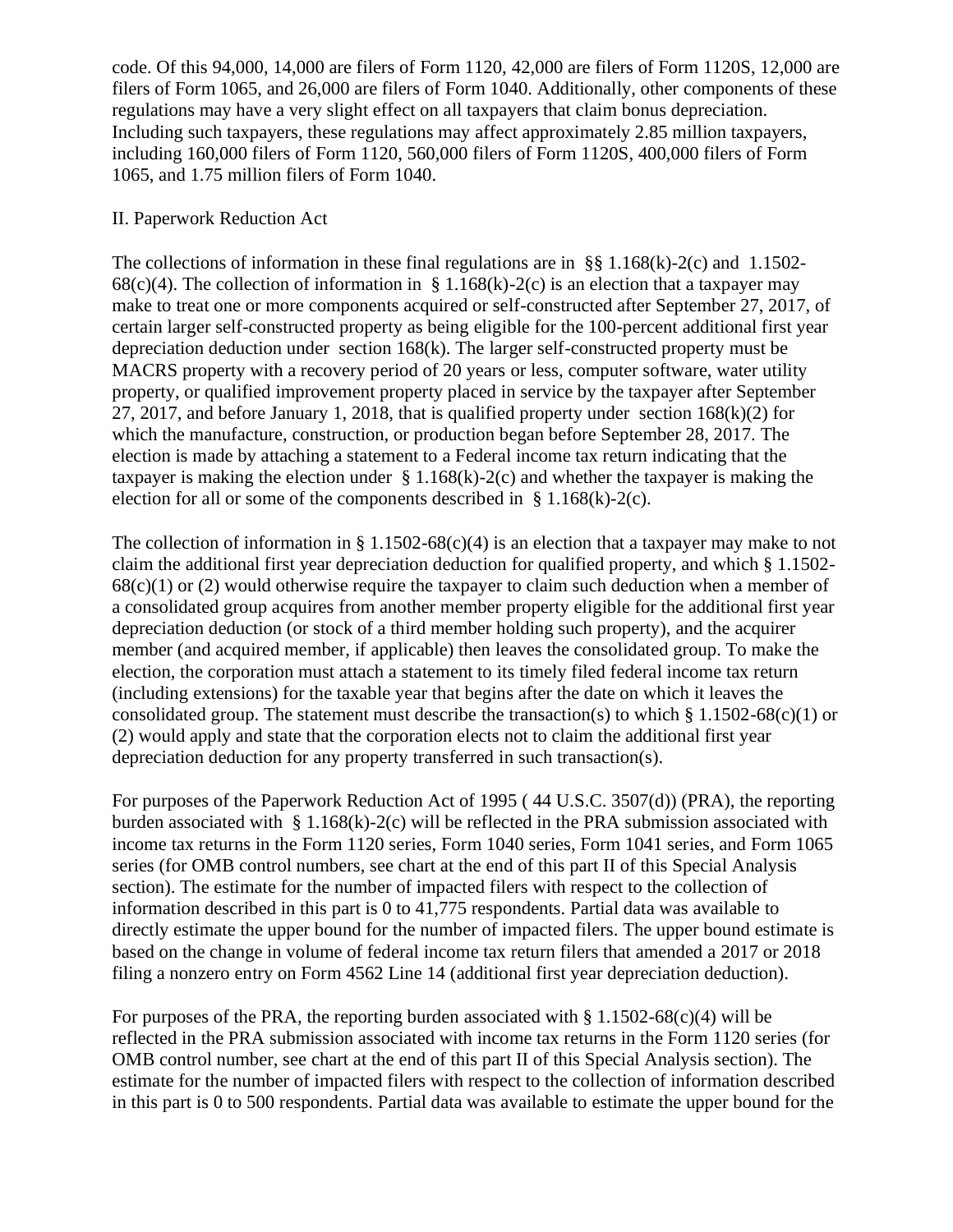code. Of this 94,000, 14,000 are filers of Form 1120, 42,000 are filers of Form 1120S, 12,000 are filers of Form 1065, and 26,000 are filers of Form 1040. Additionally, other components of these regulations may have a very slight effect on all taxpayers that claim bonus depreciation. Including such taxpayers, these regulations may affect approximately 2.85 million taxpayers, including 160,000 filers of Form 1120, 560,000 filers of Form 1120S, 400,000 filers of Form 1065, and 1.75 million filers of Form 1040.

## II. Paperwork Reduction Act

The collections of information in these final regulations are in §§ 1.168(k)-2(c) and 1.1502-68(c)(4). The collection of information in § 1.168(k)-2(c) is an election that a taxpayer may make to treat one or more components acquired or self-constructed after September 27, 2017, of certain larger self-constructed property as being eligible for the 100-percent additional first year depreciation deduction under section 168(k). The larger self-constructed property must be MACRS property with a recovery period of 20 years or less, computer software, water utility property, or qualified improvement property placed in service by the taxpayer after September 27, 2017, and before January 1, 2018, that is qualified property under section 168(k)(2) for which the manufacture, construction, or production began before September 28, 2017. The election is made by attaching a statement to a Federal income tax return indicating that the taxpayer is making the election under § 1.168(k)-2(c) and whether the taxpayer is making the election for all or some of the components described in § 1.168(k)-2(c).

The collection of information in § 1.1502-68(c)(4) is an election that a taxpayer may make to not claim the additional first year depreciation deduction for qualified property, and which § 1.1502-68(c)(1) or (2) would otherwise require the taxpayer to claim such deduction when a member of a consolidated group acquires from another member property eligible for the additional first year depreciation deduction (or stock of a third member holding such property), and the acquirer member (and acquired member, if applicable) then leaves the consolidated group. To make the election, the corporation must attach a statement to its timely filed federal income tax return (including extensions) for the taxable year that begins after the date on which it leaves the consolidated group. The statement must describe the transaction(s) to which § 1.1502-68(c)(1) or (2) would apply and state that the corporation elects not to claim the additional first year depreciation deduction for any property transferred in such transaction(s).

For purposes of the Paperwork Reduction Act of 1995 ( 44 U.S.C. 3507(d)) (PRA), the reporting burden associated with § 1.168(k)-2(c) will be reflected in the PRA submission associated with income tax returns in the Form 1120 series, Form 1040 series, Form 1041 series, and Form 1065 series (for OMB control numbers, see chart at the end of this part II of this Special Analysis section). The estimate for the number of impacted filers with respect to the collection of information described in this part is 0 to 41,775 respondents. Partial data was available to directly estimate the upper bound for the number of impacted filers. The upper bound estimate is based on the change in volume of federal income tax return filers that amended a 2017 or 2018 filing a nonzero entry on Form 4562 Line 14 (additional first year depreciation deduction).

For purposes of the PRA, the reporting burden associated with § 1.1502-68(c)(4) will be reflected in the PRA submission associated with income tax returns in the Form 1120 series (for OMB control number, see chart at the end of this part II of this Special Analysis section). The estimate for the number of impacted filers with respect to the collection of information described in this part is 0 to 500 respondents. Partial data was available to estimate the upper bound for the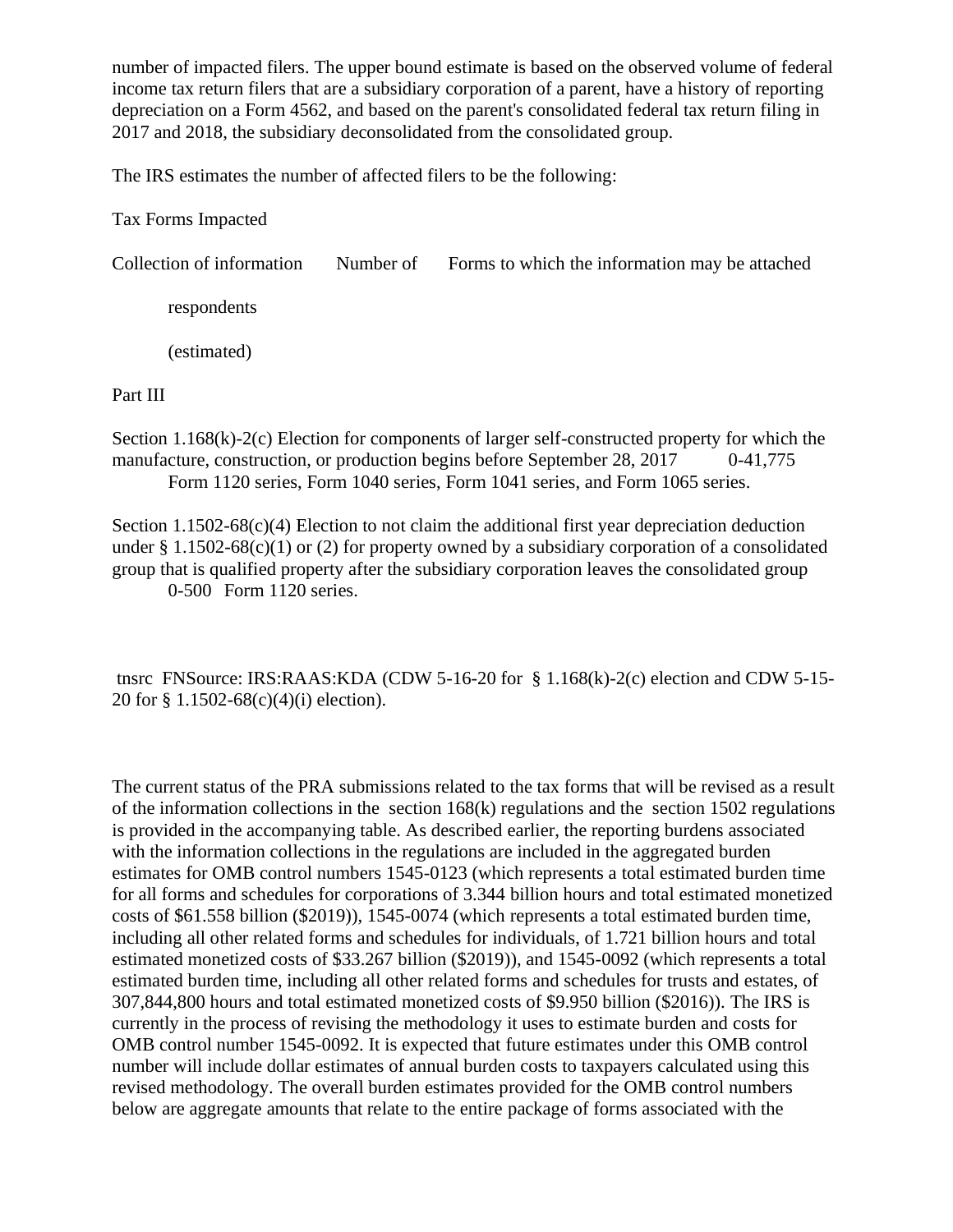number of impacted filers. The upper bound estimate is based on the observed volume of federal income tax return filers that are a subsidiary corporation of a parent, have a history of reporting depreciation on a Form 4562, and based on the parent's consolidated federal tax return filing in 2017 and 2018, the subsidiary deconsolidated from the consolidated group.

The IRS estimates the number of affected filers to be the following:

Tax Forms Impacted

| Collection of information | Number of respondents (estimated) | Forms to which the information may be attached |
| --- | --- | --- |
| Part III | | |
| Section 1.168(k)-2(c) Election for components of larger self-constructed property for which the manufacture, construction, or production begins before September 28, 2017 | 0-41,775 | Form 1120 series, Form 1040 series, Form 1041 series, and Form 1065 series. |
| Section 1.1502-68(c)(4) Election to not claim the additional first year depreciation deduction under § 1.1502-68(c)(1) or (2) for property owned by a subsidiary corporation of a consolidated group that is qualified property after the subsidiary corporation leaves the consolidated group | 0-500 | Form 1120 series. |

tnsrc FNSource: IRS:RAAS:KDA (CDW 5-16-20 for § 1.168(k)-2(c) election and CDW 5-15-20 for § 1.1502-68(c)(4)(i) election).

The current status of the PRA submissions related to the tax forms that will be revised as a result of the information collections in the section 168(k) regulations and the section 1502 regulations is provided in the accompanying table. As described earlier, the reporting burdens associated with the information collections in the regulations are included in the aggregated burden estimates for OMB control numbers 1545-0123 (which represents a total estimated burden time for all forms and schedules for corporations of 3.344 billion hours and total estimated monetized costs of $61.558 billion ($2019)), 1545-0074 (which represents a total estimated burden time, including all other related forms and schedules for individuals, of 1.721 billion hours and total estimated monetized costs of $33.267 billion ($2019)), and 1545-0092 (which represents a total estimated burden time, including all other related forms and schedules for trusts and estates, of 307,844,800 hours and total estimated monetized costs of $9.950 billion ($2016)). The IRS is currently in the process of revising the methodology it uses to estimate burden and costs for OMB control number 1545-0092. It is expected that future estimates under this OMB control number will include dollar estimates of annual burden costs to taxpayers calculated using this revised methodology. The overall burden estimates provided for the OMB control numbers below are aggregate amounts that relate to the entire package of forms associated with the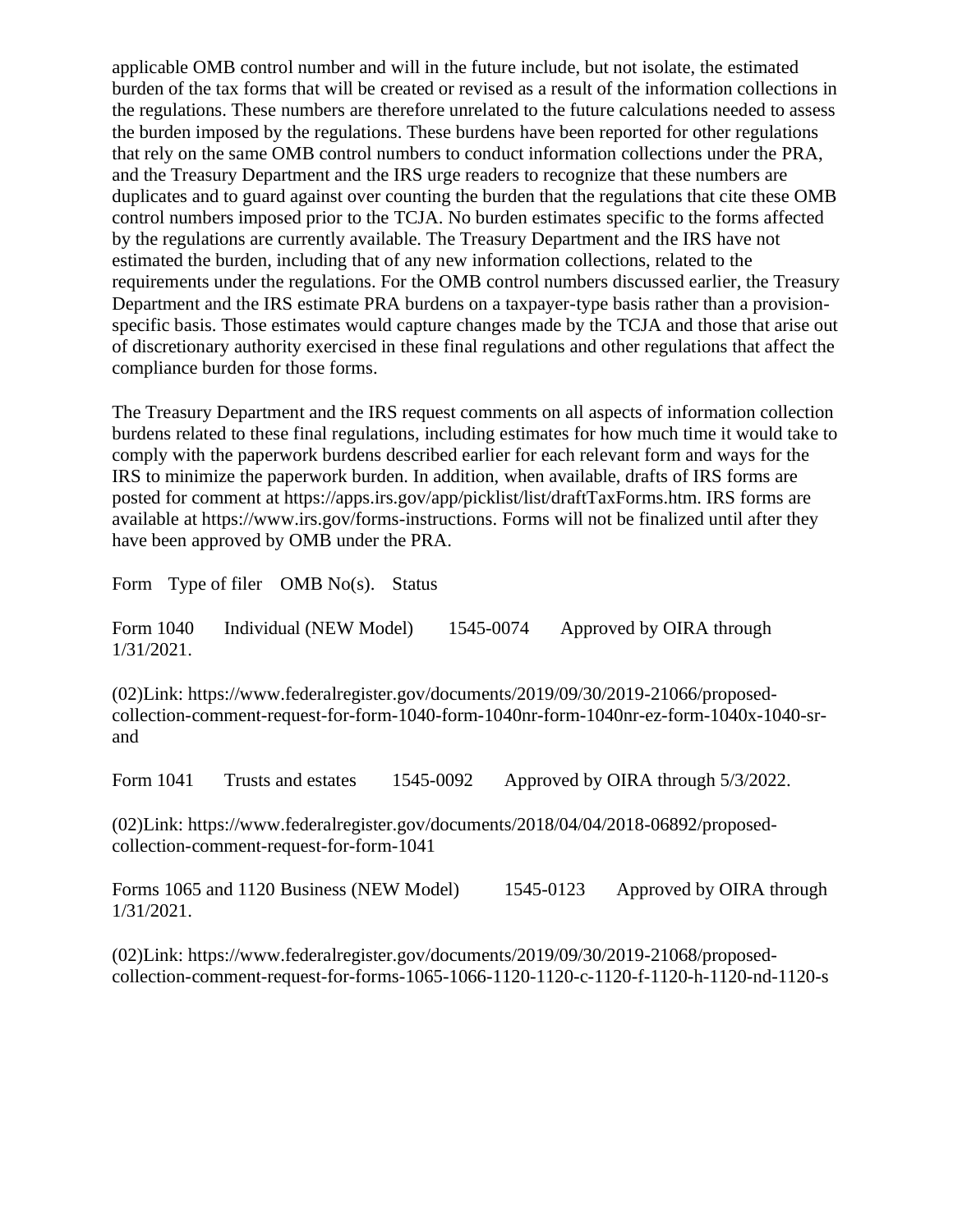applicable OMB control number and will in the future include, but not isolate, the estimated burden of the tax forms that will be created or revised as a result of the information collections in the regulations. These numbers are therefore unrelated to the future calculations needed to assess the burden imposed by the regulations. These burdens have been reported for other regulations that rely on the same OMB control numbers to conduct information collections under the PRA, and the Treasury Department and the IRS urge readers to recognize that these numbers are duplicates and to guard against over counting the burden that the regulations that cite these OMB control numbers imposed prior to the TCJA. No burden estimates specific to the forms affected by the regulations are currently available. The Treasury Department and the IRS have not estimated the burden, including that of any new information collections, related to the requirements under the regulations. For the OMB control numbers discussed earlier, the Treasury Department and the IRS estimate PRA burdens on a taxpayer-type basis rather than a provision-specific basis. Those estimates would capture changes made by the TCJA and those that arise out of discretionary authority exercised in these final regulations and other regulations that affect the compliance burden for those forms.

The Treasury Department and the IRS request comments on all aspects of information collection burdens related to these final regulations, including estimates for how much time it would take to comply with the paperwork burdens described earlier for each relevant form and ways for the IRS to minimize the paperwork burden. In addition, when available, drafts of IRS forms are posted for comment at https://apps.irs.gov/app/picklist/list/draftTaxForms.htm. IRS forms are available at https://www.irs.gov/forms-instructions. Forms will not be finalized until after they have been approved by OMB under the PRA.

| Form | Type of filer | OMB No(s). | Status |
|---|---|---|---|
| Form 1040 | Individual (NEW Model) | 1545-0074 | Approved by OIRA through 1/31/2021. |

(02)Link: https://www.federalregister.gov/documents/2019/09/30/2019-21066/proposed-collection-comment-request-for-form-1040-form-1040nr-form-1040nr-ez-form-1040x-1040-sr-and

| Form | Type of filer | OMB No(s). | Status |
|---|---|---|---|
| Form 1041 | Trusts and estates | 1545-0092 | Approved by OIRA through 5/3/2022. |

(02)Link: https://www.federalregister.gov/documents/2018/04/04/2018-06892/proposed-collection-comment-request-for-form-1041

| Form | Type of filer | OMB No(s). | Status |
|---|---|---|---|
| Forms 1065 and 1120 | Business (NEW Model) | 1545-0123 | Approved by OIRA through 1/31/2021. |

(02)Link: https://www.federalregister.gov/documents/2019/09/30/2019-21068/proposed-collection-comment-request-for-forms-1065-1066-1120-1120-c-1120-f-1120-h-1120-nd-1120-s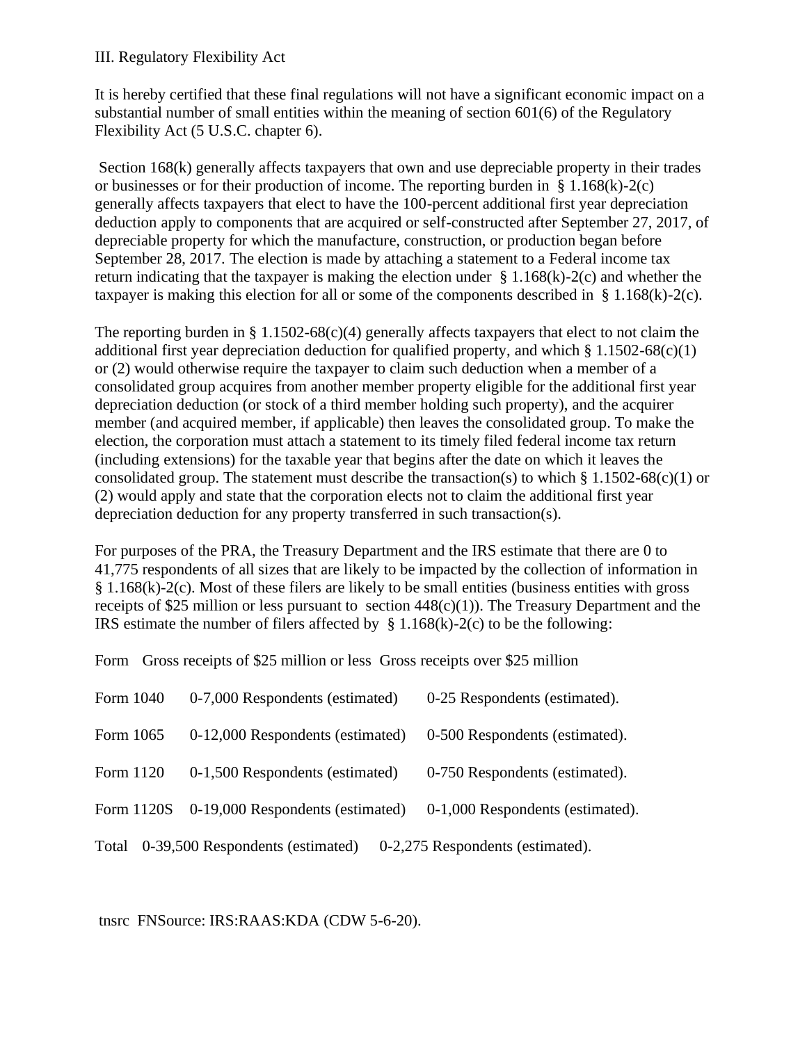III. Regulatory Flexibility Act

It is hereby certified that these final regulations will not have a significant economic impact on a substantial number of small entities within the meaning of section 601(6) of the Regulatory Flexibility Act (5 U.S.C. chapter 6).

Section 168(k) generally affects taxpayers that own and use depreciable property in their trades or businesses or for their production of income. The reporting burden in § 1.168(k)-2(c) generally affects taxpayers that elect to have the 100-percent additional first year depreciation deduction apply to components that are acquired or self-constructed after September 27, 2017, of depreciable property for which the manufacture, construction, or production began before September 28, 2017. The election is made by attaching a statement to a Federal income tax return indicating that the taxpayer is making the election under § 1.168(k)-2(c) and whether the taxpayer is making this election for all or some of the components described in § 1.168(k)-2(c).

The reporting burden in § 1.1502-68(c)(4) generally affects taxpayers that elect to not claim the additional first year depreciation deduction for qualified property, and which § 1.1502-68(c)(1) or (2) would otherwise require the taxpayer to claim such deduction when a member of a consolidated group acquires from another member property eligible for the additional first year depreciation deduction (or stock of a third member holding such property), and the acquirer member (and acquired member, if applicable) then leaves the consolidated group. To make the election, the corporation must attach a statement to its timely filed federal income tax return (including extensions) for the taxable year that begins after the date on which it leaves the consolidated group. The statement must describe the transaction(s) to which § 1.1502-68(c)(1) or (2) would apply and state that the corporation elects not to claim the additional first year depreciation deduction for any property transferred in such transaction(s).

For purposes of the PRA, the Treasury Department and the IRS estimate that there are 0 to 41,775 respondents of all sizes that are likely to be impacted by the collection of information in § 1.168(k)-2(c). Most of these filers are likely to be small entities (business entities with gross receipts of $25 million or less pursuant to section 448(c)(1)). The Treasury Department and the IRS estimate the number of filers affected by § 1.168(k)-2(c) to be the following:

| Form | Gross receipts of $25 million or less | Gross receipts over $25 million |
|---|---|---|
| Form 1040 | 0-7,000 Respondents (estimated) | 0-25 Respondents (estimated). |
| Form 1065 | 0-12,000 Respondents (estimated) | 0-500 Respondents (estimated). |
| Form 1120 | 0-1,500 Respondents (estimated) | 0-750 Respondents (estimated). |
| Form 1120S | 0-19,000 Respondents (estimated) | 0-1,000 Respondents (estimated). |
| Total | 0-39,500 Respondents (estimated) | 0-2,275 Respondents (estimated). |

tnsrc FNSource: IRS:RAAS:KDA (CDW 5-6-20).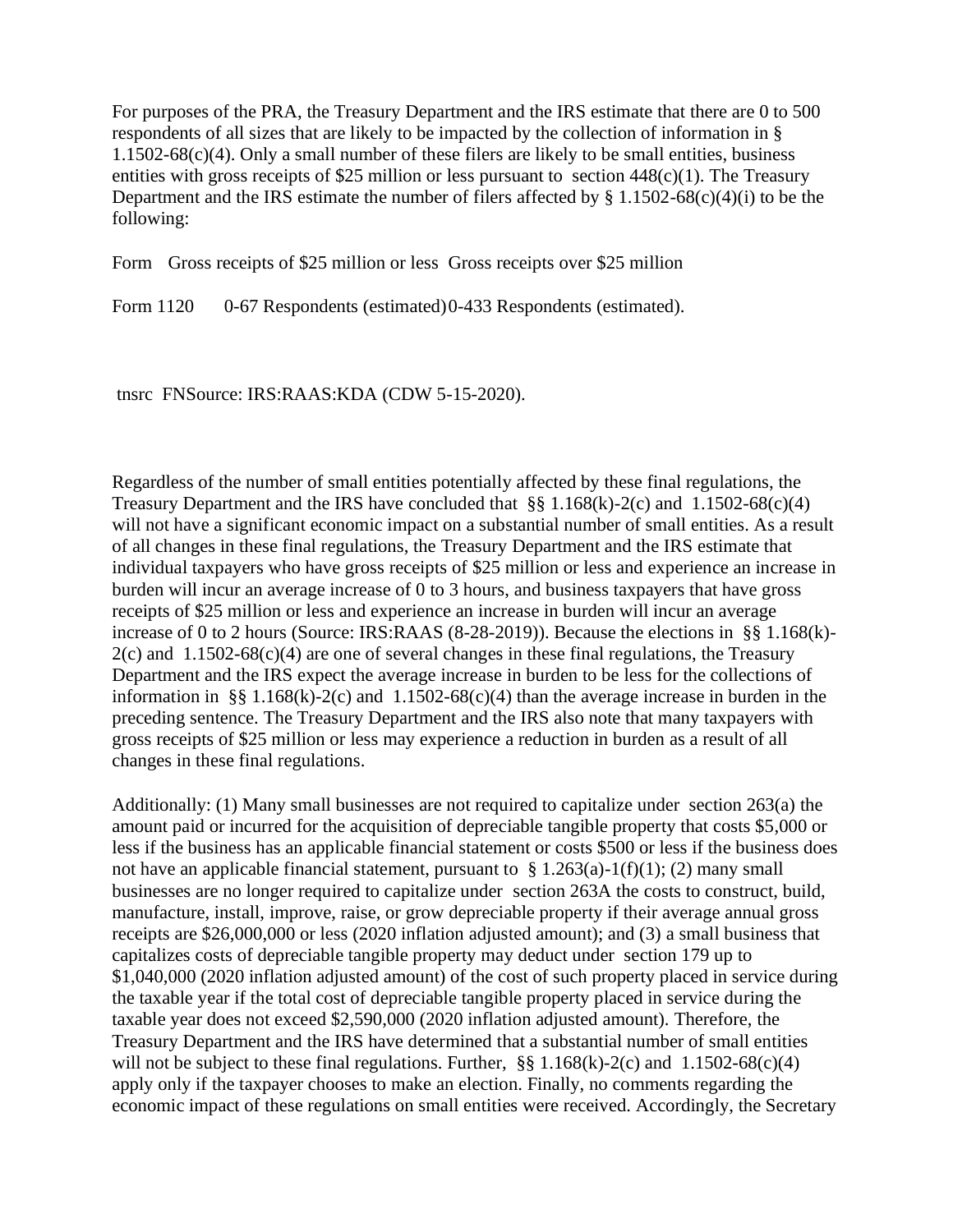For purposes of the PRA, the Treasury Department and the IRS estimate that there are 0 to 500 respondents of all sizes that are likely to be impacted by the collection of information in § 1.1502-68(c)(4). Only a small number of these filers are likely to be small entities, business entities with gross receipts of $25 million or less pursuant to section 448(c)(1). The Treasury Department and the IRS estimate the number of filers affected by § 1.1502-68(c)(4)(i) to be the following:

| Form | Gross receipts of $25 million or less | Gross receipts over $25 million |
|---|---|---|
| Form 1120 | 0-67 Respondents (estimated) | 0-433 Respondents (estimated). |

tnsrc FNSource: IRS:RAAS:KDA (CDW 5-15-2020).

Regardless of the number of small entities potentially affected by these final regulations, the Treasury Department and the IRS have concluded that §§ 1.168(k)-2(c) and 1.1502-68(c)(4) will not have a significant economic impact on a substantial number of small entities. As a result of all changes in these final regulations, the Treasury Department and the IRS estimate that individual taxpayers who have gross receipts of $25 million or less and experience an increase in burden will incur an average increase of 0 to 3 hours, and business taxpayers that have gross receipts of $25 million or less and experience an increase in burden will incur an average increase of 0 to 2 hours (Source: IRS:RAAS (8-28-2019)). Because the elections in §§ 1.168(k)-2(c) and 1.1502-68(c)(4) are one of several changes in these final regulations, the Treasury Department and the IRS expect the average increase in burden to be less for the collections of information in §§ 1.168(k)-2(c) and 1.1502-68(c)(4) than the average increase in burden in the preceding sentence. The Treasury Department and the IRS also note that many taxpayers with gross receipts of $25 million or less may experience a reduction in burden as a result of all changes in these final regulations.

Additionally: (1) Many small businesses are not required to capitalize under section 263(a) the amount paid or incurred for the acquisition of depreciable tangible property that costs $5,000 or less if the business has an applicable financial statement or costs $500 or less if the business does not have an applicable financial statement, pursuant to § 1.263(a)-1(f)(1); (2) many small businesses are no longer required to capitalize under section 263A the costs to construct, build, manufacture, install, improve, raise, or grow depreciable property if their average annual gross receipts are $26,000,000 or less (2020 inflation adjusted amount); and (3) a small business that capitalizes costs of depreciable tangible property may deduct under section 179 up to $1,040,000 (2020 inflation adjusted amount) of the cost of such property placed in service during the taxable year if the total cost of depreciable tangible property placed in service during the taxable year does not exceed $2,590,000 (2020 inflation adjusted amount). Therefore, the Treasury Department and the IRS have determined that a substantial number of small entities will not be subject to these final regulations. Further, §§ 1.168(k)-2(c) and 1.1502-68(c)(4) apply only if the taxpayer chooses to make an election. Finally, no comments regarding the economic impact of these regulations on small entities were received. Accordingly, the Secretary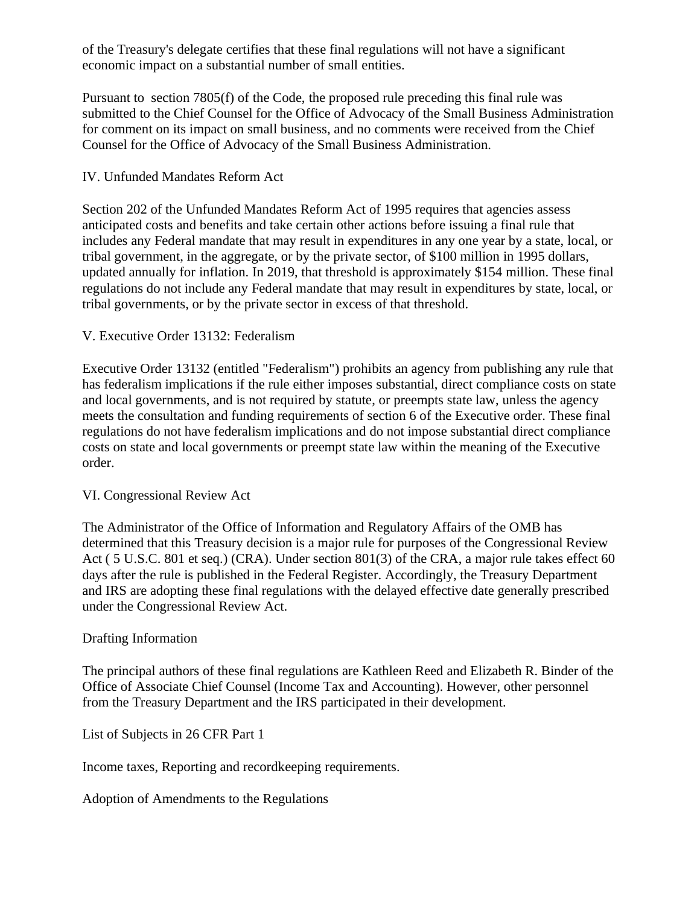of the Treasury's delegate certifies that these final regulations will not have a significant economic impact on a substantial number of small entities.

Pursuant to section 7805(f) of the Code, the proposed rule preceding this final rule was submitted to the Chief Counsel for the Office of Advocacy of the Small Business Administration for comment on its impact on small business, and no comments were received from the Chief Counsel for the Office of Advocacy of the Small Business Administration.

## IV. Unfunded Mandates Reform Act

Section 202 of the Unfunded Mandates Reform Act of 1995 requires that agencies assess anticipated costs and benefits and take certain other actions before issuing a final rule that includes any Federal mandate that may result in expenditures in any one year by a state, local, or tribal government, in the aggregate, or by the private sector, of $100 million in 1995 dollars, updated annually for inflation. In 2019, that threshold is approximately $154 million. These final regulations do not include any Federal mandate that may result in expenditures by state, local, or tribal governments, or by the private sector in excess of that threshold.

## V. Executive Order 13132: Federalism

Executive Order 13132 (entitled "Federalism") prohibits an agency from publishing any rule that has federalism implications if the rule either imposes substantial, direct compliance costs on state and local governments, and is not required by statute, or preempts state law, unless the agency meets the consultation and funding requirements of section 6 of the Executive order. These final regulations do not have federalism implications and do not impose substantial direct compliance costs on state and local governments or preempt state law within the meaning of the Executive order.

## VI. Congressional Review Act

The Administrator of the Office of Information and Regulatory Affairs of the OMB has determined that this Treasury decision is a major rule for purposes of the Congressional Review Act ( 5 U.S.C. 801 et seq.) (CRA). Under section 801(3) of the CRA, a major rule takes effect 60 days after the rule is published in the Federal Register. Accordingly, the Treasury Department and IRS are adopting these final regulations with the delayed effective date generally prescribed under the Congressional Review Act.

## Drafting Information

The principal authors of these final regulations are Kathleen Reed and Elizabeth R. Binder of the Office of Associate Chief Counsel (Income Tax and Accounting). However, other personnel from the Treasury Department and the IRS participated in their development.

## List of Subjects in 26 CFR Part 1

Income taxes, Reporting and recordkeeping requirements.

## Adoption of Amendments to the Regulations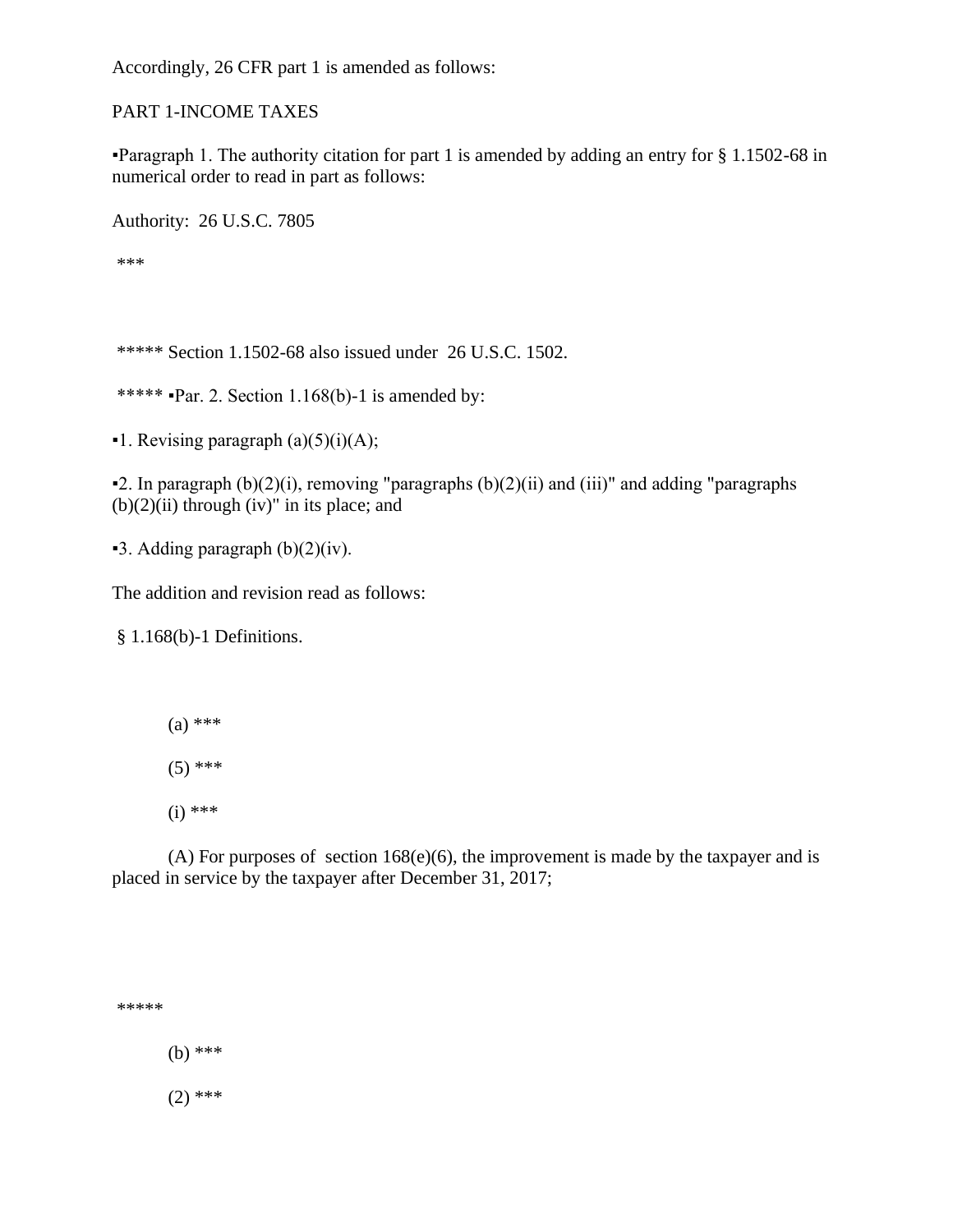Accordingly, 26 CFR part 1 is amended as follows:

PART 1-INCOME TAXES

▪Paragraph 1. The authority citation for part 1 is amended by adding an entry for § 1.1502-68 in numerical order to read in part as follows:

Authority: 26 U.S.C. 7805

***

***** Section 1.1502-68 also issued under 26 U.S.C. 1502.

***** ▪Par. 2. Section 1.168(b)-1 is amended by:

▪1. Revising paragraph (a)(5)(i)(A);

▪2. In paragraph (b)(2)(i), removing "paragraphs (b)(2)(ii) and (iii)" and adding "paragraphs (b)(2)(ii) through (iv)" in its place; and

▪3. Adding paragraph (b)(2)(iv).

The addition and revision read as follows:

§ 1.168(b)-1 Definitions.

(a) ***

(5) ***

(i) ***

(A) For purposes of section 168(e)(6), the improvement is made by the taxpayer and is placed in service by the taxpayer after December 31, 2017;

*****

(b) ***

(2) ***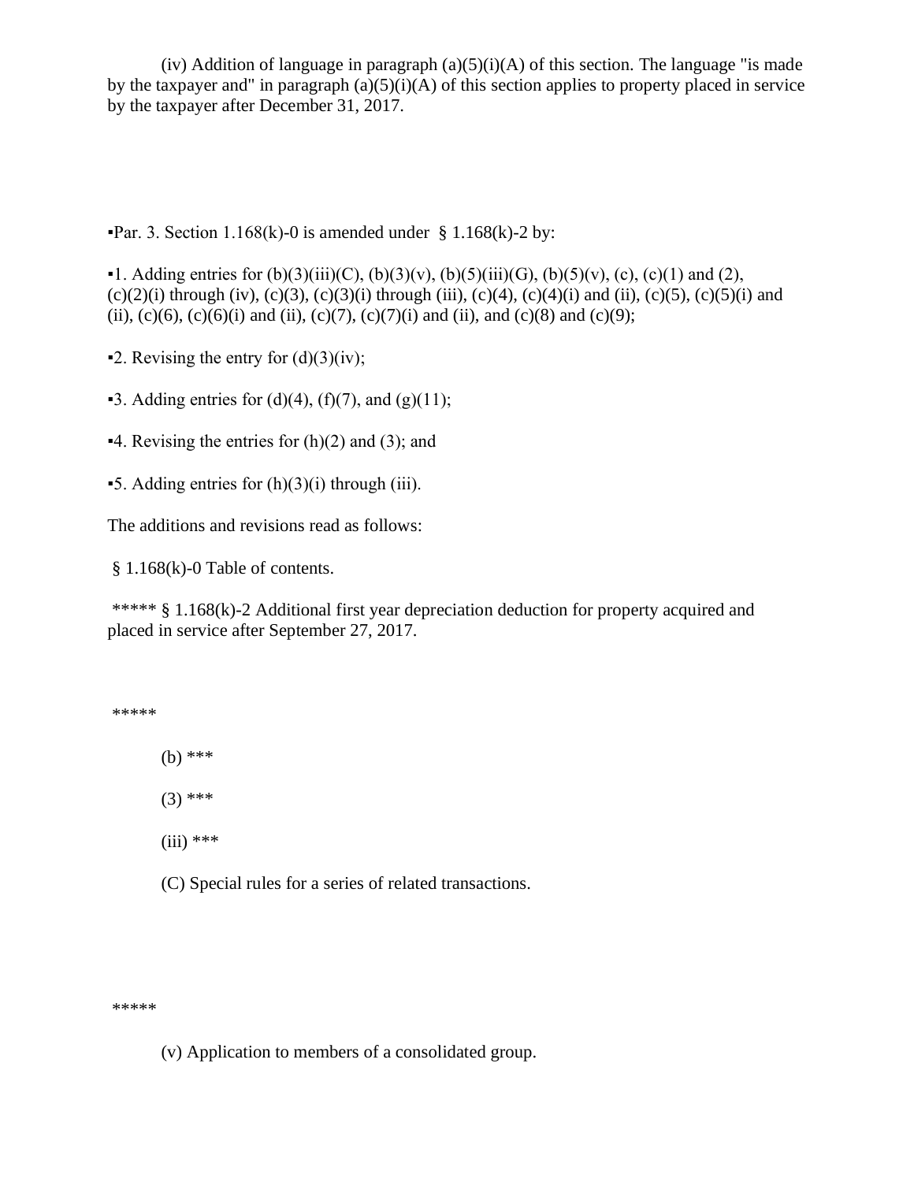(iv) Addition of language in paragraph (a)(5)(i)(A) of this section. The language "is made by the taxpayer and" in paragraph (a)(5)(i)(A) of this section applies to property placed in service by the taxpayer after December 31, 2017.

▪Par. 3. Section 1.168(k)-0 is amended under § 1.168(k)-2 by:

▪1. Adding entries for (b)(3)(iii)(C), (b)(3)(v), (b)(5)(iii)(G), (b)(5)(v), (c), (c)(1) and (2), (c)(2)(i) through (iv), (c)(3), (c)(3)(i) through (iii), (c)(4), (c)(4)(i) and (ii), (c)(5), (c)(5)(i) and (ii), (c)(6), (c)(6)(i) and (ii), (c)(7), (c)(7)(i) and (ii), and (c)(8) and (c)(9);

▪2. Revising the entry for (d)(3)(iv);

▪3. Adding entries for (d)(4), (f)(7), and (g)(11);

▪4. Revising the entries for (h)(2) and (3); and

▪5. Adding entries for (h)(3)(i) through (iii).

The additions and revisions read as follows:

§ 1.168(k)-0 Table of contents.

***** § 1.168(k)-2 Additional first year depreciation deduction for property acquired and placed in service after September 27, 2017.

*****

(b) ***

(3) ***

(iii) ***

(C) Special rules for a series of related transactions.

*****

(v) Application to members of a consolidated group.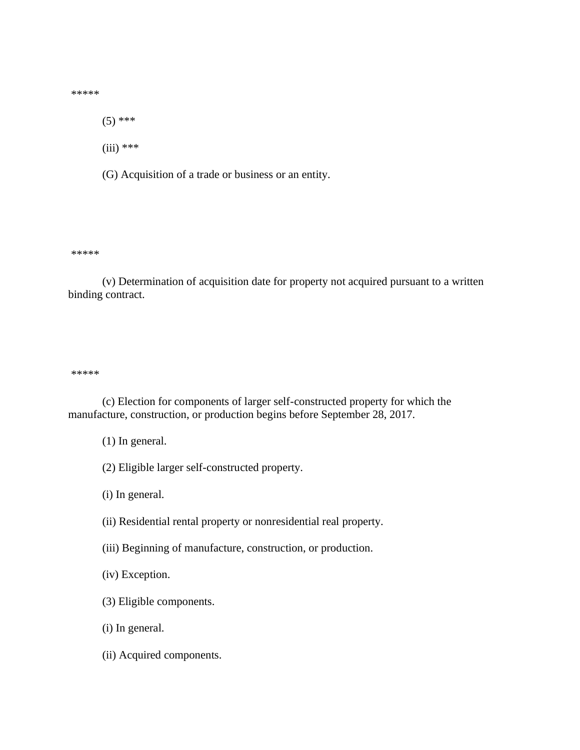*****

(5) ***

(iii) ***

(G) Acquisition of a trade or business or an entity.

*****

(v) Determination of acquisition date for property not acquired pursuant to a written binding contract.

*****

(c) Election for components of larger self-constructed property for which the manufacture, construction, or production begins before September 28, 2017.

(1) In general.

(2) Eligible larger self-constructed property.

(i) In general.

(ii) Residential rental property or nonresidential real property.

(iii) Beginning of manufacture, construction, or production.

(iv) Exception.

(3) Eligible components.

(i) In general.

(ii) Acquired components.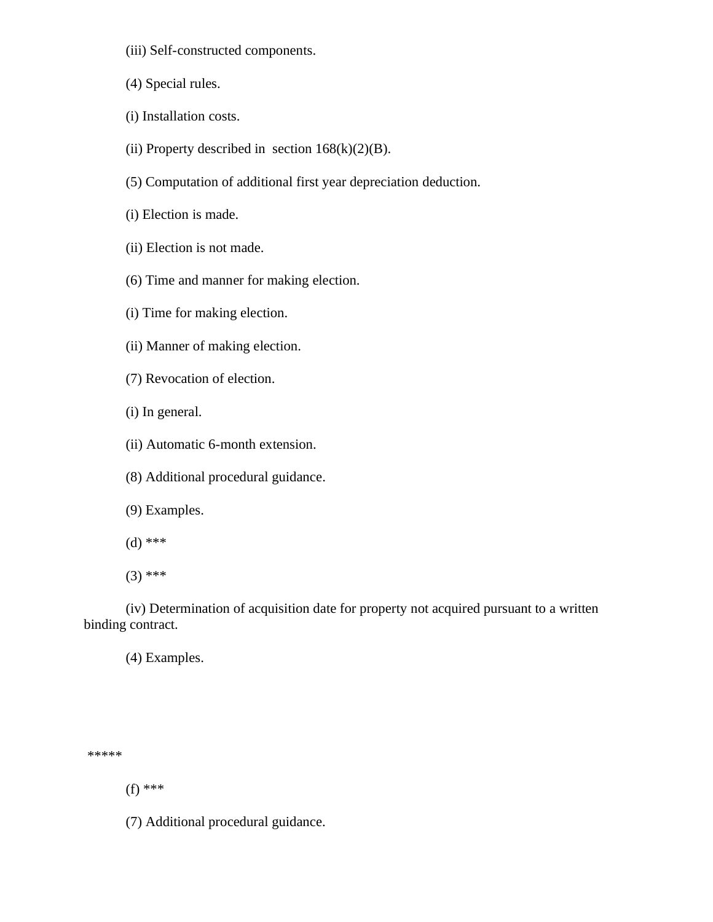(iii) Self-constructed components.

(4) Special rules.

(i) Installation costs.

(ii) Property described in section 168(k)(2)(B).

(5) Computation of additional first year depreciation deduction.

(i) Election is made.

(ii) Election is not made.

(6) Time and manner for making election.

(i) Time for making election.

(ii) Manner of making election.

(7) Revocation of election.

(i) In general.

(ii) Automatic 6-month extension.

(8) Additional procedural guidance.

(9) Examples.

(d) ***

(3) ***

(iv) Determination of acquisition date for property not acquired pursuant to a written binding contract.

(4) Examples.

*****

(f) ***

(7) Additional procedural guidance.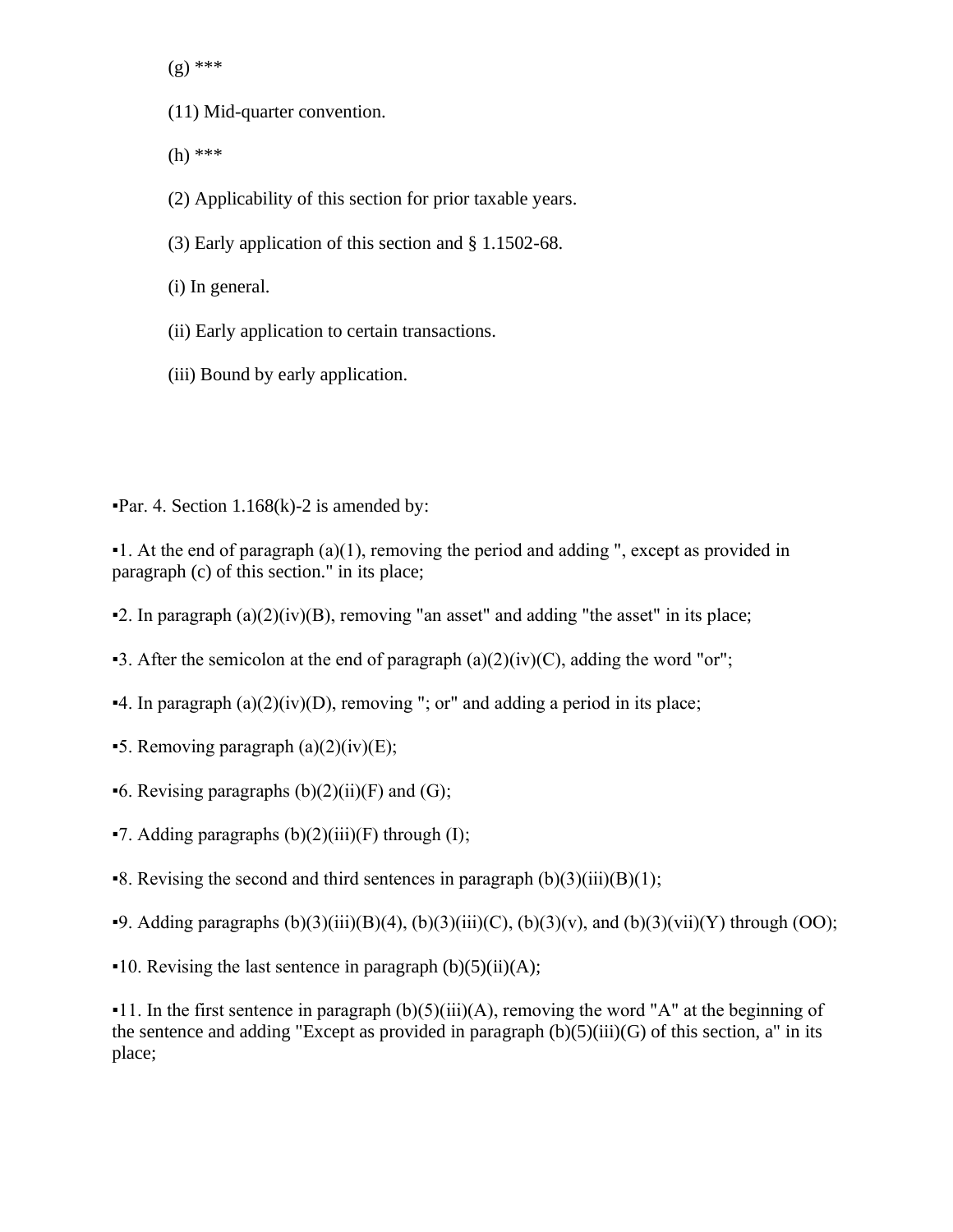(g) ***

(11) Mid-quarter convention.

(h) ***

(2) Applicability of this section for prior taxable years.

(3) Early application of this section and § 1.1502-68.

(i) In general.

(ii) Early application to certain transactions.

(iii) Bound by early application.

▪Par. 4. Section 1.168(k)-2 is amended by:

▪1. At the end of paragraph (a)(1), removing the period and adding ", except as provided in paragraph (c) of this section." in its place;

▪2. In paragraph (a)(2)(iv)(B), removing "an asset" and adding "the asset" in its place;

▪3. After the semicolon at the end of paragraph (a)(2)(iv)(C), adding the word "or";

▪4. In paragraph (a)(2)(iv)(D), removing "; or" and adding a period in its place;

▪5. Removing paragraph (a)(2)(iv)(E);

▪6. Revising paragraphs (b)(2)(ii)(F) and (G);

▪7. Adding paragraphs (b)(2)(iii)(F) through (I);

▪8. Revising the second and third sentences in paragraph (b)(3)(iii)(B)(1);

▪9. Adding paragraphs (b)(3)(iii)(B)(4), (b)(3)(iii)(C), (b)(3)(v), and (b)(3)(vii)(Y) through (OO);

▪10. Revising the last sentence in paragraph (b)(5)(ii)(A);

▪11. In the first sentence in paragraph (b)(5)(iii)(A), removing the word "A" at the beginning of the sentence and adding "Except as provided in paragraph (b)(5)(iii)(G) of this section, a" in its place;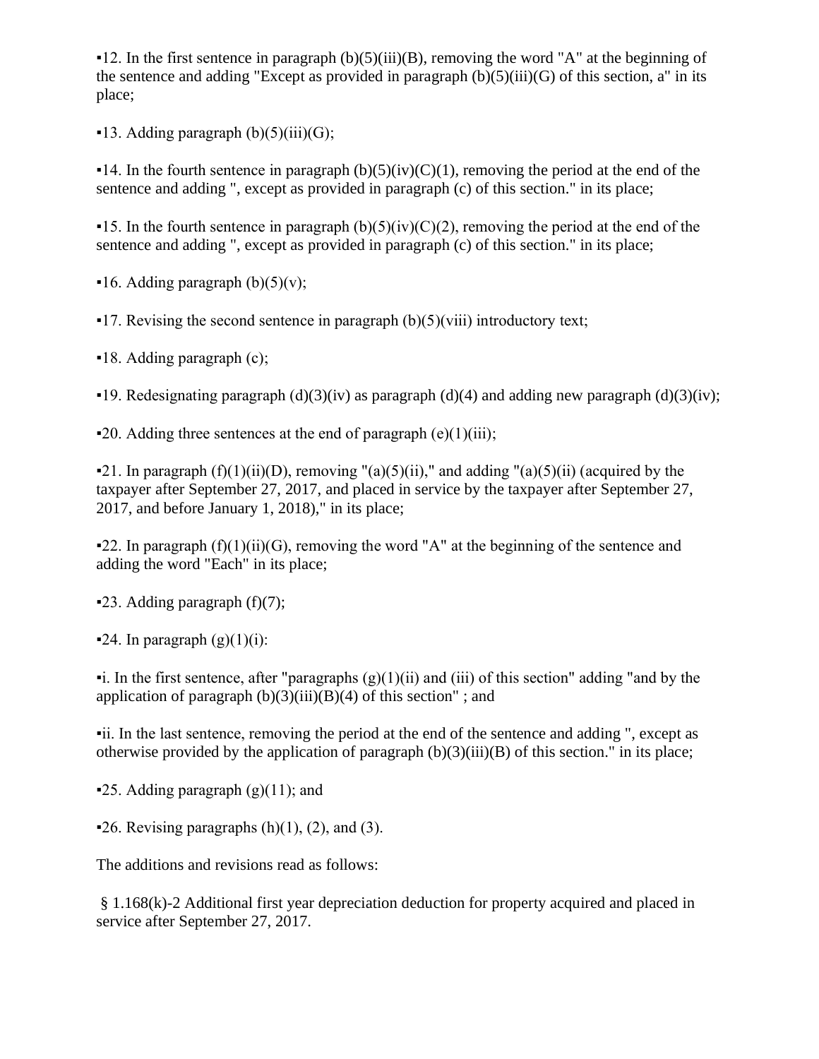▪12. In the first sentence in paragraph (b)(5)(iii)(B), removing the word "A" at the beginning of the sentence and adding "Except as provided in paragraph (b)(5)(iii)(G) of this section, a" in its place;

▪13. Adding paragraph (b)(5)(iii)(G);

▪14. In the fourth sentence in paragraph (b)(5)(iv)(C)(1), removing the period at the end of the sentence and adding ", except as provided in paragraph (c) of this section." in its place;

▪15. In the fourth sentence in paragraph (b)(5)(iv)(C)(2), removing the period at the end of the sentence and adding ", except as provided in paragraph (c) of this section." in its place;

▪16. Adding paragraph (b)(5)(v);

▪17. Revising the second sentence in paragraph (b)(5)(viii) introductory text;

▪18. Adding paragraph (c);

▪19. Redesignating paragraph (d)(3)(iv) as paragraph (d)(4) and adding new paragraph (d)(3)(iv);

▪20. Adding three sentences at the end of paragraph (e)(1)(iii);

▪21. In paragraph (f)(1)(ii)(D), removing "(a)(5)(ii)," and adding "(a)(5)(ii) (acquired by the taxpayer after September 27, 2017, and placed in service by the taxpayer after September 27, 2017, and before January 1, 2018)," in its place;

▪22. In paragraph (f)(1)(ii)(G), removing the word "A" at the beginning of the sentence and adding the word "Each" in its place;

▪23. Adding paragraph (f)(7);

▪24. In paragraph (g)(1)(i):

▪i. In the first sentence, after "paragraphs (g)(1)(ii) and (iii) of this section" adding "and by the application of paragraph (b)(3)(iii)(B)(4) of this section" ; and

▪ii. In the last sentence, removing the period at the end of the sentence and adding ", except as otherwise provided by the application of paragraph (b)(3)(iii)(B) of this section." in its place;

▪25. Adding paragraph (g)(11); and

▪26. Revising paragraphs (h)(1), (2), and (3).

The additions and revisions read as follows:

§ 1.168(k)-2 Additional first year depreciation deduction for property acquired and placed in service after September 27, 2017.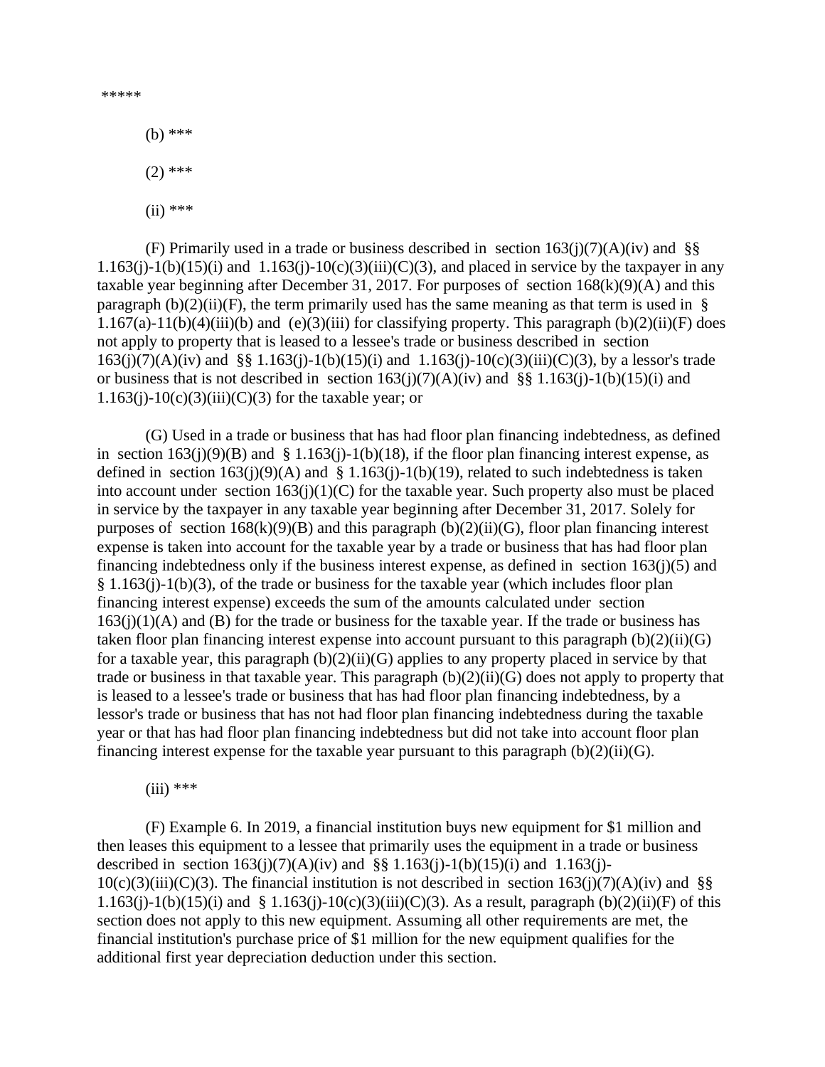*****

(b) ***

(2) ***

(ii) ***

(F) Primarily used in a trade or business described in section 163(j)(7)(A)(iv) and §§ 1.163(j)-1(b)(15)(i) and 1.163(j)-10(c)(3)(iii)(C)(3), and placed in service by the taxpayer in any taxable year beginning after December 31, 2017. For purposes of section 168(k)(9)(A) and this paragraph (b)(2)(ii)(F), the term primarily used has the same meaning as that term is used in § 1.167(a)-11(b)(4)(iii)(b) and (e)(3)(iii) for classifying property. This paragraph (b)(2)(ii)(F) does not apply to property that is leased to a lessee's trade or business described in section 163(j)(7)(A)(iv) and §§ 1.163(j)-1(b)(15)(i) and 1.163(j)-10(c)(3)(iii)(C)(3), by a lessor's trade or business that is not described in section 163(j)(7)(A)(iv) and §§ 1.163(j)-1(b)(15)(i) and 1.163(j)-10(c)(3)(iii)(C)(3) for the taxable year; or

(G) Used in a trade or business that has had floor plan financing indebtedness, as defined in section 163(j)(9)(B) and § 1.163(j)-1(b)(18), if the floor plan financing interest expense, as defined in section 163(j)(9)(A) and § 1.163(j)-1(b)(19), related to such indebtedness is taken into account under section 163(j)(1)(C) for the taxable year. Such property also must be placed in service by the taxpayer in any taxable year beginning after December 31, 2017. Solely for purposes of section 168(k)(9)(B) and this paragraph (b)(2)(ii)(G), floor plan financing interest expense is taken into account for the taxable year by a trade or business that has had floor plan financing indebtedness only if the business interest expense, as defined in section 163(j)(5) and § 1.163(j)-1(b)(3), of the trade or business for the taxable year (which includes floor plan financing interest expense) exceeds the sum of the amounts calculated under section 163(j)(1)(A) and (B) for the trade or business for the taxable year. If the trade or business has taken floor plan financing interest expense into account pursuant to this paragraph (b)(2)(ii)(G) for a taxable year, this paragraph (b)(2)(ii)(G) applies to any property placed in service by that trade or business in that taxable year. This paragraph (b)(2)(ii)(G) does not apply to property that is leased to a lessee's trade or business that has had floor plan financing indebtedness, by a lessor's trade or business that has not had floor plan financing indebtedness during the taxable year or that has had floor plan financing indebtedness but did not take into account floor plan financing interest expense for the taxable year pursuant to this paragraph (b)(2)(ii)(G).

(iii) ***

(F) Example 6. In 2019, a financial institution buys new equipment for $1 million and then leases this equipment to a lessee that primarily uses the equipment in a trade or business described in section 163(j)(7)(A)(iv) and §§ 1.163(j)-1(b)(15)(i) and 1.163(j)-10(c)(3)(iii)(C)(3). The financial institution is not described in section 163(j)(7)(A)(iv) and §§ 1.163(j)-1(b)(15)(i) and § 1.163(j)-10(c)(3)(iii)(C)(3). As a result, paragraph (b)(2)(ii)(F) of this section does not apply to this new equipment. Assuming all other requirements are met, the financial institution's purchase price of $1 million for the new equipment qualifies for the additional first year depreciation deduction under this section.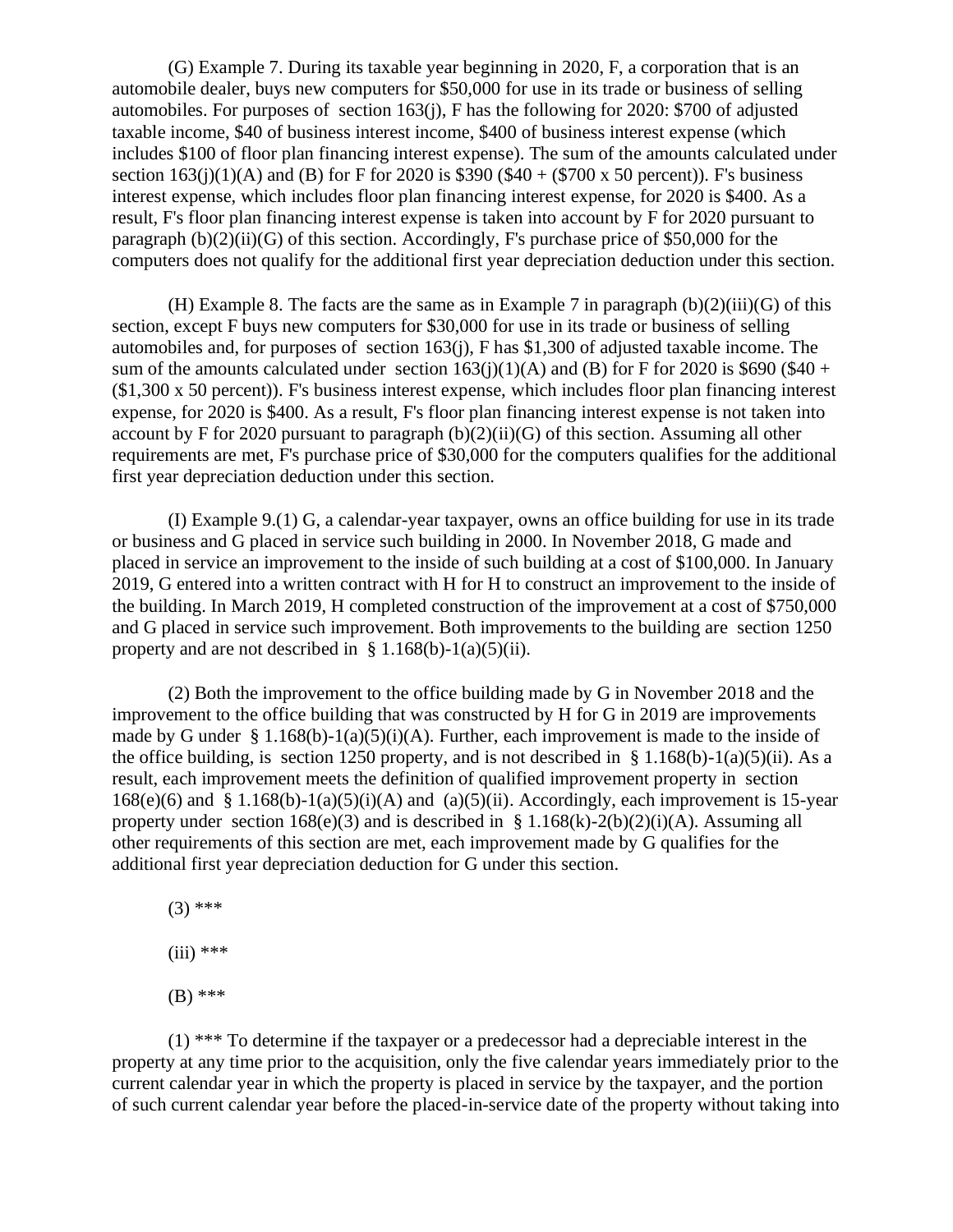(G) Example 7. During its taxable year beginning in 2020, F, a corporation that is an automobile dealer, buys new computers for $50,000 for use in its trade or business of selling automobiles. For purposes of section 163(j), F has the following for 2020: $700 of adjusted taxable income, $40 of business interest income, $400 of business interest expense (which includes $100 of floor plan financing interest expense). The sum of the amounts calculated under section 163(j)(1)(A) and (B) for F for 2020 is $390 ($40 + ($700 x 50 percent)). F's business interest expense, which includes floor plan financing interest expense, for 2020 is $400. As a result, F's floor plan financing interest expense is taken into account by F for 2020 pursuant to paragraph (b)(2)(ii)(G) of this section. Accordingly, F's purchase price of $50,000 for the computers does not qualify for the additional first year depreciation deduction under this section.

(H) Example 8. The facts are the same as in Example 7 in paragraph (b)(2)(iii)(G) of this section, except F buys new computers for $30,000 for use in its trade or business of selling automobiles and, for purposes of section 163(j), F has $1,300 of adjusted taxable income. The sum of the amounts calculated under section 163(j)(1)(A) and (B) for F for 2020 is $690 ($40 + ($1,300 x 50 percent)). F's business interest expense, which includes floor plan financing interest expense, for 2020 is $400. As a result, F's floor plan financing interest expense is not taken into account by F for 2020 pursuant to paragraph (b)(2)(ii)(G) of this section. Assuming all other requirements are met, F's purchase price of $30,000 for the computers qualifies for the additional first year depreciation deduction under this section.

(I) Example 9.(1) G, a calendar-year taxpayer, owns an office building for use in its trade or business and G placed in service such building in 2000. In November 2018, G made and placed in service an improvement to the inside of such building at a cost of $100,000. In January 2019, G entered into a written contract with H for H to construct an improvement to the inside of the building. In March 2019, H completed construction of the improvement at a cost of $750,000 and G placed in service such improvement. Both improvements to the building are section 1250 property and are not described in § 1.168(b)-1(a)(5)(ii).

(2) Both the improvement to the office building made by G in November 2018 and the improvement to the office building that was constructed by H for G in 2019 are improvements made by G under § 1.168(b)-1(a)(5)(i)(A). Further, each improvement is made to the inside of the office building, is section 1250 property, and is not described in § 1.168(b)-1(a)(5)(ii). As a result, each improvement meets the definition of qualified improvement property in section 168(e)(6) and § 1.168(b)-1(a)(5)(i)(A) and (a)(5)(ii). Accordingly, each improvement is 15-year property under section 168(e)(3) and is described in § 1.168(k)-2(b)(2)(i)(A). Assuming all other requirements of this section are met, each improvement made by G qualifies for the additional first year depreciation deduction for G under this section.

(3) ***

(iii) ***

(B) ***

(1) *** To determine if the taxpayer or a predecessor had a depreciable interest in the property at any time prior to the acquisition, only the five calendar years immediately prior to the current calendar year in which the property is placed in service by the taxpayer, and the portion of such current calendar year before the placed-in-service date of the property without taking into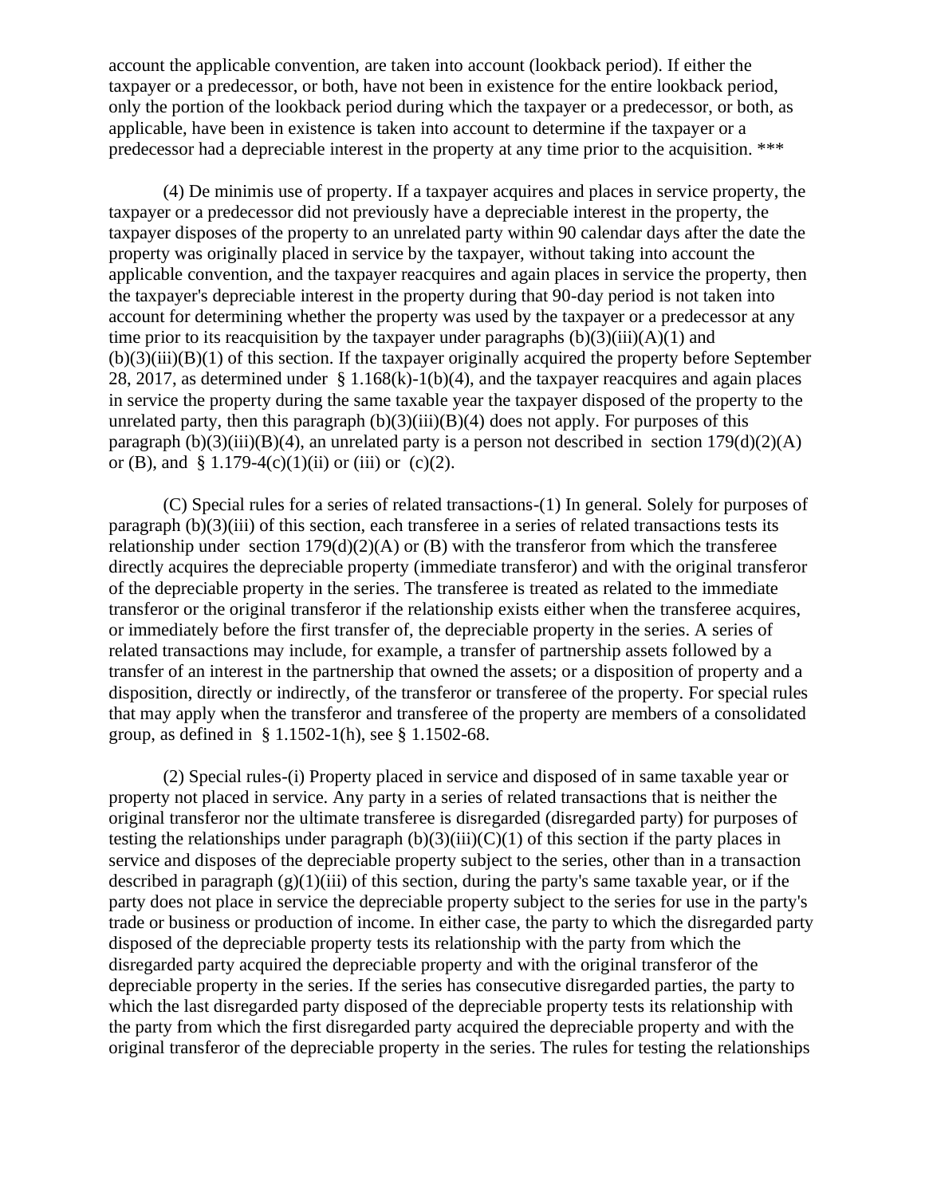account the applicable convention, are taken into account (lookback period). If either the taxpayer or a predecessor, or both, have not been in existence for the entire lookback period, only the portion of the lookback period during which the taxpayer or a predecessor, or both, as applicable, have been in existence is taken into account to determine if the taxpayer or a predecessor had a depreciable interest in the property at any time prior to the acquisition. ***

(4) De minimis use of property. If a taxpayer acquires and places in service property, the taxpayer or a predecessor did not previously have a depreciable interest in the property, the taxpayer disposes of the property to an unrelated party within 90 calendar days after the date the property was originally placed in service by the taxpayer, without taking into account the applicable convention, and the taxpayer reacquires and again places in service the property, then the taxpayer's depreciable interest in the property during that 90-day period is not taken into account for determining whether the property was used by the taxpayer or a predecessor at any time prior to its reacquisition by the taxpayer under paragraphs (b)(3)(iii)(A)(1) and (b)(3)(iii)(B)(1) of this section. If the taxpayer originally acquired the property before September 28, 2017, as determined under § 1.168(k)-1(b)(4), and the taxpayer reacquires and again places in service the property during the same taxable year the taxpayer disposed of the property to the unrelated party, then this paragraph (b)(3)(iii)(B)(4) does not apply. For purposes of this paragraph (b)(3)(iii)(B)(4), an unrelated party is a person not described in section 179(d)(2)(A) or (B), and § 1.179-4(c)(1)(ii) or (iii) or (c)(2).

(C) Special rules for a series of related transactions-(1) In general. Solely for purposes of paragraph (b)(3)(iii) of this section, each transferee in a series of related transactions tests its relationship under section 179(d)(2)(A) or (B) with the transferor from which the transferee directly acquires the depreciable property (immediate transferor) and with the original transferor of the depreciable property in the series. The transferee is treated as related to the immediate transferor or the original transferor if the relationship exists either when the transferee acquires, or immediately before the first transfer of, the depreciable property in the series. A series of related transactions may include, for example, a transfer of partnership assets followed by a transfer of an interest in the partnership that owned the assets; or a disposition of property and a disposition, directly or indirectly, of the transferor or transferee of the property. For special rules that may apply when the transferor and transferee of the property are members of a consolidated group, as defined in § 1.1502-1(h), see § 1.1502-68.

(2) Special rules-(i) Property placed in service and disposed of in same taxable year or property not placed in service. Any party in a series of related transactions that is neither the original transferor nor the ultimate transferee is disregarded (disregarded party) for purposes of testing the relationships under paragraph (b)(3)(iii)(C)(1) of this section if the party places in service and disposes of the depreciable property subject to the series, other than in a transaction described in paragraph (g)(1)(iii) of this section, during the party's same taxable year, or if the party does not place in service the depreciable property subject to the series for use in the party's trade or business or production of income. In either case, the party to which the disregarded party disposed of the depreciable property tests its relationship with the party from which the disregarded party acquired the depreciable property and with the original transferor of the depreciable property in the series. If the series has consecutive disregarded parties, the party to which the last disregarded party disposed of the depreciable property tests its relationship with the party from which the first disregarded party acquired the depreciable property and with the original transferor of the depreciable property in the series. The rules for testing the relationships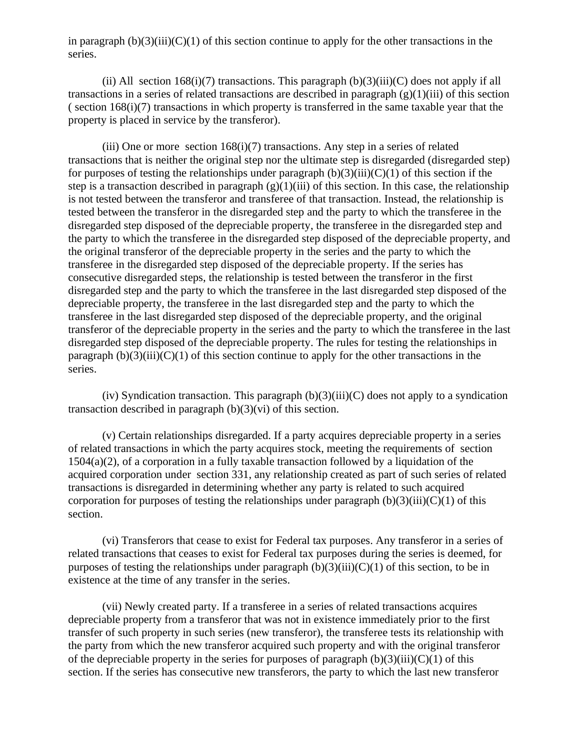in paragraph (b)(3)(iii)(C)(1) of this section continue to apply for the other transactions in the series.

(ii) All section 168(i)(7) transactions. This paragraph (b)(3)(iii)(C) does not apply if all transactions in a series of related transactions are described in paragraph (g)(1)(iii) of this section ( section 168(i)(7) transactions in which property is transferred in the same taxable year that the property is placed in service by the transferor).

(iii) One or more section 168(i)(7) transactions. Any step in a series of related transactions that is neither the original step nor the ultimate step is disregarded (disregarded step) for purposes of testing the relationships under paragraph (b)(3)(iii)(C)(1) of this section if the step is a transaction described in paragraph (g)(1)(iii) of this section. In this case, the relationship is not tested between the transferor and transferee of that transaction. Instead, the relationship is tested between the transferor in the disregarded step and the party to which the transferee in the disregarded step disposed of the depreciable property, the transferee in the disregarded step and the party to which the transferee in the disregarded step disposed of the depreciable property, and the original transferor of the depreciable property in the series and the party to which the transferee in the disregarded step disposed of the depreciable property. If the series has consecutive disregarded steps, the relationship is tested between the transferor in the first disregarded step and the party to which the transferee in the last disregarded step disposed of the depreciable property, the transferee in the last disregarded step and the party to which the transferee in the last disregarded step disposed of the depreciable property, and the original transferor of the depreciable property in the series and the party to which the transferee in the last disregarded step disposed of the depreciable property. The rules for testing the relationships in paragraph (b)(3)(iii)(C)(1) of this section continue to apply for the other transactions in the series.

(iv) Syndication transaction. This paragraph (b)(3)(iii)(C) does not apply to a syndication transaction described in paragraph (b)(3)(vi) of this section.

(v) Certain relationships disregarded. If a party acquires depreciable property in a series of related transactions in which the party acquires stock, meeting the requirements of section 1504(a)(2), of a corporation in a fully taxable transaction followed by a liquidation of the acquired corporation under section 331, any relationship created as part of such series of related transactions is disregarded in determining whether any party is related to such acquired corporation for purposes of testing the relationships under paragraph (b)(3)(iii)(C)(1) of this section.

(vi) Transferors that cease to exist for Federal tax purposes. Any transferor in a series of related transactions that ceases to exist for Federal tax purposes during the series is deemed, for purposes of testing the relationships under paragraph (b)(3)(iii)(C)(1) of this section, to be in existence at the time of any transfer in the series.

(vii) Newly created party. If a transferee in a series of related transactions acquires depreciable property from a transferor that was not in existence immediately prior to the first transfer of such property in such series (new transferor), the transferee tests its relationship with the party from which the new transferor acquired such property and with the original transferor of the depreciable property in the series for purposes of paragraph (b)(3)(iii)(C)(1) of this section. If the series has consecutive new transferors, the party to which the last new transferor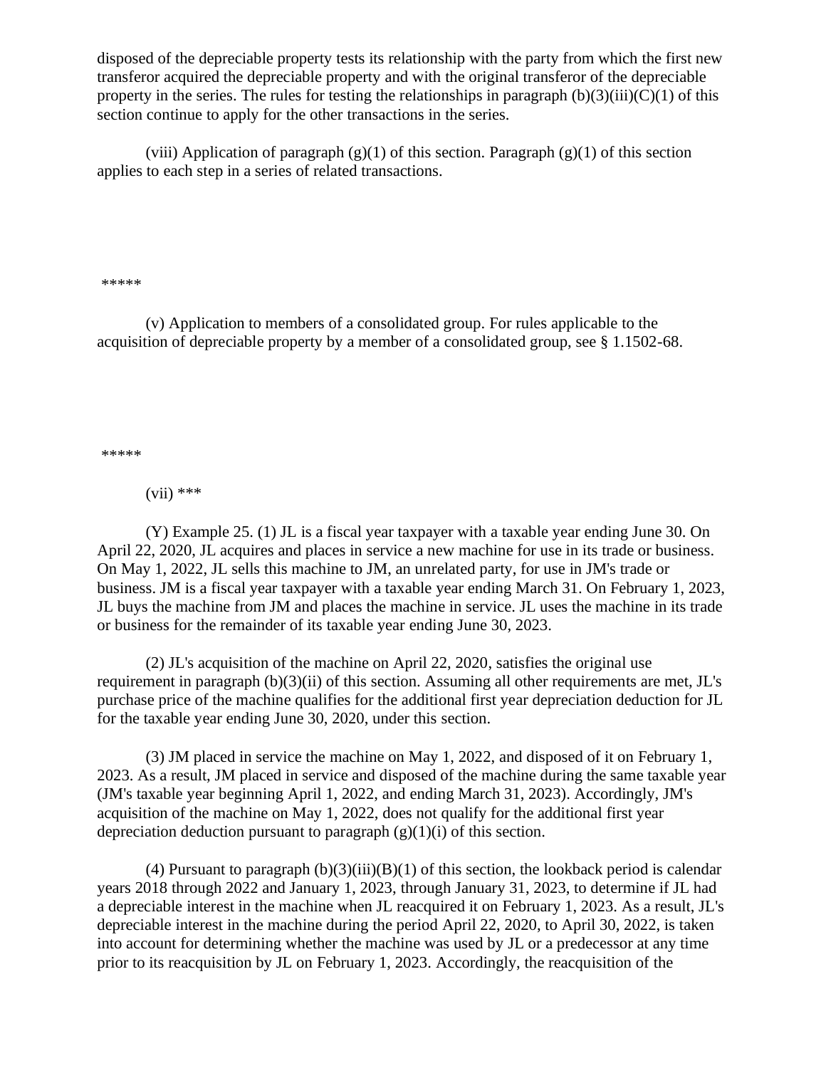disposed of the depreciable property tests its relationship with the party from which the first new transferor acquired the depreciable property and with the original transferor of the depreciable property in the series. The rules for testing the relationships in paragraph (b)(3)(iii)(C)(1) of this section continue to apply for the other transactions in the series.

(viii) Application of paragraph (g)(1) of this section. Paragraph (g)(1) of this section applies to each step in a series of related transactions.

*****

(v) Application to members of a consolidated group. For rules applicable to the acquisition of depreciable property by a member of a consolidated group, see § 1.1502-68.

*****

(vii) ***

(Y) Example 25. (1) JL is a fiscal year taxpayer with a taxable year ending June 30. On April 22, 2020, JL acquires and places in service a new machine for use in its trade or business. On May 1, 2022, JL sells this machine to JM, an unrelated party, for use in JM's trade or business. JM is a fiscal year taxpayer with a taxable year ending March 31. On February 1, 2023, JL buys the machine from JM and places the machine in service. JL uses the machine in its trade or business for the remainder of its taxable year ending June 30, 2023.

(2) JL's acquisition of the machine on April 22, 2020, satisfies the original use requirement in paragraph (b)(3)(ii) of this section. Assuming all other requirements are met, JL's purchase price of the machine qualifies for the additional first year depreciation deduction for JL for the taxable year ending June 30, 2020, under this section.

(3) JM placed in service the machine on May 1, 2022, and disposed of it on February 1, 2023. As a result, JM placed in service and disposed of the machine during the same taxable year (JM's taxable year beginning April 1, 2022, and ending March 31, 2023). Accordingly, JM's acquisition of the machine on May 1, 2022, does not qualify for the additional first year depreciation deduction pursuant to paragraph (g)(1)(i) of this section.

(4) Pursuant to paragraph (b)(3)(iii)(B)(1) of this section, the lookback period is calendar years 2018 through 2022 and January 1, 2023, through January 31, 2023, to determine if JL had a depreciable interest in the machine when JL reacquired it on February 1, 2023. As a result, JL's depreciable interest in the machine during the period April 22, 2020, to April 30, 2022, is taken into account for determining whether the machine was used by JL or a predecessor at any time prior to its reacquisition by JL on February 1, 2023. Accordingly, the reacquisition of the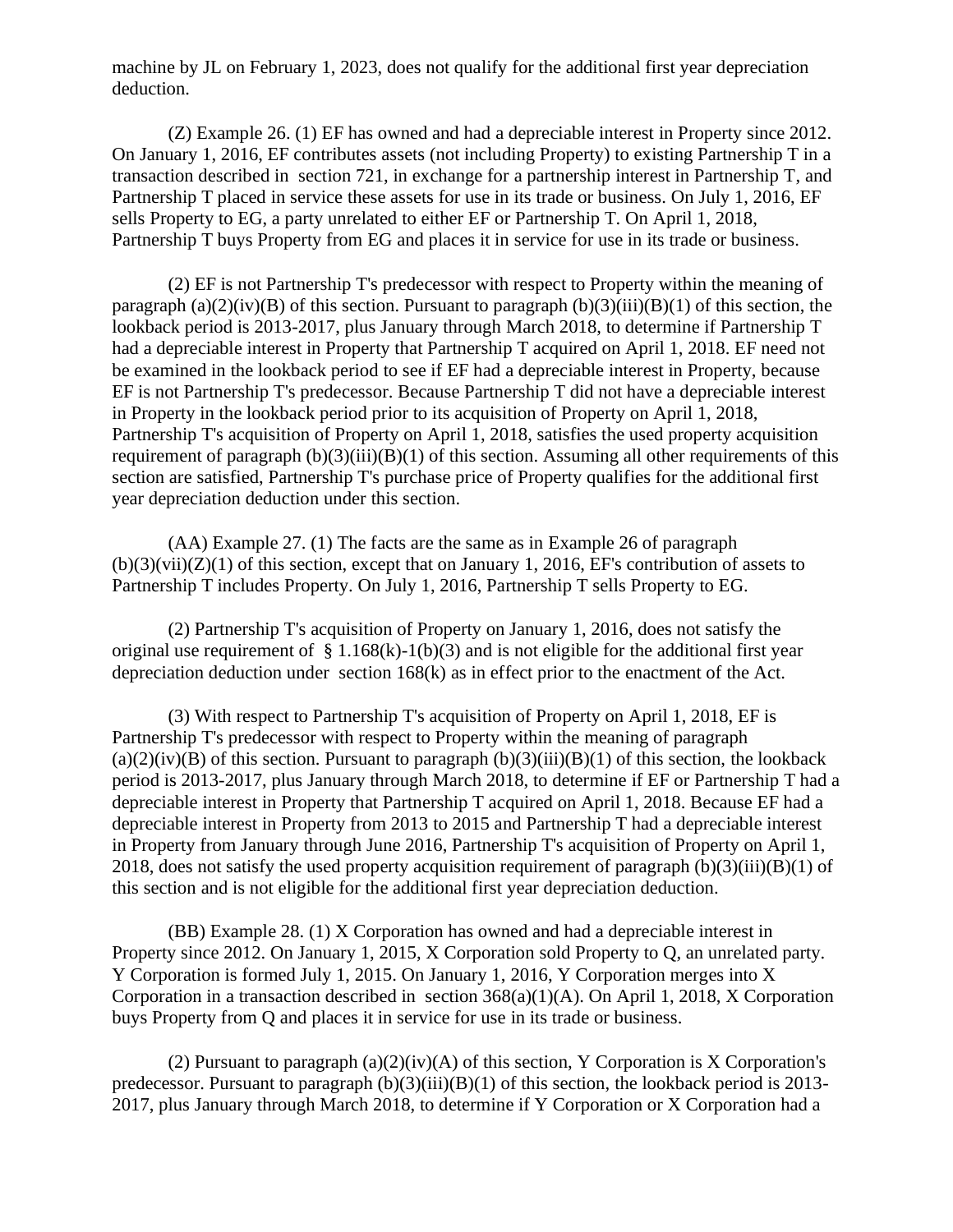machine by JL on February 1, 2023, does not qualify for the additional first year depreciation deduction.

(Z) Example 26. (1) EF has owned and had a depreciable interest in Property since 2012. On January 1, 2016, EF contributes assets (not including Property) to existing Partnership T in a transaction described in section 721, in exchange for a partnership interest in Partnership T, and Partnership T placed in service these assets for use in its trade or business. On July 1, 2016, EF sells Property to EG, a party unrelated to either EF or Partnership T. On April 1, 2018, Partnership T buys Property from EG and places it in service for use in its trade or business.

(2) EF is not Partnership T's predecessor with respect to Property within the meaning of paragraph (a)(2)(iv)(B) of this section. Pursuant to paragraph (b)(3)(iii)(B)(1) of this section, the lookback period is 2013-2017, plus January through March 2018, to determine if Partnership T had a depreciable interest in Property that Partnership T acquired on April 1, 2018. EF need not be examined in the lookback period to see if EF had a depreciable interest in Property, because EF is not Partnership T's predecessor. Because Partnership T did not have a depreciable interest in Property in the lookback period prior to its acquisition of Property on April 1, 2018, Partnership T's acquisition of Property on April 1, 2018, satisfies the used property acquisition requirement of paragraph (b)(3)(iii)(B)(1) of this section. Assuming all other requirements of this section are satisfied, Partnership T's purchase price of Property qualifies for the additional first year depreciation deduction under this section.

(AA) Example 27. (1) The facts are the same as in Example 26 of paragraph (b)(3)(vii)(Z)(1) of this section, except that on January 1, 2016, EF's contribution of assets to Partnership T includes Property. On July 1, 2016, Partnership T sells Property to EG.

(2) Partnership T's acquisition of Property on January 1, 2016, does not satisfy the original use requirement of § 1.168(k)-1(b)(3) and is not eligible for the additional first year depreciation deduction under section 168(k) as in effect prior to the enactment of the Act.

(3) With respect to Partnership T's acquisition of Property on April 1, 2018, EF is Partnership T's predecessor with respect to Property within the meaning of paragraph (a)(2)(iv)(B) of this section. Pursuant to paragraph (b)(3)(iii)(B)(1) of this section, the lookback period is 2013-2017, plus January through March 2018, to determine if EF or Partnership T had a depreciable interest in Property that Partnership T acquired on April 1, 2018. Because EF had a depreciable interest in Property from 2013 to 2015 and Partnership T had a depreciable interest in Property from January through June 2016, Partnership T's acquisition of Property on April 1, 2018, does not satisfy the used property acquisition requirement of paragraph (b)(3)(iii)(B)(1) of this section and is not eligible for the additional first year depreciation deduction.

(BB) Example 28. (1) X Corporation has owned and had a depreciable interest in Property since 2012. On January 1, 2015, X Corporation sold Property to Q, an unrelated party. Y Corporation is formed July 1, 2015. On January 1, 2016, Y Corporation merges into X Corporation in a transaction described in section 368(a)(1)(A). On April 1, 2018, X Corporation buys Property from Q and places it in service for use in its trade or business.

(2) Pursuant to paragraph (a)(2)(iv)(A) of this section, Y Corporation is X Corporation's predecessor. Pursuant to paragraph (b)(3)(iii)(B)(1) of this section, the lookback period is 2013-2017, plus January through March 2018, to determine if Y Corporation or X Corporation had a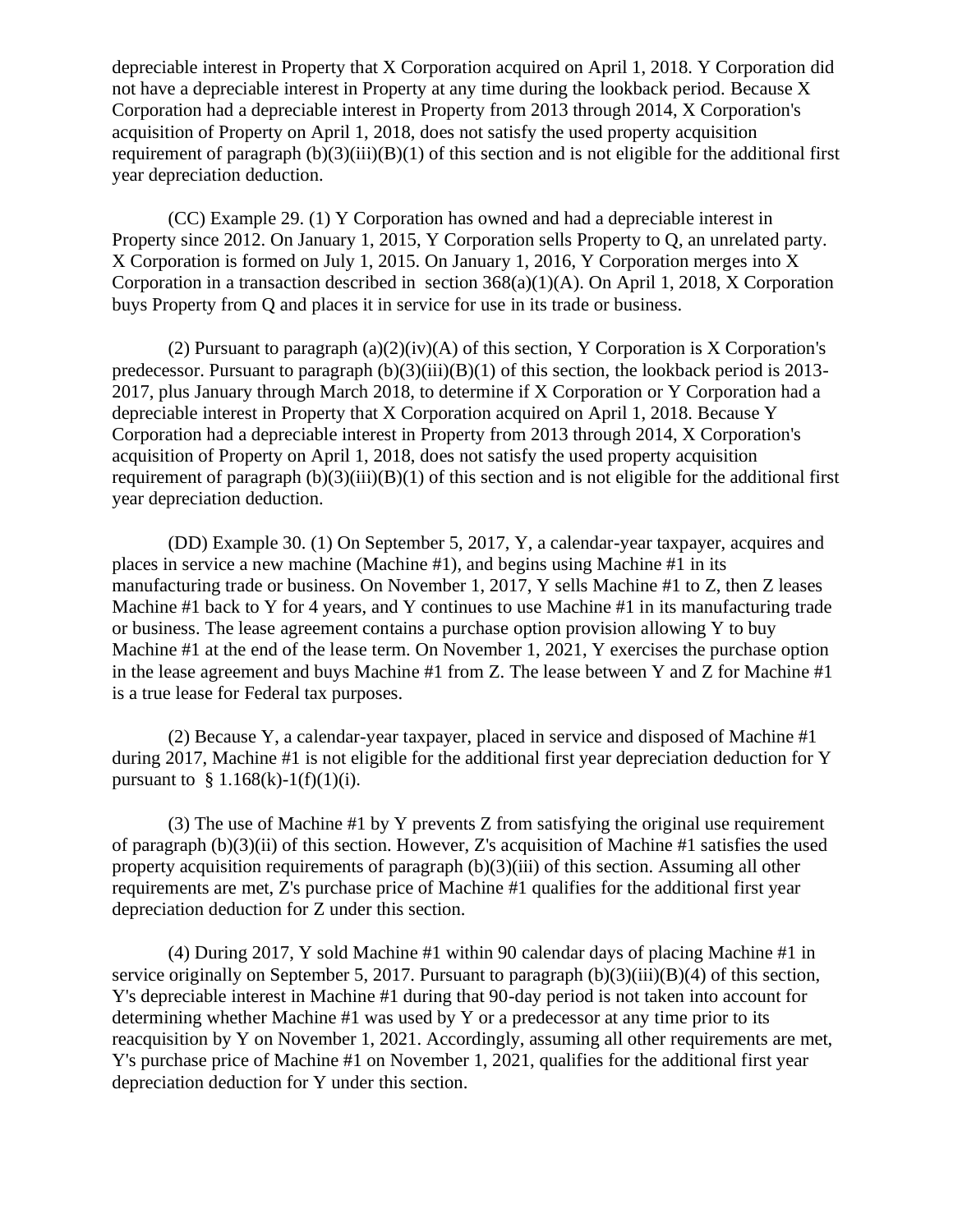depreciable interest in Property that X Corporation acquired on April 1, 2018. Y Corporation did not have a depreciable interest in Property at any time during the lookback period. Because X Corporation had a depreciable interest in Property from 2013 through 2014, X Corporation's acquisition of Property on April 1, 2018, does not satisfy the used property acquisition requirement of paragraph (b)(3)(iii)(B)(1) of this section and is not eligible for the additional first year depreciation deduction.

(CC) Example 29. (1) Y Corporation has owned and had a depreciable interest in Property since 2012. On January 1, 2015, Y Corporation sells Property to Q, an unrelated party. X Corporation is formed on July 1, 2015. On January 1, 2016, Y Corporation merges into X Corporation in a transaction described in section 368(a)(1)(A). On April 1, 2018, X Corporation buys Property from Q and places it in service for use in its trade or business.

(2) Pursuant to paragraph (a)(2)(iv)(A) of this section, Y Corporation is X Corporation's predecessor. Pursuant to paragraph (b)(3)(iii)(B)(1) of this section, the lookback period is 2013-2017, plus January through March 2018, to determine if X Corporation or Y Corporation had a depreciable interest in Property that X Corporation acquired on April 1, 2018. Because Y Corporation had a depreciable interest in Property from 2013 through 2014, X Corporation's acquisition of Property on April 1, 2018, does not satisfy the used property acquisition requirement of paragraph (b)(3)(iii)(B)(1) of this section and is not eligible for the additional first year depreciation deduction.

(DD) Example 30. (1) On September 5, 2017, Y, a calendar-year taxpayer, acquires and places in service a new machine (Machine #1), and begins using Machine #1 in its manufacturing trade or business. On November 1, 2017, Y sells Machine #1 to Z, then Z leases Machine #1 back to Y for 4 years, and Y continues to use Machine #1 in its manufacturing trade or business. The lease agreement contains a purchase option provision allowing Y to buy Machine #1 at the end of the lease term. On November 1, 2021, Y exercises the purchase option in the lease agreement and buys Machine #1 from Z. The lease between Y and Z for Machine #1 is a true lease for Federal tax purposes.

(2) Because Y, a calendar-year taxpayer, placed in service and disposed of Machine #1 during 2017, Machine #1 is not eligible for the additional first year depreciation deduction for Y pursuant to § 1.168(k)-1(f)(1)(i).

(3) The use of Machine #1 by Y prevents Z from satisfying the original use requirement of paragraph (b)(3)(ii) of this section. However, Z's acquisition of Machine #1 satisfies the used property acquisition requirements of paragraph (b)(3)(iii) of this section. Assuming all other requirements are met, Z's purchase price of Machine #1 qualifies for the additional first year depreciation deduction for Z under this section.

(4) During 2017, Y sold Machine #1 within 90 calendar days of placing Machine #1 in service originally on September 5, 2017. Pursuant to paragraph (b)(3)(iii)(B)(4) of this section, Y's depreciable interest in Machine #1 during that 90-day period is not taken into account for determining whether Machine #1 was used by Y or a predecessor at any time prior to its reacquisition by Y on November 1, 2021. Accordingly, assuming all other requirements are met, Y's purchase price of Machine #1 on November 1, 2021, qualifies for the additional first year depreciation deduction for Y under this section.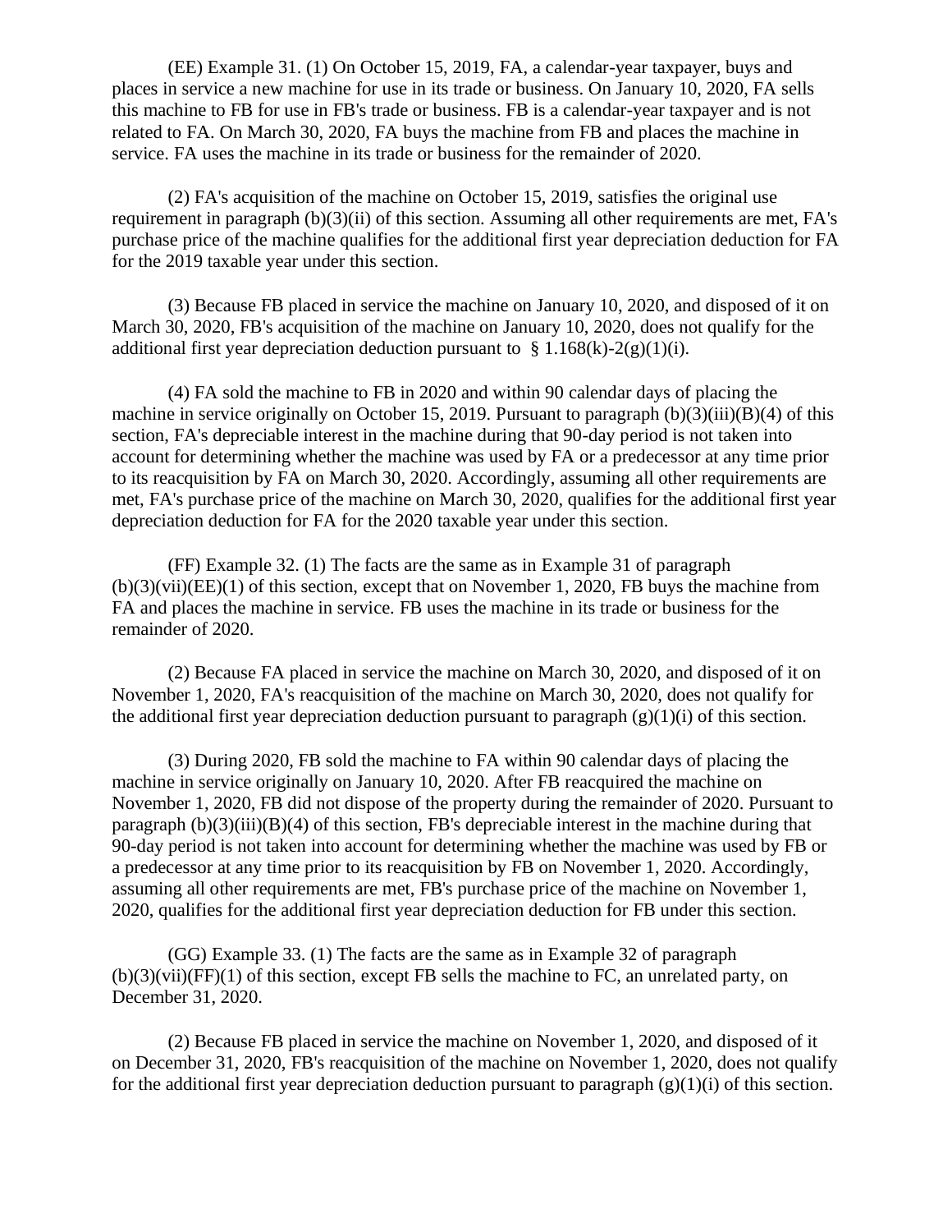(EE) Example 31. (1) On October 15, 2019, FA, a calendar-year taxpayer, buys and places in service a new machine for use in its trade or business. On January 10, 2020, FA sells this machine to FB for use in FB's trade or business. FB is a calendar-year taxpayer and is not related to FA. On March 30, 2020, FA buys the machine from FB and places the machine in service. FA uses the machine in its trade or business for the remainder of 2020.

(2) FA's acquisition of the machine on October 15, 2019, satisfies the original use requirement in paragraph (b)(3)(ii) of this section. Assuming all other requirements are met, FA's purchase price of the machine qualifies for the additional first year depreciation deduction for FA for the 2019 taxable year under this section.

(3) Because FB placed in service the machine on January 10, 2020, and disposed of it on March 30, 2020, FB's acquisition of the machine on January 10, 2020, does not qualify for the additional first year depreciation deduction pursuant to § 1.168(k)-2(g)(1)(i).

(4) FA sold the machine to FB in 2020 and within 90 calendar days of placing the machine in service originally on October 15, 2019. Pursuant to paragraph (b)(3)(iii)(B)(4) of this section, FA's depreciable interest in the machine during that 90-day period is not taken into account for determining whether the machine was used by FA or a predecessor at any time prior to its reacquisition by FA on March 30, 2020. Accordingly, assuming all other requirements are met, FA's purchase price of the machine on March 30, 2020, qualifies for the additional first year depreciation deduction for FA for the 2020 taxable year under this section.

(FF) Example 32. (1) The facts are the same as in Example 31 of paragraph (b)(3)(vii)(EE)(1) of this section, except that on November 1, 2020, FB buys the machine from FA and places the machine in service. FB uses the machine in its trade or business for the remainder of 2020.

(2) Because FA placed in service the machine on March 30, 2020, and disposed of it on November 1, 2020, FA's reacquisition of the machine on March 30, 2020, does not qualify for the additional first year depreciation deduction pursuant to paragraph (g)(1)(i) of this section.

(3) During 2020, FB sold the machine to FA within 90 calendar days of placing the machine in service originally on January 10, 2020. After FB reacquired the machine on November 1, 2020, FB did not dispose of the property during the remainder of 2020. Pursuant to paragraph (b)(3)(iii)(B)(4) of this section, FB's depreciable interest in the machine during that 90-day period is not taken into account for determining whether the machine was used by FB or a predecessor at any time prior to its reacquisition by FB on November 1, 2020. Accordingly, assuming all other requirements are met, FB's purchase price of the machine on November 1, 2020, qualifies for the additional first year depreciation deduction for FB under this section.

(GG) Example 33. (1) The facts are the same as in Example 32 of paragraph (b)(3)(vii)(FF)(1) of this section, except FB sells the machine to FC, an unrelated party, on December 31, 2020.

(2) Because FB placed in service the machine on November 1, 2020, and disposed of it on December 31, 2020, FB's reacquisition of the machine on November 1, 2020, does not qualify for the additional first year depreciation deduction pursuant to paragraph (g)(1)(i) of this section.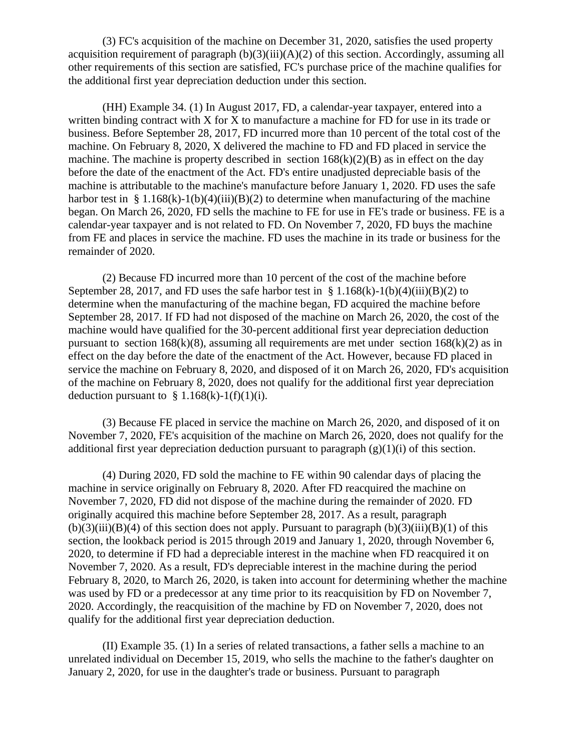(3) FC's acquisition of the machine on December 31, 2020, satisfies the used property acquisition requirement of paragraph (b)(3)(iii)(A)(2) of this section. Accordingly, assuming all other requirements of this section are satisfied, FC's purchase price of the machine qualifies for the additional first year depreciation deduction under this section.

(HH) Example 34. (1) In August 2017, FD, a calendar-year taxpayer, entered into a written binding contract with X for X to manufacture a machine for FD for use in its trade or business. Before September 28, 2017, FD incurred more than 10 percent of the total cost of the machine. On February 8, 2020, X delivered the machine to FD and FD placed in service the machine. The machine is property described in section 168(k)(2)(B) as in effect on the day before the date of the enactment of the Act. FD's entire unadjusted depreciable basis of the machine is attributable to the machine's manufacture before January 1, 2020. FD uses the safe harbor test in § 1.168(k)-1(b)(4)(iii)(B)(2) to determine when manufacturing of the machine began. On March 26, 2020, FD sells the machine to FE for use in FE's trade or business. FE is a calendar-year taxpayer and is not related to FD. On November 7, 2020, FD buys the machine from FE and places in service the machine. FD uses the machine in its trade or business for the remainder of 2020.

(2) Because FD incurred more than 10 percent of the cost of the machine before September 28, 2017, and FD uses the safe harbor test in § 1.168(k)-1(b)(4)(iii)(B)(2) to determine when the manufacturing of the machine began, FD acquired the machine before September 28, 2017. If FD had not disposed of the machine on March 26, 2020, the cost of the machine would have qualified for the 30-percent additional first year depreciation deduction pursuant to section 168(k)(8), assuming all requirements are met under section 168(k)(2) as in effect on the day before the date of the enactment of the Act. However, because FD placed in service the machine on February 8, 2020, and disposed of it on March 26, 2020, FD's acquisition of the machine on February 8, 2020, does not qualify for the additional first year depreciation deduction pursuant to § 1.168(k)-1(f)(1)(i).

(3) Because FE placed in service the machine on March 26, 2020, and disposed of it on November 7, 2020, FE's acquisition of the machine on March 26, 2020, does not qualify for the additional first year depreciation deduction pursuant to paragraph (g)(1)(i) of this section.

(4) During 2020, FD sold the machine to FE within 90 calendar days of placing the machine in service originally on February 8, 2020. After FD reacquired the machine on November 7, 2020, FD did not dispose of the machine during the remainder of 2020. FD originally acquired this machine before September 28, 2017. As a result, paragraph (b)(3)(iii)(B)(4) of this section does not apply. Pursuant to paragraph (b)(3)(iii)(B)(1) of this section, the lookback period is 2015 through 2019 and January 1, 2020, through November 6, 2020, to determine if FD had a depreciable interest in the machine when FD reacquired it on November 7, 2020. As a result, FD's depreciable interest in the machine during the period February 8, 2020, to March 26, 2020, is taken into account for determining whether the machine was used by FD or a predecessor at any time prior to its reacquisition by FD on November 7, 2020. Accordingly, the reacquisition of the machine by FD on November 7, 2020, does not qualify for the additional first year depreciation deduction.

(II) Example 35. (1) In a series of related transactions, a father sells a machine to an unrelated individual on December 15, 2019, who sells the machine to the father's daughter on January 2, 2020, for use in the daughter's trade or business. Pursuant to paragraph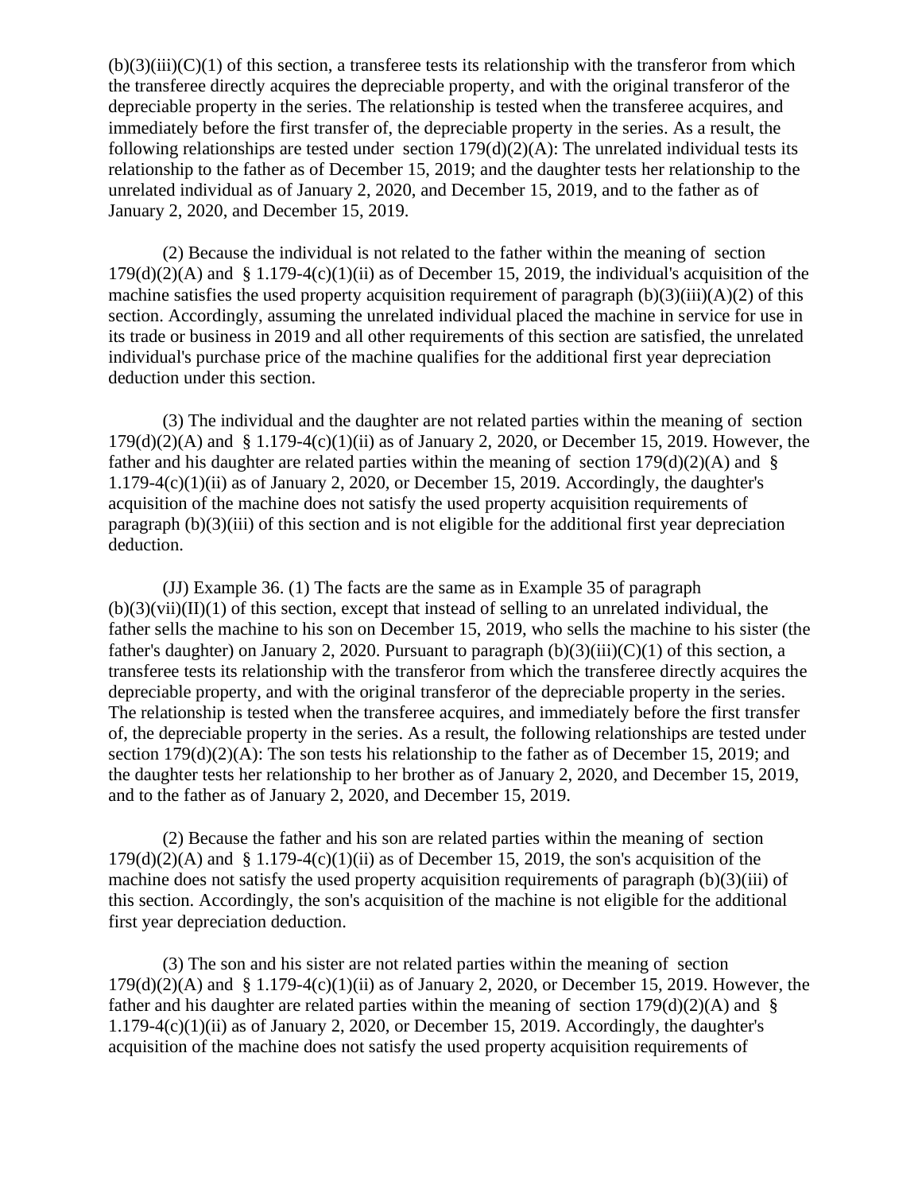(b)(3)(iii)(C)(1) of this section, a transferee tests its relationship with the transferor from which the transferee directly acquires the depreciable property, and with the original transferor of the depreciable property in the series. The relationship is tested when the transferee acquires, and immediately before the first transfer of, the depreciable property in the series. As a result, the following relationships are tested under section 179(d)(2)(A): The unrelated individual tests its relationship to the father as of December 15, 2019; and the daughter tests her relationship to the unrelated individual as of January 2, 2020, and December 15, 2019, and to the father as of January 2, 2020, and December 15, 2019.

(2) Because the individual is not related to the father within the meaning of section 179(d)(2)(A) and § 1.179-4(c)(1)(ii) as of December 15, 2019, the individual's acquisition of the machine satisfies the used property acquisition requirement of paragraph (b)(3)(iii)(A)(2) of this section. Accordingly, assuming the unrelated individual placed the machine in service for use in its trade or business in 2019 and all other requirements of this section are satisfied, the unrelated individual's purchase price of the machine qualifies for the additional first year depreciation deduction under this section.

(3) The individual and the daughter are not related parties within the meaning of section 179(d)(2)(A) and § 1.179-4(c)(1)(ii) as of January 2, 2020, or December 15, 2019. However, the father and his daughter are related parties within the meaning of section 179(d)(2)(A) and § 1.179-4(c)(1)(ii) as of January 2, 2020, or December 15, 2019. Accordingly, the daughter's acquisition of the machine does not satisfy the used property acquisition requirements of paragraph (b)(3)(iii) of this section and is not eligible for the additional first year depreciation deduction.

(JJ) Example 36. (1) The facts are the same as in Example 35 of paragraph (b)(3)(vii)(II)(1) of this section, except that instead of selling to an unrelated individual, the father sells the machine to his son on December 15, 2019, who sells the machine to his sister (the father's daughter) on January 2, 2020. Pursuant to paragraph (b)(3)(iii)(C)(1) of this section, a transferee tests its relationship with the transferor from which the transferee directly acquires the depreciable property, and with the original transferor of the depreciable property in the series. The relationship is tested when the transferee acquires, and immediately before the first transfer of, the depreciable property in the series. As a result, the following relationships are tested under section 179(d)(2)(A): The son tests his relationship to the father as of December 15, 2019; and the daughter tests her relationship to her brother as of January 2, 2020, and December 15, 2019, and to the father as of January 2, 2020, and December 15, 2019.

(2) Because the father and his son are related parties within the meaning of section 179(d)(2)(A) and § 1.179-4(c)(1)(ii) as of December 15, 2019, the son's acquisition of the machine does not satisfy the used property acquisition requirements of paragraph (b)(3)(iii) of this section. Accordingly, the son's acquisition of the machine is not eligible for the additional first year depreciation deduction.

(3) The son and his sister are not related parties within the meaning of section 179(d)(2)(A) and § 1.179-4(c)(1)(ii) as of January 2, 2020, or December 15, 2019. However, the father and his daughter are related parties within the meaning of section 179(d)(2)(A) and § 1.179-4(c)(1)(ii) as of January 2, 2020, or December 15, 2019. Accordingly, the daughter's acquisition of the machine does not satisfy the used property acquisition requirements of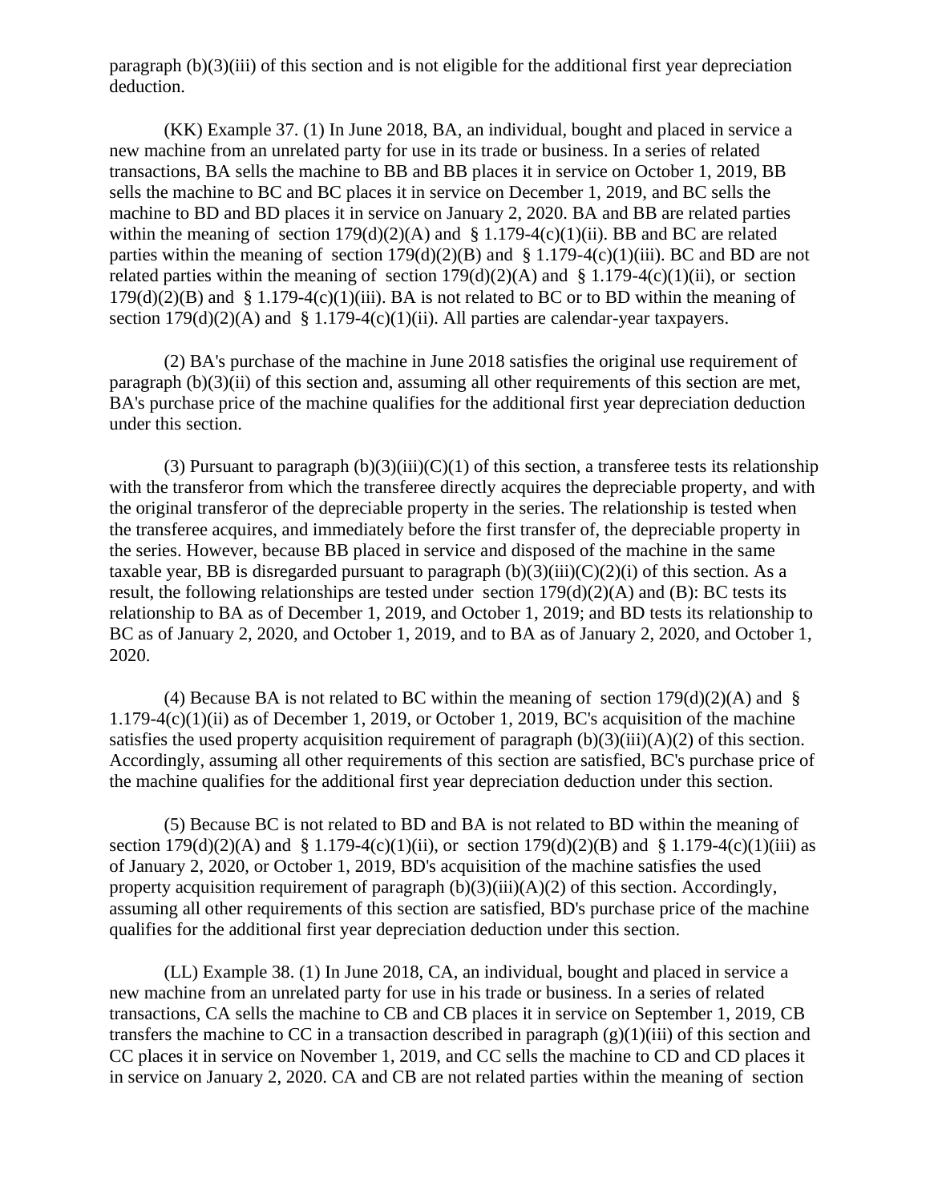paragraph (b)(3)(iii) of this section and is not eligible for the additional first year depreciation deduction.

(KK) Example 37. (1) In June 2018, BA, an individual, bought and placed in service a new machine from an unrelated party for use in its trade or business. In a series of related transactions, BA sells the machine to BB and BB places it in service on October 1, 2019, BB sells the machine to BC and BC places it in service on December 1, 2019, and BC sells the machine to BD and BD places it in service on January 2, 2020. BA and BB are related parties within the meaning of section 179(d)(2)(A) and § 1.179-4(c)(1)(ii). BB and BC are related parties within the meaning of section 179(d)(2)(B) and § 1.179-4(c)(1)(iii). BC and BD are not related parties within the meaning of section 179(d)(2)(A) and § 1.179-4(c)(1)(ii), or section 179(d)(2)(B) and § 1.179-4(c)(1)(iii). BA is not related to BC or to BD within the meaning of section 179(d)(2)(A) and § 1.179-4(c)(1)(ii). All parties are calendar-year taxpayers.

(2) BA's purchase of the machine in June 2018 satisfies the original use requirement of paragraph (b)(3)(ii) of this section and, assuming all other requirements of this section are met, BA's purchase price of the machine qualifies for the additional first year depreciation deduction under this section.

(3) Pursuant to paragraph (b)(3)(iii)(C)(1) of this section, a transferee tests its relationship with the transferor from which the transferee directly acquires the depreciable property, and with the original transferor of the depreciable property in the series. The relationship is tested when the transferee acquires, and immediately before the first transfer of, the depreciable property in the series. However, because BB placed in service and disposed of the machine in the same taxable year, BB is disregarded pursuant to paragraph (b)(3)(iii)(C)(2)(i) of this section. As a result, the following relationships are tested under section 179(d)(2)(A) and (B): BC tests its relationship to BA as of December 1, 2019, and October 1, 2019; and BD tests its relationship to BC as of January 2, 2020, and October 1, 2019, and to BA as of January 2, 2020, and October 1, 2020.

(4) Because BA is not related to BC within the meaning of section 179(d)(2)(A) and § 1.179-4(c)(1)(ii) as of December 1, 2019, or October 1, 2019, BC's acquisition of the machine satisfies the used property acquisition requirement of paragraph (b)(3)(iii)(A)(2) of this section. Accordingly, assuming all other requirements of this section are satisfied, BC's purchase price of the machine qualifies for the additional first year depreciation deduction under this section.

(5) Because BC is not related to BD and BA is not related to BD within the meaning of section 179(d)(2)(A) and § 1.179-4(c)(1)(ii), or section 179(d)(2)(B) and § 1.179-4(c)(1)(iii) as of January 2, 2020, or October 1, 2019, BD's acquisition of the machine satisfies the used property acquisition requirement of paragraph (b)(3)(iii)(A)(2) of this section. Accordingly, assuming all other requirements of this section are satisfied, BD's purchase price of the machine qualifies for the additional first year depreciation deduction under this section.

(LL) Example 38. (1) In June 2018, CA, an individual, bought and placed in service a new machine from an unrelated party for use in his trade or business. In a series of related transactions, CA sells the machine to CB and CB places it in service on September 1, 2019, CB transfers the machine to CC in a transaction described in paragraph (g)(1)(iii) of this section and CC places it in service on November 1, 2019, and CC sells the machine to CD and CD places it in service on January 2, 2020. CA and CB are not related parties within the meaning of section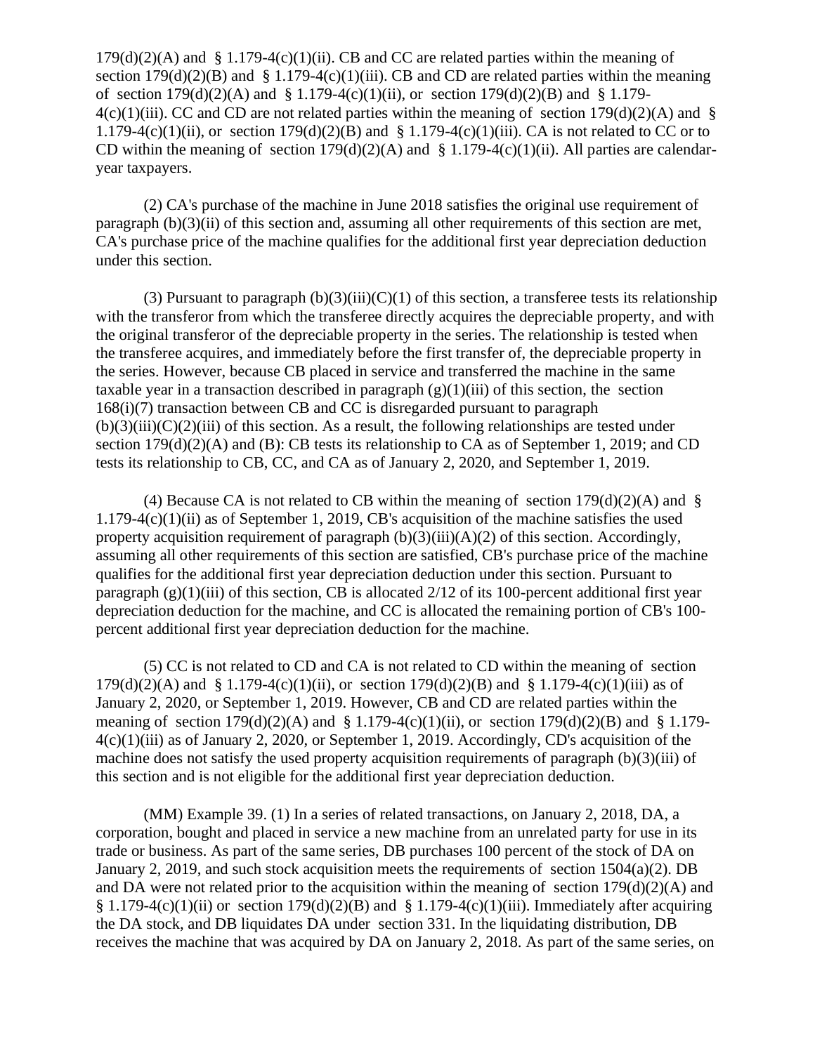179(d)(2)(A) and § 1.179-4(c)(1)(ii). CB and CC are related parties within the meaning of section 179(d)(2)(B) and § 1.179-4(c)(1)(iii). CB and CD are related parties within the meaning of section 179(d)(2)(A) and § 1.179-4(c)(1)(ii), or section 179(d)(2)(B) and § 1.179-4(c)(1)(iii). CC and CD are not related parties within the meaning of section 179(d)(2)(A) and § 1.179-4(c)(1)(ii), or section 179(d)(2)(B) and § 1.179-4(c)(1)(iii). CA is not related to CC or to CD within the meaning of section 179(d)(2)(A) and § 1.179-4(c)(1)(ii). All parties are calendar-year taxpayers.

(2) CA's purchase of the machine in June 2018 satisfies the original use requirement of paragraph (b)(3)(ii) of this section and, assuming all other requirements of this section are met, CA's purchase price of the machine qualifies for the additional first year depreciation deduction under this section.

(3) Pursuant to paragraph (b)(3)(iii)(C)(1) of this section, a transferee tests its relationship with the transferor from which the transferee directly acquires the depreciable property, and with the original transferor of the depreciable property in the series. The relationship is tested when the transferee acquires, and immediately before the first transfer of, the depreciable property in the series. However, because CB placed in service and transferred the machine in the same taxable year in a transaction described in paragraph (g)(1)(iii) of this section, the section 168(i)(7) transaction between CB and CC is disregarded pursuant to paragraph (b)(3)(iii)(C)(2)(iii) of this section. As a result, the following relationships are tested under section 179(d)(2)(A) and (B): CB tests its relationship to CA as of September 1, 2019; and CD tests its relationship to CB, CC, and CA as of January 2, 2020, and September 1, 2019.

(4) Because CA is not related to CB within the meaning of section 179(d)(2)(A) and § 1.179-4(c)(1)(ii) as of September 1, 2019, CB's acquisition of the machine satisfies the used property acquisition requirement of paragraph (b)(3)(iii)(A)(2) of this section. Accordingly, assuming all other requirements of this section are satisfied, CB's purchase price of the machine qualifies for the additional first year depreciation deduction under this section. Pursuant to paragraph (g)(1)(iii) of this section, CB is allocated 2/12 of its 100-percent additional first year depreciation deduction for the machine, and CC is allocated the remaining portion of CB's 100-percent additional first year depreciation deduction for the machine.

(5) CC is not related to CD and CA is not related to CD within the meaning of section 179(d)(2)(A) and § 1.179-4(c)(1)(ii), or section 179(d)(2)(B) and § 1.179-4(c)(1)(iii) as of January 2, 2020, or September 1, 2019. However, CB and CD are related parties within the meaning of section 179(d)(2)(A) and § 1.179-4(c)(1)(ii), or section 179(d)(2)(B) and § 1.179-4(c)(1)(iii) as of January 2, 2020, or September 1, 2019. Accordingly, CD's acquisition of the machine does not satisfy the used property acquisition requirements of paragraph (b)(3)(iii) of this section and is not eligible for the additional first year depreciation deduction.

(MM) Example 39. (1) In a series of related transactions, on January 2, 2018, DA, a corporation, bought and placed in service a new machine from an unrelated party for use in its trade or business. As part of the same series, DB purchases 100 percent of the stock of DA on January 2, 2019, and such stock acquisition meets the requirements of section 1504(a)(2). DB and DA were not related prior to the acquisition within the meaning of section 179(d)(2)(A) and § 1.179-4(c)(1)(ii) or section 179(d)(2)(B) and § 1.179-4(c)(1)(iii). Immediately after acquiring the DA stock, and DB liquidates DA under section 331. In the liquidating distribution, DB receives the machine that was acquired by DA on January 2, 2018. As part of the same series, on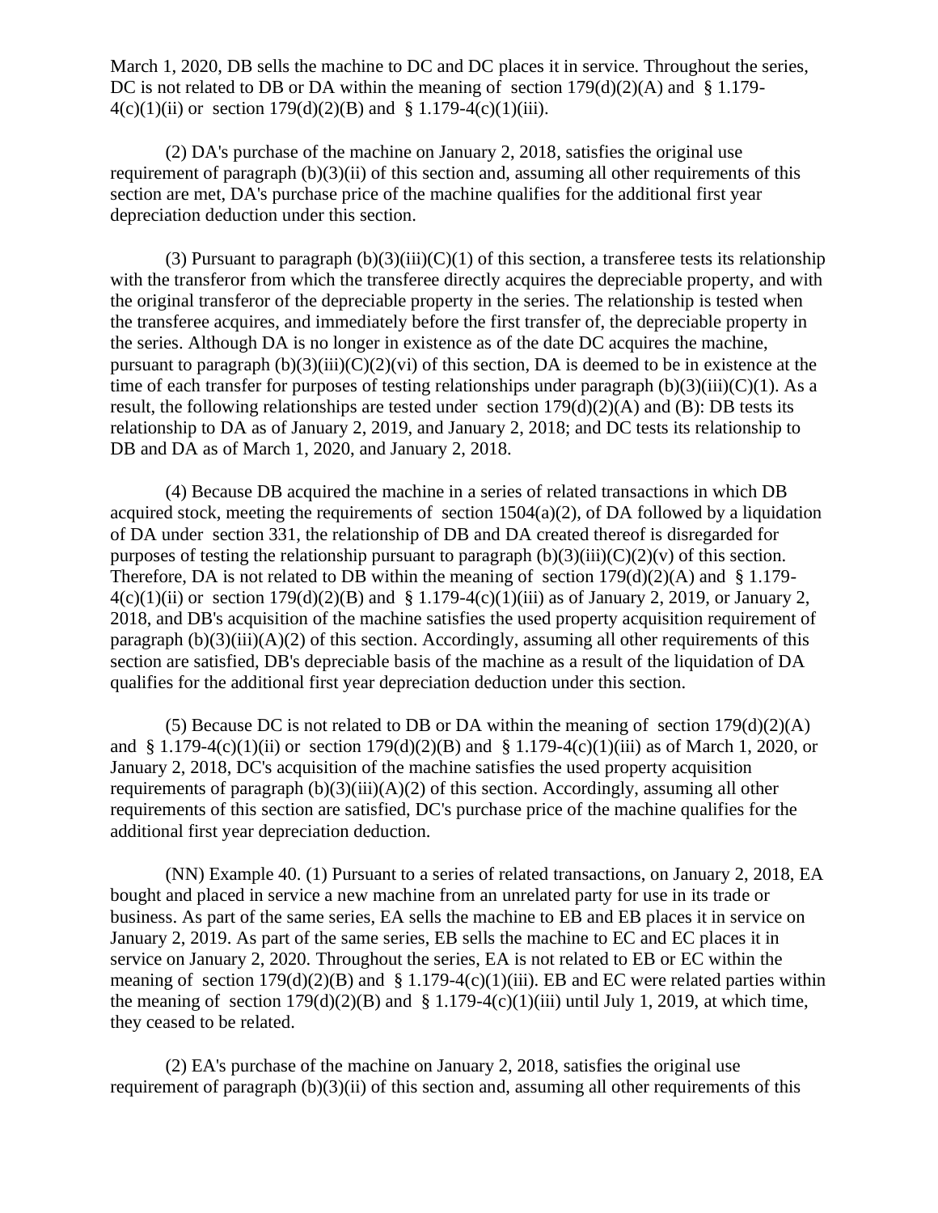March 1, 2020, DB sells the machine to DC and DC places it in service. Throughout the series, DC is not related to DB or DA within the meaning of section 179(d)(2)(A) and § 1.179-4(c)(1)(ii) or section 179(d)(2)(B) and § 1.179-4(c)(1)(iii).

(2) DA's purchase of the machine on January 2, 2018, satisfies the original use requirement of paragraph (b)(3)(ii) of this section and, assuming all other requirements of this section are met, DA's purchase price of the machine qualifies for the additional first year depreciation deduction under this section.

(3) Pursuant to paragraph (b)(3)(iii)(C)(1) of this section, a transferee tests its relationship with the transferor from which the transferee directly acquires the depreciable property, and with the original transferor of the depreciable property in the series. The relationship is tested when the transferee acquires, and immediately before the first transfer of, the depreciable property in the series. Although DA is no longer in existence as of the date DC acquires the machine, pursuant to paragraph (b)(3)(iii)(C)(2)(vi) of this section, DA is deemed to be in existence at the time of each transfer for purposes of testing relationships under paragraph (b)(3)(iii)(C)(1). As a result, the following relationships are tested under section 179(d)(2)(A) and (B): DB tests its relationship to DA as of January 2, 2019, and January 2, 2018; and DC tests its relationship to DB and DA as of March 1, 2020, and January 2, 2018.

(4) Because DB acquired the machine in a series of related transactions in which DB acquired stock, meeting the requirements of section 1504(a)(2), of DA followed by a liquidation of DA under section 331, the relationship of DB and DA created thereof is disregarded for purposes of testing the relationship pursuant to paragraph (b)(3)(iii)(C)(2)(v) of this section. Therefore, DA is not related to DB within the meaning of section 179(d)(2)(A) and § 1.179-4(c)(1)(ii) or section 179(d)(2)(B) and § 1.179-4(c)(1)(iii) as of January 2, 2019, or January 2, 2018, and DB's acquisition of the machine satisfies the used property acquisition requirement of paragraph (b)(3)(iii)(A)(2) of this section. Accordingly, assuming all other requirements of this section are satisfied, DB's depreciable basis of the machine as a result of the liquidation of DA qualifies for the additional first year depreciation deduction under this section.

(5) Because DC is not related to DB or DA within the meaning of section 179(d)(2)(A) and § 1.179-4(c)(1)(ii) or section 179(d)(2)(B) and § 1.179-4(c)(1)(iii) as of March 1, 2020, or January 2, 2018, DC's acquisition of the machine satisfies the used property acquisition requirements of paragraph (b)(3)(iii)(A)(2) of this section. Accordingly, assuming all other requirements of this section are satisfied, DC's purchase price of the machine qualifies for the additional first year depreciation deduction.

(NN) Example 40. (1) Pursuant to a series of related transactions, on January 2, 2018, EA bought and placed in service a new machine from an unrelated party for use in its trade or business. As part of the same series, EA sells the machine to EB and EB places it in service on January 2, 2019. As part of the same series, EB sells the machine to EC and EC places it in service on January 2, 2020. Throughout the series, EA is not related to EB or EC within the meaning of section 179(d)(2)(B) and § 1.179-4(c)(1)(iii). EB and EC were related parties within the meaning of section 179(d)(2)(B) and § 1.179-4(c)(1)(iii) until July 1, 2019, at which time, they ceased to be related.

(2) EA's purchase of the machine on January 2, 2018, satisfies the original use requirement of paragraph (b)(3)(ii) of this section and, assuming all other requirements of this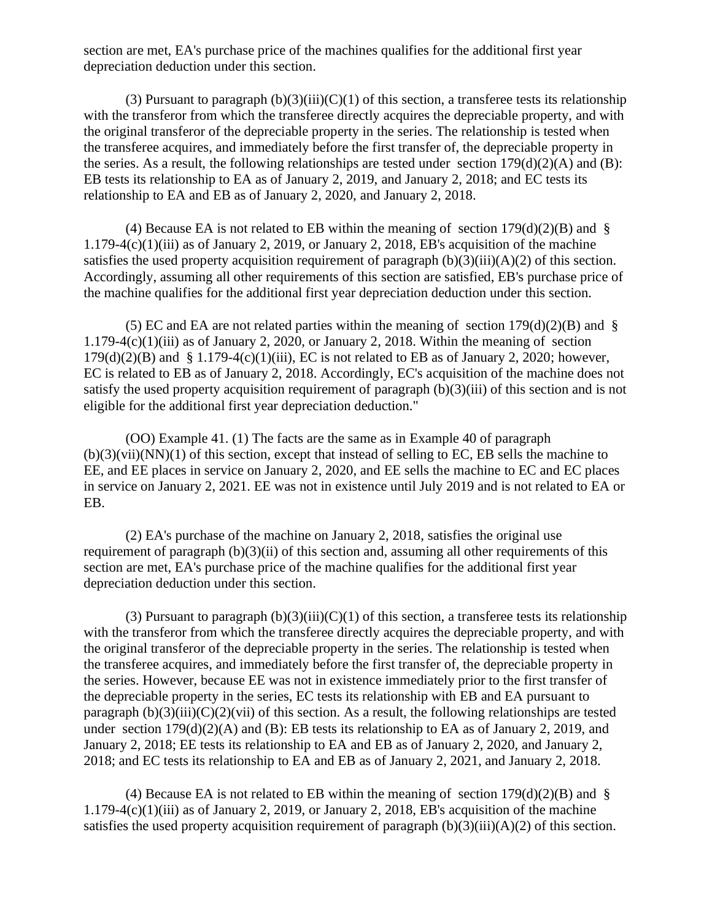section are met, EA's purchase price of the machines qualifies for the additional first year depreciation deduction under this section.

(3) Pursuant to paragraph (b)(3)(iii)(C)(1) of this section, a transferee tests its relationship with the transferor from which the transferee directly acquires the depreciable property, and with the original transferor of the depreciable property in the series. The relationship is tested when the transferee acquires, and immediately before the first transfer of, the depreciable property in the series. As a result, the following relationships are tested under section 179(d)(2)(A) and (B): EB tests its relationship to EA as of January 2, 2019, and January 2, 2018; and EC tests its relationship to EA and EB as of January 2, 2020, and January 2, 2018.

(4) Because EA is not related to EB within the meaning of section 179(d)(2)(B) and § 1.179-4(c)(1)(iii) as of January 2, 2019, or January 2, 2018, EB's acquisition of the machine satisfies the used property acquisition requirement of paragraph (b)(3)(iii)(A)(2) of this section. Accordingly, assuming all other requirements of this section are satisfied, EB's purchase price of the machine qualifies for the additional first year depreciation deduction under this section.

(5) EC and EA are not related parties within the meaning of section 179(d)(2)(B) and § 1.179-4(c)(1)(iii) as of January 2, 2020, or January 2, 2018. Within the meaning of section 179(d)(2)(B) and § 1.179-4(c)(1)(iii), EC is not related to EB as of January 2, 2020; however, EC is related to EB as of January 2, 2018. Accordingly, EC's acquisition of the machine does not satisfy the used property acquisition requirement of paragraph (b)(3)(iii) of this section and is not eligible for the additional first year depreciation deduction."

(OO) Example 41. (1) The facts are the same as in Example 40 of paragraph (b)(3)(vii)(NN)(1) of this section, except that instead of selling to EC, EB sells the machine to EE, and EE places in service on January 2, 2020, and EE sells the machine to EC and EC places in service on January 2, 2021. EE was not in existence until July 2019 and is not related to EA or EB.

(2) EA's purchase of the machine on January 2, 2018, satisfies the original use requirement of paragraph (b)(3)(ii) of this section and, assuming all other requirements of this section are met, EA's purchase price of the machine qualifies for the additional first year depreciation deduction under this section.

(3) Pursuant to paragraph (b)(3)(iii)(C)(1) of this section, a transferee tests its relationship with the transferor from which the transferee directly acquires the depreciable property, and with the original transferor of the depreciable property in the series. The relationship is tested when the transferee acquires, and immediately before the first transfer of, the depreciable property in the series. However, because EE was not in existence immediately prior to the first transfer of the depreciable property in the series, EC tests its relationship with EB and EA pursuant to paragraph (b)(3)(iii)(C)(2)(vii) of this section. As a result, the following relationships are tested under section 179(d)(2)(A) and (B): EB tests its relationship to EA as of January 2, 2019, and January 2, 2018; EE tests its relationship to EA and EB as of January 2, 2020, and January 2, 2018; and EC tests its relationship to EA and EB as of January 2, 2021, and January 2, 2018.

(4) Because EA is not related to EB within the meaning of section 179(d)(2)(B) and § 1.179-4(c)(1)(iii) as of January 2, 2019, or January 2, 2018, EB's acquisition of the machine satisfies the used property acquisition requirement of paragraph (b)(3)(iii)(A)(2) of this section.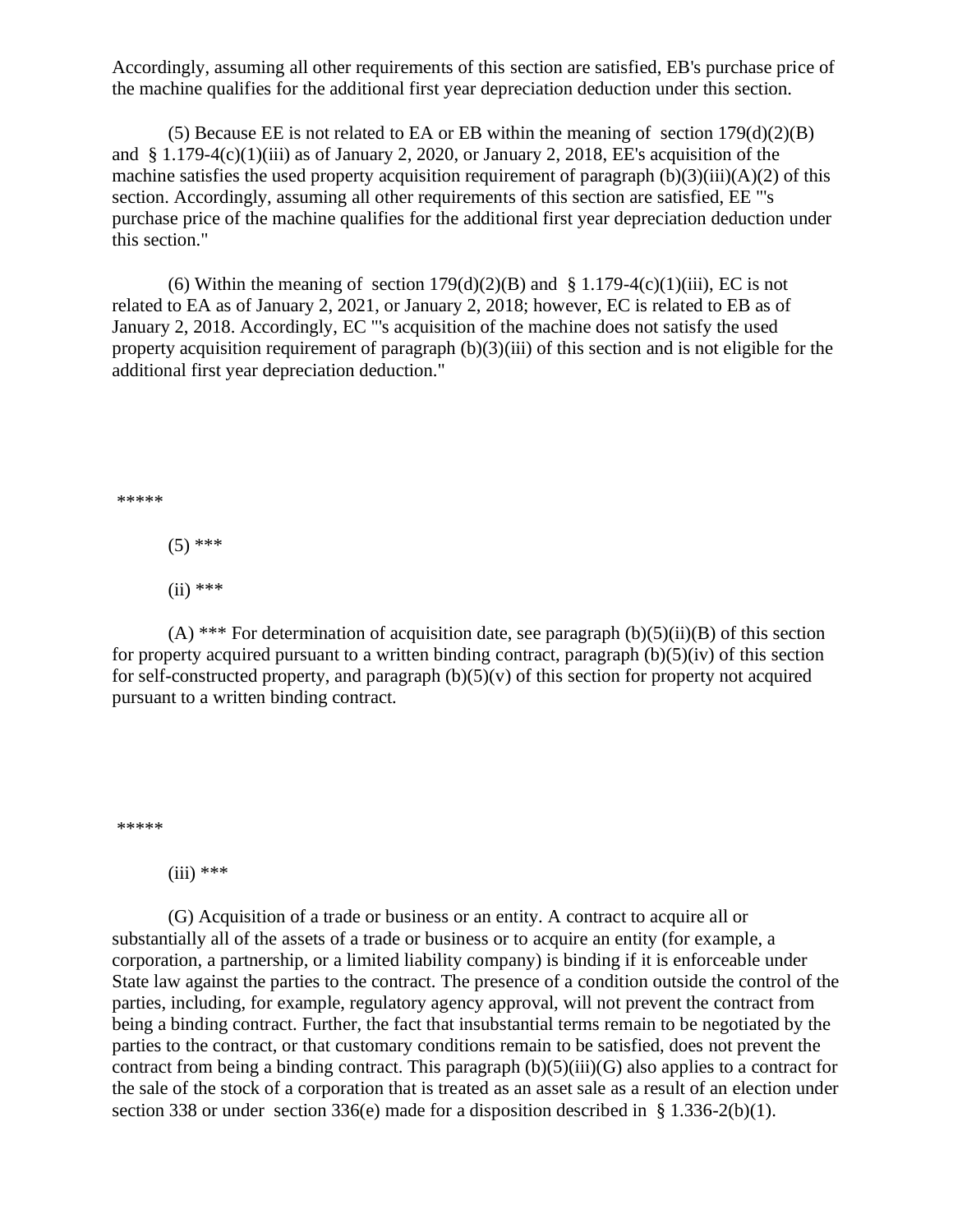Accordingly, assuming all other requirements of this section are satisfied, EB's purchase price of the machine qualifies for the additional first year depreciation deduction under this section.

(5) Because EE is not related to EA or EB within the meaning of section 179(d)(2)(B) and § 1.179-4(c)(1)(iii) as of January 2, 2020, or January 2, 2018, EE's acquisition of the machine satisfies the used property acquisition requirement of paragraph (b)(3)(iii)(A)(2) of this section. Accordingly, assuming all other requirements of this section are satisfied, EE "'s purchase price of the machine qualifies for the additional first year depreciation deduction under this section."

(6) Within the meaning of section 179(d)(2)(B) and § 1.179-4(c)(1)(iii), EC is not related to EA as of January 2, 2021, or January 2, 2018; however, EC is related to EB as of January 2, 2018. Accordingly, EC "'s acquisition of the machine does not satisfy the used property acquisition requirement of paragraph (b)(3)(iii) of this section and is not eligible for the additional first year depreciation deduction."

*****

(5) ***

(ii) ***

(A) *** For determination of acquisition date, see paragraph (b)(5)(ii)(B) of this section for property acquired pursuant to a written binding contract, paragraph (b)(5)(iv) of this section for self-constructed property, and paragraph (b)(5)(v) of this section for property not acquired pursuant to a written binding contract.

*****

(iii) ***

(G) Acquisition of a trade or business or an entity. A contract to acquire all or substantially all of the assets of a trade or business or to acquire an entity (for example, a corporation, a partnership, or a limited liability company) is binding if it is enforceable under State law against the parties to the contract. The presence of a condition outside the control of the parties, including, for example, regulatory agency approval, will not prevent the contract from being a binding contract. Further, the fact that insubstantial terms remain to be negotiated by the parties to the contract, or that customary conditions remain to be satisfied, does not prevent the contract from being a binding contract. This paragraph (b)(5)(iii)(G) also applies to a contract for the sale of the stock of a corporation that is treated as an asset sale as a result of an election under section 338 or under section 336(e) made for a disposition described in § 1.336-2(b)(1).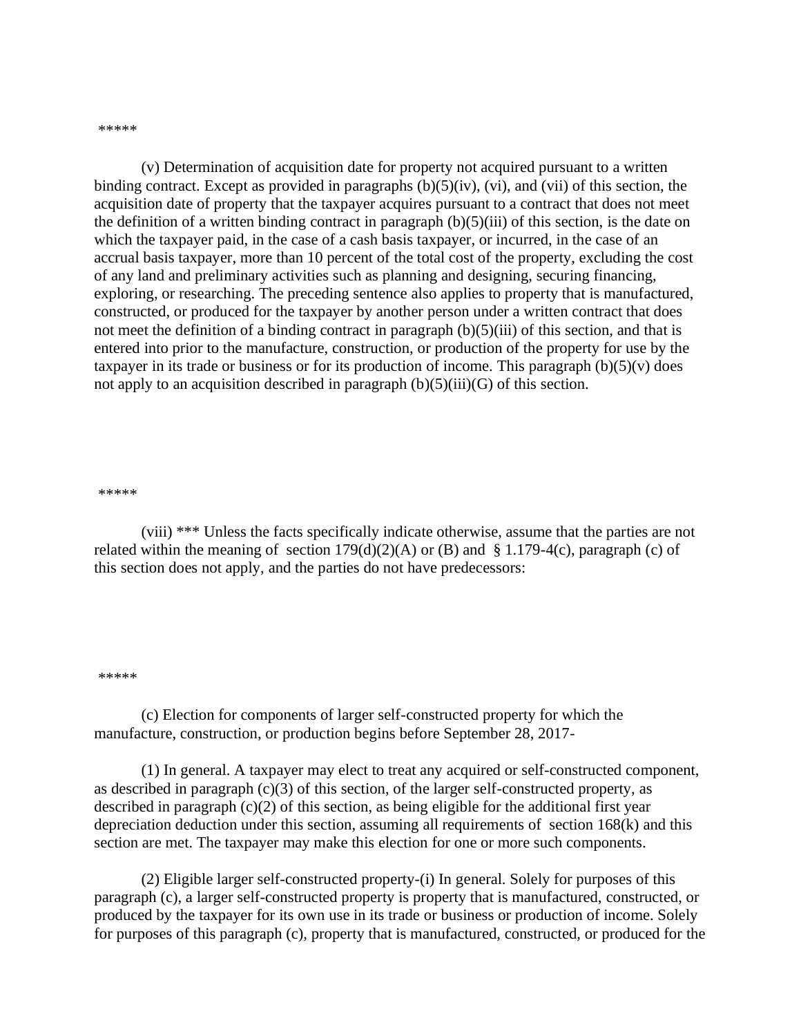\*\*\*\*\*

(v) Determination of acquisition date for property not acquired pursuant to a written binding contract. Except as provided in paragraphs (b)(5)(iv), (vi), and (vii) of this section, the acquisition date of property that the taxpayer acquires pursuant to a contract that does not meet the definition of a written binding contract in paragraph (b)(5)(iii) of this section, is the date on which the taxpayer paid, in the case of a cash basis taxpayer, or incurred, in the case of an accrual basis taxpayer, more than 10 percent of the total cost of the property, excluding the cost of any land and preliminary activities such as planning and designing, securing financing, exploring, or researching. The preceding sentence also applies to property that is manufactured, constructed, or produced for the taxpayer by another person under a written contract that does not meet the definition of a binding contract in paragraph (b)(5)(iii) of this section, and that is entered into prior to the manufacture, construction, or production of the property for use by the taxpayer in its trade or business or for its production of income. This paragraph (b)(5)(v) does not apply to an acquisition described in paragraph (b)(5)(iii)(G) of this section.

\*\*\*\*\*

(viii) \*\*\* Unless the facts specifically indicate otherwise, assume that the parties are not related within the meaning of section 179(d)(2)(A) or (B) and § 1.179-4(c), paragraph (c) of this section does not apply, and the parties do not have predecessors:

\*\*\*\*\*

(c) Election for components of larger self-constructed property for which the manufacture, construction, or production begins before September 28, 2017-

(1) In general. A taxpayer may elect to treat any acquired or self-constructed component, as described in paragraph (c)(3) of this section, of the larger self-constructed property, as described in paragraph (c)(2) of this section, as being eligible for the additional first year depreciation deduction under this section, assuming all requirements of section 168(k) and this section are met. The taxpayer may make this election for one or more such components.

(2) Eligible larger self-constructed property-(i) In general. Solely for purposes of this paragraph (c), a larger self-constructed property is property that is manufactured, constructed, or produced by the taxpayer for its own use in its trade or business or production of income. Solely for purposes of this paragraph (c), property that is manufactured, constructed, or produced for the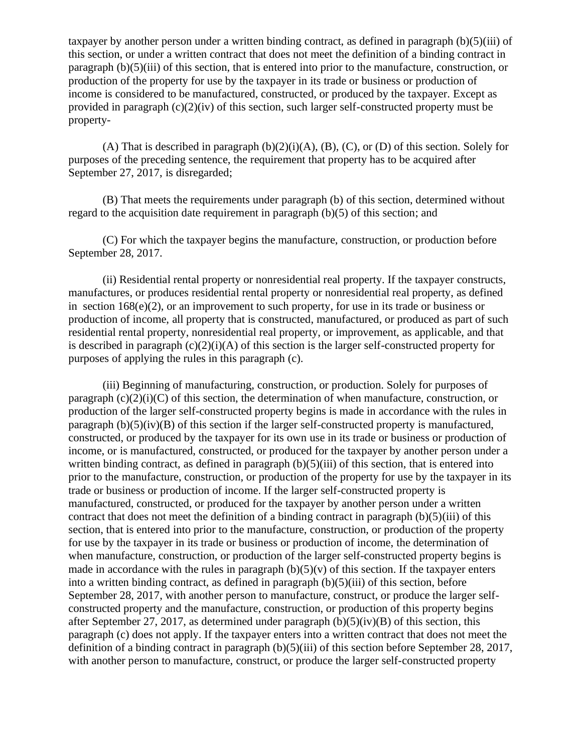taxpayer by another person under a written binding contract, as defined in paragraph (b)(5)(iii) of this section, or under a written contract that does not meet the definition of a binding contract in paragraph (b)(5)(iii) of this section, that is entered into prior to the manufacture, construction, or production of the property for use by the taxpayer in its trade or business or production of income is considered to be manufactured, constructed, or produced by the taxpayer. Except as provided in paragraph (c)(2)(iv) of this section, such larger self-constructed property must be property-

(A) That is described in paragraph (b)(2)(i)(A), (B), (C), or (D) of this section. Solely for purposes of the preceding sentence, the requirement that property has to be acquired after September 27, 2017, is disregarded;

(B) That meets the requirements under paragraph (b) of this section, determined without regard to the acquisition date requirement in paragraph (b)(5) of this section; and

(C) For which the taxpayer begins the manufacture, construction, or production before September 28, 2017.

(ii) Residential rental property or nonresidential real property. If the taxpayer constructs, manufactures, or produces residential rental property or nonresidential real property, as defined in section 168(e)(2), or an improvement to such property, for use in its trade or business or production of income, all property that is constructed, manufactured, or produced as part of such residential rental property, nonresidential real property, or improvement, as applicable, and that is described in paragraph (c)(2)(i)(A) of this section is the larger self-constructed property for purposes of applying the rules in this paragraph (c).

(iii) Beginning of manufacturing, construction, or production. Solely for purposes of paragraph (c)(2)(i)(C) of this section, the determination of when manufacture, construction, or production of the larger self-constructed property begins is made in accordance with the rules in paragraph (b)(5)(iv)(B) of this section if the larger self-constructed property is manufactured, constructed, or produced by the taxpayer for its own use in its trade or business or production of income, or is manufactured, constructed, or produced for the taxpayer by another person under a written binding contract, as defined in paragraph (b)(5)(iii) of this section, that is entered into prior to the manufacture, construction, or production of the property for use by the taxpayer in its trade or business or production of income. If the larger self-constructed property is manufactured, constructed, or produced for the taxpayer by another person under a written contract that does not meet the definition of a binding contract in paragraph (b)(5)(iii) of this section, that is entered into prior to the manufacture, construction, or production of the property for use by the taxpayer in its trade or business or production of income, the determination of when manufacture, construction, or production of the larger self-constructed property begins is made in accordance with the rules in paragraph (b)(5)(v) of this section. If the taxpayer enters into a written binding contract, as defined in paragraph (b)(5)(iii) of this section, before September 28, 2017, with another person to manufacture, construct, or produce the larger self-constructed property and the manufacture, construction, or production of this property begins after September 27, 2017, as determined under paragraph (b)(5)(iv)(B) of this section, this paragraph (c) does not apply. If the taxpayer enters into a written contract that does not meet the definition of a binding contract in paragraph (b)(5)(iii) of this section before September 28, 2017, with another person to manufacture, construct, or produce the larger self-constructed property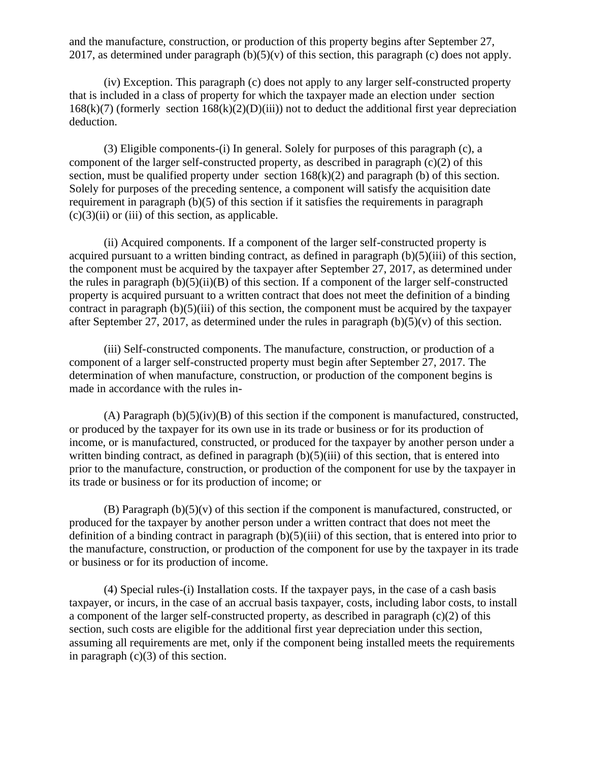and the manufacture, construction, or production of this property begins after September 27, 2017, as determined under paragraph (b)(5)(v) of this section, this paragraph (c) does not apply.

(iv) Exception. This paragraph (c) does not apply to any larger self-constructed property that is included in a class of property for which the taxpayer made an election under section 168(k)(7) (formerly section 168(k)(2)(D)(iii)) not to deduct the additional first year depreciation deduction.

(3) Eligible components-(i) In general. Solely for purposes of this paragraph (c), a component of the larger self-constructed property, as described in paragraph (c)(2) of this section, must be qualified property under section 168(k)(2) and paragraph (b) of this section. Solely for purposes of the preceding sentence, a component will satisfy the acquisition date requirement in paragraph (b)(5) of this section if it satisfies the requirements in paragraph (c)(3)(ii) or (iii) of this section, as applicable.

(ii) Acquired components. If a component of the larger self-constructed property is acquired pursuant to a written binding contract, as defined in paragraph (b)(5)(iii) of this section, the component must be acquired by the taxpayer after September 27, 2017, as determined under the rules in paragraph (b)(5)(ii)(B) of this section. If a component of the larger self-constructed property is acquired pursuant to a written contract that does not meet the definition of a binding contract in paragraph (b)(5)(iii) of this section, the component must be acquired by the taxpayer after September 27, 2017, as determined under the rules in paragraph (b)(5)(v) of this section.

(iii) Self-constructed components. The manufacture, construction, or production of a component of a larger self-constructed property must begin after September 27, 2017. The determination of when manufacture, construction, or production of the component begins is made in accordance with the rules in-

(A) Paragraph (b)(5)(iv)(B) of this section if the component is manufactured, constructed, or produced by the taxpayer for its own use in its trade or business or for its production of income, or is manufactured, constructed, or produced for the taxpayer by another person under a written binding contract, as defined in paragraph (b)(5)(iii) of this section, that is entered into prior to the manufacture, construction, or production of the component for use by the taxpayer in its trade or business or for its production of income; or

(B) Paragraph (b)(5)(v) of this section if the component is manufactured, constructed, or produced for the taxpayer by another person under a written contract that does not meet the definition of a binding contract in paragraph (b)(5)(iii) of this section, that is entered into prior to the manufacture, construction, or production of the component for use by the taxpayer in its trade or business or for its production of income.

(4) Special rules-(i) Installation costs. If the taxpayer pays, in the case of a cash basis taxpayer, or incurs, in the case of an accrual basis taxpayer, costs, including labor costs, to install a component of the larger self-constructed property, as described in paragraph (c)(2) of this section, such costs are eligible for the additional first year depreciation under this section, assuming all requirements are met, only if the component being installed meets the requirements in paragraph (c)(3) of this section.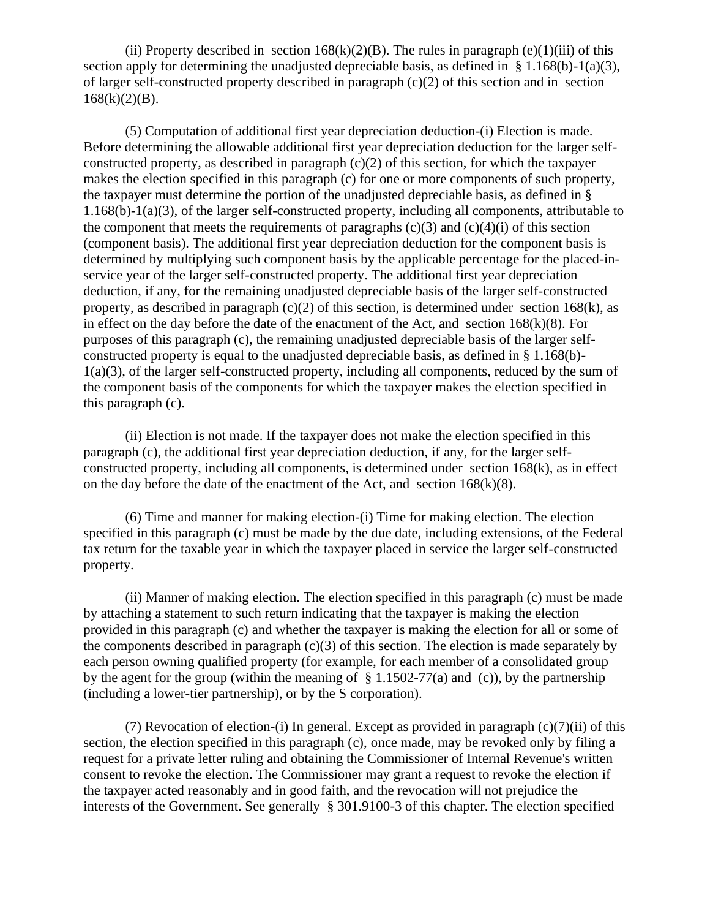(ii) Property described in section 168(k)(2)(B). The rules in paragraph (e)(1)(iii) of this section apply for determining the unadjusted depreciable basis, as defined in § 1.168(b)-1(a)(3), of larger self-constructed property described in paragraph (c)(2) of this section and in section 168(k)(2)(B).

(5) Computation of additional first year depreciation deduction-(i) Election is made. Before determining the allowable additional first year depreciation deduction for the larger self-constructed property, as described in paragraph (c)(2) of this section, for which the taxpayer makes the election specified in this paragraph (c) for one or more components of such property, the taxpayer must determine the portion of the unadjusted depreciable basis, as defined in § 1.168(b)-1(a)(3), of the larger self-constructed property, including all components, attributable to the component that meets the requirements of paragraphs (c)(3) and (c)(4)(i) of this section (component basis). The additional first year depreciation deduction for the component basis is determined by multiplying such component basis by the applicable percentage for the placed-in-service year of the larger self-constructed property. The additional first year depreciation deduction, if any, for the remaining unadjusted depreciable basis of the larger self-constructed property, as described in paragraph (c)(2) of this section, is determined under section 168(k), as in effect on the day before the date of the enactment of the Act, and section 168(k)(8). For purposes of this paragraph (c), the remaining unadjusted depreciable basis of the larger self-constructed property is equal to the unadjusted depreciable basis, as defined in § 1.168(b)-1(a)(3), of the larger self-constructed property, including all components, reduced by the sum of the component basis of the components for which the taxpayer makes the election specified in this paragraph (c).

(ii) Election is not made. If the taxpayer does not make the election specified in this paragraph (c), the additional first year depreciation deduction, if any, for the larger self-constructed property, including all components, is determined under section 168(k), as in effect on the day before the date of the enactment of the Act, and section 168(k)(8).

(6) Time and manner for making election-(i) Time for making election. The election specified in this paragraph (c) must be made by the due date, including extensions, of the Federal tax return for the taxable year in which the taxpayer placed in service the larger self-constructed property.

(ii) Manner of making election. The election specified in this paragraph (c) must be made by attaching a statement to such return indicating that the taxpayer is making the election provided in this paragraph (c) and whether the taxpayer is making the election for all or some of the components described in paragraph (c)(3) of this section. The election is made separately by each person owning qualified property (for example, for each member of a consolidated group by the agent for the group (within the meaning of § 1.1502-77(a) and (c)), by the partnership (including a lower-tier partnership), or by the S corporation).

(7) Revocation of election-(i) In general. Except as provided in paragraph (c)(7)(ii) of this section, the election specified in this paragraph (c), once made, may be revoked only by filing a request for a private letter ruling and obtaining the Commissioner of Internal Revenue's written consent to revoke the election. The Commissioner may grant a request to revoke the election if the taxpayer acted reasonably and in good faith, and the revocation will not prejudice the interests of the Government. See generally § 301.9100-3 of this chapter. The election specified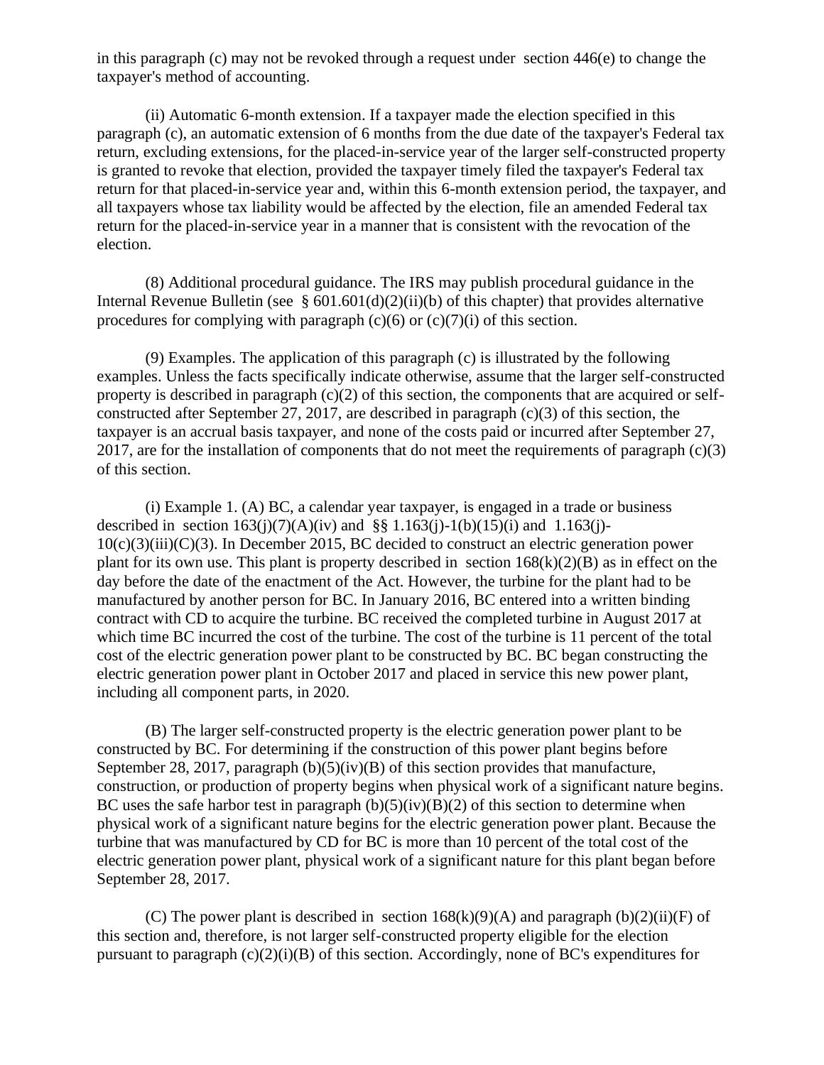in this paragraph (c) may not be revoked through a request under section 446(e) to change the taxpayer's method of accounting.

(ii) Automatic 6-month extension. If a taxpayer made the election specified in this paragraph (c), an automatic extension of 6 months from the due date of the taxpayer's Federal tax return, excluding extensions, for the placed-in-service year of the larger self-constructed property is granted to revoke that election, provided the taxpayer timely filed the taxpayer's Federal tax return for that placed-in-service year and, within this 6-month extension period, the taxpayer, and all taxpayers whose tax liability would be affected by the election, file an amended Federal tax return for the placed-in-service year in a manner that is consistent with the revocation of the election.

(8) Additional procedural guidance. The IRS may publish procedural guidance in the Internal Revenue Bulletin (see § 601.601(d)(2)(ii)(b) of this chapter) that provides alternative procedures for complying with paragraph (c)(6) or (c)(7)(i) of this section.

(9) Examples. The application of this paragraph (c) is illustrated by the following examples. Unless the facts specifically indicate otherwise, assume that the larger self-constructed property is described in paragraph (c)(2) of this section, the components that are acquired or self-constructed after September 27, 2017, are described in paragraph (c)(3) of this section, the taxpayer is an accrual basis taxpayer, and none of the costs paid or incurred after September 27, 2017, are for the installation of components that do not meet the requirements of paragraph (c)(3) of this section.

(i) Example 1. (A) BC, a calendar year taxpayer, is engaged in a trade or business described in section 163(j)(7)(A)(iv) and §§ 1.163(j)-1(b)(15)(i) and 1.163(j)-10(c)(3)(iii)(C)(3). In December 2015, BC decided to construct an electric generation power plant for its own use. This plant is property described in section 168(k)(2)(B) as in effect on the day before the date of the enactment of the Act. However, the turbine for the plant had to be manufactured by another person for BC. In January 2016, BC entered into a written binding contract with CD to acquire the turbine. BC received the completed turbine in August 2017 at which time BC incurred the cost of the turbine. The cost of the turbine is 11 percent of the total cost of the electric generation power plant to be constructed by BC. BC began constructing the electric generation power plant in October 2017 and placed in service this new power plant, including all component parts, in 2020.

(B) The larger self-constructed property is the electric generation power plant to be constructed by BC. For determining if the construction of this power plant begins before September 28, 2017, paragraph (b)(5)(iv)(B) of this section provides that manufacture, construction, or production of property begins when physical work of a significant nature begins. BC uses the safe harbor test in paragraph (b)(5)(iv)(B)(2) of this section to determine when physical work of a significant nature begins for the electric generation power plant. Because the turbine that was manufactured by CD for BC is more than 10 percent of the total cost of the electric generation power plant, physical work of a significant nature for this plant began before September 28, 2017.

(C) The power plant is described in section 168(k)(9)(A) and paragraph (b)(2)(ii)(F) of this section and, therefore, is not larger self-constructed property eligible for the election pursuant to paragraph (c)(2)(i)(B) of this section. Accordingly, none of BC's expenditures for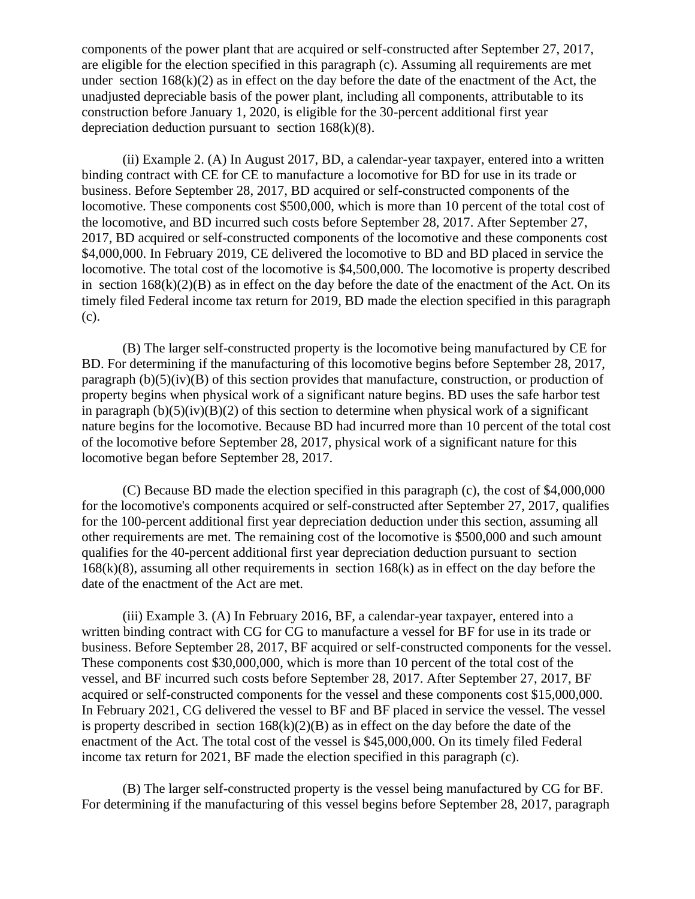components of the power plant that are acquired or self-constructed after September 27, 2017, are eligible for the election specified in this paragraph (c). Assuming all requirements are met under section 168(k)(2) as in effect on the day before the date of the enactment of the Act, the unadjusted depreciable basis of the power plant, including all components, attributable to its construction before January 1, 2020, is eligible for the 30-percent additional first year depreciation deduction pursuant to section 168(k)(8).

(ii) Example 2. (A) In August 2017, BD, a calendar-year taxpayer, entered into a written binding contract with CE for CE to manufacture a locomotive for BD for use in its trade or business. Before September 28, 2017, BD acquired or self-constructed components of the locomotive. These components cost $500,000, which is more than 10 percent of the total cost of the locomotive, and BD incurred such costs before September 28, 2017. After September 27, 2017, BD acquired or self-constructed components of the locomotive and these components cost $4,000,000. In February 2019, CE delivered the locomotive to BD and BD placed in service the locomotive. The total cost of the locomotive is $4,500,000. The locomotive is property described in section 168(k)(2)(B) as in effect on the day before the date of the enactment of the Act. On its timely filed Federal income tax return for 2019, BD made the election specified in this paragraph (c).

(B) The larger self-constructed property is the locomotive being manufactured by CE for BD. For determining if the manufacturing of this locomotive begins before September 28, 2017, paragraph (b)(5)(iv)(B) of this section provides that manufacture, construction, or production of property begins when physical work of a significant nature begins. BD uses the safe harbor test in paragraph (b)(5)(iv)(B)(2) of this section to determine when physical work of a significant nature begins for the locomotive. Because BD had incurred more than 10 percent of the total cost of the locomotive before September 28, 2017, physical work of a significant nature for this locomotive began before September 28, 2017.

(C) Because BD made the election specified in this paragraph (c), the cost of $4,000,000 for the locomotive's components acquired or self-constructed after September 27, 2017, qualifies for the 100-percent additional first year depreciation deduction under this section, assuming all other requirements are met. The remaining cost of the locomotive is $500,000 and such amount qualifies for the 40-percent additional first year depreciation deduction pursuant to section 168(k)(8), assuming all other requirements in section 168(k) as in effect on the day before the date of the enactment of the Act are met.

(iii) Example 3. (A) In February 2016, BF, a calendar-year taxpayer, entered into a written binding contract with CG for CG to manufacture a vessel for BF for use in its trade or business. Before September 28, 2017, BF acquired or self-constructed components for the vessel. These components cost $30,000,000, which is more than 10 percent of the total cost of the vessel, and BF incurred such costs before September 28, 2017. After September 27, 2017, BF acquired or self-constructed components for the vessel and these components cost $15,000,000. In February 2021, CG delivered the vessel to BF and BF placed in service the vessel. The vessel is property described in section 168(k)(2)(B) as in effect on the day before the date of the enactment of the Act. The total cost of the vessel is $45,000,000. On its timely filed Federal income tax return for 2021, BF made the election specified in this paragraph (c).

(B) The larger self-constructed property is the vessel being manufactured by CG for BF. For determining if the manufacturing of this vessel begins before September 28, 2017, paragraph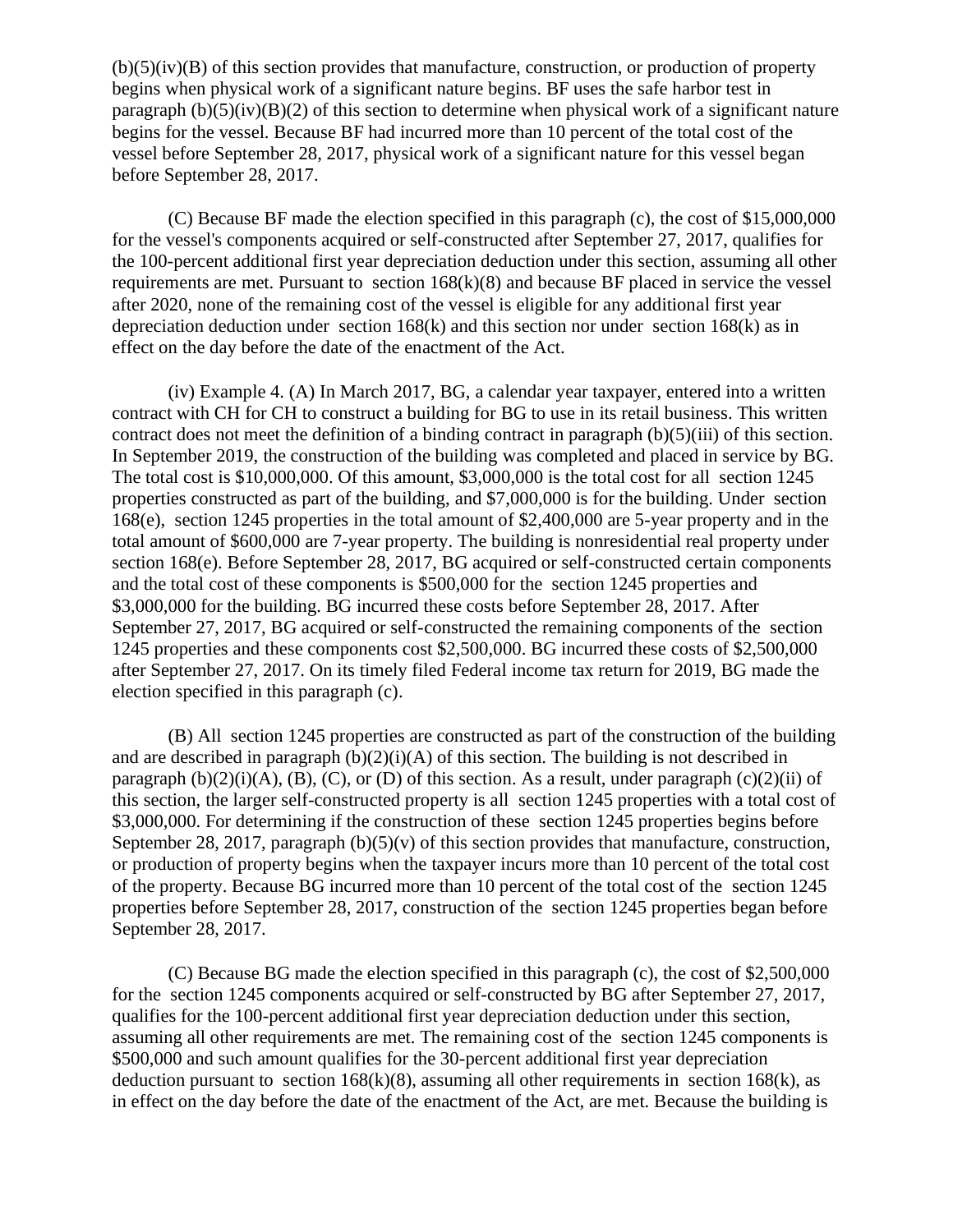(b)(5)(iv)(B) of this section provides that manufacture, construction, or production of property begins when physical work of a significant nature begins. BF uses the safe harbor test in paragraph (b)(5)(iv)(B)(2) of this section to determine when physical work of a significant nature begins for the vessel. Because BF had incurred more than 10 percent of the total cost of the vessel before September 28, 2017, physical work of a significant nature for this vessel began before September 28, 2017.

(C) Because BF made the election specified in this paragraph (c), the cost of $15,000,000 for the vessel's components acquired or self-constructed after September 27, 2017, qualifies for the 100-percent additional first year depreciation deduction under this section, assuming all other requirements are met. Pursuant to section 168(k)(8) and because BF placed in service the vessel after 2020, none of the remaining cost of the vessel is eligible for any additional first year depreciation deduction under section 168(k) and this section nor under section 168(k) as in effect on the day before the date of the enactment of the Act.

(iv) Example 4. (A) In March 2017, BG, a calendar year taxpayer, entered into a written contract with CH for CH to construct a building for BG to use in its retail business. This written contract does not meet the definition of a binding contract in paragraph (b)(5)(iii) of this section. In September 2019, the construction of the building was completed and placed in service by BG. The total cost is $10,000,000. Of this amount, $3,000,000 is the total cost for all section 1245 properties constructed as part of the building, and $7,000,000 is for the building. Under section 168(e), section 1245 properties in the total amount of $2,400,000 are 5-year property and in the total amount of $600,000 are 7-year property. The building is nonresidential real property under section 168(e). Before September 28, 2017, BG acquired or self-constructed certain components and the total cost of these components is $500,000 for the section 1245 properties and $3,000,000 for the building. BG incurred these costs before September 28, 2017. After September 27, 2017, BG acquired or self-constructed the remaining components of the section 1245 properties and these components cost $2,500,000. BG incurred these costs of $2,500,000 after September 27, 2017. On its timely filed Federal income tax return for 2019, BG made the election specified in this paragraph (c).

(B) All section 1245 properties are constructed as part of the construction of the building and are described in paragraph (b)(2)(i)(A) of this section. The building is not described in paragraph (b)(2)(i)(A), (B), (C), or (D) of this section. As a result, under paragraph (c)(2)(ii) of this section, the larger self-constructed property is all section 1245 properties with a total cost of $3,000,000. For determining if the construction of these section 1245 properties begins before September 28, 2017, paragraph (b)(5)(v) of this section provides that manufacture, construction, or production of property begins when the taxpayer incurs more than 10 percent of the total cost of the property. Because BG incurred more than 10 percent of the total cost of the section 1245 properties before September 28, 2017, construction of the section 1245 properties began before September 28, 2017.

(C) Because BG made the election specified in this paragraph (c), the cost of $2,500,000 for the section 1245 components acquired or self-constructed by BG after September 27, 2017, qualifies for the 100-percent additional first year depreciation deduction under this section, assuming all other requirements are met. The remaining cost of the section 1245 components is $500,000 and such amount qualifies for the 30-percent additional first year depreciation deduction pursuant to section 168(k)(8), assuming all other requirements in section 168(k), as in effect on the day before the date of the enactment of the Act, are met. Because the building is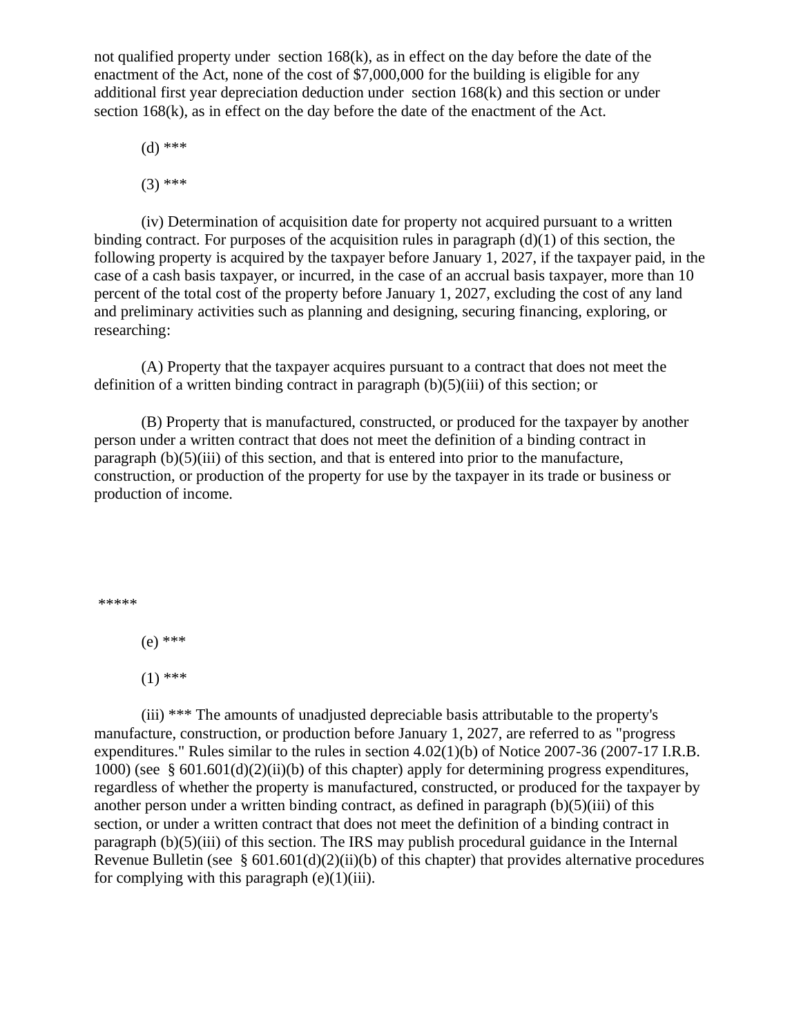not qualified property under section 168(k), as in effect on the day before the date of the enactment of the Act, none of the cost of $7,000,000 for the building is eligible for any additional first year depreciation deduction under section 168(k) and this section or under section 168(k), as in effect on the day before the date of the enactment of the Act.

(d) ***

(3) ***

(iv) Determination of acquisition date for property not acquired pursuant to a written binding contract. For purposes of the acquisition rules in paragraph (d)(1) of this section, the following property is acquired by the taxpayer before January 1, 2027, if the taxpayer paid, in the case of a cash basis taxpayer, or incurred, in the case of an accrual basis taxpayer, more than 10 percent of the total cost of the property before January 1, 2027, excluding the cost of any land and preliminary activities such as planning and designing, securing financing, exploring, or researching:

(A) Property that the taxpayer acquires pursuant to a contract that does not meet the definition of a written binding contract in paragraph (b)(5)(iii) of this section; or

(B) Property that is manufactured, constructed, or produced for the taxpayer by another person under a written contract that does not meet the definition of a binding contract in paragraph (b)(5)(iii) of this section, and that is entered into prior to the manufacture, construction, or production of the property for use by the taxpayer in its trade or business or production of income.

*****

(e) ***

(1) ***

(iii) *** The amounts of unadjusted depreciable basis attributable to the property's manufacture, construction, or production before January 1, 2027, are referred to as "progress expenditures." Rules similar to the rules in section 4.02(1)(b) of Notice 2007-36 (2007-17 I.R.B. 1000) (see § 601.601(d)(2)(ii)(b) of this chapter) apply for determining progress expenditures, regardless of whether the property is manufactured, constructed, or produced for the taxpayer by another person under a written binding contract, as defined in paragraph (b)(5)(iii) of this section, or under a written contract that does not meet the definition of a binding contract in paragraph (b)(5)(iii) of this section. The IRS may publish procedural guidance in the Internal Revenue Bulletin (see § 601.601(d)(2)(ii)(b) of this chapter) that provides alternative procedures for complying with this paragraph (e)(1)(iii).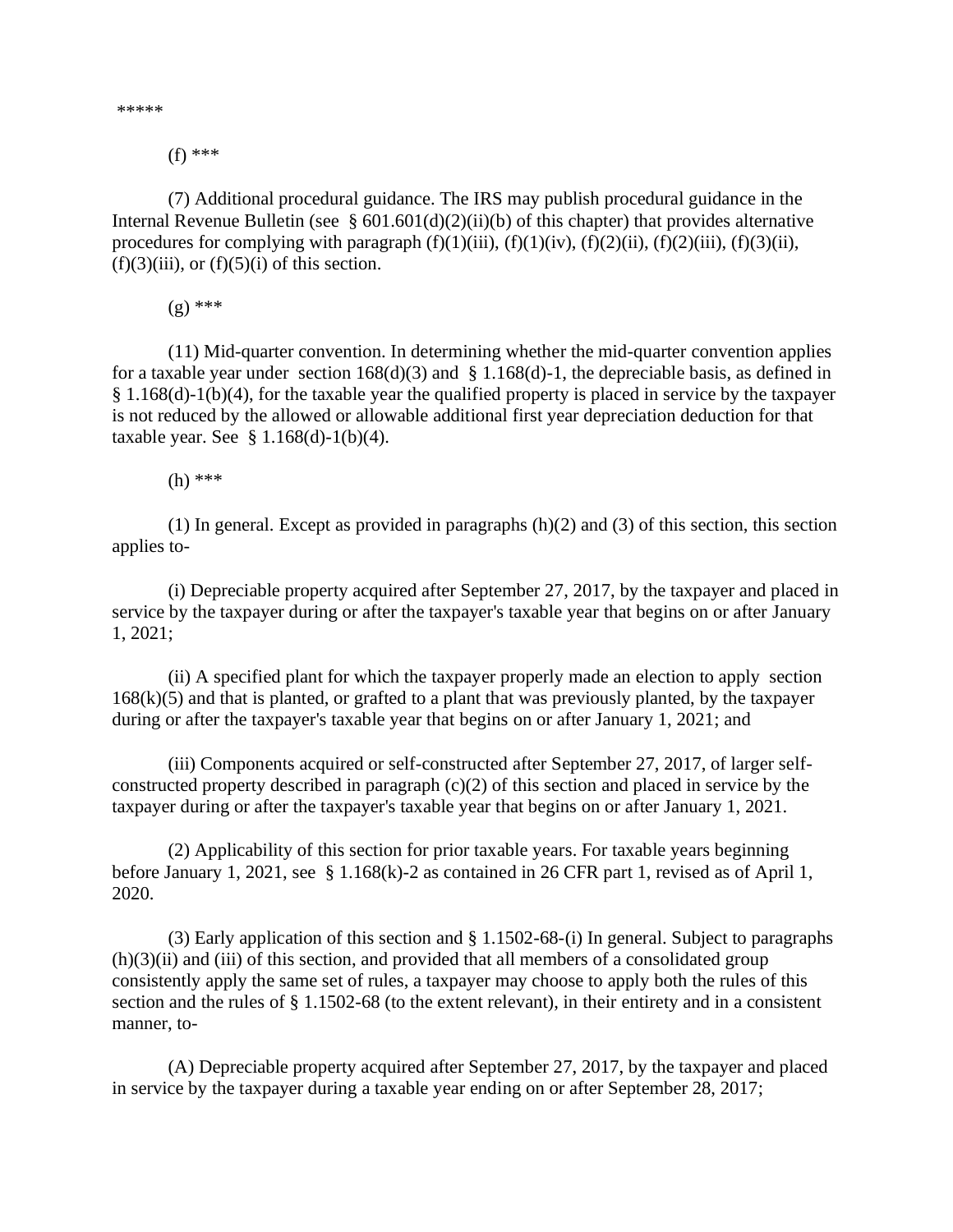*****

(f) ***

(7) Additional procedural guidance. The IRS may publish procedural guidance in the Internal Revenue Bulletin (see § 601.601(d)(2)(ii)(b) of this chapter) that provides alternative procedures for complying with paragraph (f)(1)(iii), (f)(1)(iv), (f)(2)(ii), (f)(2)(iii), (f)(3)(ii), (f)(3)(iii), or (f)(5)(i) of this section.

(g) ***

(11) Mid-quarter convention. In determining whether the mid-quarter convention applies for a taxable year under section 168(d)(3) and § 1.168(d)-1, the depreciable basis, as defined in § 1.168(d)-1(b)(4), for the taxable year the qualified property is placed in service by the taxpayer is not reduced by the allowed or allowable additional first year depreciation deduction for that taxable year. See § 1.168(d)-1(b)(4).

(h) ***

(1) In general. Except as provided in paragraphs (h)(2) and (3) of this section, this section applies to-

(i) Depreciable property acquired after September 27, 2017, by the taxpayer and placed in service by the taxpayer during or after the taxpayer's taxable year that begins on or after January 1, 2021;

(ii) A specified plant for which the taxpayer properly made an election to apply section 168(k)(5) and that is planted, or grafted to a plant that was previously planted, by the taxpayer during or after the taxpayer's taxable year that begins on or after January 1, 2021; and

(iii) Components acquired or self-constructed after September 27, 2017, of larger self-constructed property described in paragraph (c)(2) of this section and placed in service by the taxpayer during or after the taxpayer's taxable year that begins on or after January 1, 2021.

(2) Applicability of this section for prior taxable years. For taxable years beginning before January 1, 2021, see § 1.168(k)-2 as contained in 26 CFR part 1, revised as of April 1, 2020.

(3) Early application of this section and § 1.1502-68-(i) In general. Subject to paragraphs (h)(3)(ii) and (iii) of this section, and provided that all members of a consolidated group consistently apply the same set of rules, a taxpayer may choose to apply both the rules of this section and the rules of § 1.1502-68 (to the extent relevant), in their entirety and in a consistent manner, to-

(A) Depreciable property acquired after September 27, 2017, by the taxpayer and placed in service by the taxpayer during a taxable year ending on or after September 28, 2017;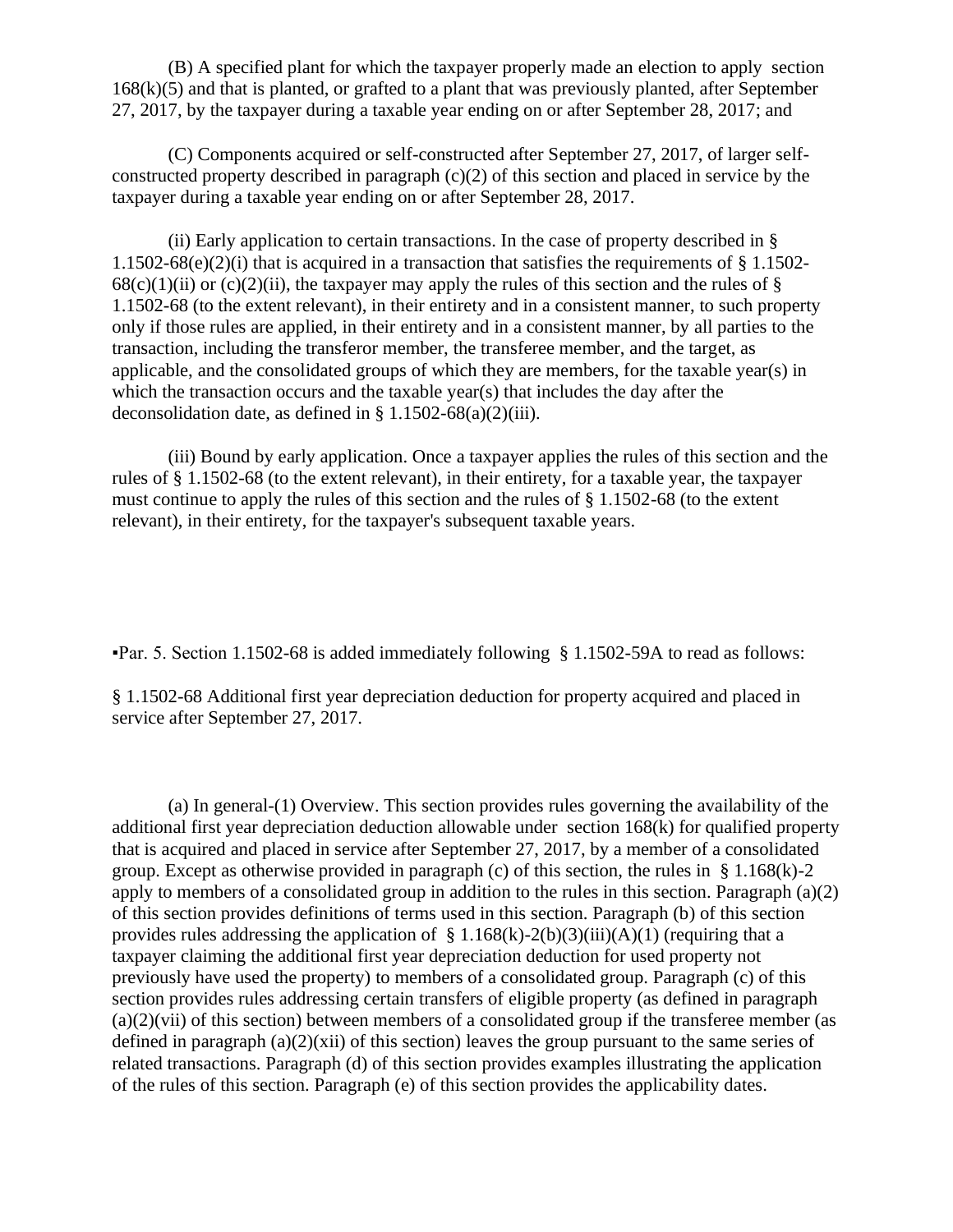(B) A specified plant for which the taxpayer properly made an election to apply section 168(k)(5) and that is planted, or grafted to a plant that was previously planted, after September 27, 2017, by the taxpayer during a taxable year ending on or after September 28, 2017; and

(C) Components acquired or self-constructed after September 27, 2017, of larger self-constructed property described in paragraph (c)(2) of this section and placed in service by the taxpayer during a taxable year ending on or after September 28, 2017.

(ii) Early application to certain transactions. In the case of property described in § 1.1502-68(e)(2)(i) that is acquired in a transaction that satisfies the requirements of § 1.1502-68(c)(1)(ii) or (c)(2)(ii), the taxpayer may apply the rules of this section and the rules of § 1.1502-68 (to the extent relevant), in their entirety and in a consistent manner, to such property only if those rules are applied, in their entirety and in a consistent manner, by all parties to the transaction, including the transferor member, the transferee member, and the target, as applicable, and the consolidated groups of which they are members, for the taxable year(s) in which the transaction occurs and the taxable year(s) that includes the day after the deconsolidation date, as defined in § 1.1502-68(a)(2)(iii).

(iii) Bound by early application. Once a taxpayer applies the rules of this section and the rules of § 1.1502-68 (to the extent relevant), in their entirety, for a taxable year, the taxpayer must continue to apply the rules of this section and the rules of § 1.1502-68 (to the extent relevant), in their entirety, for the taxpayer's subsequent taxable years.

▪Par. 5. Section 1.1502-68 is added immediately following § 1.1502-59A to read as follows:

§ 1.1502-68 Additional first year depreciation deduction for property acquired and placed in service after September 27, 2017.

(a) In general-(1) Overview. This section provides rules governing the availability of the additional first year depreciation deduction allowable under section 168(k) for qualified property that is acquired and placed in service after September 27, 2017, by a member of a consolidated group. Except as otherwise provided in paragraph (c) of this section, the rules in § 1.168(k)-2 apply to members of a consolidated group in addition to the rules in this section. Paragraph (a)(2) of this section provides definitions of terms used in this section. Paragraph (b) of this section provides rules addressing the application of § 1.168(k)-2(b)(3)(iii)(A)(1) (requiring that a taxpayer claiming the additional first year depreciation deduction for used property not previously have used the property) to members of a consolidated group. Paragraph (c) of this section provides rules addressing certain transfers of eligible property (as defined in paragraph (a)(2)(vii) of this section) between members of a consolidated group if the transferee member (as defined in paragraph (a)(2)(xii) of this section) leaves the group pursuant to the same series of related transactions. Paragraph (d) of this section provides examples illustrating the application of the rules of this section. Paragraph (e) of this section provides the applicability dates.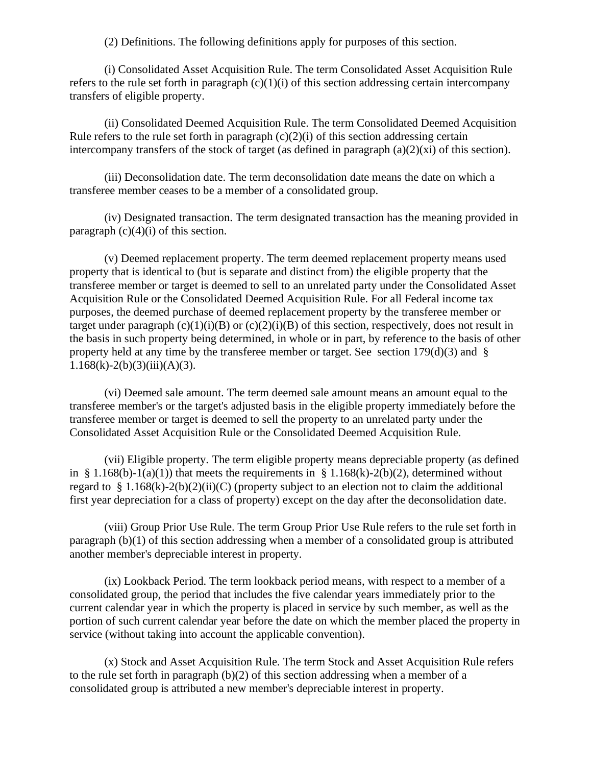(2) Definitions. The following definitions apply for purposes of this section.

(i) Consolidated Asset Acquisition Rule. The term Consolidated Asset Acquisition Rule refers to the rule set forth in paragraph (c)(1)(i) of this section addressing certain intercompany transfers of eligible property.

(ii) Consolidated Deemed Acquisition Rule. The term Consolidated Deemed Acquisition Rule refers to the rule set forth in paragraph (c)(2)(i) of this section addressing certain intercompany transfers of the stock of target (as defined in paragraph (a)(2)(xi) of this section).

(iii) Deconsolidation date. The term deconsolidation date means the date on which a transferee member ceases to be a member of a consolidated group.

(iv) Designated transaction. The term designated transaction has the meaning provided in paragraph (c)(4)(i) of this section.

(v) Deemed replacement property. The term deemed replacement property means used property that is identical to (but is separate and distinct from) the eligible property that the transferee member or target is deemed to sell to an unrelated party under the Consolidated Asset Acquisition Rule or the Consolidated Deemed Acquisition Rule. For all Federal income tax purposes, the deemed purchase of deemed replacement property by the transferee member or target under paragraph (c)(1)(i)(B) or (c)(2)(i)(B) of this section, respectively, does not result in the basis in such property being determined, in whole or in part, by reference to the basis of other property held at any time by the transferee member or target. See section 179(d)(3) and § 1.168(k)-2(b)(3)(iii)(A)(3).

(vi) Deemed sale amount. The term deemed sale amount means an amount equal to the transferee member's or the target's adjusted basis in the eligible property immediately before the transferee member or target is deemed to sell the property to an unrelated party under the Consolidated Asset Acquisition Rule or the Consolidated Deemed Acquisition Rule.

(vii) Eligible property. The term eligible property means depreciable property (as defined in § 1.168(b)-1(a)(1)) that meets the requirements in § 1.168(k)-2(b)(2), determined without regard to § 1.168(k)-2(b)(2)(ii)(C) (property subject to an election not to claim the additional first year depreciation for a class of property) except on the day after the deconsolidation date.

(viii) Group Prior Use Rule. The term Group Prior Use Rule refers to the rule set forth in paragraph (b)(1) of this section addressing when a member of a consolidated group is attributed another member's depreciable interest in property.

(ix) Lookback Period. The term lookback period means, with respect to a member of a consolidated group, the period that includes the five calendar years immediately prior to the current calendar year in which the property is placed in service by such member, as well as the portion of such current calendar year before the date on which the member placed the property in service (without taking into account the applicable convention).

(x) Stock and Asset Acquisition Rule. The term Stock and Asset Acquisition Rule refers to the rule set forth in paragraph (b)(2) of this section addressing when a member of a consolidated group is attributed a new member's depreciable interest in property.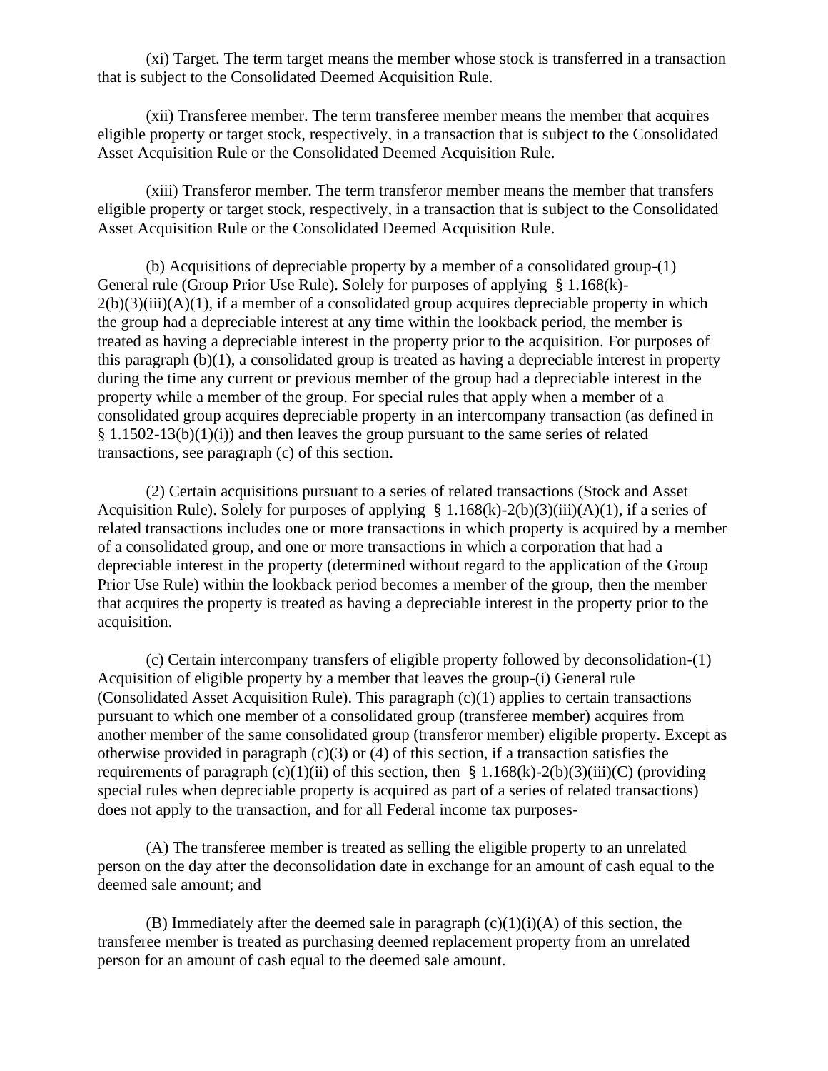(xi) Target. The term target means the member whose stock is transferred in a transaction that is subject to the Consolidated Deemed Acquisition Rule.

(xii) Transferee member. The term transferee member means the member that acquires eligible property or target stock, respectively, in a transaction that is subject to the Consolidated Asset Acquisition Rule or the Consolidated Deemed Acquisition Rule.

(xiii) Transferor member. The term transferor member means the member that transfers eligible property or target stock, respectively, in a transaction that is subject to the Consolidated Asset Acquisition Rule or the Consolidated Deemed Acquisition Rule.

(b) Acquisitions of depreciable property by a member of a consolidated group-(1) General rule (Group Prior Use Rule). Solely for purposes of applying § 1.168(k)-2(b)(3)(iii)(A)(1), if a member of a consolidated group acquires depreciable property in which the group had a depreciable interest at any time within the lookback period, the member is treated as having a depreciable interest in the property prior to the acquisition. For purposes of this paragraph (b)(1), a consolidated group is treated as having a depreciable interest in property during the time any current or previous member of the group had a depreciable interest in the property while a member of the group. For special rules that apply when a member of a consolidated group acquires depreciable property in an intercompany transaction (as defined in § 1.1502-13(b)(1)(i)) and then leaves the group pursuant to the same series of related transactions, see paragraph (c) of this section.

(2) Certain acquisitions pursuant to a series of related transactions (Stock and Asset Acquisition Rule). Solely for purposes of applying § 1.168(k)-2(b)(3)(iii)(A)(1), if a series of related transactions includes one or more transactions in which property is acquired by a member of a consolidated group, and one or more transactions in which a corporation that had a depreciable interest in the property (determined without regard to the application of the Group Prior Use Rule) within the lookback period becomes a member of the group, then the member that acquires the property is treated as having a depreciable interest in the property prior to the acquisition.

(c) Certain intercompany transfers of eligible property followed by deconsolidation-(1) Acquisition of eligible property by a member that leaves the group-(i) General rule (Consolidated Asset Acquisition Rule). This paragraph (c)(1) applies to certain transactions pursuant to which one member of a consolidated group (transferee member) acquires from another member of the same consolidated group (transferor member) eligible property. Except as otherwise provided in paragraph (c)(3) or (4) of this section, if a transaction satisfies the requirements of paragraph (c)(1)(ii) of this section, then § 1.168(k)-2(b)(3)(iii)(C) (providing special rules when depreciable property is acquired as part of a series of related transactions) does not apply to the transaction, and for all Federal income tax purposes-

(A) The transferee member is treated as selling the eligible property to an unrelated person on the day after the deconsolidation date in exchange for an amount of cash equal to the deemed sale amount; and

(B) Immediately after the deemed sale in paragraph (c)(1)(i)(A) of this section, the transferee member is treated as purchasing deemed replacement property from an unrelated person for an amount of cash equal to the deemed sale amount.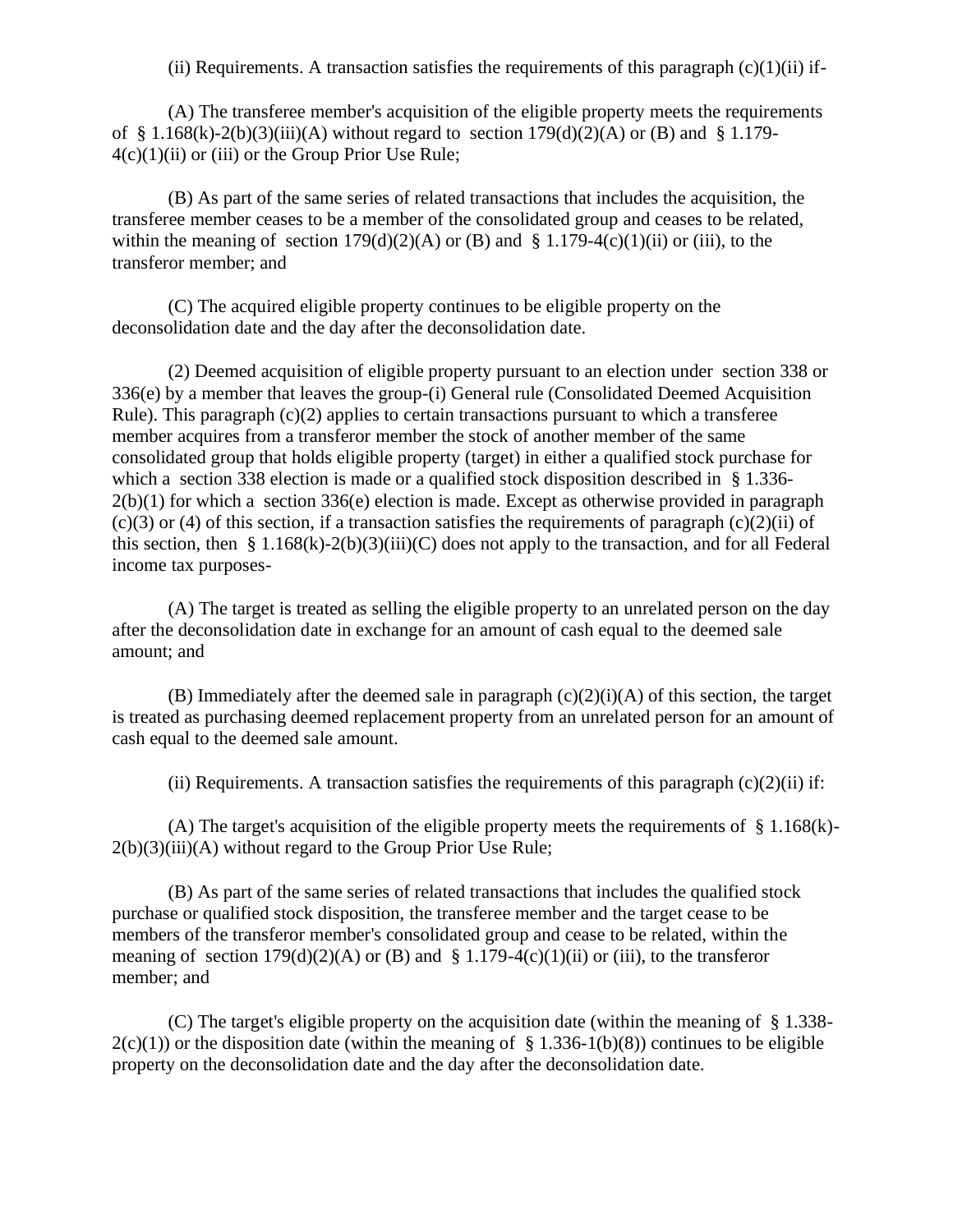(ii) Requirements. A transaction satisfies the requirements of this paragraph (c)(1)(ii) if-

(A) The transferee member's acquisition of the eligible property meets the requirements of § 1.168(k)-2(b)(3)(iii)(A) without regard to section 179(d)(2)(A) or (B) and § 1.179-4(c)(1)(ii) or (iii) or the Group Prior Use Rule;

(B) As part of the same series of related transactions that includes the acquisition, the transferee member ceases to be a member of the consolidated group and ceases to be related, within the meaning of section 179(d)(2)(A) or (B) and § 1.179-4(c)(1)(ii) or (iii), to the transferor member; and

(C) The acquired eligible property continues to be eligible property on the deconsolidation date and the day after the deconsolidation date.

(2) Deemed acquisition of eligible property pursuant to an election under section 338 or 336(e) by a member that leaves the group-(i) General rule (Consolidated Deemed Acquisition Rule). This paragraph (c)(2) applies to certain transactions pursuant to which a transferee member acquires from a transferor member the stock of another member of the same consolidated group that holds eligible property (target) in either a qualified stock purchase for which a section 338 election is made or a qualified stock disposition described in § 1.336-2(b)(1) for which a section 336(e) election is made. Except as otherwise provided in paragraph (c)(3) or (4) of this section, if a transaction satisfies the requirements of paragraph (c)(2)(ii) of this section, then § 1.168(k)-2(b)(3)(iii)(C) does not apply to the transaction, and for all Federal income tax purposes-

(A) The target is treated as selling the eligible property to an unrelated person on the day after the deconsolidation date in exchange for an amount of cash equal to the deemed sale amount; and

(B) Immediately after the deemed sale in paragraph (c)(2)(i)(A) of this section, the target is treated as purchasing deemed replacement property from an unrelated person for an amount of cash equal to the deemed sale amount.

(ii) Requirements. A transaction satisfies the requirements of this paragraph (c)(2)(ii) if:

(A) The target's acquisition of the eligible property meets the requirements of § 1.168(k)-2(b)(3)(iii)(A) without regard to the Group Prior Use Rule;

(B) As part of the same series of related transactions that includes the qualified stock purchase or qualified stock disposition, the transferee member and the target cease to be members of the transferor member's consolidated group and cease to be related, within the meaning of section 179(d)(2)(A) or (B) and § 1.179-4(c)(1)(ii) or (iii), to the transferor member; and

(C) The target's eligible property on the acquisition date (within the meaning of § 1.338-2(c)(1)) or the disposition date (within the meaning of § 1.336-1(b)(8)) continues to be eligible property on the deconsolidation date and the day after the deconsolidation date.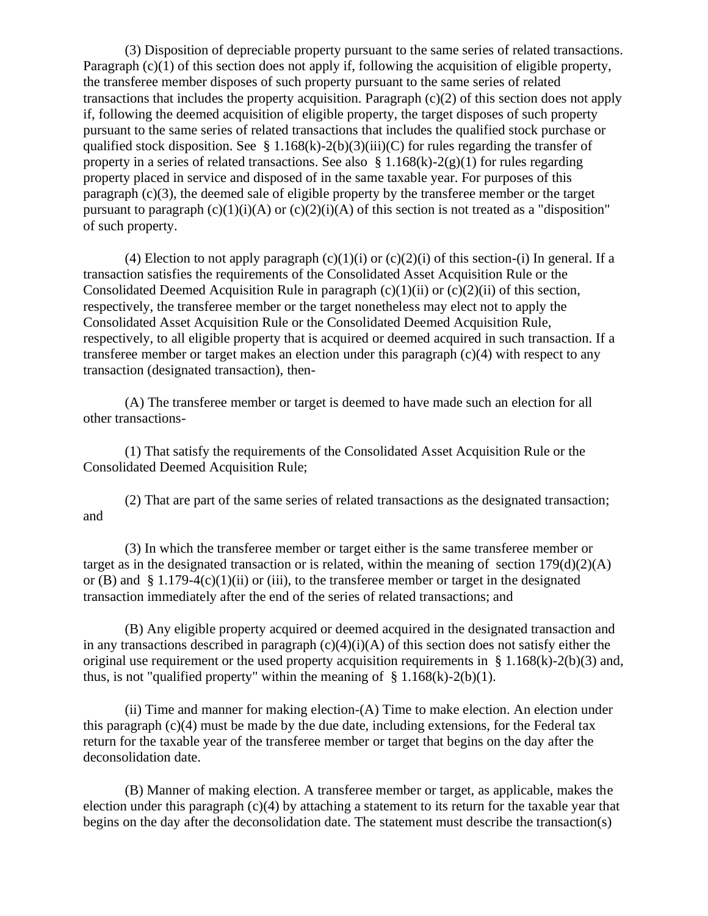(3) Disposition of depreciable property pursuant to the same series of related transactions. Paragraph (c)(1) of this section does not apply if, following the acquisition of eligible property, the transferee member disposes of such property pursuant to the same series of related transactions that includes the property acquisition. Paragraph (c)(2) of this section does not apply if, following the deemed acquisition of eligible property, the target disposes of such property pursuant to the same series of related transactions that includes the qualified stock purchase or qualified stock disposition. See § 1.168(k)-2(b)(3)(iii)(C) for rules regarding the transfer of property in a series of related transactions. See also § 1.168(k)-2(g)(1) for rules regarding property placed in service and disposed of in the same taxable year. For purposes of this paragraph (c)(3), the deemed sale of eligible property by the transferee member or the target pursuant to paragraph (c)(1)(i)(A) or (c)(2)(i)(A) of this section is not treated as a "disposition" of such property.

(4) Election to not apply paragraph (c)(1)(i) or (c)(2)(i) of this section-(i) In general. If a transaction satisfies the requirements of the Consolidated Asset Acquisition Rule or the Consolidated Deemed Acquisition Rule in paragraph (c)(1)(ii) or (c)(2)(ii) of this section, respectively, the transferee member or the target nonetheless may elect not to apply the Consolidated Asset Acquisition Rule or the Consolidated Deemed Acquisition Rule, respectively, to all eligible property that is acquired or deemed acquired in such transaction. If a transferee member or target makes an election under this paragraph (c)(4) with respect to any transaction (designated transaction), then-

(A) The transferee member or target is deemed to have made such an election for all other transactions-

(1) That satisfy the requirements of the Consolidated Asset Acquisition Rule or the Consolidated Deemed Acquisition Rule;

(2) That are part of the same series of related transactions as the designated transaction; and

(3) In which the transferee member or target either is the same transferee member or target as in the designated transaction or is related, within the meaning of section 179(d)(2)(A) or (B) and § 1.179-4(c)(1)(ii) or (iii), to the transferee member or target in the designated transaction immediately after the end of the series of related transactions; and

(B) Any eligible property acquired or deemed acquired in the designated transaction and in any transactions described in paragraph (c)(4)(i)(A) of this section does not satisfy either the original use requirement or the used property acquisition requirements in § 1.168(k)-2(b)(3) and, thus, is not "qualified property" within the meaning of § 1.168(k)-2(b)(1).

(ii) Time and manner for making election-(A) Time to make election. An election under this paragraph (c)(4) must be made by the due date, including extensions, for the Federal tax return for the taxable year of the transferee member or target that begins on the day after the deconsolidation date.

(B) Manner of making election. A transferee member or target, as applicable, makes the election under this paragraph (c)(4) by attaching a statement to its return for the taxable year that begins on the day after the deconsolidation date. The statement must describe the transaction(s)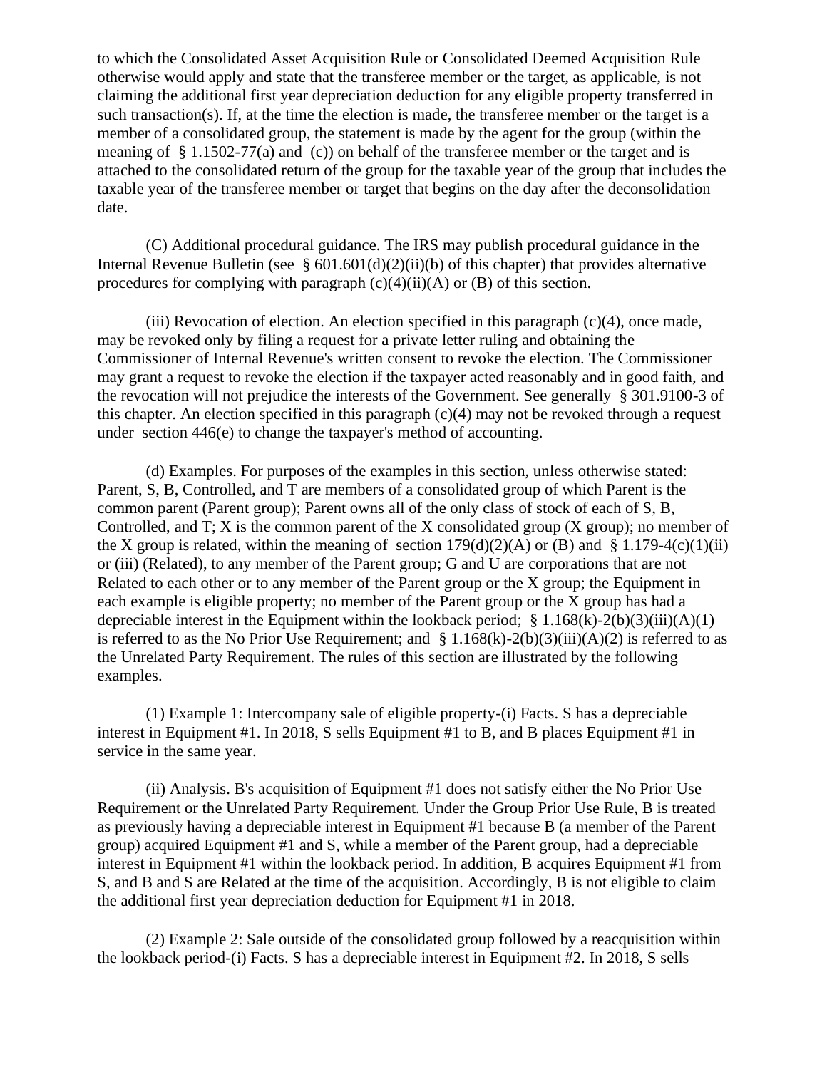to which the Consolidated Asset Acquisition Rule or Consolidated Deemed Acquisition Rule otherwise would apply and state that the transferee member or the target, as applicable, is not claiming the additional first year depreciation deduction for any eligible property transferred in such transaction(s). If, at the time the election is made, the transferee member or the target is a member of a consolidated group, the statement is made by the agent for the group (within the meaning of § 1.1502-77(a) and (c)) on behalf of the transferee member or the target and is attached to the consolidated return of the group for the taxable year of the group that includes the taxable year of the transferee member or target that begins on the day after the deconsolidation date.

(C) Additional procedural guidance. The IRS may publish procedural guidance in the Internal Revenue Bulletin (see § 601.601(d)(2)(ii)(b) of this chapter) that provides alternative procedures for complying with paragraph (c)(4)(ii)(A) or (B) of this section.

(iii) Revocation of election. An election specified in this paragraph (c)(4), once made, may be revoked only by filing a request for a private letter ruling and obtaining the Commissioner of Internal Revenue's written consent to revoke the election. The Commissioner may grant a request to revoke the election if the taxpayer acted reasonably and in good faith, and the revocation will not prejudice the interests of the Government. See generally § 301.9100-3 of this chapter. An election specified in this paragraph (c)(4) may not be revoked through a request under section 446(e) to change the taxpayer's method of accounting.

(d) Examples. For purposes of the examples in this section, unless otherwise stated: Parent, S, B, Controlled, and T are members of a consolidated group of which Parent is the common parent (Parent group); Parent owns all of the only class of stock of each of S, B, Controlled, and T; X is the common parent of the X consolidated group (X group); no member of the X group is related, within the meaning of section 179(d)(2)(A) or (B) and § 1.179-4(c)(1)(ii) or (iii) (Related), to any member of the Parent group; G and U are corporations that are not Related to each other or to any member of the Parent group or the X group; the Equipment in each example is eligible property; no member of the Parent group or the X group has had a depreciable interest in the Equipment within the lookback period; § 1.168(k)-2(b)(3)(iii)(A)(1) is referred to as the No Prior Use Requirement; and § 1.168(k)-2(b)(3)(iii)(A)(2) is referred to as the Unrelated Party Requirement. The rules of this section are illustrated by the following examples.

(1) Example 1: Intercompany sale of eligible property-(i) Facts. S has a depreciable interest in Equipment #1. In 2018, S sells Equipment #1 to B, and B places Equipment #1 in service in the same year.

(ii) Analysis. B's acquisition of Equipment #1 does not satisfy either the No Prior Use Requirement or the Unrelated Party Requirement. Under the Group Prior Use Rule, B is treated as previously having a depreciable interest in Equipment #1 because B (a member of the Parent group) acquired Equipment #1 and S, while a member of the Parent group, had a depreciable interest in Equipment #1 within the lookback period. In addition, B acquires Equipment #1 from S, and B and S are Related at the time of the acquisition. Accordingly, B is not eligible to claim the additional first year depreciation deduction for Equipment #1 in 2018.

(2) Example 2: Sale outside of the consolidated group followed by a reacquisition within the lookback period-(i) Facts. S has a depreciable interest in Equipment #2. In 2018, S sells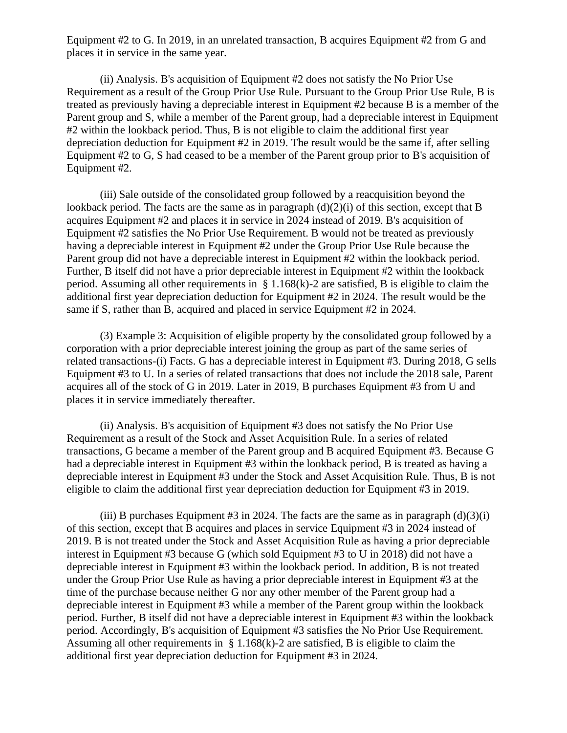Equipment #2 to G. In 2019, in an unrelated transaction, B acquires Equipment #2 from G and places it in service in the same year.

(ii) Analysis. B's acquisition of Equipment #2 does not satisfy the No Prior Use Requirement as a result of the Group Prior Use Rule. Pursuant to the Group Prior Use Rule, B is treated as previously having a depreciable interest in Equipment #2 because B is a member of the Parent group and S, while a member of the Parent group, had a depreciable interest in Equipment #2 within the lookback period. Thus, B is not eligible to claim the additional first year depreciation deduction for Equipment #2 in 2019. The result would be the same if, after selling Equipment #2 to G, S had ceased to be a member of the Parent group prior to B's acquisition of Equipment #2.

(iii) Sale outside of the consolidated group followed by a reacquisition beyond the lookback period. The facts are the same as in paragraph (d)(2)(i) of this section, except that B acquires Equipment #2 and places it in service in 2024 instead of 2019. B's acquisition of Equipment #2 satisfies the No Prior Use Requirement. B would not be treated as previously having a depreciable interest in Equipment #2 under the Group Prior Use Rule because the Parent group did not have a depreciable interest in Equipment #2 within the lookback period. Further, B itself did not have a prior depreciable interest in Equipment #2 within the lookback period. Assuming all other requirements in § 1.168(k)-2 are satisfied, B is eligible to claim the additional first year depreciation deduction for Equipment #2 in 2024. The result would be the same if S, rather than B, acquired and placed in service Equipment #2 in 2024.

(3) Example 3: Acquisition of eligible property by the consolidated group followed by a corporation with a prior depreciable interest joining the group as part of the same series of related transactions-(i) Facts. G has a depreciable interest in Equipment #3. During 2018, G sells Equipment #3 to U. In a series of related transactions that does not include the 2018 sale, Parent acquires all of the stock of G in 2019. Later in 2019, B purchases Equipment #3 from U and places it in service immediately thereafter.

(ii) Analysis. B's acquisition of Equipment #3 does not satisfy the No Prior Use Requirement as a result of the Stock and Asset Acquisition Rule. In a series of related transactions, G became a member of the Parent group and B acquired Equipment #3. Because G had a depreciable interest in Equipment #3 within the lookback period, B is treated as having a depreciable interest in Equipment #3 under the Stock and Asset Acquisition Rule. Thus, B is not eligible to claim the additional first year depreciation deduction for Equipment #3 in 2019.

(iii) B purchases Equipment #3 in 2024. The facts are the same as in paragraph (d)(3)(i) of this section, except that B acquires and places in service Equipment #3 in 2024 instead of 2019. B is not treated under the Stock and Asset Acquisition Rule as having a prior depreciable interest in Equipment #3 because G (which sold Equipment #3 to U in 2018) did not have a depreciable interest in Equipment #3 within the lookback period. In addition, B is not treated under the Group Prior Use Rule as having a prior depreciable interest in Equipment #3 at the time of the purchase because neither G nor any other member of the Parent group had a depreciable interest in Equipment #3 while a member of the Parent group within the lookback period. Further, B itself did not have a depreciable interest in Equipment #3 within the lookback period. Accordingly, B's acquisition of Equipment #3 satisfies the No Prior Use Requirement. Assuming all other requirements in § 1.168(k)-2 are satisfied, B is eligible to claim the additional first year depreciation deduction for Equipment #3 in 2024.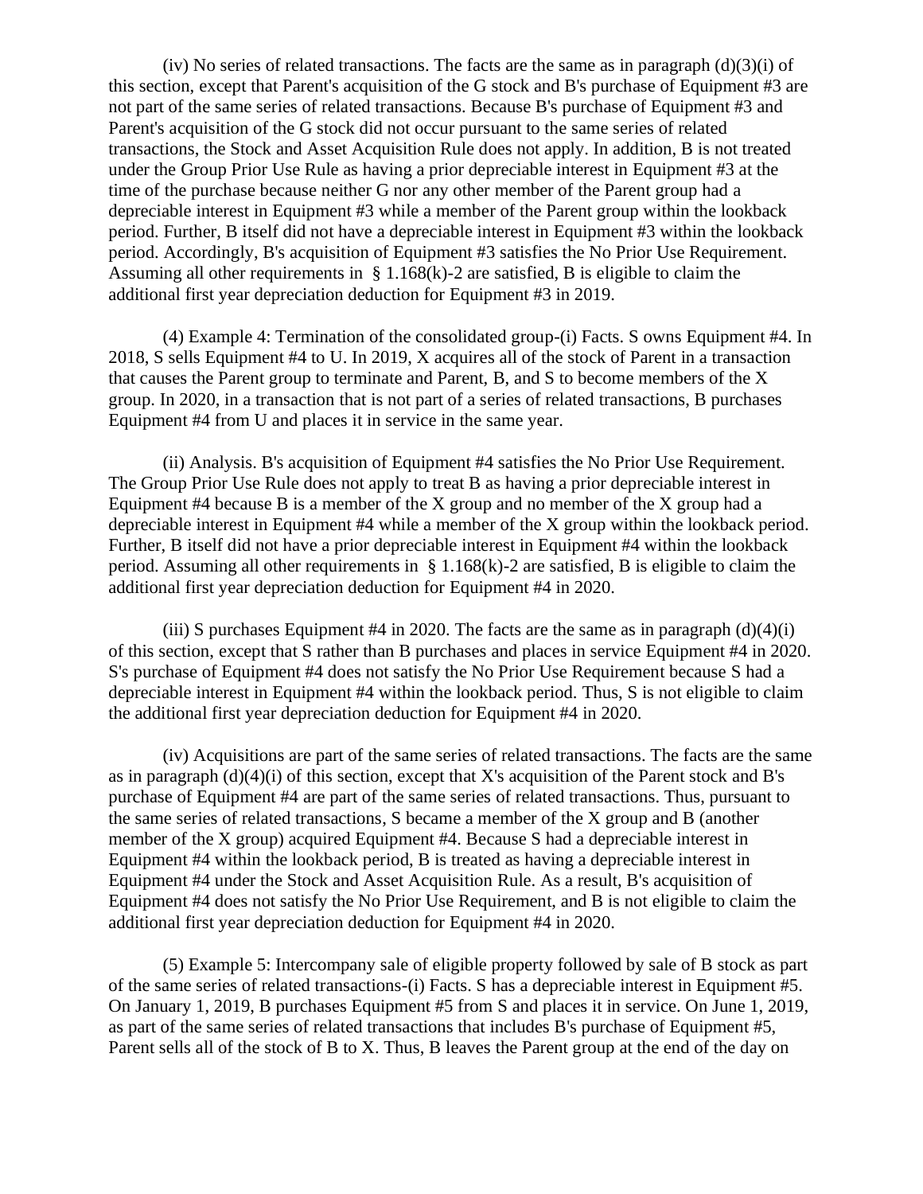(iv) No series of related transactions. The facts are the same as in paragraph (d)(3)(i) of this section, except that Parent's acquisition of the G stock and B's purchase of Equipment #3 are not part of the same series of related transactions. Because B's purchase of Equipment #3 and Parent's acquisition of the G stock did not occur pursuant to the same series of related transactions, the Stock and Asset Acquisition Rule does not apply. In addition, B is not treated under the Group Prior Use Rule as having a prior depreciable interest in Equipment #3 at the time of the purchase because neither G nor any other member of the Parent group had a depreciable interest in Equipment #3 while a member of the Parent group within the lookback period. Further, B itself did not have a depreciable interest in Equipment #3 within the lookback period. Accordingly, B's acquisition of Equipment #3 satisfies the No Prior Use Requirement. Assuming all other requirements in § 1.168(k)-2 are satisfied, B is eligible to claim the additional first year depreciation deduction for Equipment #3 in 2019.

(4) Example 4: Termination of the consolidated group-(i) Facts. S owns Equipment #4. In 2018, S sells Equipment #4 to U. In 2019, X acquires all of the stock of Parent in a transaction that causes the Parent group to terminate and Parent, B, and S to become members of the X group. In 2020, in a transaction that is not part of a series of related transactions, B purchases Equipment #4 from U and places it in service in the same year.

(ii) Analysis. B's acquisition of Equipment #4 satisfies the No Prior Use Requirement. The Group Prior Use Rule does not apply to treat B as having a prior depreciable interest in Equipment #4 because B is a member of the X group and no member of the X group had a depreciable interest in Equipment #4 while a member of the X group within the lookback period. Further, B itself did not have a prior depreciable interest in Equipment #4 within the lookback period. Assuming all other requirements in § 1.168(k)-2 are satisfied, B is eligible to claim the additional first year depreciation deduction for Equipment #4 in 2020.

(iii) S purchases Equipment #4 in 2020. The facts are the same as in paragraph (d)(4)(i) of this section, except that S rather than B purchases and places in service Equipment #4 in 2020. S's purchase of Equipment #4 does not satisfy the No Prior Use Requirement because S had a depreciable interest in Equipment #4 within the lookback period. Thus, S is not eligible to claim the additional first year depreciation deduction for Equipment #4 in 2020.

(iv) Acquisitions are part of the same series of related transactions. The facts are the same as in paragraph (d)(4)(i) of this section, except that X's acquisition of the Parent stock and B's purchase of Equipment #4 are part of the same series of related transactions. Thus, pursuant to the same series of related transactions, S became a member of the X group and B (another member of the X group) acquired Equipment #4. Because S had a depreciable interest in Equipment #4 within the lookback period, B is treated as having a depreciable interest in Equipment #4 under the Stock and Asset Acquisition Rule. As a result, B's acquisition of Equipment #4 does not satisfy the No Prior Use Requirement, and B is not eligible to claim the additional first year depreciation deduction for Equipment #4 in 2020.

(5) Example 5: Intercompany sale of eligible property followed by sale of B stock as part of the same series of related transactions-(i) Facts. S has a depreciable interest in Equipment #5. On January 1, 2019, B purchases Equipment #5 from S and places it in service. On June 1, 2019, as part of the same series of related transactions that includes B's purchase of Equipment #5, Parent sells all of the stock of B to X. Thus, B leaves the Parent group at the end of the day on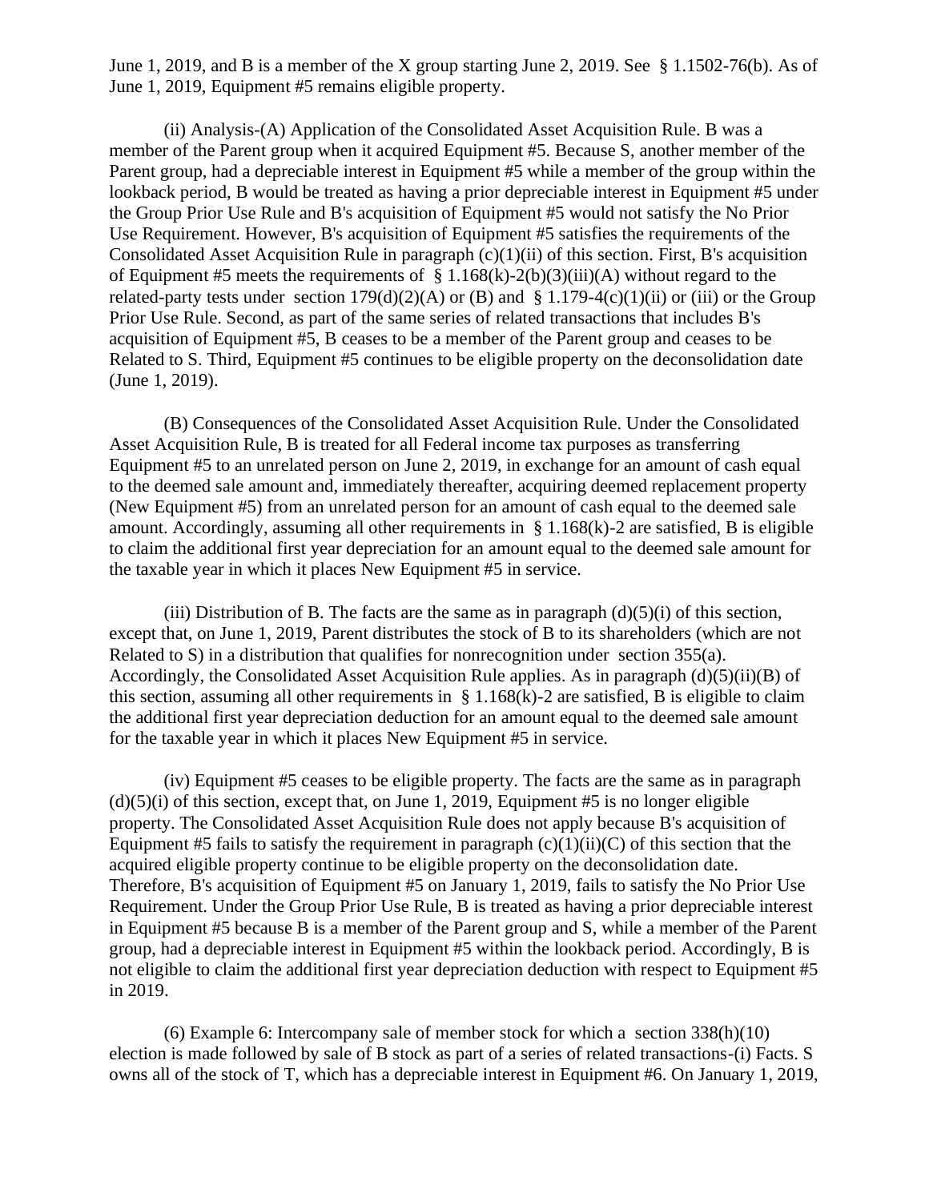June 1, 2019, and B is a member of the X group starting June 2, 2019. See § 1.1502-76(b). As of June 1, 2019, Equipment #5 remains eligible property.

(ii) Analysis-(A) Application of the Consolidated Asset Acquisition Rule. B was a member of the Parent group when it acquired Equipment #5. Because S, another member of the Parent group, had a depreciable interest in Equipment #5 while a member of the group within the lookback period, B would be treated as having a prior depreciable interest in Equipment #5 under the Group Prior Use Rule and B's acquisition of Equipment #5 would not satisfy the No Prior Use Requirement. However, B's acquisition of Equipment #5 satisfies the requirements of the Consolidated Asset Acquisition Rule in paragraph (c)(1)(ii) of this section. First, B's acquisition of Equipment #5 meets the requirements of § 1.168(k)-2(b)(3)(iii)(A) without regard to the related-party tests under section 179(d)(2)(A) or (B) and § 1.179-4(c)(1)(ii) or (iii) or the Group Prior Use Rule. Second, as part of the same series of related transactions that includes B's acquisition of Equipment #5, B ceases to be a member of the Parent group and ceases to be Related to S. Third, Equipment #5 continues to be eligible property on the deconsolidation date (June 1, 2019).

(B) Consequences of the Consolidated Asset Acquisition Rule. Under the Consolidated Asset Acquisition Rule, B is treated for all Federal income tax purposes as transferring Equipment #5 to an unrelated person on June 2, 2019, in exchange for an amount of cash equal to the deemed sale amount and, immediately thereafter, acquiring deemed replacement property (New Equipment #5) from an unrelated person for an amount of cash equal to the deemed sale amount. Accordingly, assuming all other requirements in § 1.168(k)-2 are satisfied, B is eligible to claim the additional first year depreciation for an amount equal to the deemed sale amount for the taxable year in which it places New Equipment #5 in service.

(iii) Distribution of B. The facts are the same as in paragraph (d)(5)(i) of this section, except that, on June 1, 2019, Parent distributes the stock of B to its shareholders (which are not Related to S) in a distribution that qualifies for nonrecognition under section 355(a). Accordingly, the Consolidated Asset Acquisition Rule applies. As in paragraph (d)(5)(ii)(B) of this section, assuming all other requirements in § 1.168(k)-2 are satisfied, B is eligible to claim the additional first year depreciation deduction for an amount equal to the deemed sale amount for the taxable year in which it places New Equipment #5 in service.

(iv) Equipment #5 ceases to be eligible property. The facts are the same as in paragraph (d)(5)(i) of this section, except that, on June 1, 2019, Equipment #5 is no longer eligible property. The Consolidated Asset Acquisition Rule does not apply because B's acquisition of Equipment #5 fails to satisfy the requirement in paragraph (c)(1)(ii)(C) of this section that the acquired eligible property continue to be eligible property on the deconsolidation date. Therefore, B's acquisition of Equipment #5 on January 1, 2019, fails to satisfy the No Prior Use Requirement. Under the Group Prior Use Rule, B is treated as having a prior depreciable interest in Equipment #5 because B is a member of the Parent group and S, while a member of the Parent group, had a depreciable interest in Equipment #5 within the lookback period. Accordingly, B is not eligible to claim the additional first year depreciation deduction with respect to Equipment #5 in 2019.

(6) Example 6: Intercompany sale of member stock for which a section 338(h)(10) election is made followed by sale of B stock as part of a series of related transactions-(i) Facts. S owns all of the stock of T, which has a depreciable interest in Equipment #6. On January 1, 2019,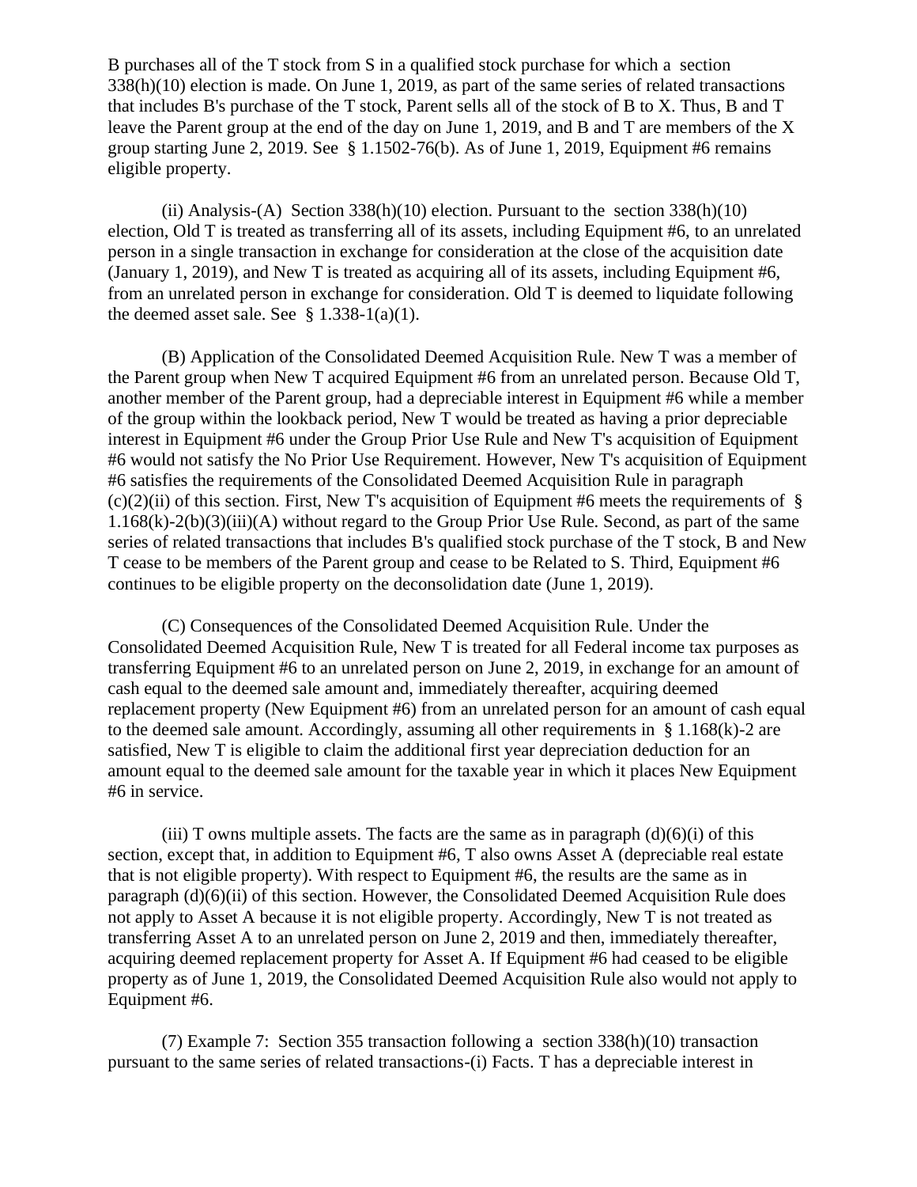B purchases all of the T stock from S in a qualified stock purchase for which a section 338(h)(10) election is made. On June 1, 2019, as part of the same series of related transactions that includes B's purchase of the T stock, Parent sells all of the stock of B to X. Thus, B and T leave the Parent group at the end of the day on June 1, 2019, and B and T are members of the X group starting June 2, 2019. See § 1.1502-76(b). As of June 1, 2019, Equipment #6 remains eligible property.

(ii) Analysis-(A) Section 338(h)(10) election. Pursuant to the section 338(h)(10) election, Old T is treated as transferring all of its assets, including Equipment #6, to an unrelated person in a single transaction in exchange for consideration at the close of the acquisition date (January 1, 2019), and New T is treated as acquiring all of its assets, including Equipment #6, from an unrelated person in exchange for consideration. Old T is deemed to liquidate following the deemed asset sale. See § 1.338-1(a)(1).

(B) Application of the Consolidated Deemed Acquisition Rule. New T was a member of the Parent group when New T acquired Equipment #6 from an unrelated person. Because Old T, another member of the Parent group, had a depreciable interest in Equipment #6 while a member of the group within the lookback period, New T would be treated as having a prior depreciable interest in Equipment #6 under the Group Prior Use Rule and New T's acquisition of Equipment #6 would not satisfy the No Prior Use Requirement. However, New T's acquisition of Equipment #6 satisfies the requirements of the Consolidated Deemed Acquisition Rule in paragraph (c)(2)(ii) of this section. First, New T's acquisition of Equipment #6 meets the requirements of § 1.168(k)-2(b)(3)(iii)(A) without regard to the Group Prior Use Rule. Second, as part of the same series of related transactions that includes B's qualified stock purchase of the T stock, B and New T cease to be members of the Parent group and cease to be Related to S. Third, Equipment #6 continues to be eligible property on the deconsolidation date (June 1, 2019).

(C) Consequences of the Consolidated Deemed Acquisition Rule. Under the Consolidated Deemed Acquisition Rule, New T is treated for all Federal income tax purposes as transferring Equipment #6 to an unrelated person on June 2, 2019, in exchange for an amount of cash equal to the deemed sale amount and, immediately thereafter, acquiring deemed replacement property (New Equipment #6) from an unrelated person for an amount of cash equal to the deemed sale amount. Accordingly, assuming all other requirements in § 1.168(k)-2 are satisfied, New T is eligible to claim the additional first year depreciation deduction for an amount equal to the deemed sale amount for the taxable year in which it places New Equipment #6 in service.

(iii) T owns multiple assets. The facts are the same as in paragraph (d)(6)(i) of this section, except that, in addition to Equipment #6, T also owns Asset A (depreciable real estate that is not eligible property). With respect to Equipment #6, the results are the same as in paragraph (d)(6)(ii) of this section. However, the Consolidated Deemed Acquisition Rule does not apply to Asset A because it is not eligible property. Accordingly, New T is not treated as transferring Asset A to an unrelated person on June 2, 2019 and then, immediately thereafter, acquiring deemed replacement property for Asset A. If Equipment #6 had ceased to be eligible property as of June 1, 2019, the Consolidated Deemed Acquisition Rule also would not apply to Equipment #6.

(7) Example 7: Section 355 transaction following a section 338(h)(10) transaction pursuant to the same series of related transactions-(i) Facts. T has a depreciable interest in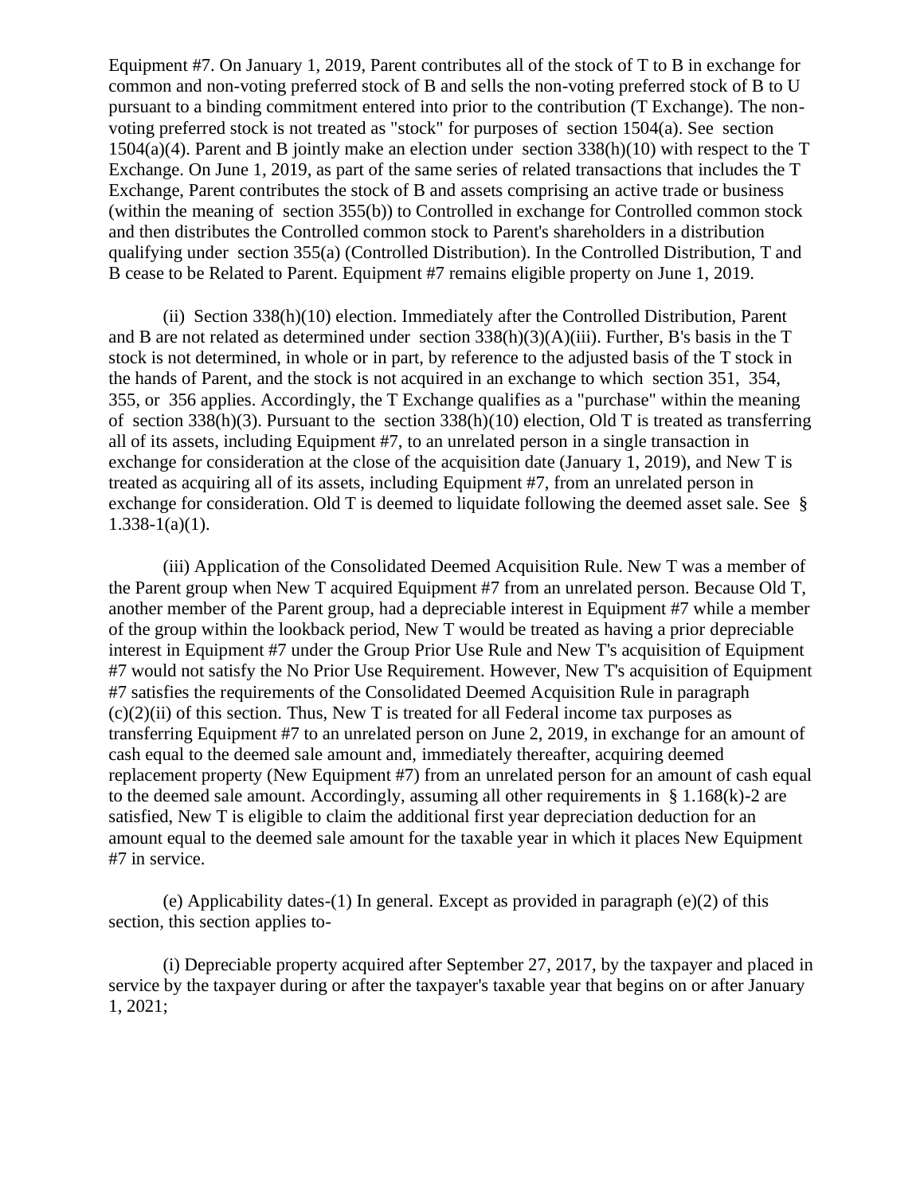Equipment #7. On January 1, 2019, Parent contributes all of the stock of T to B in exchange for common and non-voting preferred stock of B and sells the non-voting preferred stock of B to U pursuant to a binding commitment entered into prior to the contribution (T Exchange). The non-voting preferred stock is not treated as "stock" for purposes of section 1504(a). See section 1504(a)(4). Parent and B jointly make an election under section 338(h)(10) with respect to the T Exchange. On June 1, 2019, as part of the same series of related transactions that includes the T Exchange, Parent contributes the stock of B and assets comprising an active trade or business (within the meaning of section 355(b)) to Controlled in exchange for Controlled common stock and then distributes the Controlled common stock to Parent's shareholders in a distribution qualifying under section 355(a) (Controlled Distribution). In the Controlled Distribution, T and B cease to be Related to Parent. Equipment #7 remains eligible property on June 1, 2019.

(ii) Section 338(h)(10) election. Immediately after the Controlled Distribution, Parent and B are not related as determined under section 338(h)(3)(A)(iii). Further, B's basis in the T stock is not determined, in whole or in part, by reference to the adjusted basis of the T stock in the hands of Parent, and the stock is not acquired in an exchange to which section 351, 354, 355, or 356 applies. Accordingly, the T Exchange qualifies as a "purchase" within the meaning of section 338(h)(3). Pursuant to the section 338(h)(10) election, Old T is treated as transferring all of its assets, including Equipment #7, to an unrelated person in a single transaction in exchange for consideration at the close of the acquisition date (January 1, 2019), and New T is treated as acquiring all of its assets, including Equipment #7, from an unrelated person in exchange for consideration. Old T is deemed to liquidate following the deemed asset sale. See § 1.338-1(a)(1).

(iii) Application of the Consolidated Deemed Acquisition Rule. New T was a member of the Parent group when New T acquired Equipment #7 from an unrelated person. Because Old T, another member of the Parent group, had a depreciable interest in Equipment #7 while a member of the group within the lookback period, New T would be treated as having a prior depreciable interest in Equipment #7 under the Group Prior Use Rule and New T's acquisition of Equipment #7 would not satisfy the No Prior Use Requirement. However, New T's acquisition of Equipment #7 satisfies the requirements of the Consolidated Deemed Acquisition Rule in paragraph (c)(2)(ii) of this section. Thus, New T is treated for all Federal income tax purposes as transferring Equipment #7 to an unrelated person on June 2, 2019, in exchange for an amount of cash equal to the deemed sale amount and, immediately thereafter, acquiring deemed replacement property (New Equipment #7) from an unrelated person for an amount of cash equal to the deemed sale amount. Accordingly, assuming all other requirements in § 1.168(k)-2 are satisfied, New T is eligible to claim the additional first year depreciation deduction for an amount equal to the deemed sale amount for the taxable year in which it places New Equipment #7 in service.

(e) Applicability dates-(1) In general. Except as provided in paragraph (e)(2) of this section, this section applies to-

(i) Depreciable property acquired after September 27, 2017, by the taxpayer and placed in service by the taxpayer during or after the taxpayer's taxable year that begins on or after January 1, 2021;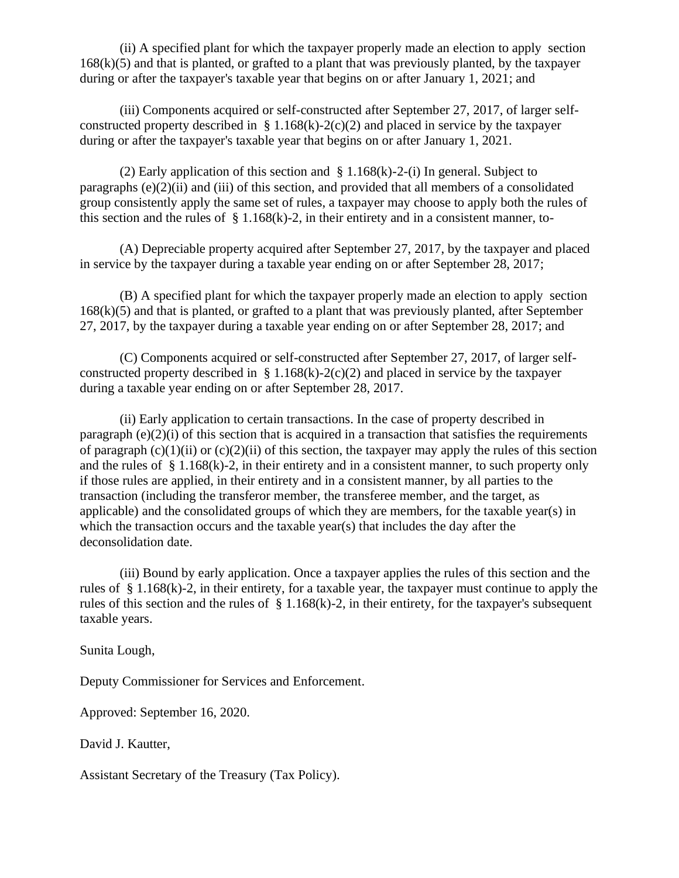(ii) A specified plant for which the taxpayer properly made an election to apply section 168(k)(5) and that is planted, or grafted to a plant that was previously planted, by the taxpayer during or after the taxpayer's taxable year that begins on or after January 1, 2021; and

(iii) Components acquired or self-constructed after September 27, 2017, of larger self-constructed property described in § 1.168(k)-2(c)(2) and placed in service by the taxpayer during or after the taxpayer's taxable year that begins on or after January 1, 2021.

(2) Early application of this section and § 1.168(k)-2-(i) In general. Subject to paragraphs (e)(2)(ii) and (iii) of this section, and provided that all members of a consolidated group consistently apply the same set of rules, a taxpayer may choose to apply both the rules of this section and the rules of § 1.168(k)-2, in their entirety and in a consistent manner, to-

(A) Depreciable property acquired after September 27, 2017, by the taxpayer and placed in service by the taxpayer during a taxable year ending on or after September 28, 2017;

(B) A specified plant for which the taxpayer properly made an election to apply section 168(k)(5) and that is planted, or grafted to a plant that was previously planted, after September 27, 2017, by the taxpayer during a taxable year ending on or after September 28, 2017; and

(C) Components acquired or self-constructed after September 27, 2017, of larger self-constructed property described in § 1.168(k)-2(c)(2) and placed in service by the taxpayer during a taxable year ending on or after September 28, 2017.

(ii) Early application to certain transactions. In the case of property described in paragraph (e)(2)(i) of this section that is acquired in a transaction that satisfies the requirements of paragraph (c)(1)(ii) or (c)(2)(ii) of this section, the taxpayer may apply the rules of this section and the rules of § 1.168(k)-2, in their entirety and in a consistent manner, to such property only if those rules are applied, in their entirety and in a consistent manner, by all parties to the transaction (including the transferor member, the transferee member, and the target, as applicable) and the consolidated groups of which they are members, for the taxable year(s) in which the transaction occurs and the taxable year(s) that includes the day after the deconsolidation date.

(iii) Bound by early application. Once a taxpayer applies the rules of this section and the rules of § 1.168(k)-2, in their entirety, for a taxable year, the taxpayer must continue to apply the rules of this section and the rules of § 1.168(k)-2, in their entirety, for the taxpayer's subsequent taxable years.

Sunita Lough,

Deputy Commissioner for Services and Enforcement.

Approved: September 16, 2020.

David J. Kautter,

Assistant Secretary of the Treasury (Tax Policy).